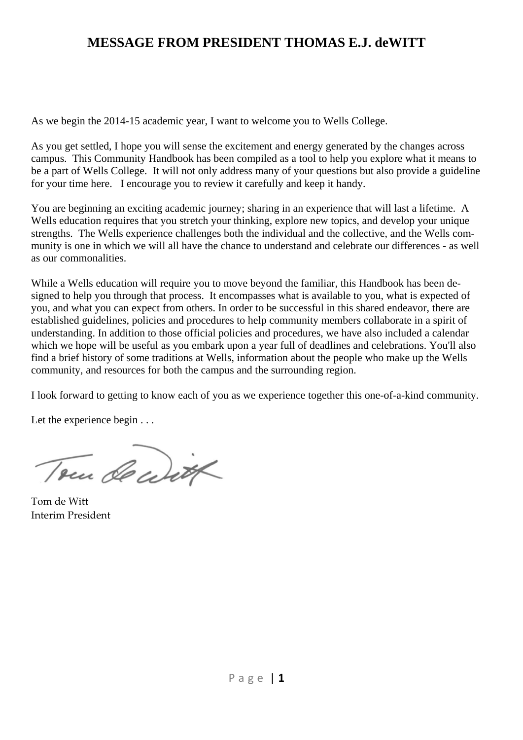# MESSAGE FROM PRESIDENT THOMAS E.J. deWITT

As we begin the 2014-15 academic year, I want to welcome you to Wells College.

As you get settled, I hope you will sense the excitement and energy generated by the changes across campus. This Community Handbook has been compiled as a tool to help you explore what it means to be a part of Wells College. It will not only address many of your questions but also provide a guideline for your time here. I encourage you to review it carefully and keep it handy.

You are beginning an exciting academic journey; sharing in an experience that will last a lifetime. A Wells education requires that you stretch your thinking, explore new topics, and develop your unique strengths. The Wells experience challenges both the individual and the collective, and the Wells community is one in which we will all have the chance to understand and celebrate our differences - as well as our commonalities.

While a Wells education will require you to move beyond the familiar, this Handbook has been designed to help you through that process. It encompasses what is available to you, what is expected of you, and what you can expect from others. In order to be successful in this shared endeavor, there are established guidelines, policies and procedures to help community members collaborate in a spirit of understanding. In addition to those official policies and procedures, we have also included a calendar which we hope will be useful as you embark upon a year full of deadlines and celebrations. You'll also find a brief history of some traditions at Wells, information about the people who make up the Wells community, and resources for both the campus and the surrounding region.

I look forward to getting to know each of you as we experience together this one-of-a-kind community.

Let the experience begin . . .

Tom de Witt  
Interim President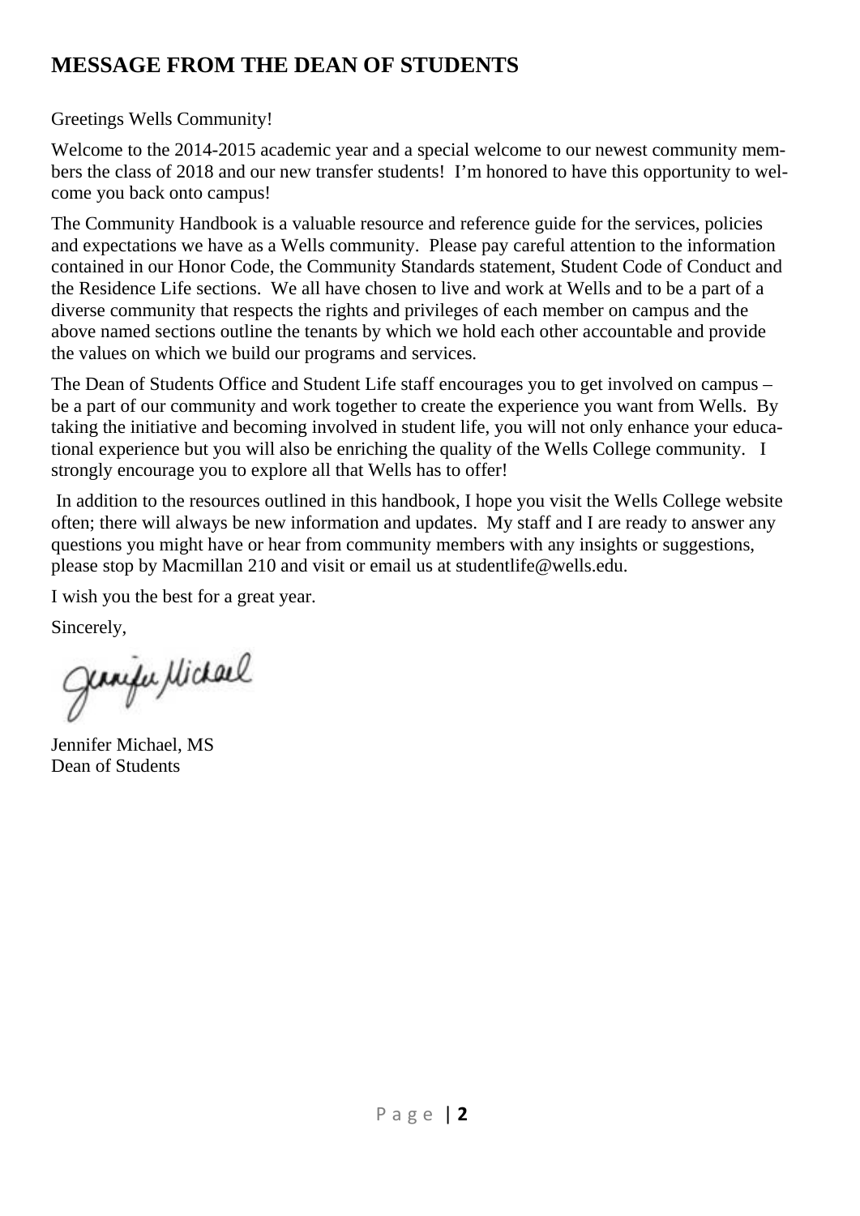## MESSAGE FROM THE DEAN OF STUDENTS

Greetings Wells Community!

Welcome to the 2014-2015 academic year and a special welcome to our newest community members the class of 2018 and our new transfer students! I'm honored to have this opportunity to welcome you back onto campus!

The Community Handbook is a valuable resource and reference guide for the services, policies and expectations we have as a Wells community. Please pay careful attention to the information contained in our Honor Code, the Community Standards statement, Student Code of Conduct and the Residence Life sections. We all have chosen to live and work at Wells and to be a part of a diverse community that respects the rights and privileges of each member on campus and the above named sections outline the tenants by which we hold each other accountable and provide the values on which we build our programs and services.

The Dean of Students Office and Student Life staff encourages you to get involved on campus – be a part of our community and work together to create the experience you want from Wells. By taking the initiative and becoming involved in student life, you will not only enhance your educational experience but you will also be enriching the quality of the Wells College community. I strongly encourage you to explore all that Wells has to offer!

In addition to the resources outlined in this handbook, I hope you visit the Wells College website often; there will always be new information and updates. My staff and I are ready to answer any questions you might have or hear from community members with any insights or suggestions, please stop by Macmillan 210 and visit or email us at studentlife@wells.edu.

I wish you the best for a great year.

Sincerely,

Jennifer Michael

Jennifer Michael, MS
Dean of Students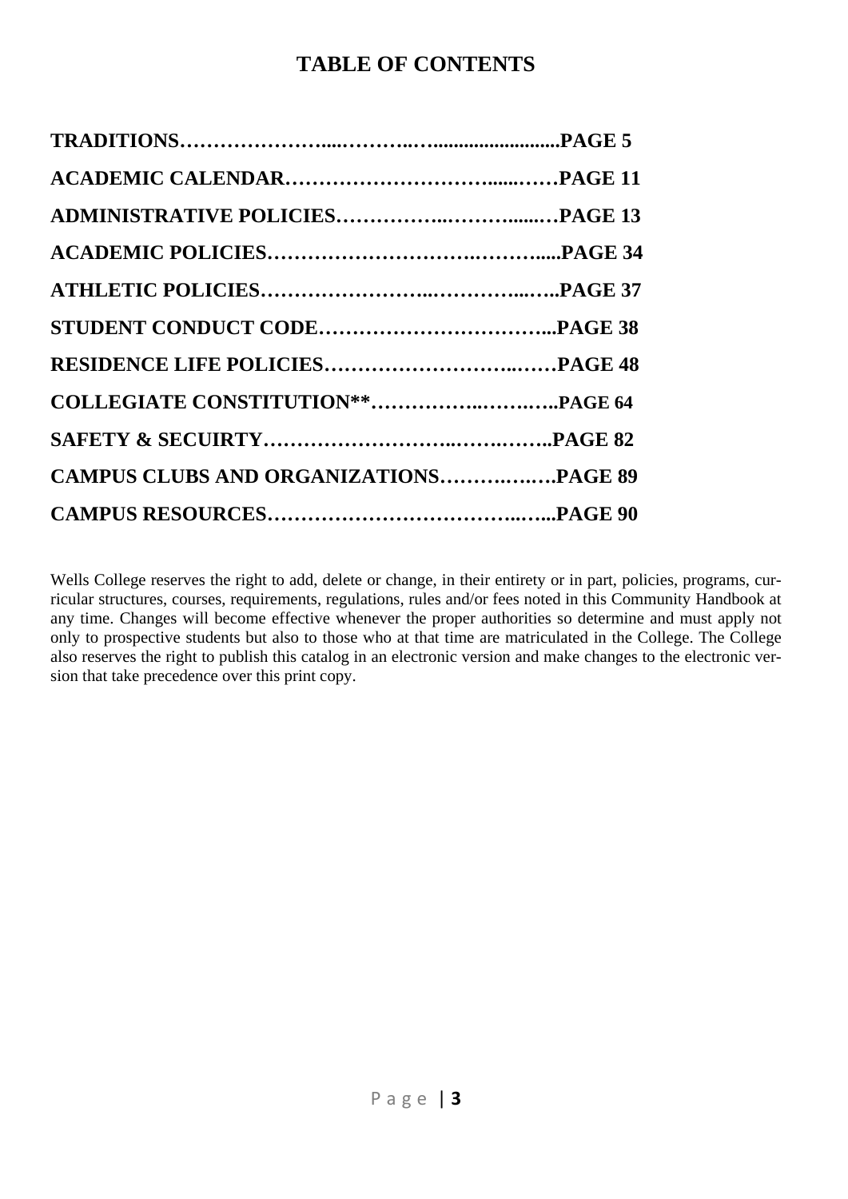# TABLE OF CONTENTS

**TRADITIONS…………………....………..….........................PAGE 5**

**ACADEMIC CALENDAR…………………………......……PAGE 11**

**ADMINISTRATIVE POLICIES……………..……….......…PAGE 13**

**ACADEMIC POLICIES……………………….……….....PAGE 34**

**ATHLETIC POLICIES…………………...…………...…..PAGE 37**

**STUDENT CONDUCT CODE……………………………...PAGE 38**

**RESIDENCE LIFE POLICIES…………………………..……PAGE 48**

**COLLEGIATE CONSTITUTION**……………..…….…..PAGE 64**

**SAFETY & SECUIRTY……………………...…….……..PAGE 82**

**CAMPUS CLUBS AND ORGANIZATIONS……….….….PAGE 89**

**CAMPUS RESOURCES…………………………….....…...PAGE 90**

Wells College reserves the right to add, delete or change, in their entirety or in part, policies, programs, curricular structures, courses, requirements, regulations, rules and/or fees noted in this Community Handbook at any time. Changes will become effective whenever the proper authorities so determine and must apply not only to prospective students but also to those who at that time are matriculated in the College. The College also reserves the right to publish this catalog in an electronic version and make changes to the electronic version that take precedence over this print copy.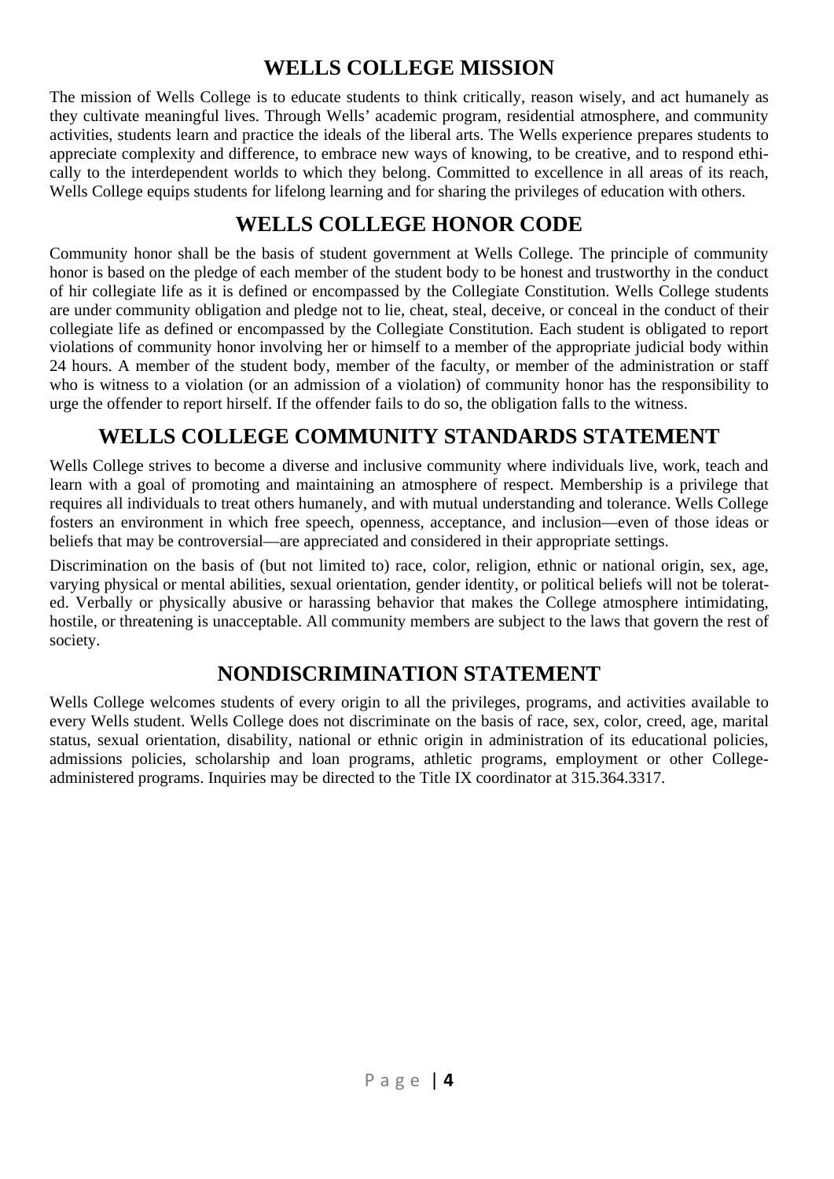# WELLS COLLEGE MISSION

The mission of Wells College is to educate students to think critically, reason wisely, and act humanely as they cultivate meaningful lives. Through Wells' academic program, residential atmosphere, and community activities, students learn and practice the ideals of the liberal arts. The Wells experience prepares students to appreciate complexity and difference, to embrace new ways of knowing, to be creative, and to respond ethically to the interdependent worlds to which they belong. Committed to excellence in all areas of its reach, Wells College equips students for lifelong learning and for sharing the privileges of education with others.

# WELLS COLLEGE HONOR CODE

Community honor shall be the basis of student government at Wells College. The principle of community honor is based on the pledge of each member of the student body to be honest and trustworthy in the conduct of hir collegiate life as it is defined or encompassed by the Collegiate Constitution. Wells College students are under community obligation and pledge not to lie, cheat, steal, deceive, or conceal in the conduct of their collegiate life as defined or encompassed by the Collegiate Constitution. Each student is obligated to report violations of community honor involving her or himself to a member of the appropriate judicial body within 24 hours. A member of the student body, member of the faculty, or member of the administration or staff who is witness to a violation (or an admission of a violation) of community honor has the responsibility to urge the offender to report hirself. If the offender fails to do so, the obligation falls to the witness.

# WELLS COLLEGE COMMUNITY STANDARDS STATEMENT

Wells College strives to become a diverse and inclusive community where individuals live, work, teach and learn with a goal of promoting and maintaining an atmosphere of respect. Membership is a privilege that requires all individuals to treat others humanely, and with mutual understanding and tolerance. Wells College fosters an environment in which free speech, openness, acceptance, and inclusion—even of those ideas or beliefs that may be controversial—are appreciated and considered in their appropriate settings.

Discrimination on the basis of (but not limited to) race, color, religion, ethnic or national origin, sex, age, varying physical or mental abilities, sexual orientation, gender identity, or political beliefs will not be tolerated. Verbally or physically abusive or harassing behavior that makes the College atmosphere intimidating, hostile, or threatening is unacceptable. All community members are subject to the laws that govern the rest of society.

# NONDISCRIMINATION STATEMENT

Wells College welcomes students of every origin to all the privileges, programs, and activities available to every Wells student. Wells College does not discriminate on the basis of race, sex, color, creed, age, marital status, sexual orientation, disability, national or ethnic origin in administration of its educational policies, admissions policies, scholarship and loan programs, athletic programs, employment or other College-administered programs. Inquiries may be directed to the Title IX coordinator at 315.364.3317.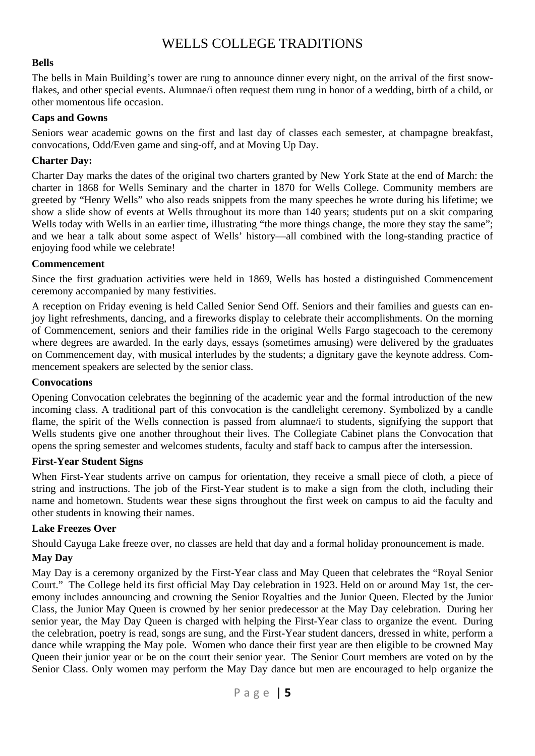# WELLS COLLEGE TRADITIONS

**Bells**

The bells in Main Building's tower are rung to announce dinner every night, on the arrival of the first snowflakes, and other special events. Alumnae/i often request them rung in honor of a wedding, birth of a child, or other momentous life occasion.

**Caps and Gowns**

Seniors wear academic gowns on the first and last day of classes each semester, at champagne breakfast, convocations, Odd/Even game and sing-off, and at Moving Up Day.

**Charter Day:**

Charter Day marks the dates of the original two charters granted by New York State at the end of March: the charter in 1868 for Wells Seminary and the charter in 1870 for Wells College. Community members are greeted by "Henry Wells" who also reads snippets from the many speeches he wrote during his lifetime; we show a slide show of events at Wells throughout its more than 140 years; students put on a skit comparing Wells today with Wells in an earlier time, illustrating "the more things change, the more they stay the same"; and we hear a talk about some aspect of Wells' history—all combined with the long-standing practice of enjoying food while we celebrate!

**Commencement**

Since the first graduation activities were held in 1869, Wells has hosted a distinguished Commencement ceremony accompanied by many festivities.

A reception on Friday evening is held Called Senior Send Off. Seniors and their families and guests can enjoy light refreshments, dancing, and a fireworks display to celebrate their accomplishments. On the morning of Commencement, seniors and their families ride in the original Wells Fargo stagecoach to the ceremony where degrees are awarded. In the early days, essays (sometimes amusing) were delivered by the graduates on Commencement day, with musical interludes by the students; a dignitary gave the keynote address. Commencement speakers are selected by the senior class.

**Convocations**

Opening Convocation celebrates the beginning of the academic year and the formal introduction of the new incoming class. A traditional part of this convocation is the candlelight ceremony. Symbolized by a candle flame, the spirit of the Wells connection is passed from alumnae/i to students, signifying the support that Wells students give one another throughout their lives. The Collegiate Cabinet plans the Convocation that opens the spring semester and welcomes students, faculty and staff back to campus after the intersession.

**First-Year Student Signs**

When First-Year students arrive on campus for orientation, they receive a small piece of cloth, a piece of string and instructions. The job of the First-Year student is to make a sign from the cloth, including their name and hometown. Students wear these signs throughout the first week on campus to aid the faculty and other students in knowing their names.

**Lake Freezes Over**

Should Cayuga Lake freeze over, no classes are held that day and a formal holiday pronouncement is made.

**May Day**

May Day is a ceremony organized by the First-Year class and May Queen that celebrates the "Royal Senior Court." The College held its first official May Day celebration in 1923. Held on or around May 1st, the ceremony includes announcing and crowning the Senior Royalties and the Junior Queen. Elected by the Junior Class, the Junior May Queen is crowned by her senior predecessor at the May Day celebration. During her senior year, the May Day Queen is charged with helping the First-Year class to organize the event. During the celebration, poetry is read, songs are sung, and the First-Year student dancers, dressed in white, perform a dance while wrapping the May pole. Women who dance their first year are then eligible to be crowned May Queen their junior year or be on the court their senior year. The Senior Court members are voted on by the Senior Class. Only women may perform the May Day dance but men are encouraged to help organize the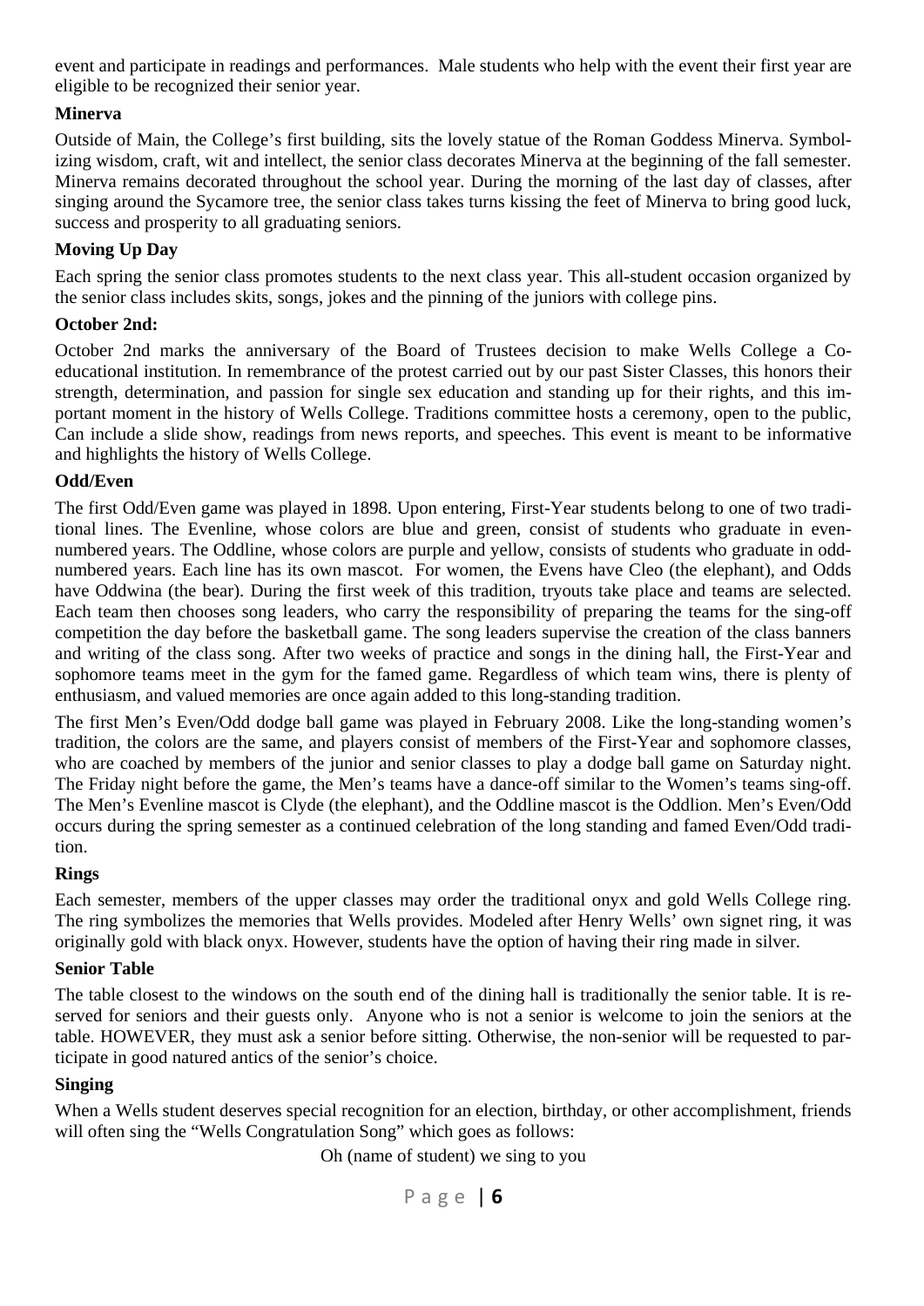event and participate in readings and performances. Male students who help with the event their first year are eligible to be recognized their senior year.

**Minerva**

Outside of Main, the College's first building, sits the lovely statue of the Roman Goddess Minerva. Symbolizing wisdom, craft, wit and intellect, the senior class decorates Minerva at the beginning of the fall semester. Minerva remains decorated throughout the school year. During the morning of the last day of classes, after singing around the Sycamore tree, the senior class takes turns kissing the feet of Minerva to bring good luck, success and prosperity to all graduating seniors.

**Moving Up Day**

Each spring the senior class promotes students to the next class year. This all-student occasion organized by the senior class includes skits, songs, jokes and the pinning of the juniors with college pins.

**October 2nd:**

October 2nd marks the anniversary of the Board of Trustees decision to make Wells College a Co-educational institution. In remembrance of the protest carried out by our past Sister Classes, this honors their strength, determination, and passion for single sex education and standing up for their rights, and this important moment in the history of Wells College. Traditions committee hosts a ceremony, open to the public, Can include a slide show, readings from news reports, and speeches. This event is meant to be informative and highlights the history of Wells College.

**Odd/Even**

The first Odd/Even game was played in 1898. Upon entering, First-Year students belong to one of two traditional lines. The Evenline, whose colors are blue and green, consist of students who graduate in even-numbered years. The Oddline, whose colors are purple and yellow, consists of students who graduate in odd-numbered years. Each line has its own mascot. For women, the Evens have Cleo (the elephant), and Odds have Oddwina (the bear). During the first week of this tradition, tryouts take place and teams are selected. Each team then chooses song leaders, who carry the responsibility of preparing the teams for the sing-off competition the day before the basketball game. The song leaders supervise the creation of the class banners and writing of the class song. After two weeks of practice and songs in the dining hall, the First-Year and sophomore teams meet in the gym for the famed game. Regardless of which team wins, there is plenty of enthusiasm, and valued memories are once again added to this long-standing tradition.

The first Men's Even/Odd dodge ball game was played in February 2008. Like the long-standing women's tradition, the colors are the same, and players consist of members of the First-Year and sophomore classes, who are coached by members of the junior and senior classes to play a dodge ball game on Saturday night. The Friday night before the game, the Men's teams have a dance-off similar to the Women's teams sing-off. The Men's Evenline mascot is Clyde (the elephant), and the Oddline mascot is the Oddlion. Men's Even/Odd occurs during the spring semester as a continued celebration of the long standing and famed Even/Odd tradition.

**Rings**

Each semester, members of the upper classes may order the traditional onyx and gold Wells College ring. The ring symbolizes the memories that Wells provides. Modeled after Henry Wells' own signet ring, it was originally gold with black onyx. However, students have the option of having their ring made in silver.

**Senior Table**

The table closest to the windows on the south end of the dining hall is traditionally the senior table. It is reserved for seniors and their guests only. Anyone who is not a senior is welcome to join the seniors at the table. HOWEVER, they must ask a senior before sitting. Otherwise, the non-senior will be requested to participate in good natured antics of the senior's choice.

**Singing**

When a Wells student deserves special recognition for an election, birthday, or other accomplishment, friends will often sing the "Wells Congratulation Song" which goes as follows:

Oh (name of student) we sing to you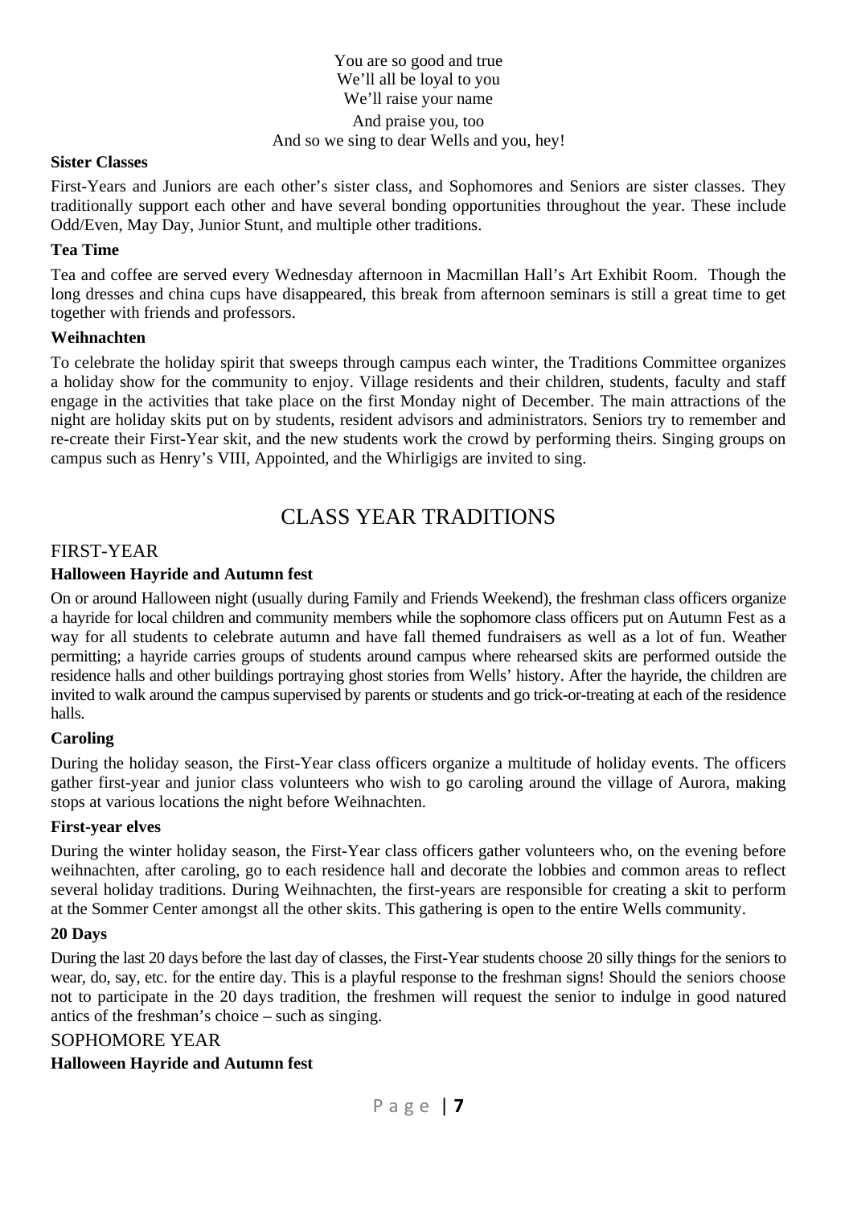You are so good and true
We'll all be loyal to you
We'll raise your name
And praise you, too
And so we sing to dear Wells and you, hey!

**Sister Classes**

First-Years and Juniors are each other's sister class, and Sophomores and Seniors are sister classes. They traditionally support each other and have several bonding opportunities throughout the year. These include Odd/Even, May Day, Junior Stunt, and multiple other traditions.

**Tea Time**

Tea and coffee are served every Wednesday afternoon in Macmillan Hall's Art Exhibit Room. Though the long dresses and china cups have disappeared, this break from afternoon seminars is still a great time to get together with friends and professors.

**Weihnachten**

To celebrate the holiday spirit that sweeps through campus each winter, the Traditions Committee organizes a holiday show for the community to enjoy. Village residents and their children, students, faculty and staff engage in the activities that take place on the first Monday night of December. The main attractions of the night are holiday skits put on by students, resident advisors and administrators. Seniors try to remember and re-create their First-Year skit, and the new students work the crowd by performing theirs. Singing groups on campus such as Henry's VIII, Appointed, and the Whirligigs are invited to sing.

# CLASS YEAR TRADITIONS

## FIRST-YEAR

**Halloween Hayride and Autumn fest**

On or around Halloween night (usually during Family and Friends Weekend), the freshman class officers organize a hayride for local children and community members while the sophomore class officers put on Autumn Fest as a way for all students to celebrate autumn and have fall themed fundraisers as well as a lot of fun. Weather permitting; a hayride carries groups of students around campus where rehearsed skits are performed outside the residence halls and other buildings portraying ghost stories from Wells' history. After the hayride, the children are invited to walk around the campus supervised by parents or students and go trick-or-treating at each of the residence halls.

**Caroling**

During the holiday season, the First-Year class officers organize a multitude of holiday events. The officers gather first-year and junior class volunteers who wish to go caroling around the village of Aurora, making stops at various locations the night before Weihnachten.

**First-year elves**

During the winter holiday season, the First-Year class officers gather volunteers who, on the evening before weihnachten, after caroling, go to each residence hall and decorate the lobbies and common areas to reflect several holiday traditions. During Weihnachten, the first-years are responsible for creating a skit to perform at the Sommer Center amongst all the other skits. This gathering is open to the entire Wells community.

**20 Days**

During the last 20 days before the last day of classes, the First-Year students choose 20 silly things for the seniors to wear, do, say, etc. for the entire day. This is a playful response to the freshman signs! Should the seniors choose not to participate in the 20 days tradition, the freshmen will request the senior to indulge in good natured antics of the freshman's choice – such as singing.

## SOPHOMORE YEAR

**Halloween Hayride and Autumn fest**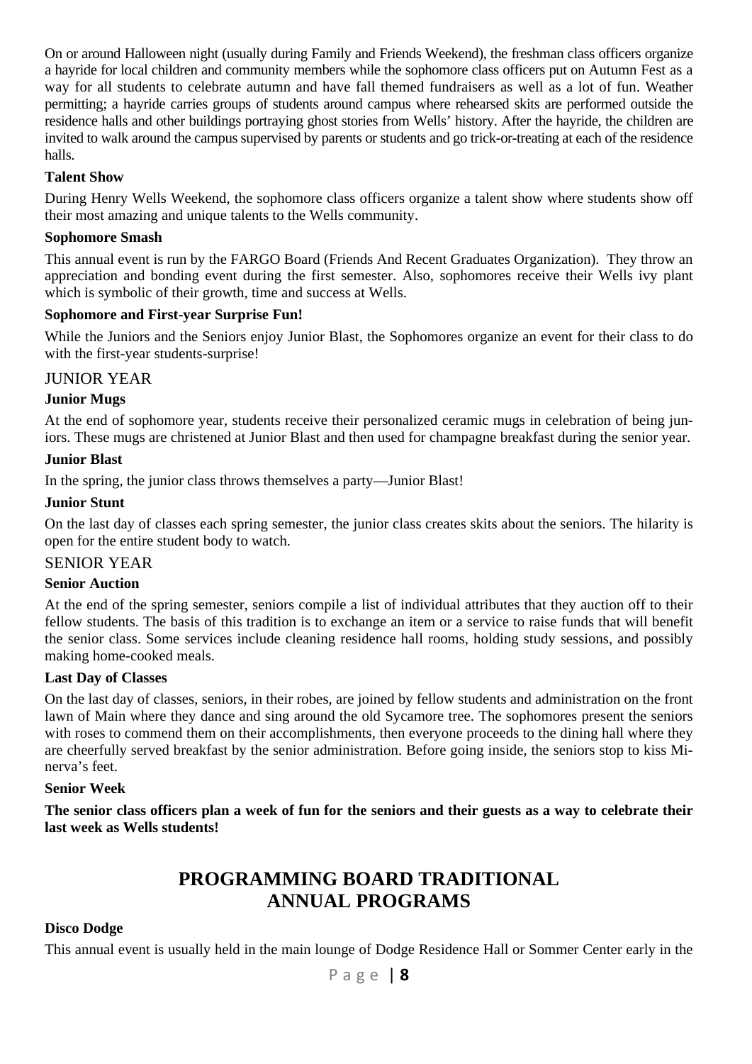On or around Halloween night (usually during Family and Friends Weekend), the freshman class officers organize a hayride for local children and community members while the sophomore class officers put on Autumn Fest as a way for all students to celebrate autumn and have fall themed fundraisers as well as a lot of fun. Weather permitting; a hayride carries groups of students around campus where rehearsed skits are performed outside the residence halls and other buildings portraying ghost stories from Wells' history. After the hayride, the children are invited to walk around the campus supervised by parents or students and go trick-or-treating at each of the residence halls.

**Talent Show**

During Henry Wells Weekend, the sophomore class officers organize a talent show where students show off their most amazing and unique talents to the Wells community.

**Sophomore Smash**

This annual event is run by the FARGO Board (Friends And Recent Graduates Organization). They throw an appreciation and bonding event during the first semester. Also, sophomores receive their Wells ivy plant which is symbolic of their growth, time and success at Wells.

**Sophomore and First-year Surprise Fun!**

While the Juniors and the Seniors enjoy Junior Blast, the Sophomores organize an event for their class to do with the first-year students-surprise!

## JUNIOR YEAR

**Junior Mugs**

At the end of sophomore year, students receive their personalized ceramic mugs in celebration of being juniors. These mugs are christened at Junior Blast and then used for champagne breakfast during the senior year.

**Junior Blast**

In the spring, the junior class throws themselves a party—Junior Blast!

**Junior Stunt**

On the last day of classes each spring semester, the junior class creates skits about the seniors. The hilarity is open for the entire student body to watch.

## SENIOR YEAR

**Senior Auction**

At the end of the spring semester, seniors compile a list of individual attributes that they auction off to their fellow students. The basis of this tradition is to exchange an item or a service to raise funds that will benefit the senior class. Some services include cleaning residence hall rooms, holding study sessions, and possibly making home-cooked meals.

**Last Day of Classes**

On the last day of classes, seniors, in their robes, are joined by fellow students and administration on the front lawn of Main where they dance and sing around the old Sycamore tree. The sophomores present the seniors with roses to commend them on their accomplishments, then everyone proceeds to the dining hall where they are cheerfully served breakfast by the senior administration. Before going inside, the seniors stop to kiss Minerva's feet.

**Senior Week**

**The senior class officers plan a week of fun for the seniors and their guests as a way to celebrate their last week as Wells students!**

# PROGRAMMING BOARD TRADITIONAL ANNUAL PROGRAMS

**Disco Dodge**

This annual event is usually held in the main lounge of Dodge Residence Hall or Sommer Center early in the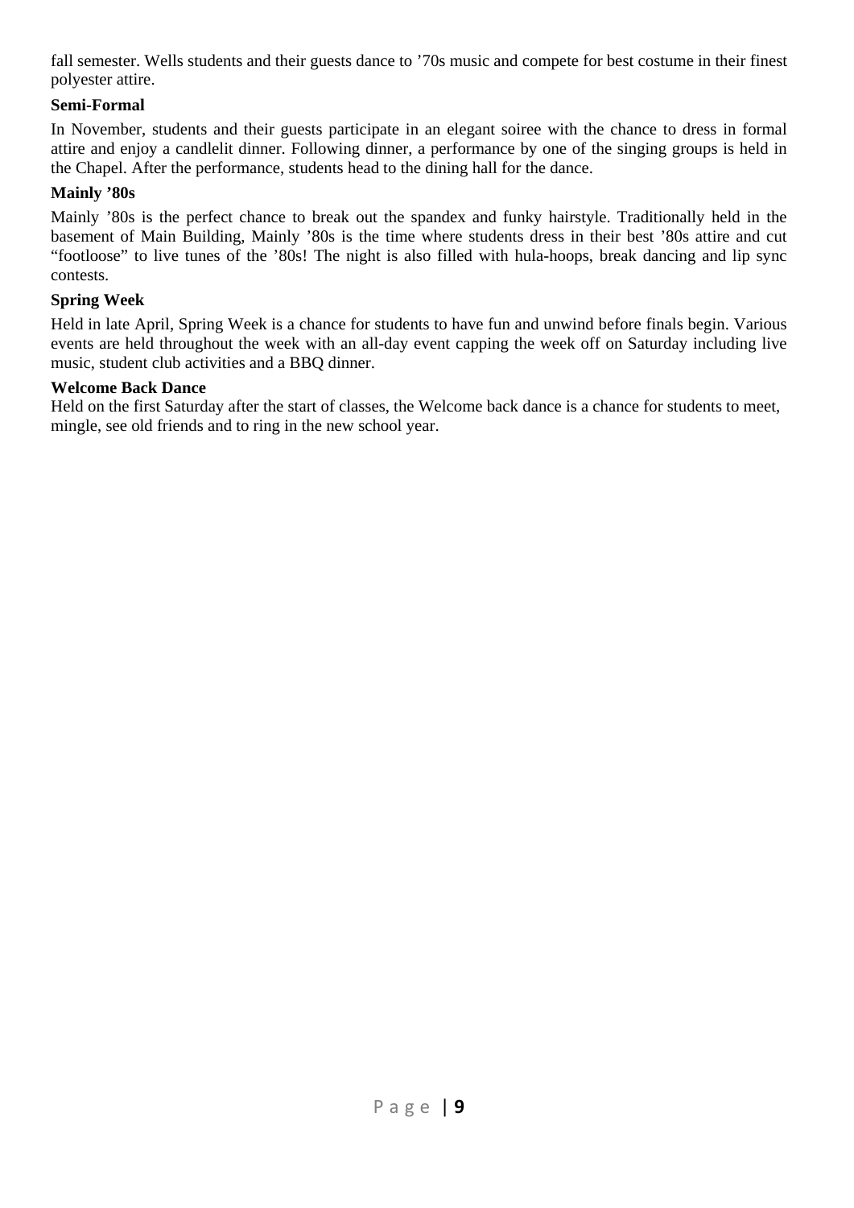fall semester. Wells students and their guests dance to ’70s music and compete for best costume in their finest polyester attire.

**Semi-Formal**

In November, students and their guests participate in an elegant soiree with the chance to dress in formal attire and enjoy a candlelit dinner. Following dinner, a performance by one of the singing groups is held in the Chapel. After the performance, students head to the dining hall for the dance.

**Mainly ’80s**

Mainly ’80s is the perfect chance to break out the spandex and funky hairstyle. Traditionally held in the basement of Main Building, Mainly ’80s is the time where students dress in their best ’80s attire and cut “footloose” to live tunes of the ’80s! The night is also filled with hula-hoops, break dancing and lip sync contests.

**Spring Week**

Held in late April, Spring Week is a chance for students to have fun and unwind before finals begin. Various events are held throughout the week with an all-day event capping the week off on Saturday including live music, student club activities and a BBQ dinner.

**Welcome Back Dance**

Held on the first Saturday after the start of classes, the Welcome back dance is a chance for students to meet, mingle, see old friends and to ring in the new school year.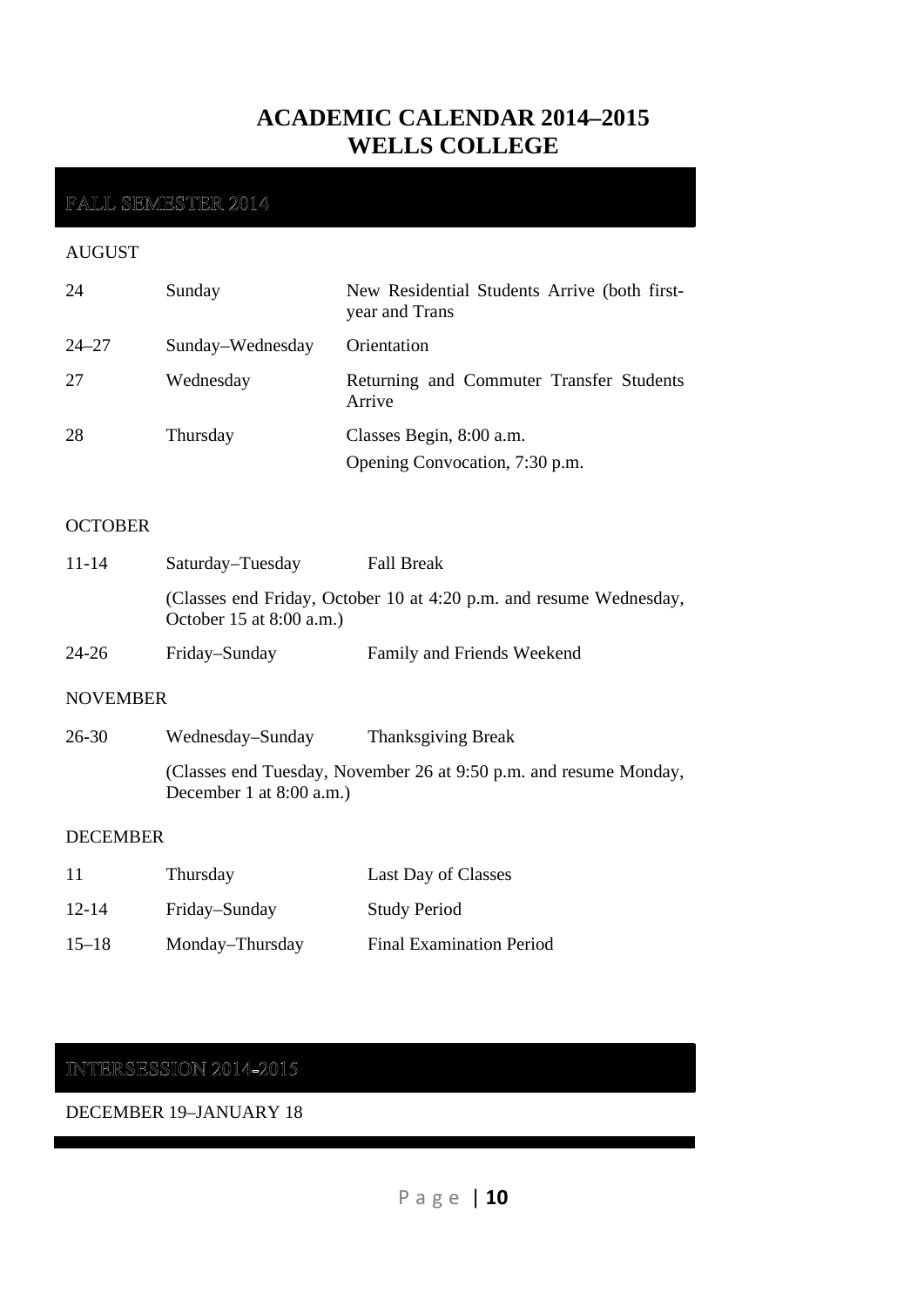# ACADEMIC CALENDAR 2014–2015
# WELLS COLLEGE

## FALL SEMESTER 2014

AUGUST

| | | |
|---|---|---|
| 24 | Sunday | New Residential Students Arrive (both first-year and Trans |
| 24–27 | Sunday–Wednesday | Orientation |
| 27 | Wednesday | Returning and Commuter Transfer Students Arrive |
| 28 | Thursday | Classes Begin, 8:00 a.m.<br>Opening Convocation, 7:30 p.m. |

OCTOBER

| | | |
|---|---|---|
| 11-14 | Saturday–Tuesday | Fall Break |
| | (Classes end Friday, October 10 at 4:20 p.m. and resume Wednesday, October 15 at 8:00 a.m.) | |
| 24-26 | Friday–Sunday | Family and Friends Weekend |

NOVEMBER

| | | |
|---|---|---|
| 26-30 | Wednesday–Sunday | Thanksgiving Break |
| | (Classes end Tuesday, November 26 at 9:50 p.m. and resume Monday, December 1 at 8:00 a.m.) | |

DECEMBER

| | | |
|---|---|---|
| 11 | Thursday | Last Day of Classes |
| 12-14 | Friday–Sunday | Study Period |
| 15–18 | Monday–Thursday | Final Examination Period |

## INTERSESSION 2014-2015

DECEMBER 19–JANUARY 18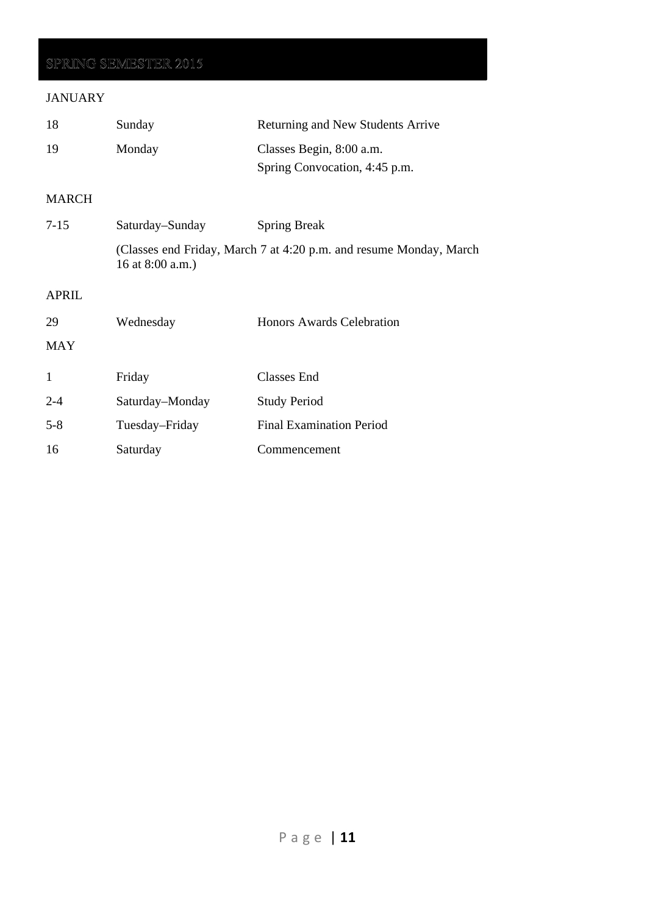## SPRING SEMESTER 2015

### JANUARY

| | | |
|---|---|---|
| 18 | Sunday | Returning and New Students Arrive |
| 19 | Monday | Classes Begin, 8:00 a.m.<br>Spring Convocation, 4:45 p.m. |

### MARCH

| | | |
|---|---|---|
| 7-15 | Saturday–Sunday | Spring Break |
| | (Classes end Friday, March 7 at 4:20 p.m. and resume Monday, March 16 at 8:00 a.m.) | |

### APRIL

| | | |
|---|---|---|
| 29 | Wednesday | Honors Awards Celebration |

### MAY

| | | |
|---|---|---|
| 1 | Friday | Classes End |
| 2-4 | Saturday–Monday | Study Period |
| 5-8 | Tuesday–Friday | Final Examination Period |
| 16 | Saturday | Commencement |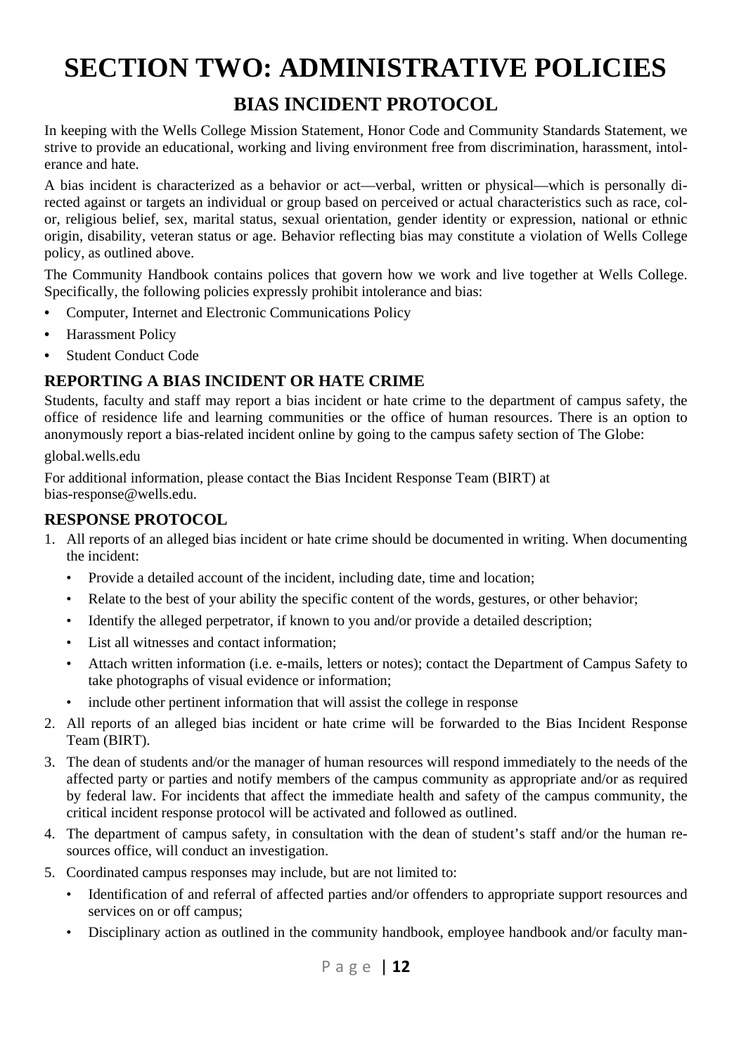# SECTION TWO: ADMINISTRATIVE POLICIES

## BIAS INCIDENT PROTOCOL

In keeping with the Wells College Mission Statement, Honor Code and Community Standards Statement, we strive to provide an educational, working and living environment free from discrimination, harassment, intolerance and hate.

A bias incident is characterized as a behavior or act—verbal, written or physical—which is personally directed against or targets an individual or group based on perceived or actual characteristics such as race, color, religious belief, sex, marital status, sexual orientation, gender identity or expression, national or ethnic origin, disability, veteran status or age. Behavior reflecting bias may constitute a violation of Wells College policy, as outlined above.

The Community Handbook contains polices that govern how we work and live together at Wells College. Specifically, the following policies expressly prohibit intolerance and bias:

- Computer, Internet and Electronic Communications Policy
- Harassment Policy
- Student Conduct Code

### REPORTING A BIAS INCIDENT OR HATE CRIME

Students, faculty and staff may report a bias incident or hate crime to the department of campus safety, the office of residence life and learning communities or the office of human resources. There is an option to anonymously report a bias-related incident online by going to the campus safety section of The Globe:

global.wells.edu

For additional information, please contact the Bias Incident Response Team (BIRT) at bias-response@wells.edu.

### RESPONSE PROTOCOL

1. All reports of an alleged bias incident or hate crime should be documented in writing. When documenting the incident:
   - Provide a detailed account of the incident, including date, time and location;
   - Relate to the best of your ability the specific content of the words, gestures, or other behavior;
   - Identify the alleged perpetrator, if known to you and/or provide a detailed description;
   - List all witnesses and contact information;
   - Attach written information (i.e. e-mails, letters or notes); contact the Department of Campus Safety to take photographs of visual evidence or information;
   - include other pertinent information that will assist the college in response
2. All reports of an alleged bias incident or hate crime will be forwarded to the Bias Incident Response Team (BIRT).
3. The dean of students and/or the manager of human resources will respond immediately to the needs of the affected party or parties and notify members of the campus community as appropriate and/or as required by federal law. For incidents that affect the immediate health and safety of the campus community, the critical incident response protocol will be activated and followed as outlined.
4. The department of campus safety, in consultation with the dean of student's staff and/or the human resources office, will conduct an investigation.
5. Coordinated campus responses may include, but are not limited to:
   - Identification of and referral of affected parties and/or offenders to appropriate support resources and services on or off campus;
   - Disciplinary action as outlined in the community handbook, employee handbook and/or faculty man-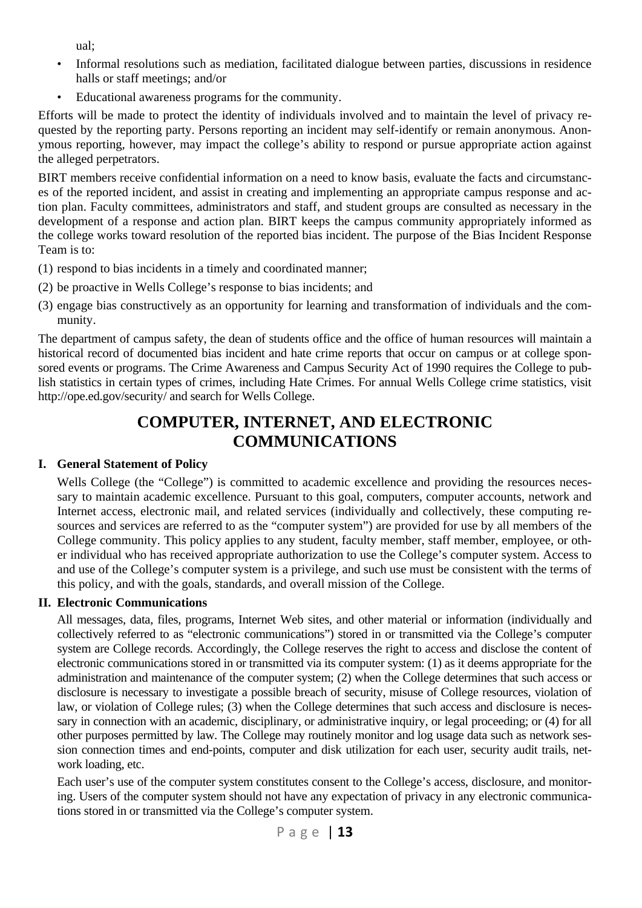ual;

- Informal resolutions such as mediation, facilitated dialogue between parties, discussions in residence halls or staff meetings; and/or
- Educational awareness programs for the community.

Efforts will be made to protect the identity of individuals involved and to maintain the level of privacy requested by the reporting party. Persons reporting an incident may self-identify or remain anonymous. Anonymous reporting, however, may impact the college's ability to respond or pursue appropriate action against the alleged perpetrators.

BIRT members receive confidential information on a need to know basis, evaluate the facts and circumstances of the reported incident, and assist in creating and implementing an appropriate campus response and action plan. Faculty committees, administrators and staff, and student groups are consulted as necessary in the development of a response and action plan. BIRT keeps the campus community appropriately informed as the college works toward resolution of the reported bias incident. The purpose of the Bias Incident Response Team is to:

(1) respond to bias incidents in a timely and coordinated manner;

(2) be proactive in Wells College's response to bias incidents; and

(3) engage bias constructively as an opportunity for learning and transformation of individuals and the community.

The department of campus safety, the dean of students office and the office of human resources will maintain a historical record of documented bias incident and hate crime reports that occur on campus or at college sponsored events or programs. The Crime Awareness and Campus Security Act of 1990 requires the College to publish statistics in certain types of crimes, including Hate Crimes. For annual Wells College crime statistics, visit http://ope.ed.gov/security/ and search for Wells College.

# COMPUTER, INTERNET, AND ELECTRONIC COMMUNICATIONS

## I. General Statement of Policy

Wells College (the "College") is committed to academic excellence and providing the resources necessary to maintain academic excellence. Pursuant to this goal, computers, computer accounts, network and Internet access, electronic mail, and related services (individually and collectively, these computing resources and services are referred to as the "computer system") are provided for use by all members of the College community. This policy applies to any student, faculty member, staff member, employee, or other individual who has received appropriate authorization to use the College's computer system. Access to and use of the College's computer system is a privilege, and such use must be consistent with the terms of this policy, and with the goals, standards, and overall mission of the College.

## II. Electronic Communications

All messages, data, files, programs, Internet Web sites, and other material or information (individually and collectively referred to as "electronic communications") stored in or transmitted via the College's computer system are College records. Accordingly, the College reserves the right to access and disclose the content of electronic communications stored in or transmitted via its computer system: (1) as it deems appropriate for the administration and maintenance of the computer system; (2) when the College determines that such access or disclosure is necessary to investigate a possible breach of security, misuse of College resources, violation of law, or violation of College rules; (3) when the College determines that such access and disclosure is necessary in connection with an academic, disciplinary, or administrative inquiry, or legal proceeding; or (4) for all other purposes permitted by law. The College may routinely monitor and log usage data such as network session connection times and end-points, computer and disk utilization for each user, security audit trails, network loading, etc.

Each user's use of the computer system constitutes consent to the College's access, disclosure, and monitoring. Users of the computer system should not have any expectation of privacy in any electronic communications stored in or transmitted via the College's computer system.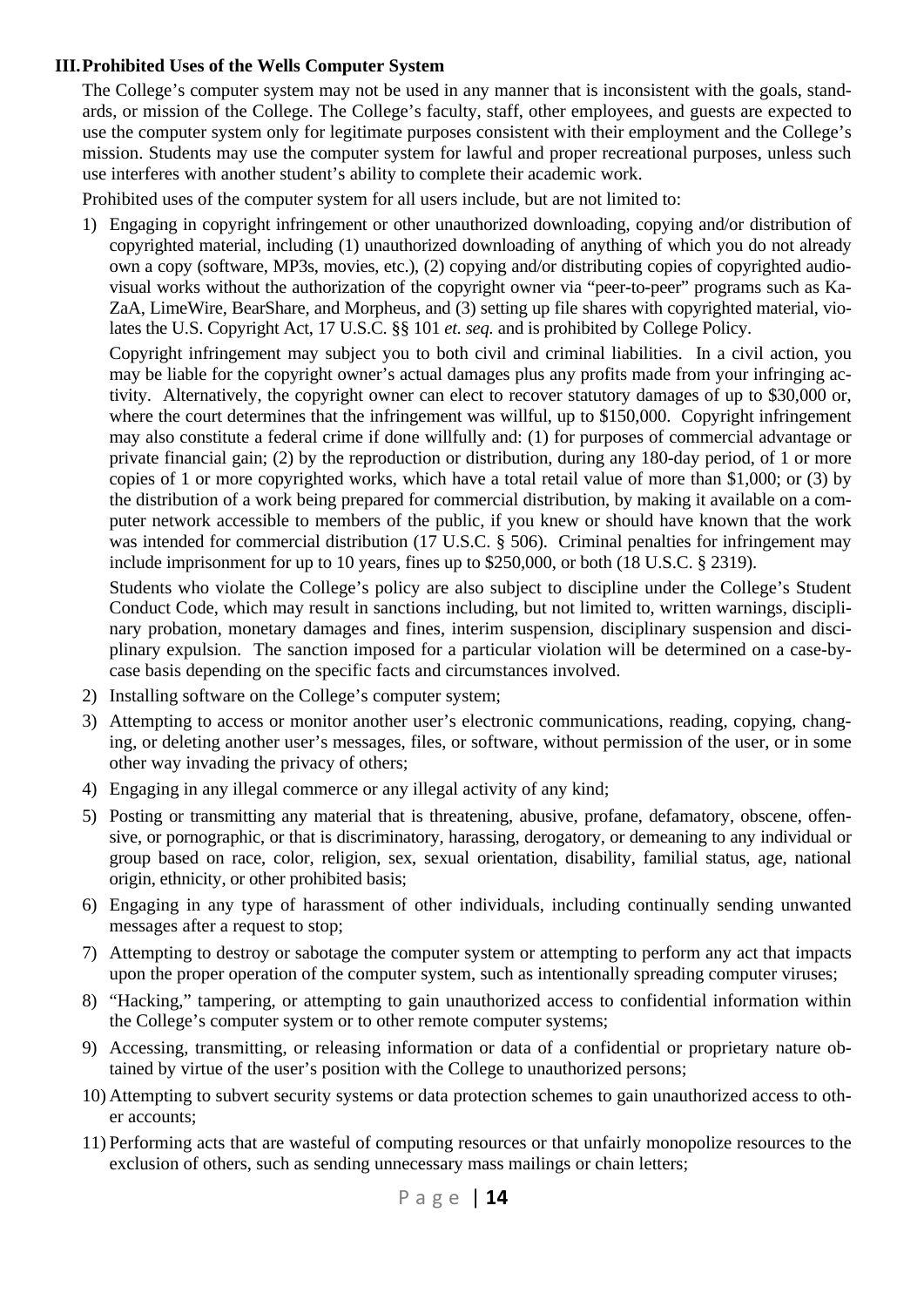### III. Prohibited Uses of the Wells Computer System

The College's computer system may not be used in any manner that is inconsistent with the goals, standards, or mission of the College. The College's faculty, staff, other employees, and guests are expected to use the computer system only for legitimate purposes consistent with their employment and the College's mission. Students may use the computer system for lawful and proper recreational purposes, unless such use interferes with another student's ability to complete their academic work.

Prohibited uses of the computer system for all users include, but are not limited to:

1) Engaging in copyright infringement or other unauthorized downloading, copying and/or distribution of copyrighted material, including (1) unauthorized downloading of anything of which you do not already own a copy (software, MP3s, movies, etc.), (2) copying and/or distributing copies of copyrighted audiovisual works without the authorization of the copyright owner via "peer-to-peer" programs such as KaZaA, LimeWire, BearShare, and Morpheus, and (3) setting up file shares with copyrighted material, violates the U.S. Copyright Act, 17 U.S.C. §§ 101 *et. seq.* and is prohibited by College Policy.

   Copyright infringement may subject you to both civil and criminal liabilities. In a civil action, you may be liable for the copyright owner's actual damages plus any profits made from your infringing activity. Alternatively, the copyright owner can elect to recover statutory damages of up to $30,000 or, where the court determines that the infringement was willful, up to $150,000. Copyright infringement may also constitute a federal crime if done willfully and: (1) for purposes of commercial advantage or private financial gain; (2) by the reproduction or distribution, during any 180-day period, of 1 or more copies of 1 or more copyrighted works, which have a total retail value of more than $1,000; or (3) by the distribution of a work being prepared for commercial distribution, by making it available on a computer network accessible to members of the public, if you knew or should have known that the work was intended for commercial distribution (17 U.S.C. § 506). Criminal penalties for infringement may include imprisonment for up to 10 years, fines up to $250,000, or both (18 U.S.C. § 2319).

   Students who violate the College's policy are also subject to discipline under the College's Student Conduct Code, which may result in sanctions including, but not limited to, written warnings, disciplinary probation, monetary damages and fines, interim suspension, disciplinary suspension and disciplinary expulsion. The sanction imposed for a particular violation will be determined on a case-by-case basis depending on the specific facts and circumstances involved.

2) Installing software on the College's computer system;
3) Attempting to access or monitor another user's electronic communications, reading, copying, changing, or deleting another user's messages, files, or software, without permission of the user, or in some other way invading the privacy of others;
4) Engaging in any illegal commerce or any illegal activity of any kind;
5) Posting or transmitting any material that is threatening, abusive, profane, defamatory, obscene, offensive, or pornographic, or that is discriminatory, harassing, derogatory, or demeaning to any individual or group based on race, color, religion, sex, sexual orientation, disability, familial status, age, national origin, ethnicity, or other prohibited basis;
6) Engaging in any type of harassment of other individuals, including continually sending unwanted messages after a request to stop;
7) Attempting to destroy or sabotage the computer system or attempting to perform any act that impacts upon the proper operation of the computer system, such as intentionally spreading computer viruses;
8) "Hacking," tampering, or attempting to gain unauthorized access to confidential information within the College's computer system or to other remote computer systems;
9) Accessing, transmitting, or releasing information or data of a confidential or proprietary nature obtained by virtue of the user's position with the College to unauthorized persons;
10) Attempting to subvert security systems or data protection schemes to gain unauthorized access to other accounts;
11) Performing acts that are wasteful of computing resources or that unfairly monopolize resources to the exclusion of others, such as sending unnecessary mass mailings or chain letters;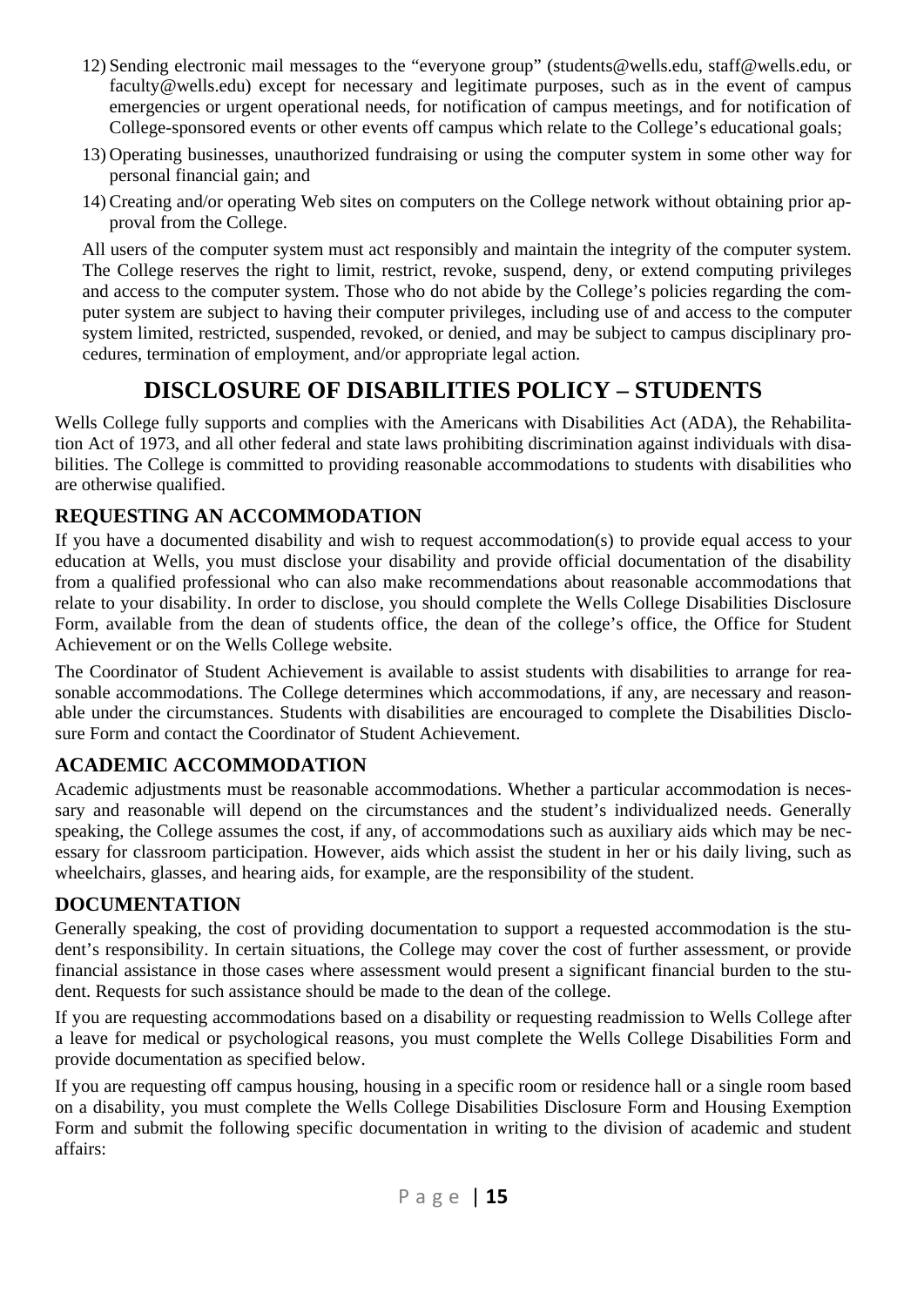12) Sending electronic mail messages to the "everyone group" (students@wells.edu, staff@wells.edu, or faculty@wells.edu) except for necessary and legitimate purposes, such as in the event of campus emergencies or urgent operational needs, for notification of campus meetings, and for notification of College-sponsored events or other events off campus which relate to the College's educational goals;

13) Operating businesses, unauthorized fundraising or using the computer system in some other way for personal financial gain; and

14) Creating and/or operating Web sites on computers on the College network without obtaining prior approval from the College.

All users of the computer system must act responsibly and maintain the integrity of the computer system. The College reserves the right to limit, restrict, revoke, suspend, deny, or extend computing privileges and access to the computer system. Those who do not abide by the College's policies regarding the computer system are subject to having their computer privileges, including use of and access to the computer system limited, restricted, suspended, revoked, or denied, and may be subject to campus disciplinary procedures, termination of employment, and/or appropriate legal action.

# DISCLOSURE OF DISABILITIES POLICY – STUDENTS

Wells College fully supports and complies with the Americans with Disabilities Act (ADA), the Rehabilitation Act of 1973, and all other federal and state laws prohibiting discrimination against individuals with disabilities. The College is committed to providing reasonable accommodations to students with disabilities who are otherwise qualified.

## REQUESTING AN ACCOMMODATION

If you have a documented disability and wish to request accommodation(s) to provide equal access to your education at Wells, you must disclose your disability and provide official documentation of the disability from a qualified professional who can also make recommendations about reasonable accommodations that relate to your disability. In order to disclose, you should complete the Wells College Disabilities Disclosure Form, available from the dean of students office, the dean of the college's office, the Office for Student Achievement or on the Wells College website.

The Coordinator of Student Achievement is available to assist students with disabilities to arrange for reasonable accommodations. The College determines which accommodations, if any, are necessary and reasonable under the circumstances. Students with disabilities are encouraged to complete the Disabilities Disclosure Form and contact the Coordinator of Student Achievement.

## ACADEMIC ACCOMMODATION

Academic adjustments must be reasonable accommodations. Whether a particular accommodation is necessary and reasonable will depend on the circumstances and the student's individualized needs. Generally speaking, the College assumes the cost, if any, of accommodations such as auxiliary aids which may be necessary for classroom participation. However, aids which assist the student in her or his daily living, such as wheelchairs, glasses, and hearing aids, for example, are the responsibility of the student.

## DOCUMENTATION

Generally speaking, the cost of providing documentation to support a requested accommodation is the student's responsibility. In certain situations, the College may cover the cost of further assessment, or provide financial assistance in those cases where assessment would present a significant financial burden to the student. Requests for such assistance should be made to the dean of the college.

If you are requesting accommodations based on a disability or requesting readmission to Wells College after a leave for medical or psychological reasons, you must complete the Wells College Disabilities Form and provide documentation as specified below.

If you are requesting off campus housing, housing in a specific room or residence hall or a single room based on a disability, you must complete the Wells College Disabilities Disclosure Form and Housing Exemption Form and submit the following specific documentation in writing to the division of academic and student affairs: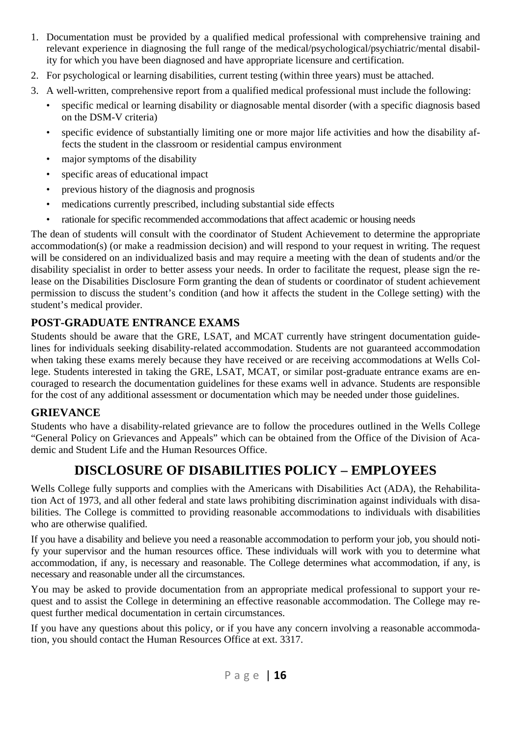1. Documentation must be provided by a qualified medical professional with comprehensive training and relevant experience in diagnosing the full range of the medical/psychological/psychiatric/mental disability for which you have been diagnosed and have appropriate licensure and certification.
2. For psychological or learning disabilities, current testing (within three years) must be attached.
3. A well-written, comprehensive report from a qualified medical professional must include the following:
   - specific medical or learning disability or diagnosable mental disorder (with a specific diagnosis based on the DSM-V criteria)
   - specific evidence of substantially limiting one or more major life activities and how the disability affects the student in the classroom or residential campus environment
   - major symptoms of the disability
   - specific areas of educational impact
   - previous history of the diagnosis and prognosis
   - medications currently prescribed, including substantial side effects
   - rationale for specific recommended accommodations that affect academic or housing needs

The dean of students will consult with the coordinator of Student Achievement to determine the appropriate accommodation(s) (or make a readmission decision) and will respond to your request in writing. The request will be considered on an individualized basis and may require a meeting with the dean of students and/or the disability specialist in order to better assess your needs. In order to facilitate the request, please sign the release on the Disabilities Disclosure Form granting the dean of students or coordinator of student achievement permission to discuss the student's condition (and how it affects the student in the College setting) with the student's medical provider.

### POST-GRADUATE ENTRANCE EXAMS

Students should be aware that the GRE, LSAT, and MCAT currently have stringent documentation guidelines for individuals seeking disability-related accommodation. Students are not guaranteed accommodation when taking these exams merely because they have received or are receiving accommodations at Wells College. Students interested in taking the GRE, LSAT, MCAT, or similar post-graduate entrance exams are encouraged to research the documentation guidelines for these exams well in advance. Students are responsible for the cost of any additional assessment or documentation which may be needed under those guidelines.

### GRIEVANCE

Students who have a disability-related grievance are to follow the procedures outlined in the Wells College "General Policy on Grievances and Appeals" which can be obtained from the Office of the Division of Academic and Student Life and the Human Resources Office.

## DISCLOSURE OF DISABILITIES POLICY – EMPLOYEES

Wells College fully supports and complies with the Americans with Disabilities Act (ADA), the Rehabilitation Act of 1973, and all other federal and state laws prohibiting discrimination against individuals with disabilities. The College is committed to providing reasonable accommodations to individuals with disabilities who are otherwise qualified.

If you have a disability and believe you need a reasonable accommodation to perform your job, you should notify your supervisor and the human resources office. These individuals will work with you to determine what accommodation, if any, is necessary and reasonable. The College determines what accommodation, if any, is necessary and reasonable under all the circumstances.

You may be asked to provide documentation from an appropriate medical professional to support your request and to assist the College in determining an effective reasonable accommodation. The College may request further medical documentation in certain circumstances.

If you have any questions about this policy, or if you have any concern involving a reasonable accommodation, you should contact the Human Resources Office at ext. 3317.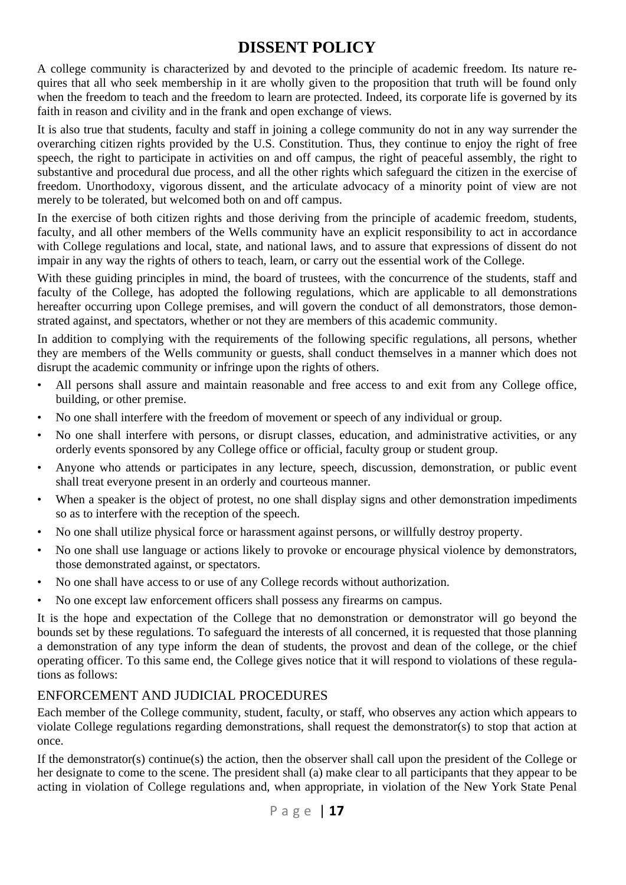# DISSENT POLICY

A college community is characterized by and devoted to the principle of academic freedom. Its nature requires that all who seek membership in it are wholly given to the proposition that truth will be found only when the freedom to teach and the freedom to learn are protected. Indeed, its corporate life is governed by its faith in reason and civility and in the frank and open exchange of views.

It is also true that students, faculty and staff in joining a college community do not in any way surrender the overarching citizen rights provided by the U.S. Constitution. Thus, they continue to enjoy the right of free speech, the right to participate in activities on and off campus, the right of peaceful assembly, the right to substantive and procedural due process, and all the other rights which safeguard the citizen in the exercise of freedom. Unorthodoxy, vigorous dissent, and the articulate advocacy of a minority point of view are not merely to be tolerated, but welcomed both on and off campus.

In the exercise of both citizen rights and those deriving from the principle of academic freedom, students, faculty, and all other members of the Wells community have an explicit responsibility to act in accordance with College regulations and local, state, and national laws, and to assure that expressions of dissent do not impair in any way the rights of others to teach, learn, or carry out the essential work of the College.

With these guiding principles in mind, the board of trustees, with the concurrence of the students, staff and faculty of the College, has adopted the following regulations, which are applicable to all demonstrations hereafter occurring upon College premises, and will govern the conduct of all demonstrators, those demonstrated against, and spectators, whether or not they are members of this academic community.

In addition to complying with the requirements of the following specific regulations, all persons, whether they are members of the Wells community or guests, shall conduct themselves in a manner which does not disrupt the academic community or infringe upon the rights of others.

- All persons shall assure and maintain reasonable and free access to and exit from any College office, building, or other premise.
- No one shall interfere with the freedom of movement or speech of any individual or group.
- No one shall interfere with persons, or disrupt classes, education, and administrative activities, or any orderly events sponsored by any College office or official, faculty group or student group.
- Anyone who attends or participates in any lecture, speech, discussion, demonstration, or public event shall treat everyone present in an orderly and courteous manner.
- When a speaker is the object of protest, no one shall display signs and other demonstration impediments so as to interfere with the reception of the speech.
- No one shall utilize physical force or harassment against persons, or willfully destroy property.
- No one shall use language or actions likely to provoke or encourage physical violence by demonstrators, those demonstrated against, or spectators.
- No one shall have access to or use of any College records without authorization.
- No one except law enforcement officers shall possess any firearms on campus.

It is the hope and expectation of the College that no demonstration or demonstrator will go beyond the bounds set by these regulations. To safeguard the interests of all concerned, it is requested that those planning a demonstration of any type inform the dean of students, the provost and dean of the college, or the chief operating officer. To this same end, the College gives notice that it will respond to violations of these regulations as follows:

## ENFORCEMENT AND JUDICIAL PROCEDURES

Each member of the College community, student, faculty, or staff, who observes any action which appears to violate College regulations regarding demonstrations, shall request the demonstrator(s) to stop that action at once.

If the demonstrator(s) continue(s) the action, then the observer shall call upon the president of the College or her designate to come to the scene. The president shall (a) make clear to all participants that they appear to be acting in violation of College regulations and, when appropriate, in violation of the New York State Penal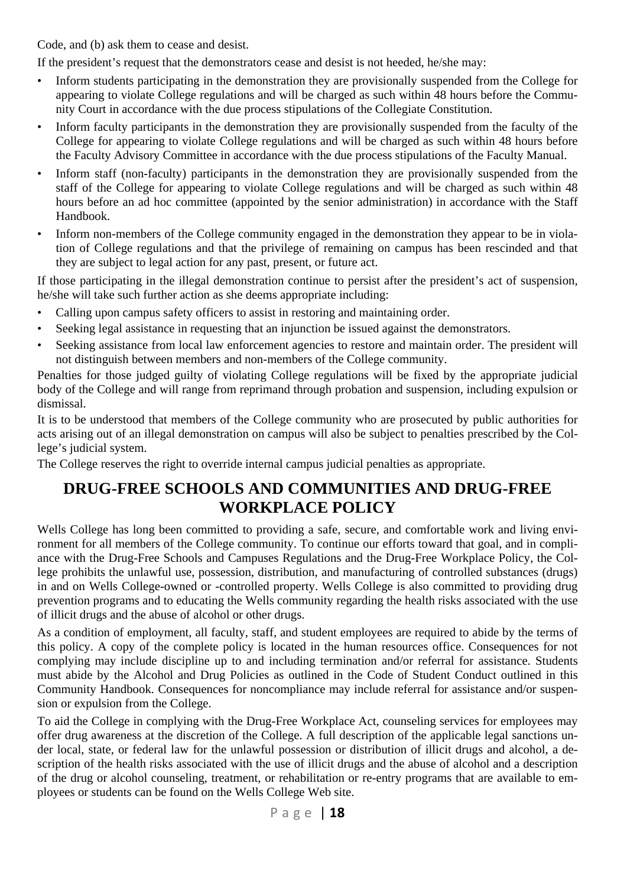Code, and (b) ask them to cease and desist.

If the president's request that the demonstrators cease and desist is not heeded, he/she may:

- Inform students participating in the demonstration they are provisionally suspended from the College for appearing to violate College regulations and will be charged as such within 48 hours before the Community Court in accordance with the due process stipulations of the Collegiate Constitution.
- Inform faculty participants in the demonstration they are provisionally suspended from the faculty of the College for appearing to violate College regulations and will be charged as such within 48 hours before the Faculty Advisory Committee in accordance with the due process stipulations of the Faculty Manual.
- Inform staff (non-faculty) participants in the demonstration they are provisionally suspended from the staff of the College for appearing to violate College regulations and will be charged as such within 48 hours before an ad hoc committee (appointed by the senior administration) in accordance with the Staff Handbook.
- Inform non-members of the College community engaged in the demonstration they appear to be in violation of College regulations and that the privilege of remaining on campus has been rescinded and that they are subject to legal action for any past, present, or future act.

If those participating in the illegal demonstration continue to persist after the president's act of suspension, he/she will take such further action as she deems appropriate including:

- Calling upon campus safety officers to assist in restoring and maintaining order.
- Seeking legal assistance in requesting that an injunction be issued against the demonstrators.
- Seeking assistance from local law enforcement agencies to restore and maintain order. The president will not distinguish between members and non-members of the College community.

Penalties for those judged guilty of violating College regulations will be fixed by the appropriate judicial body of the College and will range from reprimand through probation and suspension, including expulsion or dismissal.

It is to be understood that members of the College community who are prosecuted by public authorities for acts arising out of an illegal demonstration on campus will also be subject to penalties prescribed by the College's judicial system.

The College reserves the right to override internal campus judicial penalties as appropriate.

## DRUG-FREE SCHOOLS AND COMMUNITIES AND DRUG-FREE WORKPLACE POLICY

Wells College has long been committed to providing a safe, secure, and comfortable work and living environment for all members of the College community. To continue our efforts toward that goal, and in compliance with the Drug-Free Schools and Campuses Regulations and the Drug-Free Workplace Policy, the College prohibits the unlawful use, possession, distribution, and manufacturing of controlled substances (drugs) in and on Wells College-owned or -controlled property. Wells College is also committed to providing drug prevention programs and to educating the Wells community regarding the health risks associated with the use of illicit drugs and the abuse of alcohol or other drugs.

As a condition of employment, all faculty, staff, and student employees are required to abide by the terms of this policy. A copy of the complete policy is located in the human resources office. Consequences for not complying may include discipline up to and including termination and/or referral for assistance. Students must abide by the Alcohol and Drug Policies as outlined in the Code of Student Conduct outlined in this Community Handbook. Consequences for noncompliance may include referral for assistance and/or suspension or expulsion from the College.

To aid the College in complying with the Drug-Free Workplace Act, counseling services for employees may offer drug awareness at the discretion of the College. A full description of the applicable legal sanctions under local, state, or federal law for the unlawful possession or distribution of illicit drugs and alcohol, a description of the health risks associated with the use of illicit drugs and the abuse of alcohol and a description of the drug or alcohol counseling, treatment, or rehabilitation or re-entry programs that are available to employees or students can be found on the Wells College Web site.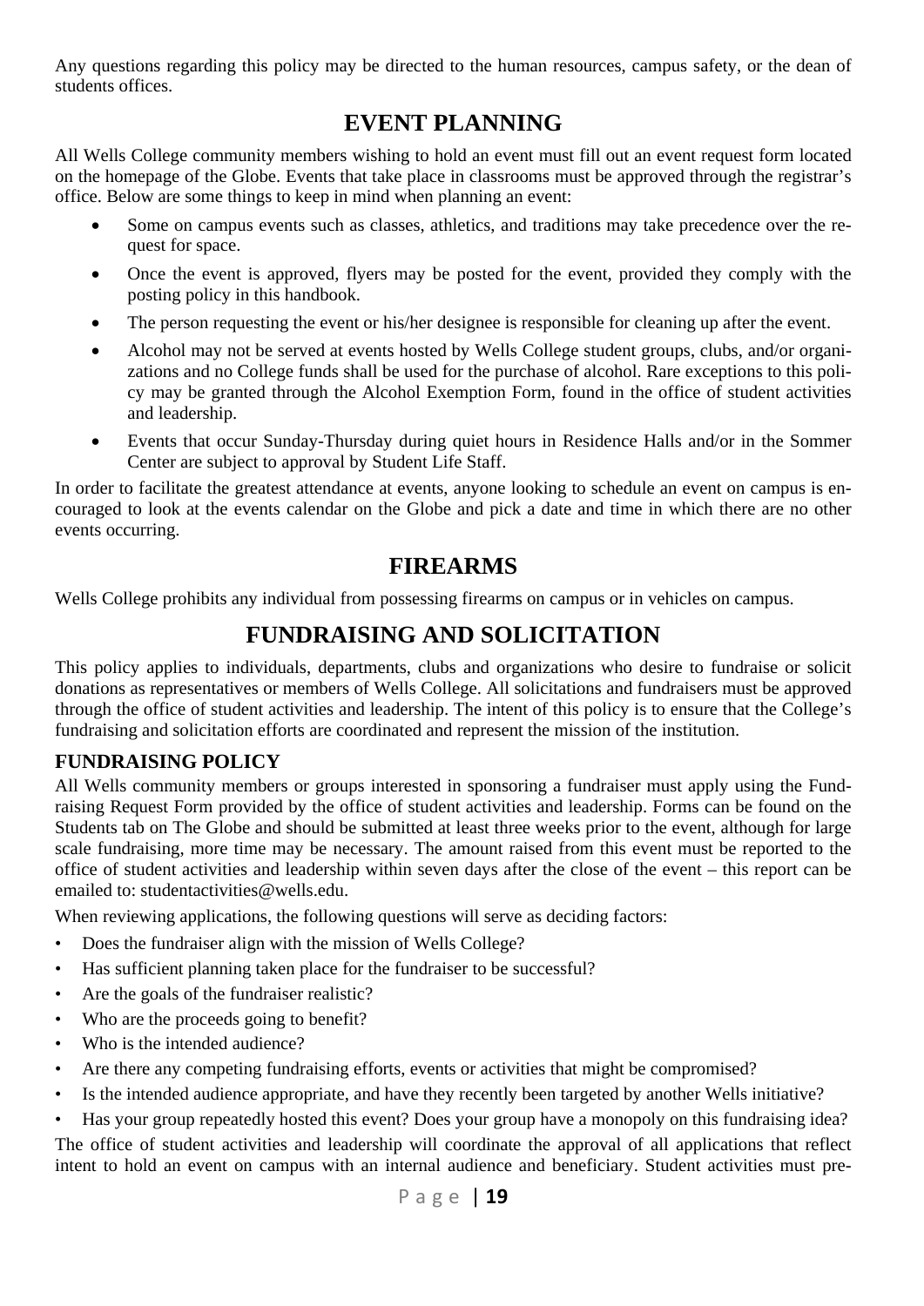Any questions regarding this policy may be directed to the human resources, campus safety, or the dean of students offices.

## EVENT PLANNING

All Wells College community members wishing to hold an event must fill out an event request form located on the homepage of the Globe. Events that take place in classrooms must be approved through the registrar's office. Below are some things to keep in mind when planning an event:

- Some on campus events such as classes, athletics, and traditions may take precedence over the request for space.
- Once the event is approved, flyers may be posted for the event, provided they comply with the posting policy in this handbook.
- The person requesting the event or his/her designee is responsible for cleaning up after the event.
- Alcohol may not be served at events hosted by Wells College student groups, clubs, and/or organizations and no College funds shall be used for the purchase of alcohol. Rare exceptions to this policy may be granted through the Alcohol Exemption Form, found in the office of student activities and leadership.
- Events that occur Sunday-Thursday during quiet hours in Residence Halls and/or in the Sommer Center are subject to approval by Student Life Staff.

In order to facilitate the greatest attendance at events, anyone looking to schedule an event on campus is encouraged to look at the events calendar on the Globe and pick a date and time in which there are no other events occurring.

## FIREARMS

Wells College prohibits any individual from possessing firearms on campus or in vehicles on campus.

## FUNDRAISING AND SOLICITATION

This policy applies to individuals, departments, clubs and organizations who desire to fundraise or solicit donations as representatives or members of Wells College. All solicitations and fundraisers must be approved through the office of student activities and leadership. The intent of this policy is to ensure that the College's fundraising and solicitation efforts are coordinated and represent the mission of the institution.

### FUNDRAISING POLICY

All Wells community members or groups interested in sponsoring a fundraiser must apply using the Fundraising Request Form provided by the office of student activities and leadership. Forms can be found on the Students tab on The Globe and should be submitted at least three weeks prior to the event, although for large scale fundraising, more time may be necessary. The amount raised from this event must be reported to the office of student activities and leadership within seven days after the close of the event – this report can be emailed to: studentactivities@wells.edu.

When reviewing applications, the following questions will serve as deciding factors:

- Does the fundraiser align with the mission of Wells College?
- Has sufficient planning taken place for the fundraiser to be successful?
- Are the goals of the fundraiser realistic?
- Who are the proceeds going to benefit?
- Who is the intended audience?
- Are there any competing fundraising efforts, events or activities that might be compromised?
- Is the intended audience appropriate, and have they recently been targeted by another Wells initiative?
- Has your group repeatedly hosted this event? Does your group have a monopoly on this fundraising idea?

The office of student activities and leadership will coordinate the approval of all applications that reflect intent to hold an event on campus with an internal audience and beneficiary. Student activities must pre-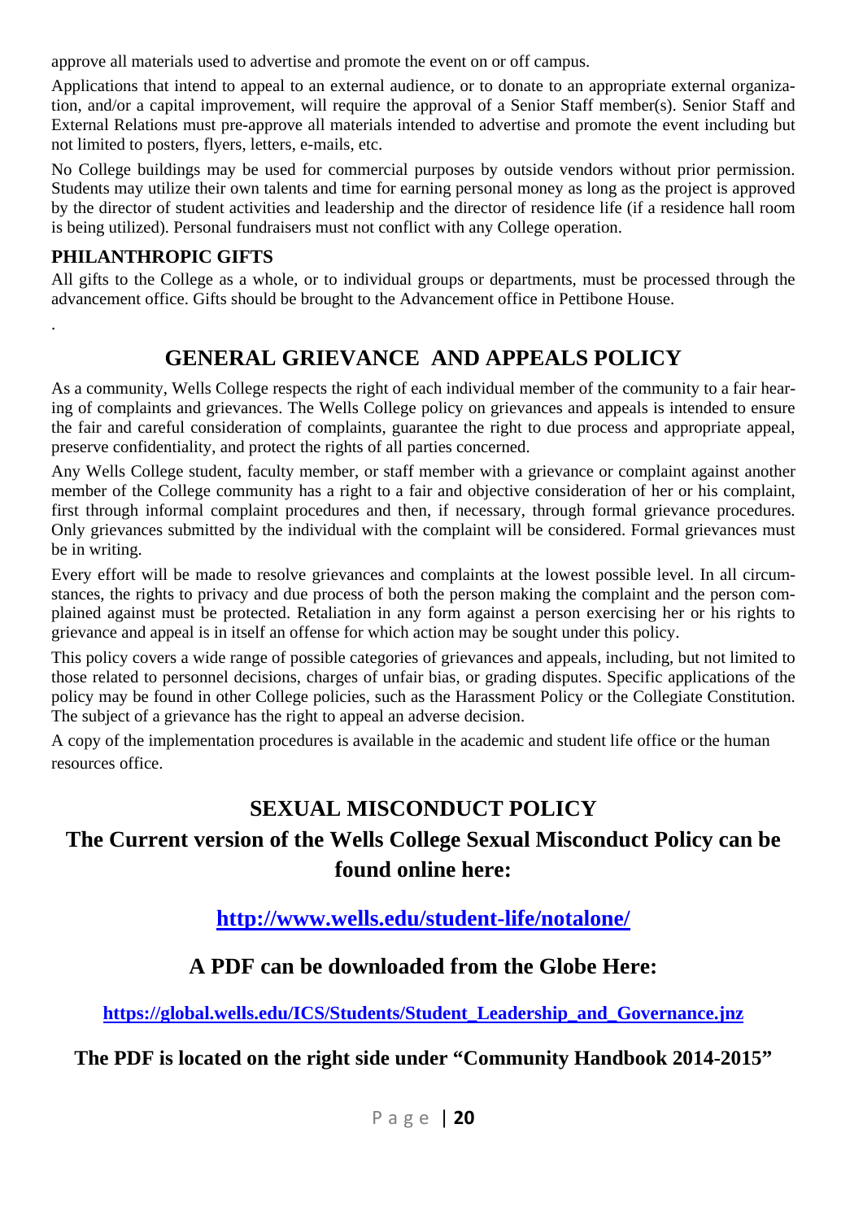approve all materials used to advertise and promote the event on or off campus.

Applications that intend to appeal to an external audience, or to donate to an appropriate external organization, and/or a capital improvement, will require the approval of a Senior Staff member(s). Senior Staff and External Relations must pre-approve all materials intended to advertise and promote the event including but not limited to posters, flyers, letters, e-mails, etc.

No College buildings may be used for commercial purposes by outside vendors without prior permission. Students may utilize their own talents and time for earning personal money as long as the project is approved by the director of student activities and leadership and the director of residence life (if a residence hall room is being utilized). Personal fundraisers must not conflict with any College operation.

### PHILANTHROPIC GIFTS

All gifts to the College as a whole, or to individual groups or departments, must be processed through the advancement office. Gifts should be brought to the Advancement office in Pettibone House.

.

## GENERAL GRIEVANCE AND APPEALS POLICY

As a community, Wells College respects the right of each individual member of the community to a fair hearing of complaints and grievances. The Wells College policy on grievances and appeals is intended to ensure the fair and careful consideration of complaints, guarantee the right to due process and appropriate appeal, preserve confidentiality, and protect the rights of all parties concerned.

Any Wells College student, faculty member, or staff member with a grievance or complaint against another member of the College community has a right to a fair and objective consideration of her or his complaint, first through informal complaint procedures and then, if necessary, through formal grievance procedures. Only grievances submitted by the individual with the complaint will be considered. Formal grievances must be in writing.

Every effort will be made to resolve grievances and complaints at the lowest possible level. In all circumstances, the rights to privacy and due process of both the person making the complaint and the person complained against must be protected. Retaliation in any form against a person exercising her or his rights to grievance and appeal is in itself an offense for which action may be sought under this policy.

This policy covers a wide range of possible categories of grievances and appeals, including, but not limited to those related to personnel decisions, charges of unfair bias, or grading disputes. Specific applications of the policy may be found in other College policies, such as the Harassment Policy or the Collegiate Constitution. The subject of a grievance has the right to appeal an adverse decision.

A copy of the implementation procedures is available in the academic and student life office or the human resources office.

## SEXUAL MISCONDUCT POLICY

## The Current version of the Wells College Sexual Misconduct Policy can be found online here:

### http://www.wells.edu/student-life/notalone/

### A PDF can be downloaded from the Globe Here:

**https://global.wells.edu/ICS/Students/Student_Leadership_and_Governance.jnz**

**The PDF is located on the right side under "Community Handbook 2014-2015"**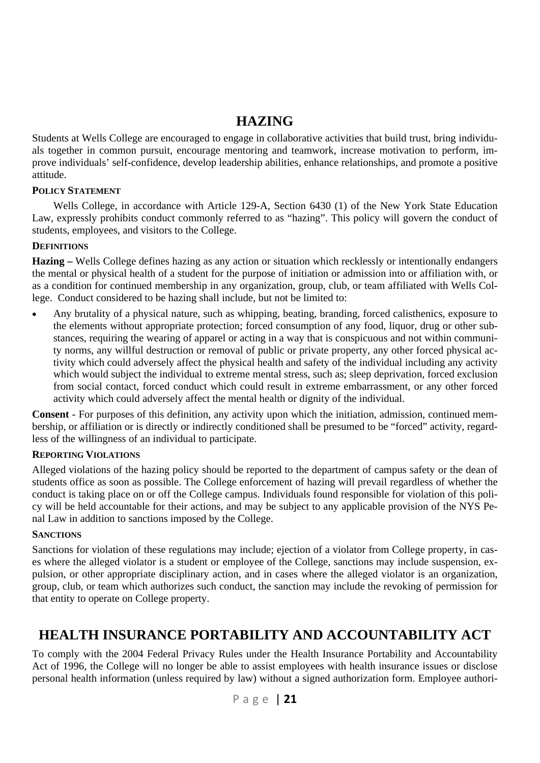## HAZING

Students at Wells College are encouraged to engage in collaborative activities that build trust, bring individuals together in common pursuit, encourage mentoring and teamwork, increase motivation to perform, improve individuals' self-confidence, develop leadership abilities, enhance relationships, and promote a positive attitude.

### POLICY STATEMENT

Wells College, in accordance with Article 129-A, Section 6430 (1) of the New York State Education Law, expressly prohibits conduct commonly referred to as "hazing". This policy will govern the conduct of students, employees, and visitors to the College.

### DEFINITIONS

**Hazing –** Wells College defines hazing as any action or situation which recklessly or intentionally endangers the mental or physical health of a student for the purpose of initiation or admission into or affiliation with, or as a condition for continued membership in any organization, group, club, or team affiliated with Wells College. Conduct considered to be hazing shall include, but not be limited to:

- Any brutality of a physical nature, such as whipping, beating, branding, forced calisthenics, exposure to the elements without appropriate protection; forced consumption of any food, liquor, drug or other substances, requiring the wearing of apparel or acting in a way that is conspicuous and not within community norms, any willful destruction or removal of public or private property, any other forced physical activity which could adversely affect the physical health and safety of the individual including any activity which would subject the individual to extreme mental stress, such as; sleep deprivation, forced exclusion from social contact, forced conduct which could result in extreme embarrassment, or any other forced activity which could adversely affect the mental health or dignity of the individual.

**Consent** - For purposes of this definition, any activity upon which the initiation, admission, continued membership, or affiliation or is directly or indirectly conditioned shall be presumed to be "forced" activity, regardless of the willingness of an individual to participate.

### REPORTING VIOLATIONS

Alleged violations of the hazing policy should be reported to the department of campus safety or the dean of students office as soon as possible. The College enforcement of hazing will prevail regardless of whether the conduct is taking place on or off the College campus. Individuals found responsible for violation of this policy will be held accountable for their actions, and may be subject to any applicable provision of the NYS Penal Law in addition to sanctions imposed by the College.

### SANCTIONS

Sanctions for violation of these regulations may include; ejection of a violator from College property, in cases where the alleged violator is a student or employee of the College, sanctions may include suspension, expulsion, or other appropriate disciplinary action, and in cases where the alleged violator is an organization, group, club, or team which authorizes such conduct, the sanction may include the revoking of permission for that entity to operate on College property.

## HEALTH INSURANCE PORTABILITY AND ACCOUNTABILITY ACT

To comply with the 2004 Federal Privacy Rules under the Health Insurance Portability and Accountability Act of 1996, the College will no longer be able to assist employees with health insurance issues or disclose personal health information (unless required by law) without a signed authorization form. Employee authori-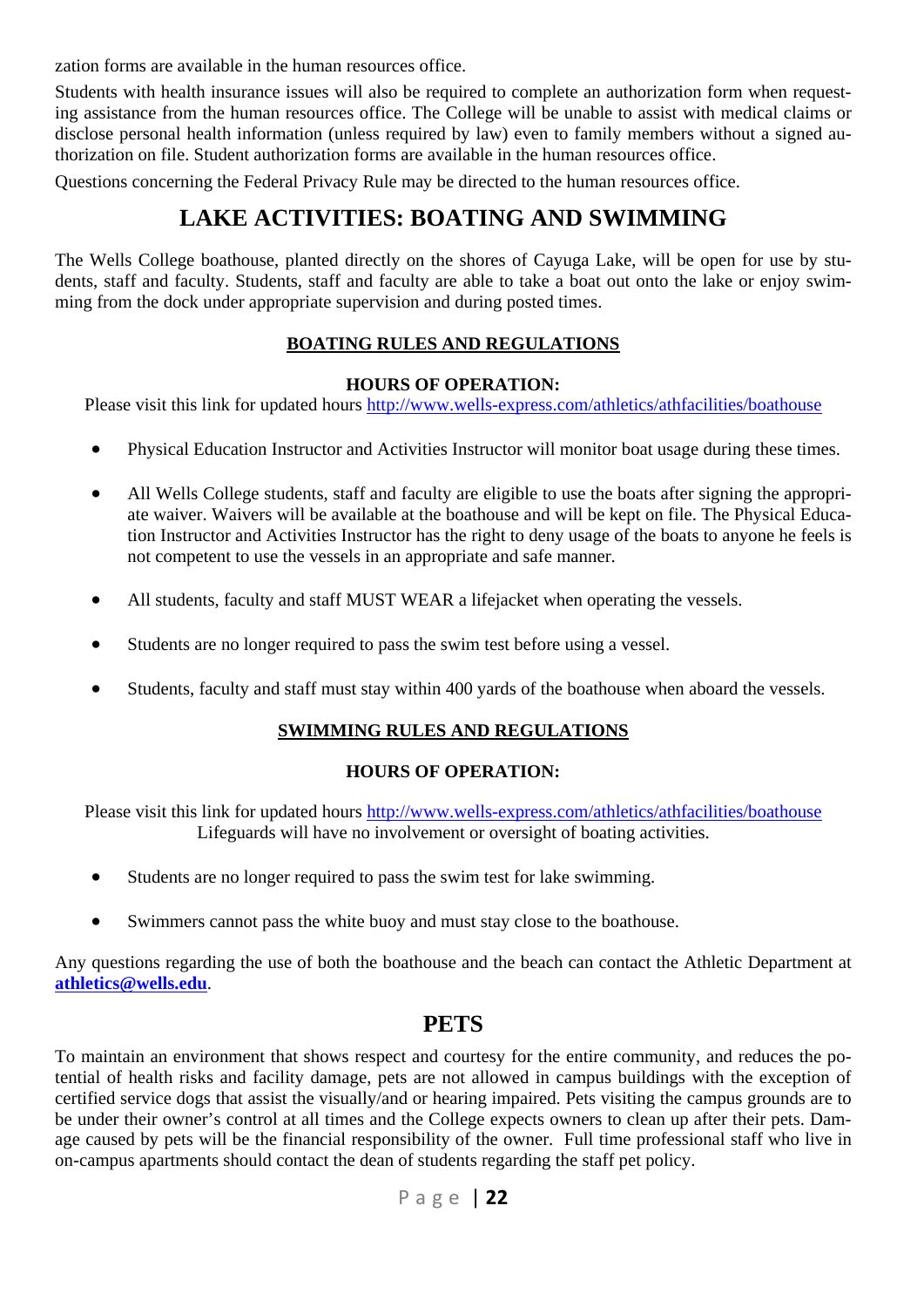zation forms are available in the human resources office.

Students with health insurance issues will also be required to complete an authorization form when requesting assistance from the human resources office. The College will be unable to assist with medical claims or disclose personal health information (unless required by law) even to family members without a signed authorization on file. Student authorization forms are available in the human resources office.

Questions concerning the Federal Privacy Rule may be directed to the human resources office.

# LAKE ACTIVITIES: BOATING AND SWIMMING

The Wells College boathouse, planted directly on the shores of Cayuga Lake, will be open for use by students, staff and faculty. Students, staff and faculty are able to take a boat out onto the lake or enjoy swimming from the dock under appropriate supervision and during posted times.

## BOATING RULES AND REGULATIONS

**HOURS OF OPERATION:**

Please visit this link for updated hours http://www.wells-express.com/athletics/athfacilities/boathouse

- Physical Education Instructor and Activities Instructor will monitor boat usage during these times.
- All Wells College students, staff and faculty are eligible to use the boats after signing the appropriate waiver. Waivers will be available at the boathouse and will be kept on file. The Physical Education Instructor and Activities Instructor has the right to deny usage of the boats to anyone he feels is not competent to use the vessels in an appropriate and safe manner.
- All students, faculty and staff MUST WEAR a lifejacket when operating the vessels.
- Students are no longer required to pass the swim test before using a vessel.
- Students, faculty and staff must stay within 400 yards of the boathouse when aboard the vessels.

## SWIMMING RULES AND REGULATIONS

**HOURS OF OPERATION:**

Please visit this link for updated hours http://www.wells-express.com/athletics/athfacilities/boathouse
Lifeguards will have no involvement or oversight of boating activities.

- Students are no longer required to pass the swim test for lake swimming.
- Swimmers cannot pass the white buoy and must stay close to the boathouse.

Any questions regarding the use of both the boathouse and the beach can contact the Athletic Department at **athletics@wells.edu**.

# PETS

To maintain an environment that shows respect and courtesy for the entire community, and reduces the potential of health risks and facility damage, pets are not allowed in campus buildings with the exception of certified service dogs that assist the visually/and or hearing impaired. Pets visiting the campus grounds are to be under their owner's control at all times and the College expects owners to clean up after their pets. Damage caused by pets will be the financial responsibility of the owner. Full time professional staff who live in on-campus apartments should contact the dean of students regarding the staff pet policy.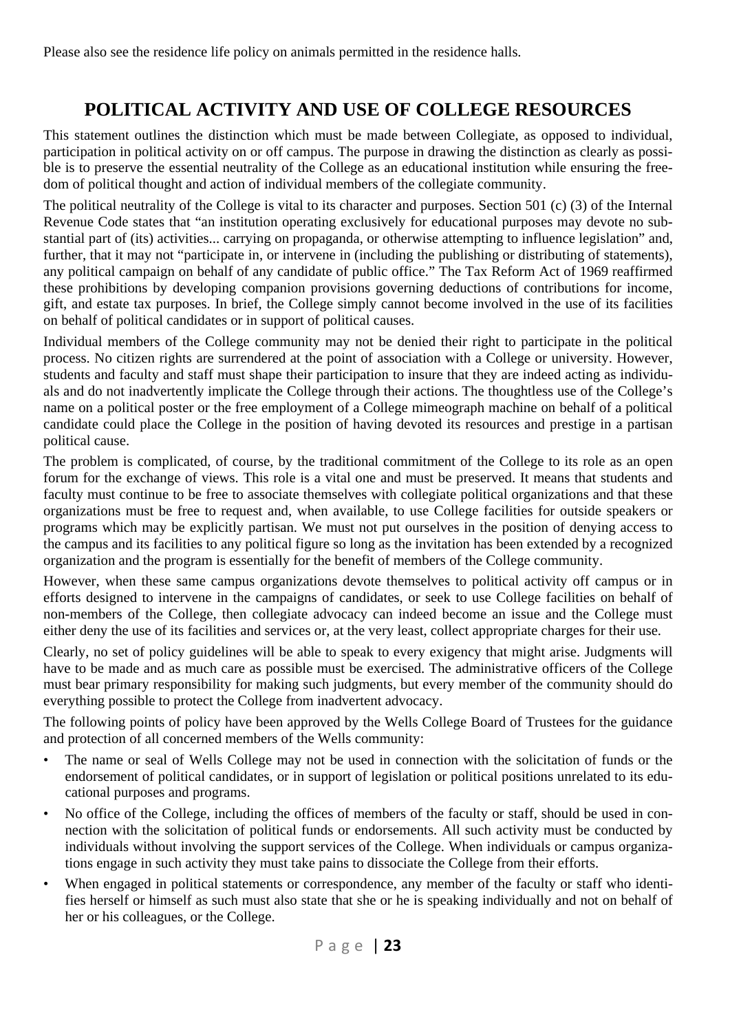Please also see the residence life policy on animals permitted in the residence halls.

## POLITICAL ACTIVITY AND USE OF COLLEGE RESOURCES

This statement outlines the distinction which must be made between Collegiate, as opposed to individual, participation in political activity on or off campus. The purpose in drawing the distinction as clearly as possible is to preserve the essential neutrality of the College as an educational institution while ensuring the freedom of political thought and action of individual members of the collegiate community.

The political neutrality of the College is vital to its character and purposes. Section 501 (c) (3) of the Internal Revenue Code states that "an institution operating exclusively for educational purposes may devote no substantial part of (its) activities... carrying on propaganda, or otherwise attempting to influence legislation" and, further, that it may not "participate in, or intervene in (including the publishing or distributing of statements), any political campaign on behalf of any candidate of public office." The Tax Reform Act of 1969 reaffirmed these prohibitions by developing companion provisions governing deductions of contributions for income, gift, and estate tax purposes. In brief, the College simply cannot become involved in the use of its facilities on behalf of political candidates or in support of political causes.

Individual members of the College community may not be denied their right to participate in the political process. No citizen rights are surrendered at the point of association with a College or university. However, students and faculty and staff must shape their participation to insure that they are indeed acting as individuals and do not inadvertently implicate the College through their actions. The thoughtless use of the College's name on a political poster or the free employment of a College mimeograph machine on behalf of a political candidate could place the College in the position of having devoted its resources and prestige in a partisan political cause.

The problem is complicated, of course, by the traditional commitment of the College to its role as an open forum for the exchange of views. This role is a vital one and must be preserved. It means that students and faculty must continue to be free to associate themselves with collegiate political organizations and that these organizations must be free to request and, when available, to use College facilities for outside speakers or programs which may be explicitly partisan. We must not put ourselves in the position of denying access to the campus and its facilities to any political figure so long as the invitation has been extended by a recognized organization and the program is essentially for the benefit of members of the College community.

However, when these same campus organizations devote themselves to political activity off campus or in efforts designed to intervene in the campaigns of candidates, or seek to use College facilities on behalf of non-members of the College, then collegiate advocacy can indeed become an issue and the College must either deny the use of its facilities and services or, at the very least, collect appropriate charges for their use.

Clearly, no set of policy guidelines will be able to speak to every exigency that might arise. Judgments will have to be made and as much care as possible must be exercised. The administrative officers of the College must bear primary responsibility for making such judgments, but every member of the community should do everything possible to protect the College from inadvertent advocacy.

The following points of policy have been approved by the Wells College Board of Trustees for the guidance and protection of all concerned members of the Wells community:

- The name or seal of Wells College may not be used in connection with the solicitation of funds or the endorsement of political candidates, or in support of legislation or political positions unrelated to its educational purposes and programs.
- No office of the College, including the offices of members of the faculty or staff, should be used in connection with the solicitation of political funds or endorsements. All such activity must be conducted by individuals without involving the support services of the College. When individuals or campus organizations engage in such activity they must take pains to dissociate the College from their efforts.
- When engaged in political statements or correspondence, any member of the faculty or staff who identifies herself or himself as such must also state that she or he is speaking individually and not on behalf of her or his colleagues, or the College.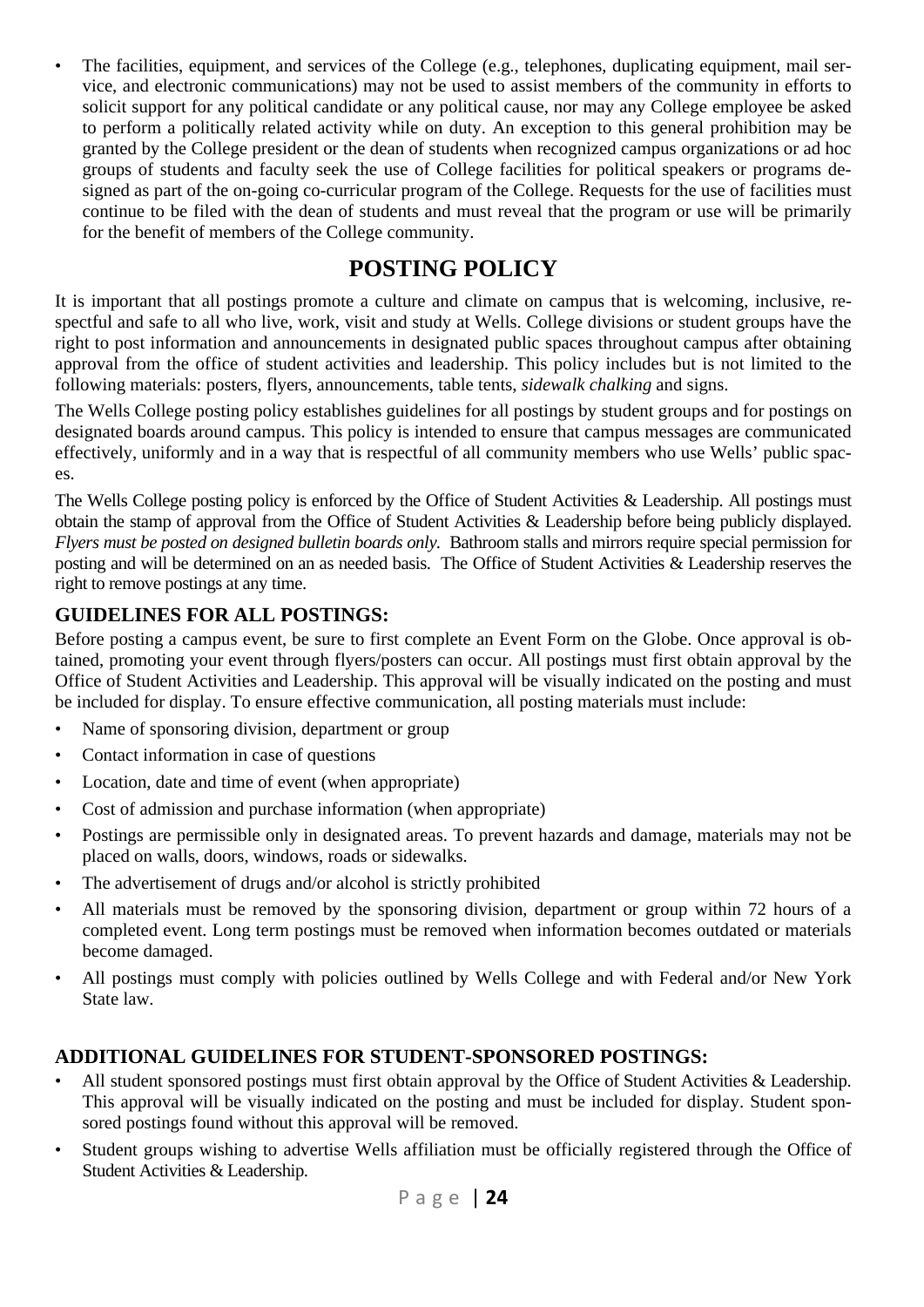- The facilities, equipment, and services of the College (e.g., telephones, duplicating equipment, mail service, and electronic communications) may not be used to assist members of the community in efforts to solicit support for any political candidate or any political cause, nor may any College employee be asked to perform a politically related activity while on duty. An exception to this general prohibition may be granted by the College president or the dean of students when recognized campus organizations or ad hoc groups of students and faculty seek the use of College facilities for political speakers or programs designed as part of the on-going co-curricular program of the College. Requests for the use of facilities must continue to be filed with the dean of students and must reveal that the program or use will be primarily for the benefit of members of the College community.

# POSTING POLICY

It is important that all postings promote a culture and climate on campus that is welcoming, inclusive, respectful and safe to all who live, work, visit and study at Wells. College divisions or student groups have the right to post information and announcements in designated public spaces throughout campus after obtaining approval from the office of student activities and leadership. This policy includes but is not limited to the following materials: posters, flyers, announcements, table tents, *sidewalk chalking* and signs.

The Wells College posting policy establishes guidelines for all postings by student groups and for postings on designated boards around campus. This policy is intended to ensure that campus messages are communicated effectively, uniformly and in a way that is respectful of all community members who use Wells' public spaces.

The Wells College posting policy is enforced by the Office of Student Activities & Leadership. All postings must obtain the stamp of approval from the Office of Student Activities & Leadership before being publicly displayed. *Flyers must be posted on designed bulletin boards only.* Bathroom stalls and mirrors require special permission for posting and will be determined on an as needed basis. The Office of Student Activities & Leadership reserves the right to remove postings at any time.

## GUIDELINES FOR ALL POSTINGS:

Before posting a campus event, be sure to first complete an Event Form on the Globe. Once approval is obtained, promoting your event through flyers/posters can occur. All postings must first obtain approval by the Office of Student Activities and Leadership. This approval will be visually indicated on the posting and must be included for display. To ensure effective communication, all posting materials must include:

- Name of sponsoring division, department or group
- Contact information in case of questions
- Location, date and time of event (when appropriate)
- Cost of admission and purchase information (when appropriate)
- Postings are permissible only in designated areas. To prevent hazards and damage, materials may not be placed on walls, doors, windows, roads or sidewalks.
- The advertisement of drugs and/or alcohol is strictly prohibited
- All materials must be removed by the sponsoring division, department or group within 72 hours of a completed event. Long term postings must be removed when information becomes outdated or materials become damaged.
- All postings must comply with policies outlined by Wells College and with Federal and/or New York State law.

## ADDITIONAL GUIDELINES FOR STUDENT-SPONSORED POSTINGS:

- All student sponsored postings must first obtain approval by the Office of Student Activities & Leadership. This approval will be visually indicated on the posting and must be included for display. Student sponsored postings found without this approval will be removed.
- Student groups wishing to advertise Wells affiliation must be officially registered through the Office of Student Activities & Leadership.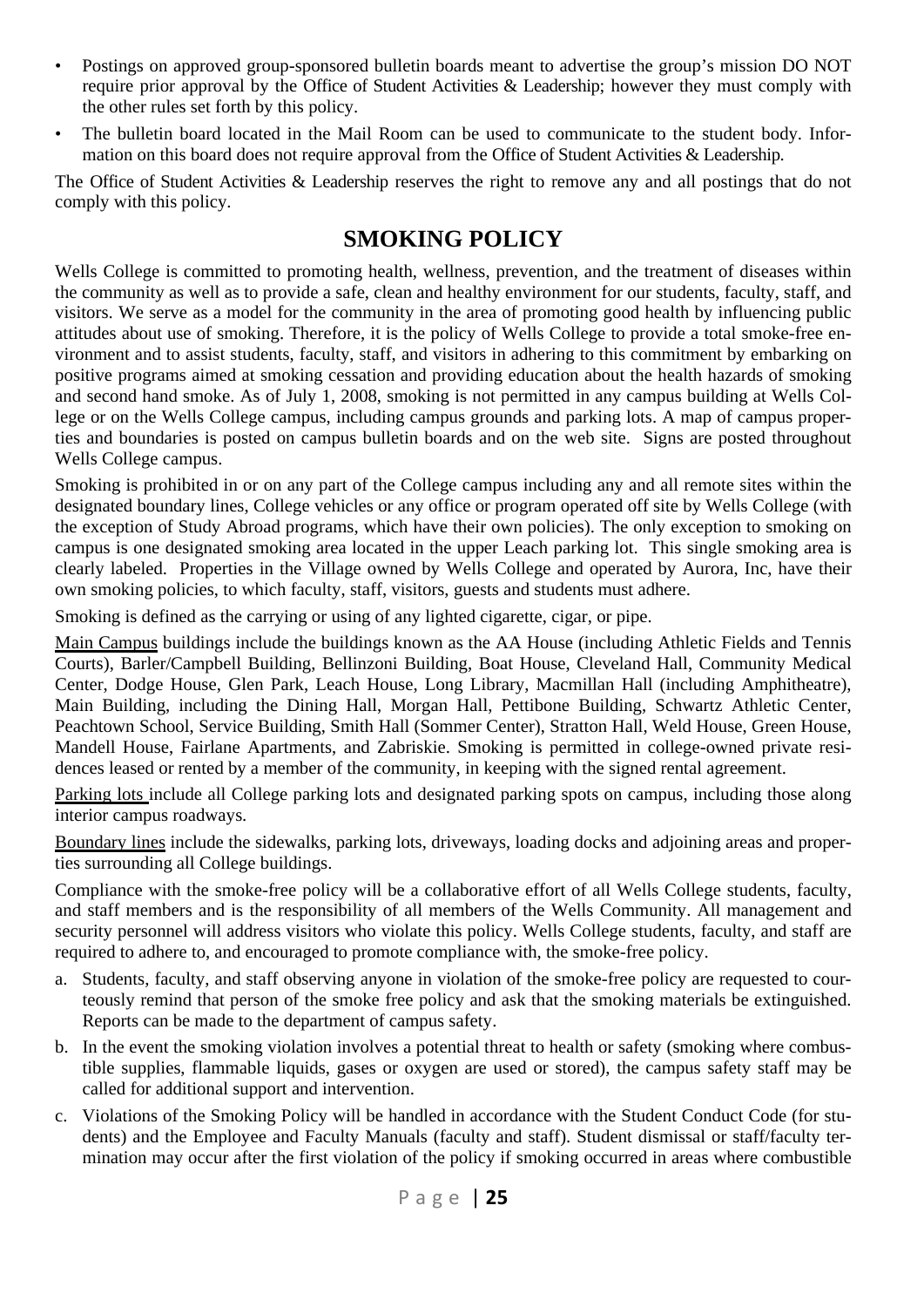- Postings on approved group-sponsored bulletin boards meant to advertise the group's mission DO NOT require prior approval by the Office of Student Activities & Leadership; however they must comply with the other rules set forth by this policy.
- The bulletin board located in the Mail Room can be used to communicate to the student body. Information on this board does not require approval from the Office of Student Activities & Leadership.

The Office of Student Activities & Leadership reserves the right to remove any and all postings that do not comply with this policy.

## SMOKING POLICY

Wells College is committed to promoting health, wellness, prevention, and the treatment of diseases within the community as well as to provide a safe, clean and healthy environment for our students, faculty, staff, and visitors. We serve as a model for the community in the area of promoting good health by influencing public attitudes about use of smoking. Therefore, it is the policy of Wells College to provide a total smoke-free environment and to assist students, faculty, staff, and visitors in adhering to this commitment by embarking on positive programs aimed at smoking cessation and providing education about the health hazards of smoking and second hand smoke. As of July 1, 2008, smoking is not permitted in any campus building at Wells College or on the Wells College campus, including campus grounds and parking lots. A map of campus properties and boundaries is posted on campus bulletin boards and on the web site. Signs are posted throughout Wells College campus.

Smoking is prohibited in or on any part of the College campus including any and all remote sites within the designated boundary lines, College vehicles or any office or program operated off site by Wells College (with the exception of Study Abroad programs, which have their own policies). The only exception to smoking on campus is one designated smoking area located in the upper Leach parking lot. This single smoking area is clearly labeled. Properties in the Village owned by Wells College and operated by Aurora, Inc, have their own smoking policies, to which faculty, staff, visitors, guests and students must adhere.

Smoking is defined as the carrying or using of any lighted cigarette, cigar, or pipe.

Main Campus buildings include the buildings known as the AA House (including Athletic Fields and Tennis Courts), Barler/Campbell Building, Bellinzoni Building, Boat House, Cleveland Hall, Community Medical Center, Dodge House, Glen Park, Leach House, Long Library, Macmillan Hall (including Amphitheatre), Main Building, including the Dining Hall, Morgan Hall, Pettibone Building, Schwartz Athletic Center, Peachtown School, Service Building, Smith Hall (Sommer Center), Stratton Hall, Weld House, Green House, Mandell House, Fairlane Apartments, and Zabriskie. Smoking is permitted in college-owned private residences leased or rented by a member of the community, in keeping with the signed rental agreement.

Parking lots include all College parking lots and designated parking spots on campus, including those along interior campus roadways.

Boundary lines include the sidewalks, parking lots, driveways, loading docks and adjoining areas and properties surrounding all College buildings.

Compliance with the smoke-free policy will be a collaborative effort of all Wells College students, faculty, and staff members and is the responsibility of all members of the Wells Community. All management and security personnel will address visitors who violate this policy. Wells College students, faculty, and staff are required to adhere to, and encouraged to promote compliance with, the smoke-free policy.

a. Students, faculty, and staff observing anyone in violation of the smoke-free policy are requested to courteously remind that person of the smoke free policy and ask that the smoking materials be extinguished. Reports can be made to the department of campus safety.
b. In the event the smoking violation involves a potential threat to health or safety (smoking where combustible supplies, flammable liquids, gases or oxygen are used or stored), the campus safety staff may be called for additional support and intervention.
c. Violations of the Smoking Policy will be handled in accordance with the Student Conduct Code (for students) and the Employee and Faculty Manuals (faculty and staff). Student dismissal or staff/faculty termination may occur after the first violation of the policy if smoking occurred in areas where combustible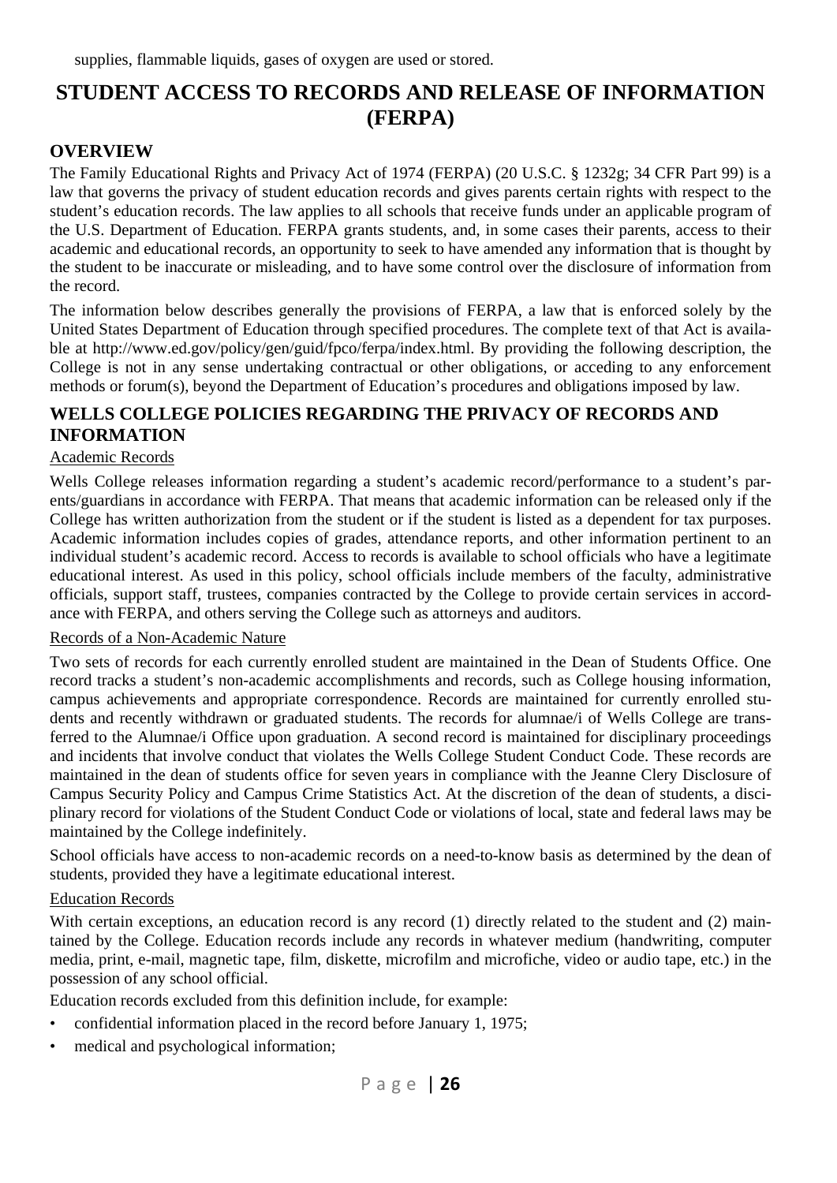supplies, flammable liquids, gases of oxygen are used or stored.

# STUDENT ACCESS TO RECORDS AND RELEASE OF INFORMATION (FERPA)

## OVERVIEW

The Family Educational Rights and Privacy Act of 1974 (FERPA) (20 U.S.C. § 1232g; 34 CFR Part 99) is a law that governs the privacy of student education records and gives parents certain rights with respect to the student's education records. The law applies to all schools that receive funds under an applicable program of the U.S. Department of Education. FERPA grants students, and, in some cases their parents, access to their academic and educational records, an opportunity to seek to have amended any information that is thought by the student to be inaccurate or misleading, and to have some control over the disclosure of information from the record.

The information below describes generally the provisions of FERPA, a law that is enforced solely by the United States Department of Education through specified procedures. The complete text of that Act is available at http://www.ed.gov/policy/gen/guid/fpco/ferpa/index.html. By providing the following description, the College is not in any sense undertaking contractual or other obligations, or acceding to any enforcement methods or forum(s), beyond the Department of Education's procedures and obligations imposed by law.

## WELLS COLLEGE POLICIES REGARDING THE PRIVACY OF RECORDS AND INFORMATION

### Academic Records

Wells College releases information regarding a student's academic record/performance to a student's parents/guardians in accordance with FERPA. That means that academic information can be released only if the College has written authorization from the student or if the student is listed as a dependent for tax purposes. Academic information includes copies of grades, attendance reports, and other information pertinent to an individual student's academic record. Access to records is available to school officials who have a legitimate educational interest. As used in this policy, school officials include members of the faculty, administrative officials, support staff, trustees, companies contracted by the College to provide certain services in accordance with FERPA, and others serving the College such as attorneys and auditors.

### Records of a Non-Academic Nature

Two sets of records for each currently enrolled student are maintained in the Dean of Students Office. One record tracks a student's non-academic accomplishments and records, such as College housing information, campus achievements and appropriate correspondence. Records are maintained for currently enrolled students and recently withdrawn or graduated students. The records for alumnae/i of Wells College are transferred to the Alumnae/i Office upon graduation. A second record is maintained for disciplinary proceedings and incidents that involve conduct that violates the Wells College Student Conduct Code. These records are maintained in the dean of students office for seven years in compliance with the Jeanne Clery Disclosure of Campus Security Policy and Campus Crime Statistics Act. At the discretion of the dean of students, a disciplinary record for violations of the Student Conduct Code or violations of local, state and federal laws may be maintained by the College indefinitely.

School officials have access to non-academic records on a need-to-know basis as determined by the dean of students, provided they have a legitimate educational interest.

### Education Records

With certain exceptions, an education record is any record (1) directly related to the student and (2) maintained by the College. Education records include any records in whatever medium (handwriting, computer media, print, e-mail, magnetic tape, film, diskette, microfilm and microfiche, video or audio tape, etc.) in the possession of any school official.

Education records excluded from this definition include, for example:

- confidential information placed in the record before January 1, 1975;
- medical and psychological information;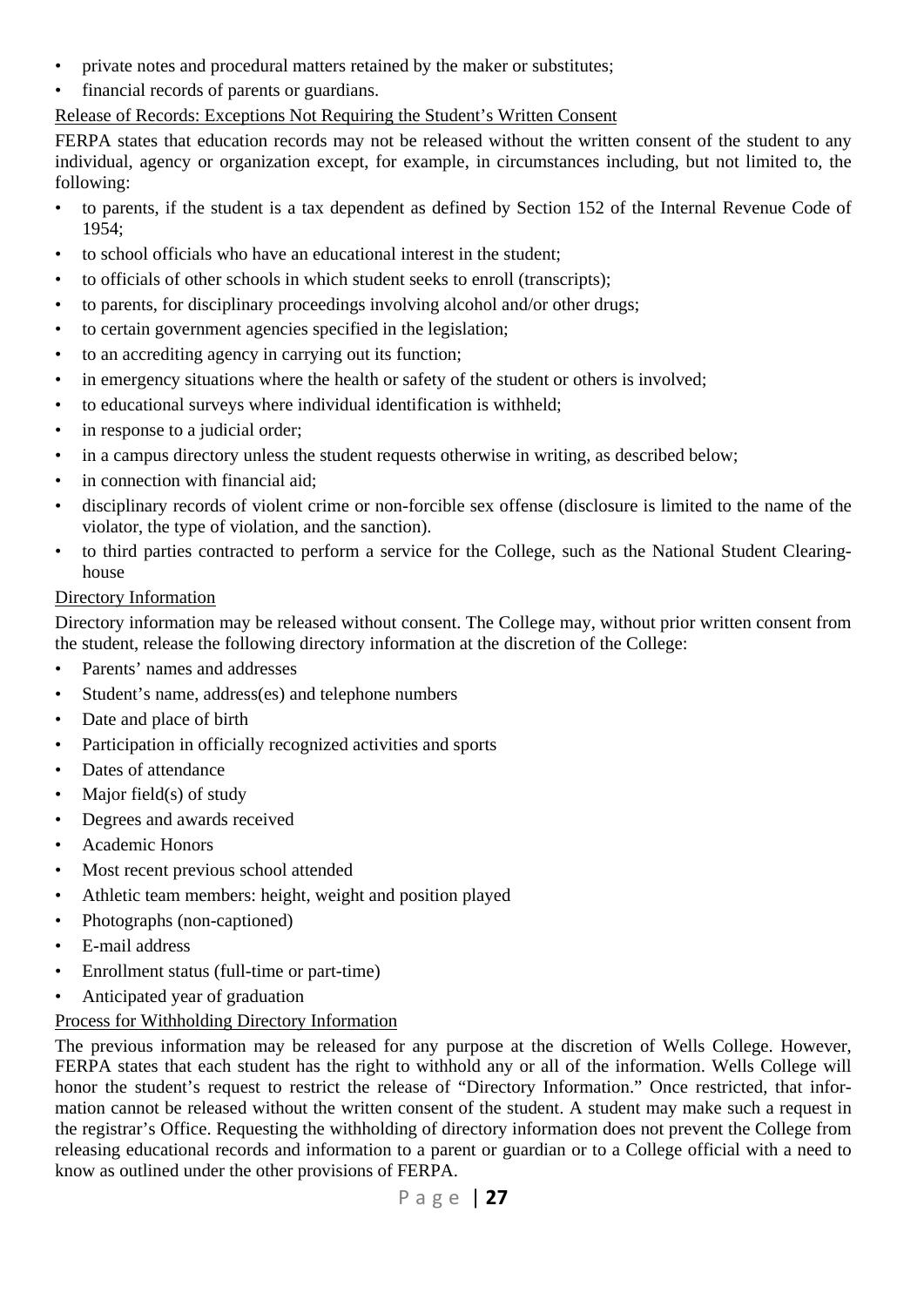- private notes and procedural matters retained by the maker or substitutes;
- financial records of parents or guardians.

Release of Records: Exceptions Not Requiring the Student's Written Consent

FERPA states that education records may not be released without the written consent of the student to any individual, agency or organization except, for example, in circumstances including, but not limited to, the following:

- to parents, if the student is a tax dependent as defined by Section 152 of the Internal Revenue Code of 1954;
- to school officials who have an educational interest in the student;
- to officials of other schools in which student seeks to enroll (transcripts);
- to parents, for disciplinary proceedings involving alcohol and/or other drugs;
- to certain government agencies specified in the legislation;
- to an accrediting agency in carrying out its function;
- in emergency situations where the health or safety of the student or others is involved;
- to educational surveys where individual identification is withheld;
- in response to a judicial order;
- in a campus directory unless the student requests otherwise in writing, as described below;
- in connection with financial aid;
- disciplinary records of violent crime or non-forcible sex offense (disclosure is limited to the name of the violator, the type of violation, and the sanction).
- to third parties contracted to perform a service for the College, such as the National Student Clearinghouse

Directory Information

Directory information may be released without consent. The College may, without prior written consent from the student, release the following directory information at the discretion of the College:

- Parents' names and addresses
- Student's name, address(es) and telephone numbers
- Date and place of birth
- Participation in officially recognized activities and sports
- Dates of attendance
- Major field(s) of study
- Degrees and awards received
- Academic Honors
- Most recent previous school attended
- Athletic team members: height, weight and position played
- Photographs (non-captioned)
- E-mail address
- Enrollment status (full-time or part-time)
- Anticipated year of graduation

Process for Withholding Directory Information

The previous information may be released for any purpose at the discretion of Wells College. However, FERPA states that each student has the right to withhold any or all of the information. Wells College will honor the student's request to restrict the release of "Directory Information." Once restricted, that information cannot be released without the written consent of the student. A student may make such a request in the registrar's Office. Requesting the withholding of directory information does not prevent the College from releasing educational records and information to a parent or guardian or to a College official with a need to know as outlined under the other provisions of FERPA.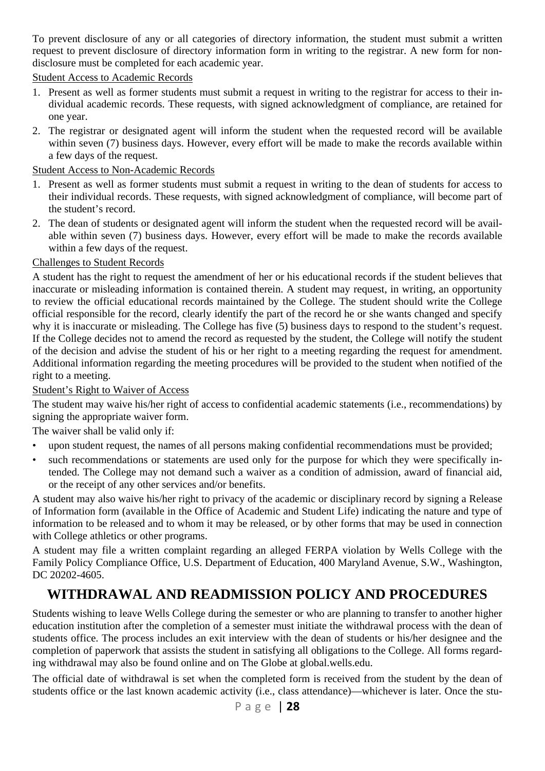To prevent disclosure of any or all categories of directory information, the student must submit a written request to prevent disclosure of directory information form in writing to the registrar. A new form for non-disclosure must be completed for each academic year.

Student Access to Academic Records

1. Present as well as former students must submit a request in writing to the registrar for access to their individual academic records. These requests, with signed acknowledgment of compliance, are retained for one year.
2. The registrar or designated agent will inform the student when the requested record will be available within seven (7) business days. However, every effort will be made to make the records available within a few days of the request.

Student Access to Non-Academic Records

1. Present as well as former students must submit a request in writing to the dean of students for access to their individual records. These requests, with signed acknowledgment of compliance, will become part of the student's record.
2. The dean of students or designated agent will inform the student when the requested record will be available within seven (7) business days. However, every effort will be made to make the records available within a few days of the request.

Challenges to Student Records

A student has the right to request the amendment of her or his educational records if the student believes that inaccurate or misleading information is contained therein. A student may request, in writing, an opportunity to review the official educational records maintained by the College. The student should write the College official responsible for the record, clearly identify the part of the record he or she wants changed and specify why it is inaccurate or misleading. The College has five (5) business days to respond to the student's request. If the College decides not to amend the record as requested by the student, the College will notify the student of the decision and advise the student of his or her right to a meeting regarding the request for amendment. Additional information regarding the meeting procedures will be provided to the student when notified of the right to a meeting.

Student's Right to Waiver of Access

The student may waive his/her right of access to confidential academic statements (i.e., recommendations) by signing the appropriate waiver form.

The waiver shall be valid only if:

- upon student request, the names of all persons making confidential recommendations must be provided;
- such recommendations or statements are used only for the purpose for which they were specifically intended. The College may not demand such a waiver as a condition of admission, award of financial aid, or the receipt of any other services and/or benefits.

A student may also waive his/her right to privacy of the academic or disciplinary record by signing a Release of Information form (available in the Office of Academic and Student Life) indicating the nature and type of information to be released and to whom it may be released, or by other forms that may be used in connection with College athletics or other programs.

A student may file a written complaint regarding an alleged FERPA violation by Wells College with the Family Policy Compliance Office, U.S. Department of Education, 400 Maryland Avenue, S.W., Washington, DC 20202-4605.

## WITHDRAWAL AND READMISSION POLICY AND PROCEDURES

Students wishing to leave Wells College during the semester or who are planning to transfer to another higher education institution after the completion of a semester must initiate the withdrawal process with the dean of students office. The process includes an exit interview with the dean of students or his/her designee and the completion of paperwork that assists the student in satisfying all obligations to the College. All forms regarding withdrawal may also be found online and on The Globe at global.wells.edu.

The official date of withdrawal is set when the completed form is received from the student by the dean of students office or the last known academic activity (i.e., class attendance)—whichever is later. Once the stu-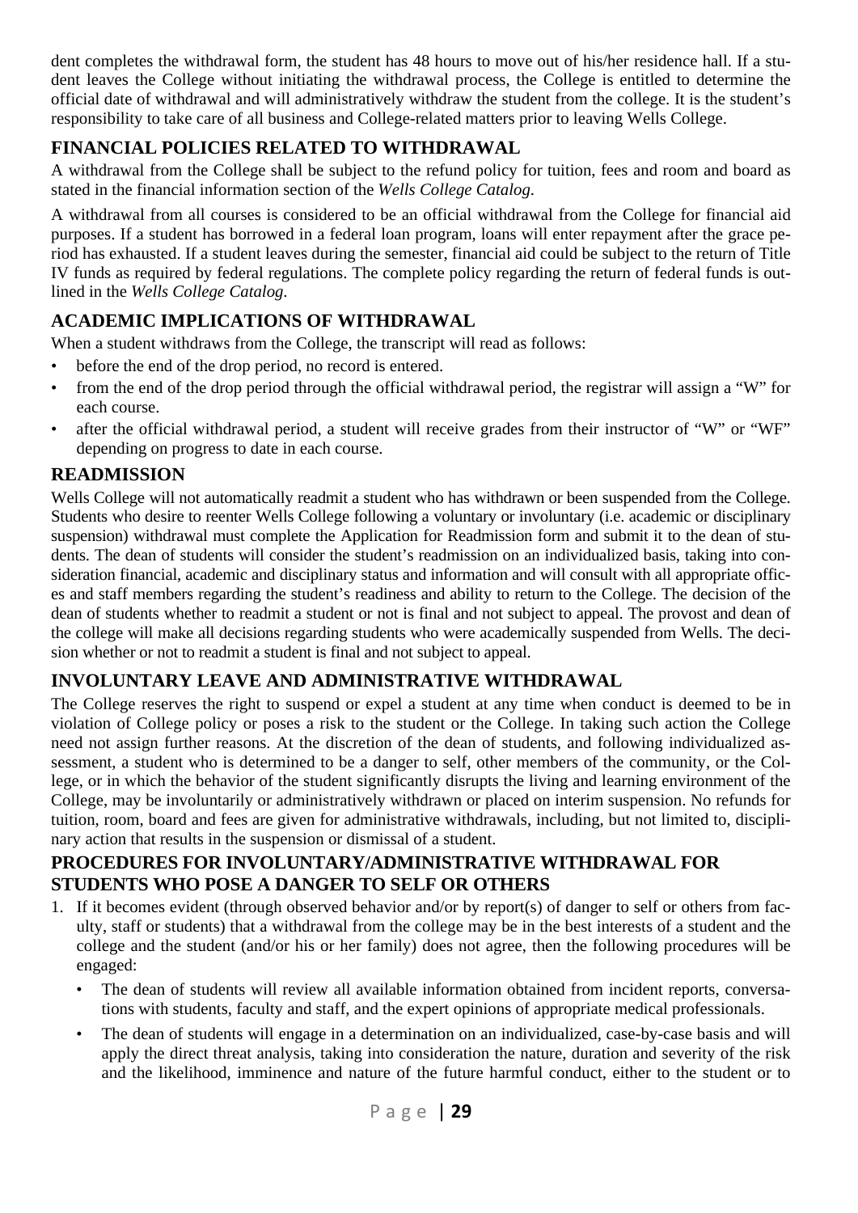dent completes the withdrawal form, the student has 48 hours to move out of his/her residence hall. If a student leaves the College without initiating the withdrawal process, the College is entitled to determine the official date of withdrawal and will administratively withdraw the student from the college. It is the student's responsibility to take care of all business and College-related matters prior to leaving Wells College.

## FINANCIAL POLICIES RELATED TO WITHDRAWAL

A withdrawal from the College shall be subject to the refund policy for tuition, fees and room and board as stated in the financial information section of the *Wells College Catalog*.

A withdrawal from all courses is considered to be an official withdrawal from the College for financial aid purposes. If a student has borrowed in a federal loan program, loans will enter repayment after the grace period has exhausted. If a student leaves during the semester, financial aid could be subject to the return of Title IV funds as required by federal regulations. The complete policy regarding the return of federal funds is outlined in the *Wells College Catalog*.

## ACADEMIC IMPLICATIONS OF WITHDRAWAL

When a student withdraws from the College, the transcript will read as follows:

- before the end of the drop period, no record is entered.
- from the end of the drop period through the official withdrawal period, the registrar will assign a "W" for each course.
- after the official withdrawal period, a student will receive grades from their instructor of "W" or "WF" depending on progress to date in each course.

## READMISSION

Wells College will not automatically readmit a student who has withdrawn or been suspended from the College. Students who desire to reenter Wells College following a voluntary or involuntary (i.e. academic or disciplinary suspension) withdrawal must complete the Application for Readmission form and submit it to the dean of students. The dean of students will consider the student's readmission on an individualized basis, taking into consideration financial, academic and disciplinary status and information and will consult with all appropriate offices and staff members regarding the student's readiness and ability to return to the College. The decision of the dean of students whether to readmit a student or not is final and not subject to appeal. The provost and dean of the college will make all decisions regarding students who were academically suspended from Wells. The decision whether or not to readmit a student is final and not subject to appeal.

## INVOLUNTARY LEAVE AND ADMINISTRATIVE WITHDRAWAL

The College reserves the right to suspend or expel a student at any time when conduct is deemed to be in violation of College policy or poses a risk to the student or the College. In taking such action the College need not assign further reasons. At the discretion of the dean of students, and following individualized assessment, a student who is determined to be a danger to self, other members of the community, or the College, or in which the behavior of the student significantly disrupts the living and learning environment of the College, may be involuntarily or administratively withdrawn or placed on interim suspension. No refunds for tuition, room, board and fees are given for administrative withdrawals, including, but not limited to, disciplinary action that results in the suspension or dismissal of a student.

## PROCEDURES FOR INVOLUNTARY/ADMINISTRATIVE WITHDRAWAL FOR STUDENTS WHO POSE A DANGER TO SELF OR OTHERS

1. If it becomes evident (through observed behavior and/or by report(s) of danger to self or others from faculty, staff or students) that a withdrawal from the college may be in the best interests of a student and the college and the student (and/or his or her family) does not agree, then the following procedures will be engaged:
   - The dean of students will review all available information obtained from incident reports, conversations with students, faculty and staff, and the expert opinions of appropriate medical professionals.
   - The dean of students will engage in a determination on an individualized, case-by-case basis and will apply the direct threat analysis, taking into consideration the nature, duration and severity of the risk and the likelihood, imminence and nature of the future harmful conduct, either to the student or to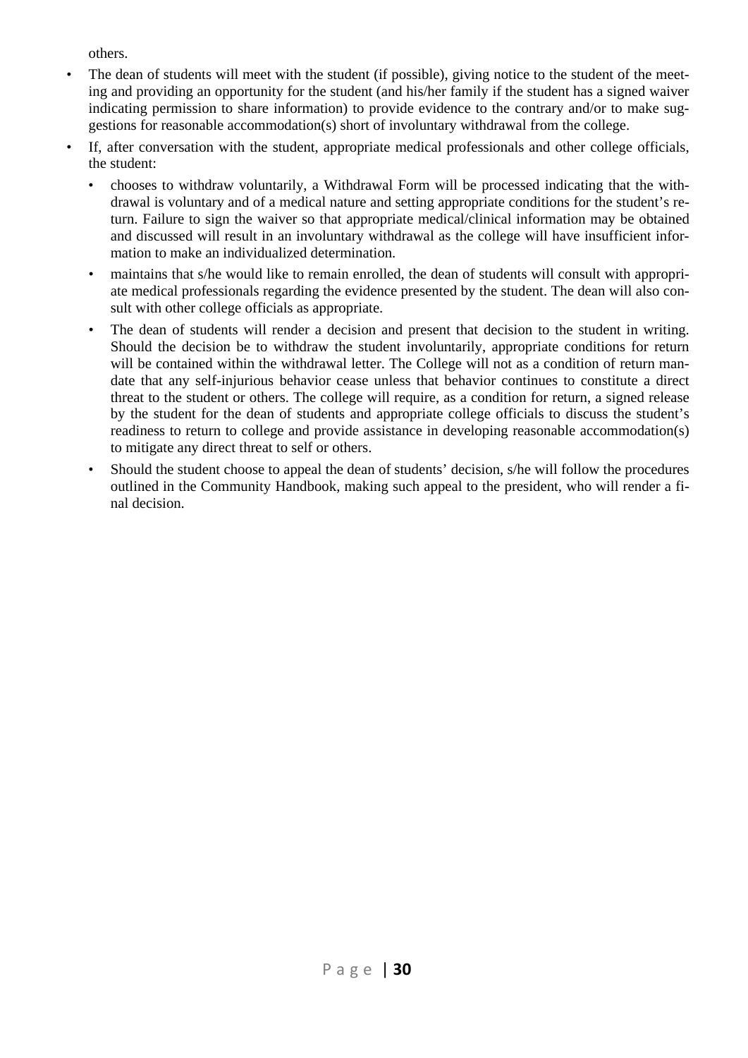others.

- The dean of students will meet with the student (if possible), giving notice to the student of the meeting and providing an opportunity for the student (and his/her family if the student has a signed waiver indicating permission to share information) to provide evidence to the contrary and/or to make suggestions for reasonable accommodation(s) short of involuntary withdrawal from the college.
- If, after conversation with the student, appropriate medical professionals and other college officials, the student:
  - chooses to withdraw voluntarily, a Withdrawal Form will be processed indicating that the withdrawal is voluntary and of a medical nature and setting appropriate conditions for the student's return. Failure to sign the waiver so that appropriate medical/clinical information may be obtained and discussed will result in an involuntary withdrawal as the college will have insufficient information to make an individualized determination.
  - maintains that s/he would like to remain enrolled, the dean of students will consult with appropriate medical professionals regarding the evidence presented by the student. The dean will also consult with other college officials as appropriate.
  - The dean of students will render a decision and present that decision to the student in writing. Should the decision be to withdraw the student involuntarily, appropriate conditions for return will be contained within the withdrawal letter. The College will not as a condition of return mandate that any self-injurious behavior cease unless that behavior continues to constitute a direct threat to the student or others. The college will require, as a condition for return, a signed release by the student for the dean of students and appropriate college officials to discuss the student's readiness to return to college and provide assistance in developing reasonable accommodation(s) to mitigate any direct threat to self or others.
  - Should the student choose to appeal the dean of students' decision, s/he will follow the procedures outlined in the Community Handbook, making such appeal to the president, who will render a final decision.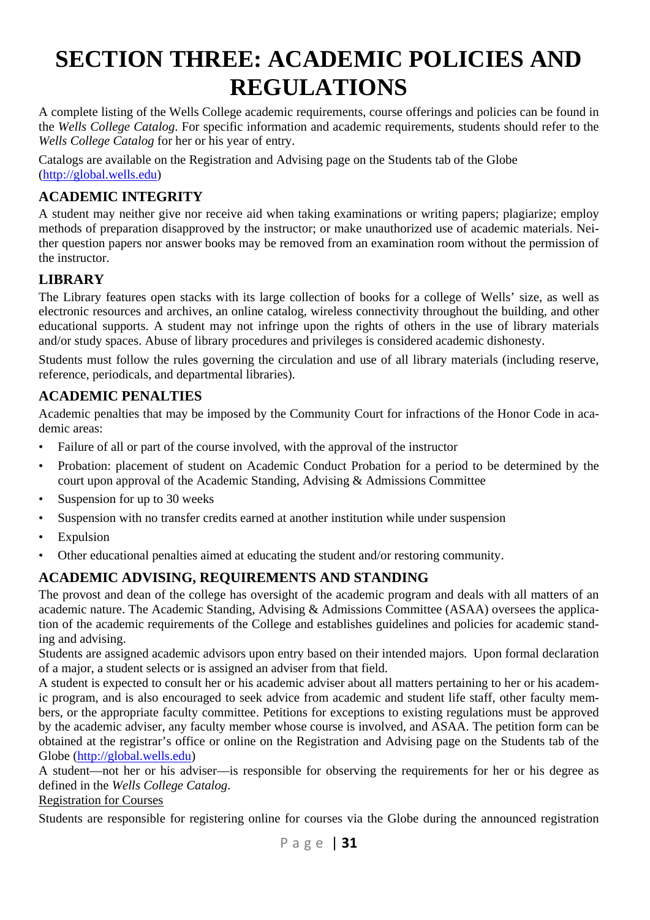# SECTION THREE: ACADEMIC POLICIES AND REGULATIONS

A complete listing of the Wells College academic requirements, course offerings and policies can be found in the *Wells College Catalog*. For specific information and academic requirements, students should refer to the *Wells College Catalog* for her or his year of entry.

Catalogs are available on the Registration and Advising page on the Students tab of the Globe (http://global.wells.edu)

## ACADEMIC INTEGRITY

A student may neither give nor receive aid when taking examinations or writing papers; plagiarize; employ methods of preparation disapproved by the instructor; or make unauthorized use of academic materials. Neither question papers nor answer books may be removed from an examination room without the permission of the instructor.

## LIBRARY

The Library features open stacks with its large collection of books for a college of Wells' size, as well as electronic resources and archives, an online catalog, wireless connectivity throughout the building, and other educational supports. A student may not infringe upon the rights of others in the use of library materials and/or study spaces. Abuse of library procedures and privileges is considered academic dishonesty.

Students must follow the rules governing the circulation and use of all library materials (including reserve, reference, periodicals, and departmental libraries).

## ACADEMIC PENALTIES

Academic penalties that may be imposed by the Community Court for infractions of the Honor Code in academic areas:

- Failure of all or part of the course involved, with the approval of the instructor
- Probation: placement of student on Academic Conduct Probation for a period to be determined by the court upon approval of the Academic Standing, Advising & Admissions Committee
- Suspension for up to 30 weeks
- Suspension with no transfer credits earned at another institution while under suspension
- Expulsion
- Other educational penalties aimed at educating the student and/or restoring community.

## ACADEMIC ADVISING, REQUIREMENTS AND STANDING

The provost and dean of the college has oversight of the academic program and deals with all matters of an academic nature. The Academic Standing, Advising & Admissions Committee (ASAA) oversees the application of the academic requirements of the College and establishes guidelines and policies for academic standing and advising.

Students are assigned academic advisors upon entry based on their intended majors. Upon formal declaration of a major, a student selects or is assigned an adviser from that field.

A student is expected to consult her or his academic adviser about all matters pertaining to her or his academic program, and is also encouraged to seek advice from academic and student life staff, other faculty members, or the appropriate faculty committee. Petitions for exceptions to existing regulations must be approved by the academic adviser, any faculty member whose course is involved, and ASAA. The petition form can be obtained at the registrar's office or online on the Registration and Advising page on the Students tab of the Globe (http://global.wells.edu)

A student—not her or his adviser—is responsible for observing the requirements for her or his degree as defined in the *Wells College Catalog*.

Registration for Courses

Students are responsible for registering online for courses via the Globe during the announced registration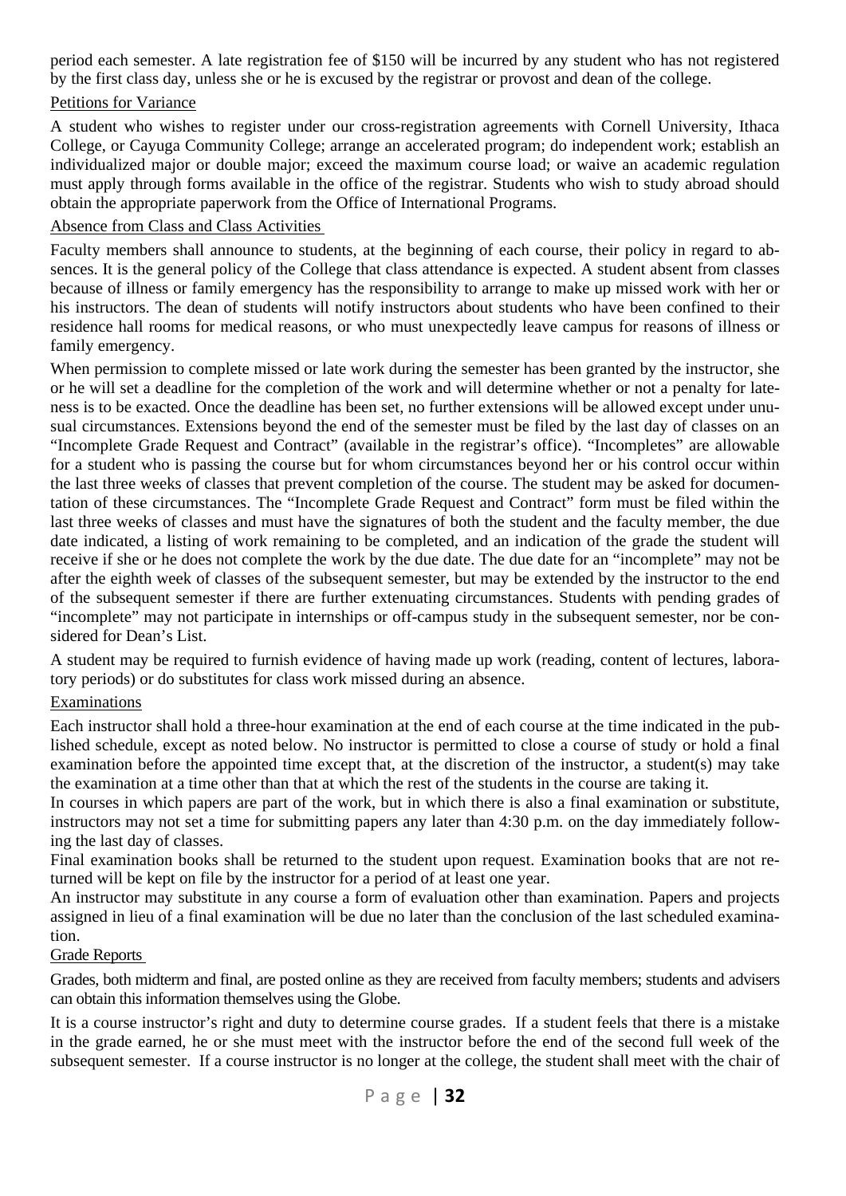period each semester. A late registration fee of $150 will be incurred by any student who has not registered by the first class day, unless she or he is excused by the registrar or provost and dean of the college.

### Petitions for Variance

A student who wishes to register under our cross-registration agreements with Cornell University, Ithaca College, or Cayuga Community College; arrange an accelerated program; do independent work; establish an individualized major or double major; exceed the maximum course load; or waive an academic regulation must apply through forms available in the office of the registrar. Students who wish to study abroad should obtain the appropriate paperwork from the Office of International Programs.

### Absence from Class and Class Activities

Faculty members shall announce to students, at the beginning of each course, their policy in regard to absences. It is the general policy of the College that class attendance is expected. A student absent from classes because of illness or family emergency has the responsibility to arrange to make up missed work with her or his instructors. The dean of students will notify instructors about students who have been confined to their residence hall rooms for medical reasons, or who must unexpectedly leave campus for reasons of illness or family emergency.

When permission to complete missed or late work during the semester has been granted by the instructor, she or he will set a deadline for the completion of the work and will determine whether or not a penalty for lateness is to be exacted. Once the deadline has been set, no further extensions will be allowed except under unusual circumstances. Extensions beyond the end of the semester must be filed by the last day of classes on an "Incomplete Grade Request and Contract" (available in the registrar's office). "Incompletes" are allowable for a student who is passing the course but for whom circumstances beyond her or his control occur within the last three weeks of classes that prevent completion of the course. The student may be asked for documentation of these circumstances. The "Incomplete Grade Request and Contract" form must be filed within the last three weeks of classes and must have the signatures of both the student and the faculty member, the due date indicated, a listing of work remaining to be completed, and an indication of the grade the student will receive if she or he does not complete the work by the due date. The due date for an "incomplete" may not be after the eighth week of classes of the subsequent semester, but may be extended by the instructor to the end of the subsequent semester if there are further extenuating circumstances. Students with pending grades of "incomplete" may not participate in internships or off-campus study in the subsequent semester, nor be considered for Dean's List.

A student may be required to furnish evidence of having made up work (reading, content of lectures, laboratory periods) or do substitutes for class work missed during an absence.

### Examinations

Each instructor shall hold a three-hour examination at the end of each course at the time indicated in the published schedule, except as noted below. No instructor is permitted to close a course of study or hold a final examination before the appointed time except that, at the discretion of the instructor, a student(s) may take the examination at a time other than that at which the rest of the students in the course are taking it.

In courses in which papers are part of the work, but in which there is also a final examination or substitute, instructors may not set a time for submitting papers any later than 4:30 p.m. on the day immediately following the last day of classes.

Final examination books shall be returned to the student upon request. Examination books that are not returned will be kept on file by the instructor for a period of at least one year.

An instructor may substitute in any course a form of evaluation other than examination. Papers and projects assigned in lieu of a final examination will be due no later than the conclusion of the last scheduled examination.

### Grade Reports

Grades, both midterm and final, are posted online as they are received from faculty members; students and advisers can obtain this information themselves using the Globe.

It is a course instructor's right and duty to determine course grades. If a student feels that there is a mistake in the grade earned, he or she must meet with the instructor before the end of the second full week of the subsequent semester. If a course instructor is no longer at the college, the student shall meet with the chair of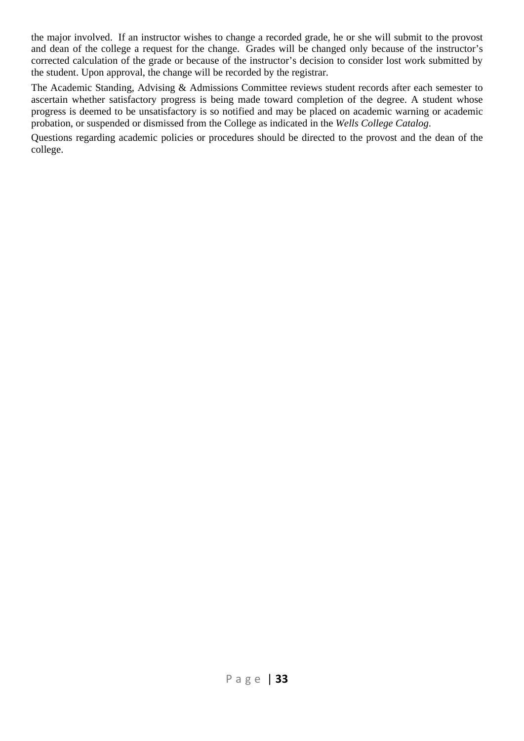the major involved. If an instructor wishes to change a recorded grade, he or she will submit to the provost and dean of the college a request for the change. Grades will be changed only because of the instructor's corrected calculation of the grade or because of the instructor's decision to consider lost work submitted by the student. Upon approval, the change will be recorded by the registrar.

The Academic Standing, Advising & Admissions Committee reviews student records after each semester to ascertain whether satisfactory progress is being made toward completion of the degree. A student whose progress is deemed to be unsatisfactory is so notified and may be placed on academic warning or academic probation, or suspended or dismissed from the College as indicated in the *Wells College Catalog*.

Questions regarding academic policies or procedures should be directed to the provost and the dean of the college.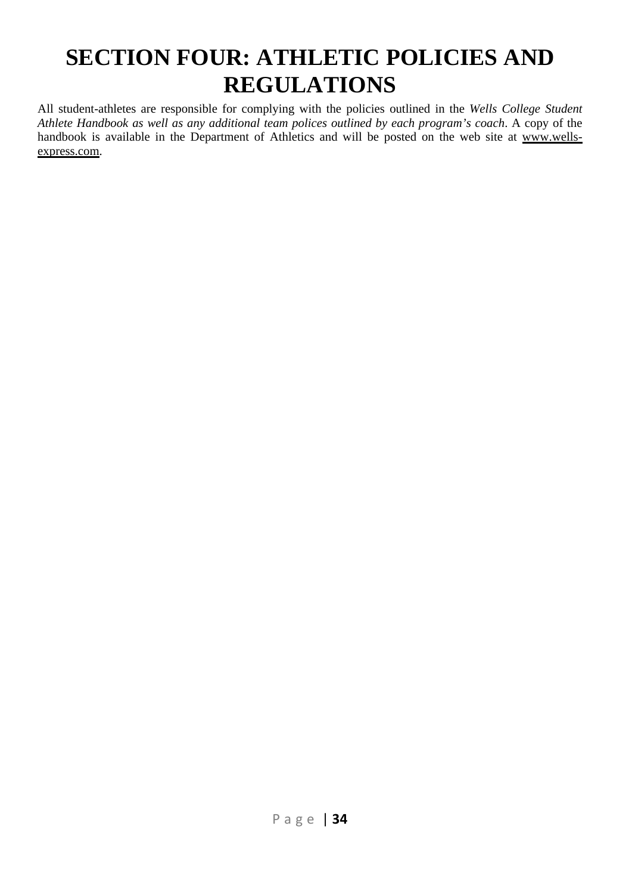# SECTION FOUR: ATHLETIC POLICIES AND REGULATIONS

All student-athletes are responsible for complying with the policies outlined in the *Wells College Student Athlete Handbook as well as any additional team polices outlined by each program's coach*. A copy of the handbook is available in the Department of Athletics and will be posted on the web site at www.wells-express.com.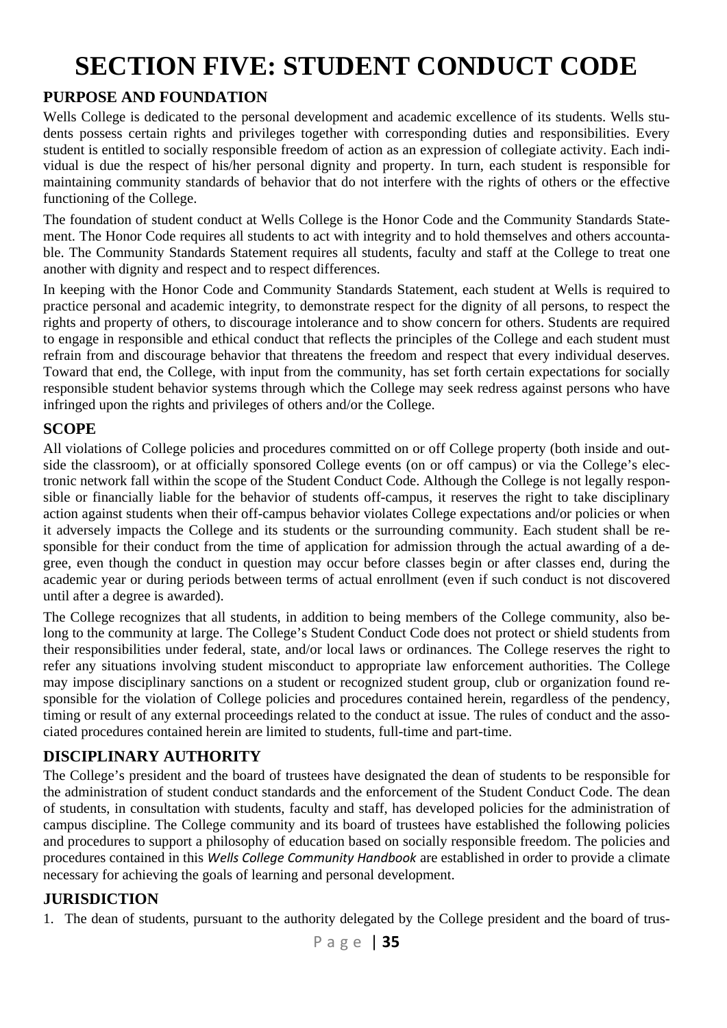# SECTION FIVE: STUDENT CONDUCT CODE

## PURPOSE AND FOUNDATION

Wells College is dedicated to the personal development and academic excellence of its students. Wells students possess certain rights and privileges together with corresponding duties and responsibilities. Every student is entitled to socially responsible freedom of action as an expression of collegiate activity. Each individual is due the respect of his/her personal dignity and property. In turn, each student is responsible for maintaining community standards of behavior that do not interfere with the rights of others or the effective functioning of the College.

The foundation of student conduct at Wells College is the Honor Code and the Community Standards Statement. The Honor Code requires all students to act with integrity and to hold themselves and others accountable. The Community Standards Statement requires all students, faculty and staff at the College to treat one another with dignity and respect and to respect differences.

In keeping with the Honor Code and Community Standards Statement, each student at Wells is required to practice personal and academic integrity, to demonstrate respect for the dignity of all persons, to respect the rights and property of others, to discourage intolerance and to show concern for others. Students are required to engage in responsible and ethical conduct that reflects the principles of the College and each student must refrain from and discourage behavior that threatens the freedom and respect that every individual deserves. Toward that end, the College, with input from the community, has set forth certain expectations for socially responsible student behavior systems through which the College may seek redress against persons who have infringed upon the rights and privileges of others and/or the College.

## SCOPE

All violations of College policies and procedures committed on or off College property (both inside and outside the classroom), or at officially sponsored College events (on or off campus) or via the College's electronic network fall within the scope of the Student Conduct Code. Although the College is not legally responsible or financially liable for the behavior of students off-campus, it reserves the right to take disciplinary action against students when their off-campus behavior violates College expectations and/or policies or when it adversely impacts the College and its students or the surrounding community. Each student shall be responsible for their conduct from the time of application for admission through the actual awarding of a degree, even though the conduct in question may occur before classes begin or after classes end, during the academic year or during periods between terms of actual enrollment (even if such conduct is not discovered until after a degree is awarded).

The College recognizes that all students, in addition to being members of the College community, also belong to the community at large. The College's Student Conduct Code does not protect or shield students from their responsibilities under federal, state, and/or local laws or ordinances. The College reserves the right to refer any situations involving student misconduct to appropriate law enforcement authorities. The College may impose disciplinary sanctions on a student or recognized student group, club or organization found responsible for the violation of College policies and procedures contained herein, regardless of the pendency, timing or result of any external proceedings related to the conduct at issue. The rules of conduct and the associated procedures contained herein are limited to students, full-time and part-time.

## DISCIPLINARY AUTHORITY

The College's president and the board of trustees have designated the dean of students to be responsible for the administration of student conduct standards and the enforcement of the Student Conduct Code. The dean of students, in consultation with students, faculty and staff, has developed policies for the administration of campus discipline. The College community and its board of trustees have established the following policies and procedures to support a philosophy of education based on socially responsible freedom. The policies and procedures contained in this *Wells College Community Handbook* are established in order to provide a climate necessary for achieving the goals of learning and personal development.

## JURISDICTION

1. The dean of students, pursuant to the authority delegated by the College president and the board of trus-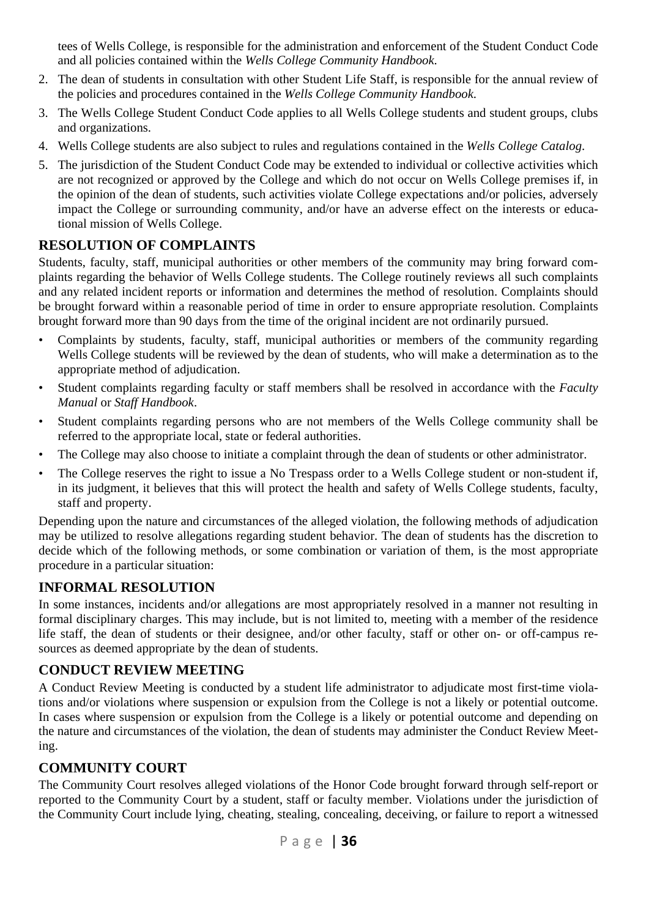tees of Wells College, is responsible for the administration and enforcement of the Student Conduct Code and all policies contained within the *Wells College Community Handbook*.

2. The dean of students in consultation with other Student Life Staff, is responsible for the annual review of the policies and procedures contained in the *Wells College Community Handbook.*
3. The Wells College Student Conduct Code applies to all Wells College students and student groups, clubs and organizations.
4. Wells College students are also subject to rules and regulations contained in the *Wells College Catalog*.
5. The jurisdiction of the Student Conduct Code may be extended to individual or collective activities which are not recognized or approved by the College and which do not occur on Wells College premises if, in the opinion of the dean of students, such activities violate College expectations and/or policies, adversely impact the College or surrounding community, and/or have an adverse effect on the interests or educational mission of Wells College.

## RESOLUTION OF COMPLAINTS

Students, faculty, staff, municipal authorities or other members of the community may bring forward complaints regarding the behavior of Wells College students. The College routinely reviews all such complaints and any related incident reports or information and determines the method of resolution. Complaints should be brought forward within a reasonable period of time in order to ensure appropriate resolution. Complaints brought forward more than 90 days from the time of the original incident are not ordinarily pursued.

- Complaints by students, faculty, staff, municipal authorities or members of the community regarding Wells College students will be reviewed by the dean of students, who will make a determination as to the appropriate method of adjudication.
- Student complaints regarding faculty or staff members shall be resolved in accordance with the *Faculty Manual* or *Staff Handbook*.
- Student complaints regarding persons who are not members of the Wells College community shall be referred to the appropriate local, state or federal authorities.
- The College may also choose to initiate a complaint through the dean of students or other administrator.
- The College reserves the right to issue a No Trespass order to a Wells College student or non-student if, in its judgment, it believes that this will protect the health and safety of Wells College students, faculty, staff and property.

Depending upon the nature and circumstances of the alleged violation, the following methods of adjudication may be utilized to resolve allegations regarding student behavior. The dean of students has the discretion to decide which of the following methods, or some combination or variation of them, is the most appropriate procedure in a particular situation:

## INFORMAL RESOLUTION

In some instances, incidents and/or allegations are most appropriately resolved in a manner not resulting in formal disciplinary charges. This may include, but is not limited to, meeting with a member of the residence life staff, the dean of students or their designee, and/or other faculty, staff or other on- or off-campus resources as deemed appropriate by the dean of students.

## CONDUCT REVIEW MEETING

A Conduct Review Meeting is conducted by a student life administrator to adjudicate most first-time violations and/or violations where suspension or expulsion from the College is not a likely or potential outcome. In cases where suspension or expulsion from the College is a likely or potential outcome and depending on the nature and circumstances of the violation, the dean of students may administer the Conduct Review Meeting.

## COMMUNITY COURT

The Community Court resolves alleged violations of the Honor Code brought forward through self-report or reported to the Community Court by a student, staff or faculty member. Violations under the jurisdiction of the Community Court include lying, cheating, stealing, concealing, deceiving, or failure to report a witnessed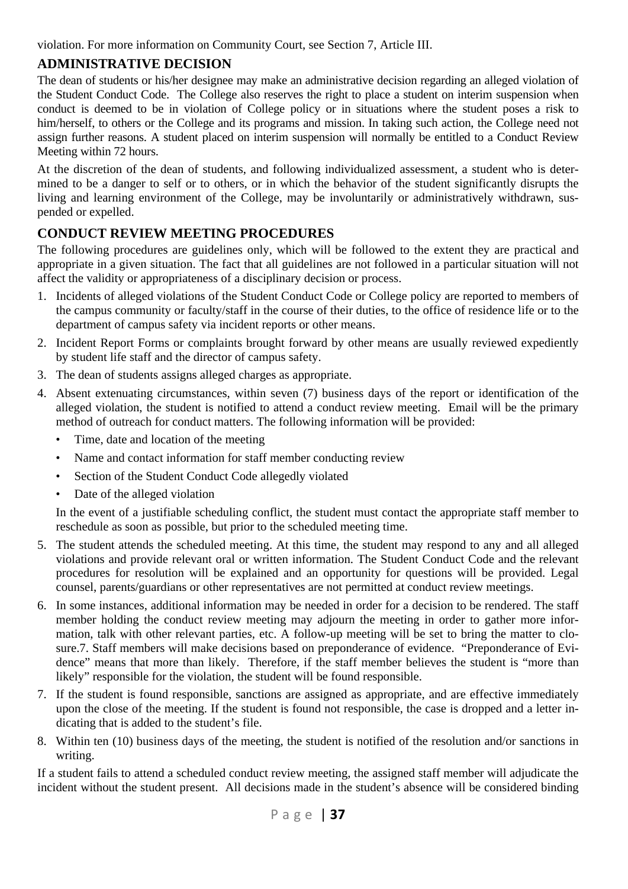violation. For more information on Community Court, see Section 7, Article III.

## ADMINISTRATIVE DECISION

The dean of students or his/her designee may make an administrative decision regarding an alleged violation of the Student Conduct Code. The College also reserves the right to place a student on interim suspension when conduct is deemed to be in violation of College policy or in situations where the student poses a risk to him/herself, to others or the College and its programs and mission. In taking such action, the College need not assign further reasons. A student placed on interim suspension will normally be entitled to a Conduct Review Meeting within 72 hours.

At the discretion of the dean of students, and following individualized assessment, a student who is determined to be a danger to self or to others, or in which the behavior of the student significantly disrupts the living and learning environment of the College, may be involuntarily or administratively withdrawn, suspended or expelled.

## CONDUCT REVIEW MEETING PROCEDURES

The following procedures are guidelines only, which will be followed to the extent they are practical and appropriate in a given situation. The fact that all guidelines are not followed in a particular situation will not affect the validity or appropriateness of a disciplinary decision or process.

1. Incidents of alleged violations of the Student Conduct Code or College policy are reported to members of the campus community or faculty/staff in the course of their duties, to the office of residence life or to the department of campus safety via incident reports or other means.
2. Incident Report Forms or complaints brought forward by other means are usually reviewed expediently by student life staff and the director of campus safety.
3. The dean of students assigns alleged charges as appropriate.
4. Absent extenuating circumstances, within seven (7) business days of the report or identification of the alleged violation, the student is notified to attend a conduct review meeting. Email will be the primary method of outreach for conduct matters. The following information will be provided:
   - Time, date and location of the meeting
   - Name and contact information for staff member conducting review
   - Section of the Student Conduct Code allegedly violated
   - Date of the alleged violation

   In the event of a justifiable scheduling conflict, the student must contact the appropriate staff member to reschedule as soon as possible, but prior to the scheduled meeting time.
5. The student attends the scheduled meeting. At this time, the student may respond to any and all alleged violations and provide relevant oral or written information. The Student Conduct Code and the relevant procedures for resolution will be explained and an opportunity for questions will be provided. Legal counsel, parents/guardians or other representatives are not permitted at conduct review meetings.
6. In some instances, additional information may be needed in order for a decision to be rendered. The staff member holding the conduct review meeting may adjourn the meeting in order to gather more information, talk with other relevant parties, etc. A follow-up meeting will be set to bring the matter to closure.7. Staff members will make decisions based on preponderance of evidence. "Preponderance of Evidence" means that more than likely. Therefore, if the staff member believes the student is "more than likely" responsible for the violation, the student will be found responsible.
7. If the student is found responsible, sanctions are assigned as appropriate, and are effective immediately upon the close of the meeting. If the student is found not responsible, the case is dropped and a letter indicating that is added to the student's file.
8. Within ten (10) business days of the meeting, the student is notified of the resolution and/or sanctions in writing.

If a student fails to attend a scheduled conduct review meeting, the assigned staff member will adjudicate the incident without the student present. All decisions made in the student's absence will be considered binding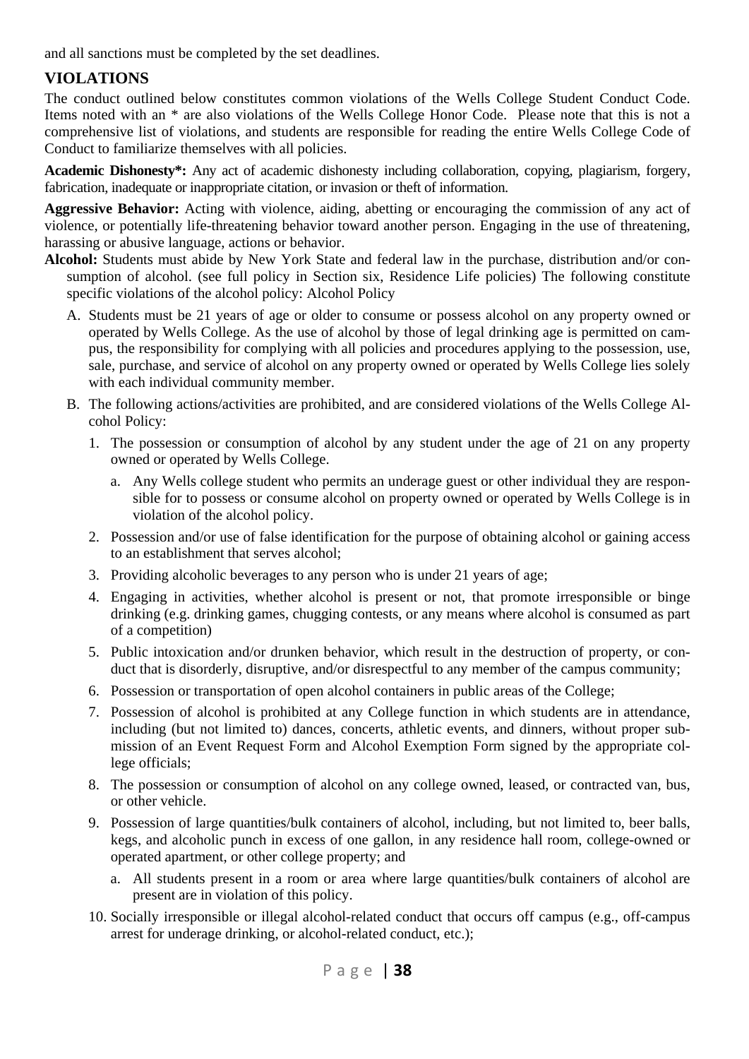and all sanctions must be completed by the set deadlines.

## VIOLATIONS

The conduct outlined below constitutes common violations of the Wells College Student Conduct Code. Items noted with an * are also violations of the Wells College Honor Code. Please note that this is not a comprehensive list of violations, and students are responsible for reading the entire Wells College Code of Conduct to familiarize themselves with all policies.

**Academic Dishonesty*:** Any act of academic dishonesty including collaboration, copying, plagiarism, forgery, fabrication, inadequate or inappropriate citation, or invasion or theft of information.

**Aggressive Behavior:** Acting with violence, aiding, abetting or encouraging the commission of any act of violence, or potentially life-threatening behavior toward another person. Engaging in the use of threatening, harassing or abusive language, actions or behavior.

**Alcohol:** Students must abide by New York State and federal law in the purchase, distribution and/or consumption of alcohol. (see full policy in Section six, Residence Life policies) The following constitute specific violations of the alcohol policy: Alcohol Policy

A. Students must be 21 years of age or older to consume or possess alcohol on any property owned or operated by Wells College. As the use of alcohol by those of legal drinking age is permitted on campus, the responsibility for complying with all policies and procedures applying to the possession, use, sale, purchase, and service of alcohol on any property owned or operated by Wells College lies solely with each individual community member.

B. The following actions/activities are prohibited, and are considered violations of the Wells College Alcohol Policy:

1. The possession or consumption of alcohol by any student under the age of 21 on any property owned or operated by Wells College.
    a. Any Wells college student who permits an underage guest or other individual they are responsible for to possess or consume alcohol on property owned or operated by Wells College is in violation of the alcohol policy.
2. Possession and/or use of false identification for the purpose of obtaining alcohol or gaining access to an establishment that serves alcohol;
3. Providing alcoholic beverages to any person who is under 21 years of age;
4. Engaging in activities, whether alcohol is present or not, that promote irresponsible or binge drinking (e.g. drinking games, chugging contests, or any means where alcohol is consumed as part of a competition)
5. Public intoxication and/or drunken behavior, which result in the destruction of property, or conduct that is disorderly, disruptive, and/or disrespectful to any member of the campus community;
6. Possession or transportation of open alcohol containers in public areas of the College;
7. Possession of alcohol is prohibited at any College function in which students are in attendance, including (but not limited to) dances, concerts, athletic events, and dinners, without proper submission of an Event Request Form and Alcohol Exemption Form signed by the appropriate college officials;
8. The possession or consumption of alcohol on any college owned, leased, or contracted van, bus, or other vehicle.
9. Possession of large quantities/bulk containers of alcohol, including, but not limited to, beer balls, kegs, and alcoholic punch in excess of one gallon, in any residence hall room, college-owned or operated apartment, or other college property; and
    a. All students present in a room or area where large quantities/bulk containers of alcohol are present are in violation of this policy.
10. Socially irresponsible or illegal alcohol-related conduct that occurs off campus (e.g., off-campus arrest for underage drinking, or alcohol-related conduct, etc.);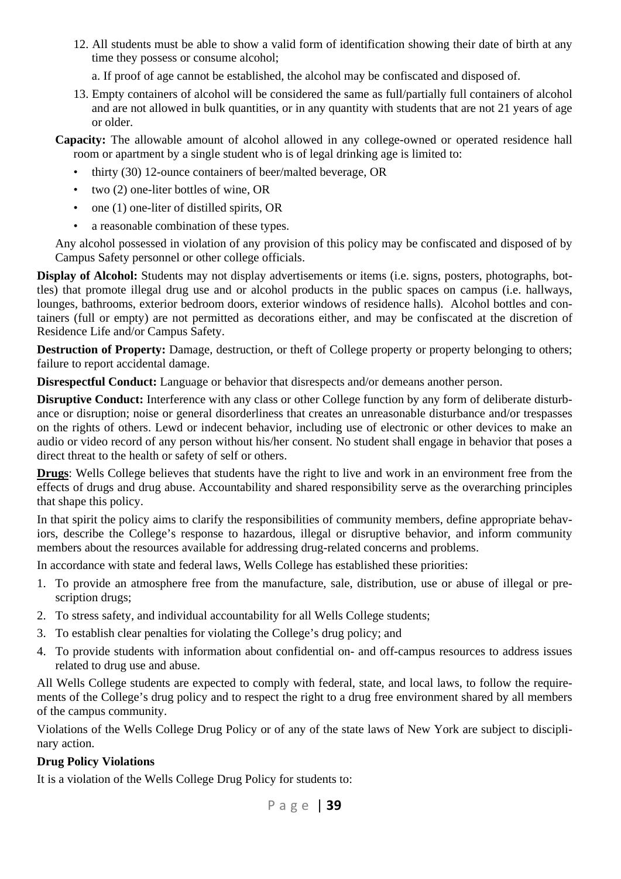12. All students must be able to show a valid form of identification showing their date of birth at any time they possess or consume alcohol;

    a. If proof of age cannot be established, the alcohol may be confiscated and disposed of.

13. Empty containers of alcohol will be considered the same as full/partially full containers of alcohol and are not allowed in bulk quantities, or in any quantity with students that are not 21 years of age or older.

**Capacity:** The allowable amount of alcohol allowed in any college-owned or operated residence hall room or apartment by a single student who is of legal drinking age is limited to:

- thirty (30) 12-ounce containers of beer/malted beverage, OR
- two (2) one-liter bottles of wine, OR
- one (1) one-liter of distilled spirits, OR
- a reasonable combination of these types.

Any alcohol possessed in violation of any provision of this policy may be confiscated and disposed of by Campus Safety personnel or other college officials.

**Display of Alcohol:** Students may not display advertisements or items (i.e. signs, posters, photographs, bottles) that promote illegal drug use and or alcohol products in the public spaces on campus (i.e. hallways, lounges, bathrooms, exterior bedroom doors, exterior windows of residence halls). Alcohol bottles and containers (full or empty) are not permitted as decorations either, and may be confiscated at the discretion of Residence Life and/or Campus Safety.

**Destruction of Property:** Damage, destruction, or theft of College property or property belonging to others; failure to report accidental damage.

**Disrespectful Conduct:** Language or behavior that disrespects and/or demeans another person.

**Disruptive Conduct:** Interference with any class or other College function by any form of deliberate disturbance or disruption; noise or general disorderliness that creates an unreasonable disturbance and/or trespasses on the rights of others. Lewd or indecent behavior, including use of electronic or other devices to make an audio or video record of any person without his/her consent. No student shall engage in behavior that poses a direct threat to the health or safety of self or others.

**Drugs**: Wells College believes that students have the right to live and work in an environment free from the effects of drugs and drug abuse. Accountability and shared responsibility serve as the overarching principles that shape this policy.

In that spirit the policy aims to clarify the responsibilities of community members, define appropriate behaviors, describe the College's response to hazardous, illegal or disruptive behavior, and inform community members about the resources available for addressing drug-related concerns and problems.

In accordance with state and federal laws, Wells College has established these priorities:

1. To provide an atmosphere free from the manufacture, sale, distribution, use or abuse of illegal or prescription drugs;
2. To stress safety, and individual accountability for all Wells College students;
3. To establish clear penalties for violating the College's drug policy; and
4. To provide students with information about confidential on- and off-campus resources to address issues related to drug use and abuse.

All Wells College students are expected to comply with federal, state, and local laws, to follow the requirements of the College's drug policy and to respect the right to a drug free environment shared by all members of the campus community.

Violations of the Wells College Drug Policy or of any of the state laws of New York are subject to disciplinary action.

**Drug Policy Violations**

It is a violation of the Wells College Drug Policy for students to: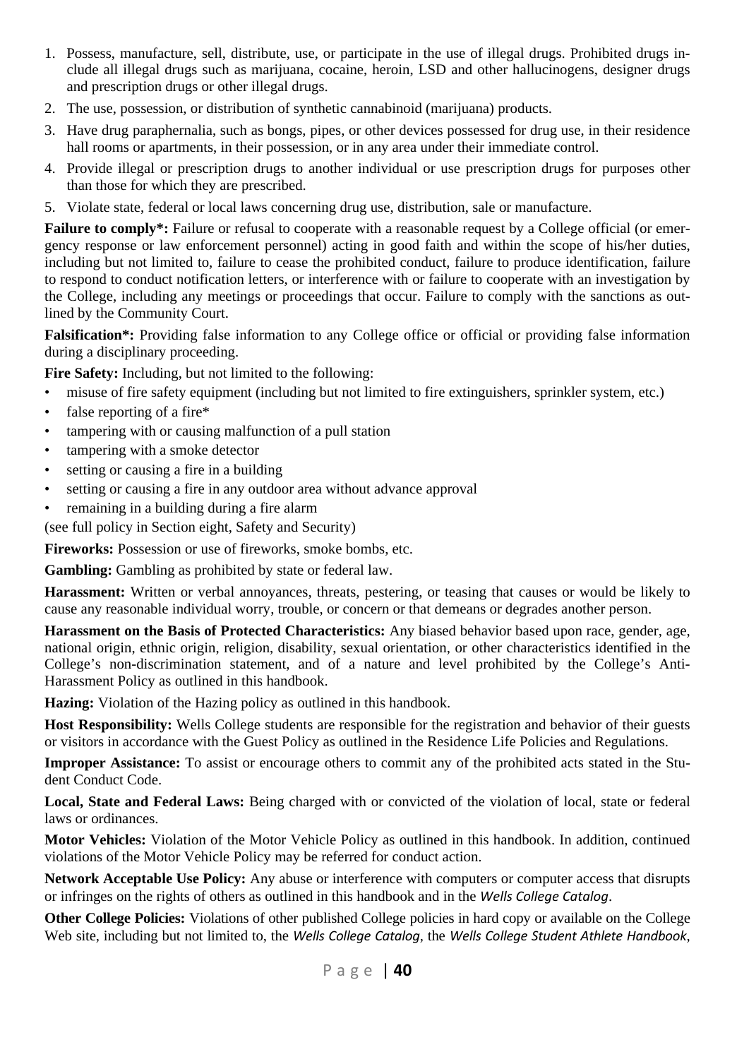1. Possess, manufacture, sell, distribute, use, or participate in the use of illegal drugs. Prohibited drugs include all illegal drugs such as marijuana, cocaine, heroin, LSD and other hallucinogens, designer drugs and prescription drugs or other illegal drugs.
2. The use, possession, or distribution of synthetic cannabinoid (marijuana) products.
3. Have drug paraphernalia, such as bongs, pipes, or other devices possessed for drug use, in their residence hall rooms or apartments, in their possession, or in any area under their immediate control.
4. Provide illegal or prescription drugs to another individual or use prescription drugs for purposes other than those for which they are prescribed.
5. Violate state, federal or local laws concerning drug use, distribution, sale or manufacture.

**Failure to comply*:** Failure or refusal to cooperate with a reasonable request by a College official (or emergency response or law enforcement personnel) acting in good faith and within the scope of his/her duties, including but not limited to, failure to cease the prohibited conduct, failure to produce identification, failure to respond to conduct notification letters, or interference with or failure to cooperate with an investigation by the College, including any meetings or proceedings that occur. Failure to comply with the sanctions as outlined by the Community Court.

**Falsification*:** Providing false information to any College office or official or providing false information during a disciplinary proceeding.

**Fire Safety:** Including, but not limited to the following:

- misuse of fire safety equipment (including but not limited to fire extinguishers, sprinkler system, etc.)
- false reporting of a fire*
- tampering with or causing malfunction of a pull station
- tampering with a smoke detector
- setting or causing a fire in a building
- setting or causing a fire in any outdoor area without advance approval
- remaining in a building during a fire alarm

(see full policy in Section eight, Safety and Security)

**Fireworks:** Possession or use of fireworks, smoke bombs, etc.

**Gambling:** Gambling as prohibited by state or federal law.

**Harassment:** Written or verbal annoyances, threats, pestering, or teasing that causes or would be likely to cause any reasonable individual worry, trouble, or concern or that demeans or degrades another person.

**Harassment on the Basis of Protected Characteristics:** Any biased behavior based upon race, gender, age, national origin, ethnic origin, religion, disability, sexual orientation, or other characteristics identified in the College's non-discrimination statement, and of a nature and level prohibited by the College's Anti-Harassment Policy as outlined in this handbook.

**Hazing:** Violation of the Hazing policy as outlined in this handbook.

**Host Responsibility:** Wells College students are responsible for the registration and behavior of their guests or visitors in accordance with the Guest Policy as outlined in the Residence Life Policies and Regulations.

**Improper Assistance:** To assist or encourage others to commit any of the prohibited acts stated in the Student Conduct Code.

**Local, State and Federal Laws:** Being charged with or convicted of the violation of local, state or federal laws or ordinances.

**Motor Vehicles:** Violation of the Motor Vehicle Policy as outlined in this handbook. In addition, continued violations of the Motor Vehicle Policy may be referred for conduct action.

**Network Acceptable Use Policy:** Any abuse or interference with computers or computer access that disrupts or infringes on the rights of others as outlined in this handbook and in the *Wells College Catalog*.

**Other College Policies:** Violations of other published College policies in hard copy or available on the College Web site, including but not limited to, the *Wells College Catalog*, the *Wells College Student Athlete Handbook*,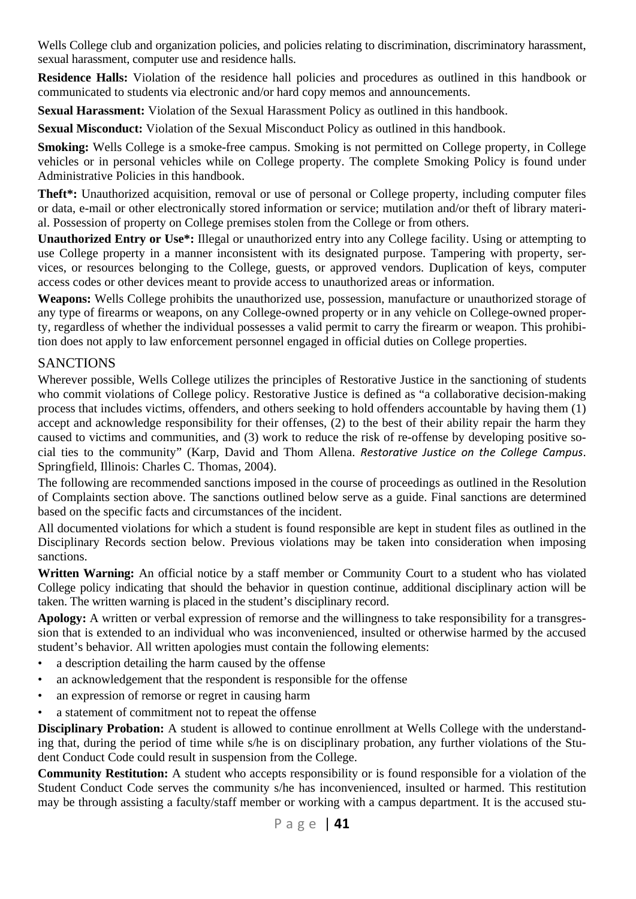Wells College club and organization policies, and policies relating to discrimination, discriminatory harassment, sexual harassment, computer use and residence halls.

**Residence Halls:** Violation of the residence hall policies and procedures as outlined in this handbook or communicated to students via electronic and/or hard copy memos and announcements.

**Sexual Harassment:** Violation of the Sexual Harassment Policy as outlined in this handbook.

**Sexual Misconduct:** Violation of the Sexual Misconduct Policy as outlined in this handbook.

**Smoking:** Wells College is a smoke-free campus. Smoking is not permitted on College property, in College vehicles or in personal vehicles while on College property. The complete Smoking Policy is found under Administrative Policies in this handbook.

**Theft*:** Unauthorized acquisition, removal or use of personal or College property, including computer files or data, e-mail or other electronically stored information or service; mutilation and/or theft of library material. Possession of property on College premises stolen from the College or from others.

**Unauthorized Entry or Use*:** Illegal or unauthorized entry into any College facility. Using or attempting to use College property in a manner inconsistent with its designated purpose. Tampering with property, services, or resources belonging to the College, guests, or approved vendors. Duplication of keys, computer access codes or other devices meant to provide access to unauthorized areas or information.

**Weapons:** Wells College prohibits the unauthorized use, possession, manufacture or unauthorized storage of any type of firearms or weapons, on any College-owned property or in any vehicle on College-owned property, regardless of whether the individual possesses a valid permit to carry the firearm or weapon. This prohibition does not apply to law enforcement personnel engaged in official duties on College properties.

## SANCTIONS

Wherever possible, Wells College utilizes the principles of Restorative Justice in the sanctioning of students who commit violations of College policy. Restorative Justice is defined as "a collaborative decision-making process that includes victims, offenders, and others seeking to hold offenders accountable by having them (1) accept and acknowledge responsibility for their offenses, (2) to the best of their ability repair the harm they caused to victims and communities, and (3) work to reduce the risk of re-offense by developing positive social ties to the community" (Karp, David and Thom Allena. *Restorative Justice on the College Campus*. Springfield, Illinois: Charles C. Thomas, 2004).

The following are recommended sanctions imposed in the course of proceedings as outlined in the Resolution of Complaints section above. The sanctions outlined below serve as a guide. Final sanctions are determined based on the specific facts and circumstances of the incident.

All documented violations for which a student is found responsible are kept in student files as outlined in the Disciplinary Records section below. Previous violations may be taken into consideration when imposing sanctions.

**Written Warning:** An official notice by a staff member or Community Court to a student who has violated College policy indicating that should the behavior in question continue, additional disciplinary action will be taken. The written warning is placed in the student's disciplinary record.

**Apology:** A written or verbal expression of remorse and the willingness to take responsibility for a transgression that is extended to an individual who was inconvenienced, insulted or otherwise harmed by the accused student's behavior. All written apologies must contain the following elements:

- a description detailing the harm caused by the offense
- an acknowledgement that the respondent is responsible for the offense
- an expression of remorse or regret in causing harm
- a statement of commitment not to repeat the offense

**Disciplinary Probation:** A student is allowed to continue enrollment at Wells College with the understanding that, during the period of time while s/he is on disciplinary probation, any further violations of the Student Conduct Code could result in suspension from the College.

**Community Restitution:** A student who accepts responsibility or is found responsible for a violation of the Student Conduct Code serves the community s/he has inconvenienced, insulted or harmed. This restitution may be through assisting a faculty/staff member or working with a campus department. It is the accused stu-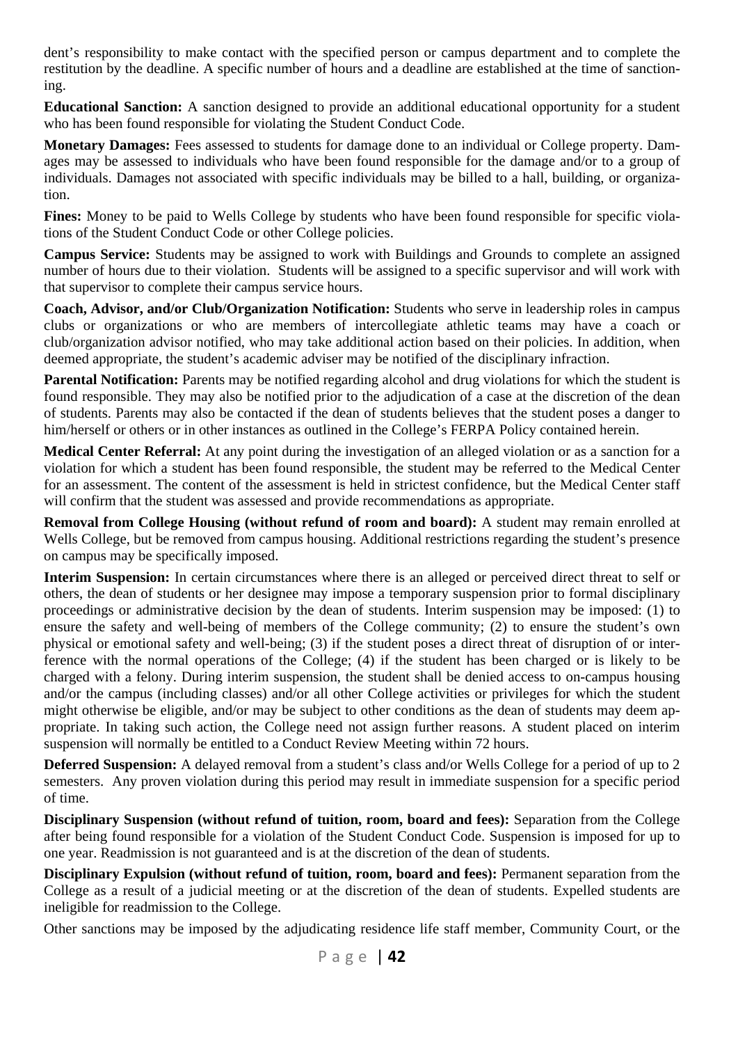dent's responsibility to make contact with the specified person or campus department and to complete the restitution by the deadline. A specific number of hours and a deadline are established at the time of sanctioning.

**Educational Sanction:** A sanction designed to provide an additional educational opportunity for a student who has been found responsible for violating the Student Conduct Code.

**Monetary Damages:** Fees assessed to students for damage done to an individual or College property. Damages may be assessed to individuals who have been found responsible for the damage and/or to a group of individuals. Damages not associated with specific individuals may be billed to a hall, building, or organization.

**Fines:** Money to be paid to Wells College by students who have been found responsible for specific violations of the Student Conduct Code or other College policies.

**Campus Service:** Students may be assigned to work with Buildings and Grounds to complete an assigned number of hours due to their violation. Students will be assigned to a specific supervisor and will work with that supervisor to complete their campus service hours.

**Coach, Advisor, and/or Club/Organization Notification:** Students who serve in leadership roles in campus clubs or organizations or who are members of intercollegiate athletic teams may have a coach or club/organization advisor notified, who may take additional action based on their policies. In addition, when deemed appropriate, the student's academic adviser may be notified of the disciplinary infraction.

**Parental Notification:** Parents may be notified regarding alcohol and drug violations for which the student is found responsible. They may also be notified prior to the adjudication of a case at the discretion of the dean of students. Parents may also be contacted if the dean of students believes that the student poses a danger to him/herself or others or in other instances as outlined in the College's FERPA Policy contained herein.

**Medical Center Referral:** At any point during the investigation of an alleged violation or as a sanction for a violation for which a student has been found responsible, the student may be referred to the Medical Center for an assessment. The content of the assessment is held in strictest confidence, but the Medical Center staff will confirm that the student was assessed and provide recommendations as appropriate.

**Removal from College Housing (without refund of room and board):** A student may remain enrolled at Wells College, but be removed from campus housing. Additional restrictions regarding the student's presence on campus may be specifically imposed.

**Interim Suspension:** In certain circumstances where there is an alleged or perceived direct threat to self or others, the dean of students or her designee may impose a temporary suspension prior to formal disciplinary proceedings or administrative decision by the dean of students. Interim suspension may be imposed: (1) to ensure the safety and well-being of members of the College community; (2) to ensure the student's own physical or emotional safety and well-being; (3) if the student poses a direct threat of disruption of or interference with the normal operations of the College; (4) if the student has been charged or is likely to be charged with a felony. During interim suspension, the student shall be denied access to on-campus housing and/or the campus (including classes) and/or all other College activities or privileges for which the student might otherwise be eligible, and/or may be subject to other conditions as the dean of students may deem appropriate. In taking such action, the College need not assign further reasons. A student placed on interim suspension will normally be entitled to a Conduct Review Meeting within 72 hours.

**Deferred Suspension:** A delayed removal from a student's class and/or Wells College for a period of up to 2 semesters. Any proven violation during this period may result in immediate suspension for a specific period of time.

**Disciplinary Suspension (without refund of tuition, room, board and fees):** Separation from the College after being found responsible for a violation of the Student Conduct Code. Suspension is imposed for up to one year. Readmission is not guaranteed and is at the discretion of the dean of students.

**Disciplinary Expulsion (without refund of tuition, room, board and fees):** Permanent separation from the College as a result of a judicial meeting or at the discretion of the dean of students. Expelled students are ineligible for readmission to the College.

Other sanctions may be imposed by the adjudicating residence life staff member, Community Court, or the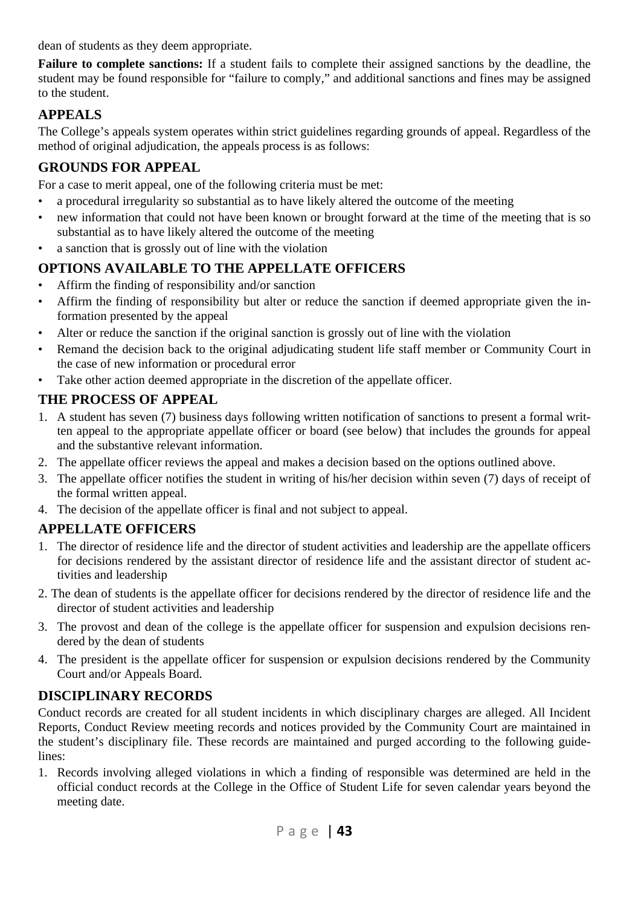dean of students as they deem appropriate.

**Failure to complete sanctions:** If a student fails to complete their assigned sanctions by the deadline, the student may be found responsible for "failure to comply," and additional sanctions and fines may be assigned to the student.

## APPEALS

The College's appeals system operates within strict guidelines regarding grounds of appeal. Regardless of the method of original adjudication, the appeals process is as follows:

## GROUNDS FOR APPEAL

For a case to merit appeal, one of the following criteria must be met:

- a procedural irregularity so substantial as to have likely altered the outcome of the meeting
- new information that could not have been known or brought forward at the time of the meeting that is so substantial as to have likely altered the outcome of the meeting
- a sanction that is grossly out of line with the violation

## OPTIONS AVAILABLE TO THE APPELLATE OFFICERS

- Affirm the finding of responsibility and/or sanction
- Affirm the finding of responsibility but alter or reduce the sanction if deemed appropriate given the information presented by the appeal
- Alter or reduce the sanction if the original sanction is grossly out of line with the violation
- Remand the decision back to the original adjudicating student life staff member or Community Court in the case of new information or procedural error
- Take other action deemed appropriate in the discretion of the appellate officer.

## THE PROCESS OF APPEAL

1. A student has seven (7) business days following written notification of sanctions to present a formal written appeal to the appropriate appellate officer or board (see below) that includes the grounds for appeal and the substantive relevant information.
2. The appellate officer reviews the appeal and makes a decision based on the options outlined above.
3. The appellate officer notifies the student in writing of his/her decision within seven (7) days of receipt of the formal written appeal.
4. The decision of the appellate officer is final and not subject to appeal.

## APPELLATE OFFICERS

1. The director of residence life and the director of student activities and leadership are the appellate officers for decisions rendered by the assistant director of residence life and the assistant director of student activities and leadership
2. The dean of students is the appellate officer for decisions rendered by the director of residence life and the director of student activities and leadership
3. The provost and dean of the college is the appellate officer for suspension and expulsion decisions rendered by the dean of students
4. The president is the appellate officer for suspension or expulsion decisions rendered by the Community Court and/or Appeals Board.

## DISCIPLINARY RECORDS

Conduct records are created for all student incidents in which disciplinary charges are alleged. All Incident Reports, Conduct Review meeting records and notices provided by the Community Court are maintained in the student's disciplinary file. These records are maintained and purged according to the following guidelines:

1. Records involving alleged violations in which a finding of responsible was determined are held in the official conduct records at the College in the Office of Student Life for seven calendar years beyond the meeting date.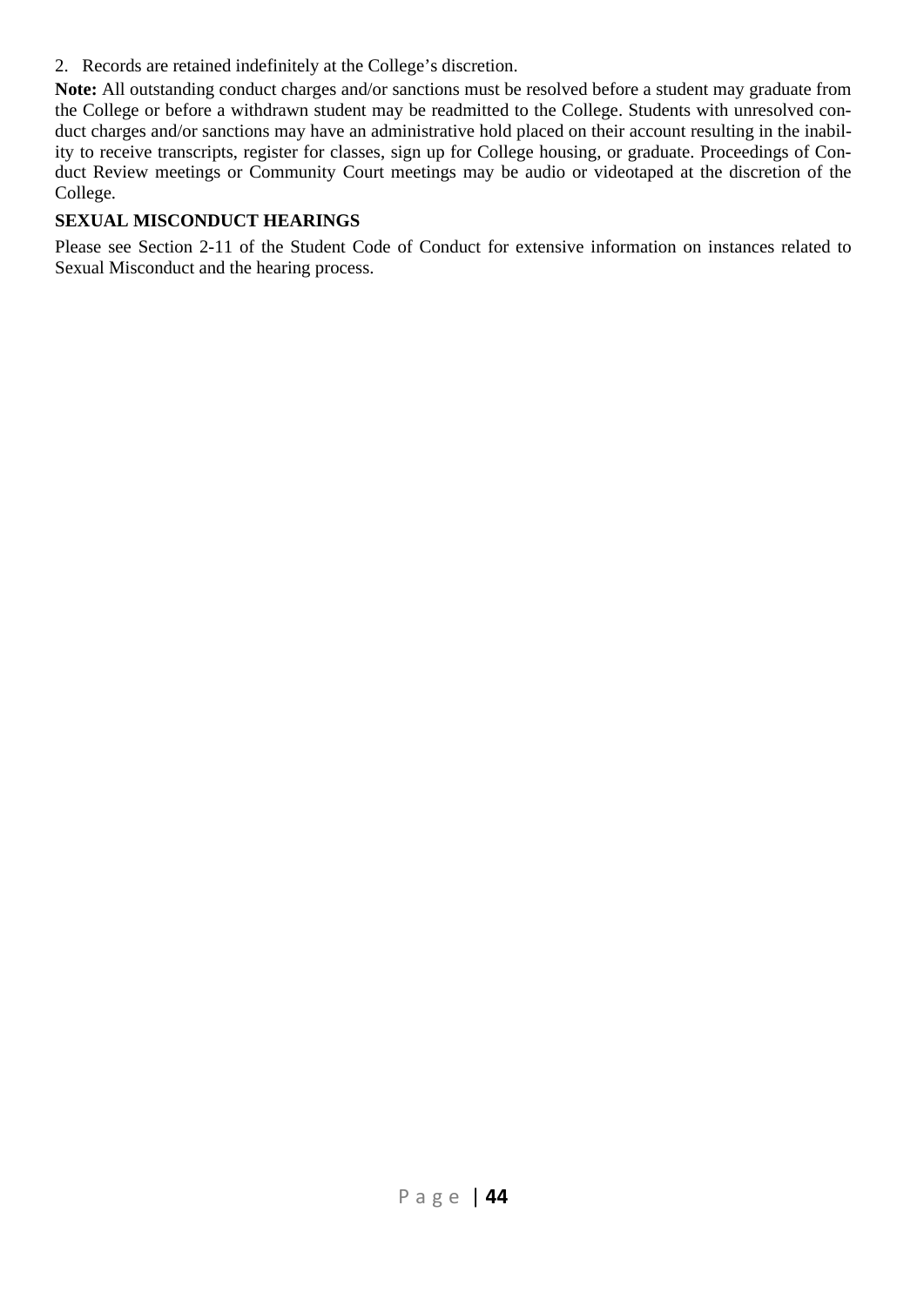2. Records are retained indefinitely at the College's discretion.

**Note:** All outstanding conduct charges and/or sanctions must be resolved before a student may graduate from the College or before a withdrawn student may be readmitted to the College. Students with unresolved conduct charges and/or sanctions may have an administrative hold placed on their account resulting in the inability to receive transcripts, register for classes, sign up for College housing, or graduate. Proceedings of Conduct Review meetings or Community Court meetings may be audio or videotaped at the discretion of the College.

**SEXUAL MISCONDUCT HEARINGS**

Please see Section 2-11 of the Student Code of Conduct for extensive information on instances related to Sexual Misconduct and the hearing process.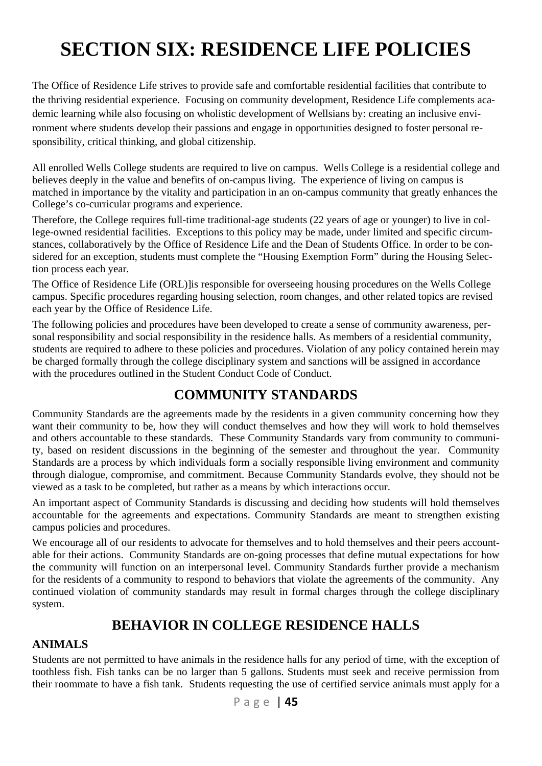# SECTION SIX: RESIDENCE LIFE POLICIES

The Office of Residence Life strives to provide safe and comfortable residential facilities that contribute to the thriving residential experience. Focusing on community development, Residence Life complements academic learning while also focusing on wholistic development of Wellsians by: creating an inclusive environment where students develop their passions and engage in opportunities designed to foster personal responsibility, critical thinking, and global citizenship.

All enrolled Wells College students are required to live on campus. Wells College is a residential college and believes deeply in the value and benefits of on-campus living. The experience of living on campus is matched in importance by the vitality and participation in an on-campus community that greatly enhances the College's co-curricular programs and experience.

Therefore, the College requires full-time traditional-age students (22 years of age or younger) to live in college-owned residential facilities. Exceptions to this policy may be made, under limited and specific circumstances, collaboratively by the Office of Residence Life and the Dean of Students Office. In order to be considered for an exception, students must complete the "Housing Exemption Form" during the Housing Selection process each year.

The Office of Residence Life (ORL)]is responsible for overseeing housing procedures on the Wells College campus. Specific procedures regarding housing selection, room changes, and other related topics are revised each year by the Office of Residence Life.

The following policies and procedures have been developed to create a sense of community awareness, personal responsibility and social responsibility in the residence halls. As members of a residential community, students are required to adhere to these policies and procedures. Violation of any policy contained herein may be charged formally through the college disciplinary system and sanctions will be assigned in accordance with the procedures outlined in the Student Conduct Code of Conduct.

## COMMUNITY STANDARDS

Community Standards are the agreements made by the residents in a given community concerning how they want their community to be, how they will conduct themselves and how they will work to hold themselves and others accountable to these standards. These Community Standards vary from community to community, based on resident discussions in the beginning of the semester and throughout the year. Community Standards are a process by which individuals form a socially responsible living environment and community through dialogue, compromise, and commitment. Because Community Standards evolve, they should not be viewed as a task to be completed, but rather as a means by which interactions occur.

An important aspect of Community Standards is discussing and deciding how students will hold themselves accountable for the agreements and expectations. Community Standards are meant to strengthen existing campus policies and procedures.

We encourage all of our residents to advocate for themselves and to hold themselves and their peers accountable for their actions. Community Standards are on-going processes that define mutual expectations for how the community will function on an interpersonal level. Community Standards further provide a mechanism for the residents of a community to respond to behaviors that violate the agreements of the community. Any continued violation of community standards may result in formal charges through the college disciplinary system.

## BEHAVIOR IN COLLEGE RESIDENCE HALLS

### ANIMALS

Students are not permitted to have animals in the residence halls for any period of time, with the exception of toothless fish. Fish tanks can be no larger than 5 gallons. Students must seek and receive permission from their roommate to have a fish tank. Students requesting the use of certified service animals must apply for a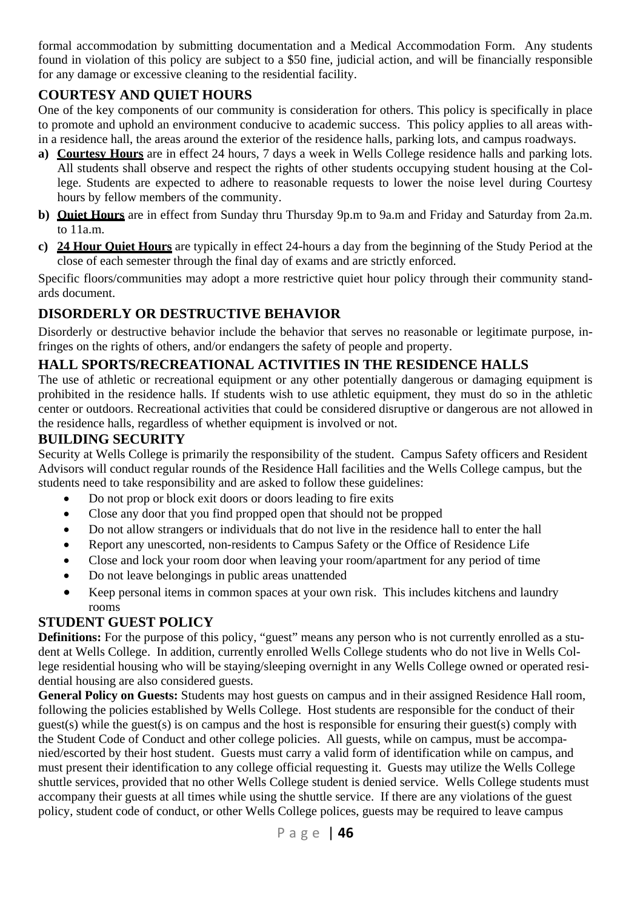formal accommodation by submitting documentation and a Medical Accommodation Form. Any students found in violation of this policy are subject to a $50 fine, judicial action, and will be financially responsible for any damage or excessive cleaning to the residential facility.

## COURTESY AND QUIET HOURS

One of the key components of our community is consideration for others. This policy is specifically in place to promote and uphold an environment conducive to academic success. This policy applies to all areas within a residence hall, the areas around the exterior of the residence halls, parking lots, and campus roadways.

- **a)** **Courtesy Hours** are in effect 24 hours, 7 days a week in Wells College residence halls and parking lots. All students shall observe and respect the rights of other students occupying student housing at the College. Students are expected to adhere to reasonable requests to lower the noise level during Courtesy hours by fellow members of the community.
- **b)** **Quiet Hours** are in effect from Sunday thru Thursday 9p.m to 9a.m and Friday and Saturday from 2a.m. to 11a.m.
- **c)** **24 Hour Quiet Hours** are typically in effect 24-hours a day from the beginning of the Study Period at the close of each semester through the final day of exams and are strictly enforced.

Specific floors/communities may adopt a more restrictive quiet hour policy through their community standards document.

## DISORDERLY OR DESTRUCTIVE BEHAVIOR

Disorderly or destructive behavior include the behavior that serves no reasonable or legitimate purpose, infringes on the rights of others, and/or endangers the safety of people and property.

## HALL SPORTS/RECREATIONAL ACTIVITIES IN THE RESIDENCE HALLS

The use of athletic or recreational equipment or any other potentially dangerous or damaging equipment is prohibited in the residence halls. If students wish to use athletic equipment, they must do so in the athletic center or outdoors. Recreational activities that could be considered disruptive or dangerous are not allowed in the residence halls, regardless of whether equipment is involved or not.

## BUILDING SECURITY

Security at Wells College is primarily the responsibility of the student. Campus Safety officers and Resident Advisors will conduct regular rounds of the Residence Hall facilities and the Wells College campus, but the students need to take responsibility and are asked to follow these guidelines:

- Do not prop or block exit doors or doors leading to fire exits
- Close any door that you find propped open that should not be propped
- Do not allow strangers or individuals that do not live in the residence hall to enter the hall
- Report any unescorted, non-residents to Campus Safety or the Office of Residence Life
- Close and lock your room door when leaving your room/apartment for any period of time
- Do not leave belongings in public areas unattended
- Keep personal items in common spaces at your own risk. This includes kitchens and laundry rooms

## STUDENT GUEST POLICY

**Definitions:** For the purpose of this policy, "guest" means any person who is not currently enrolled as a student at Wells College. In addition, currently enrolled Wells College students who do not live in Wells College residential housing who will be staying/sleeping overnight in any Wells College owned or operated residential housing are also considered guests.

**General Policy on Guests:** Students may host guests on campus and in their assigned Residence Hall room, following the policies established by Wells College. Host students are responsible for the conduct of their guest(s) while the guest(s) is on campus and the host is responsible for ensuring their guest(s) comply with the Student Code of Conduct and other college policies. All guests, while on campus, must be accompanied/escorted by their host student. Guests must carry a valid form of identification while on campus, and must present their identification to any college official requesting it. Guests may utilize the Wells College shuttle services, provided that no other Wells College student is denied service. Wells College students must accompany their guests at all times while using the shuttle service. If there are any violations of the guest policy, student code of conduct, or other Wells College polices, guests may be required to leave campus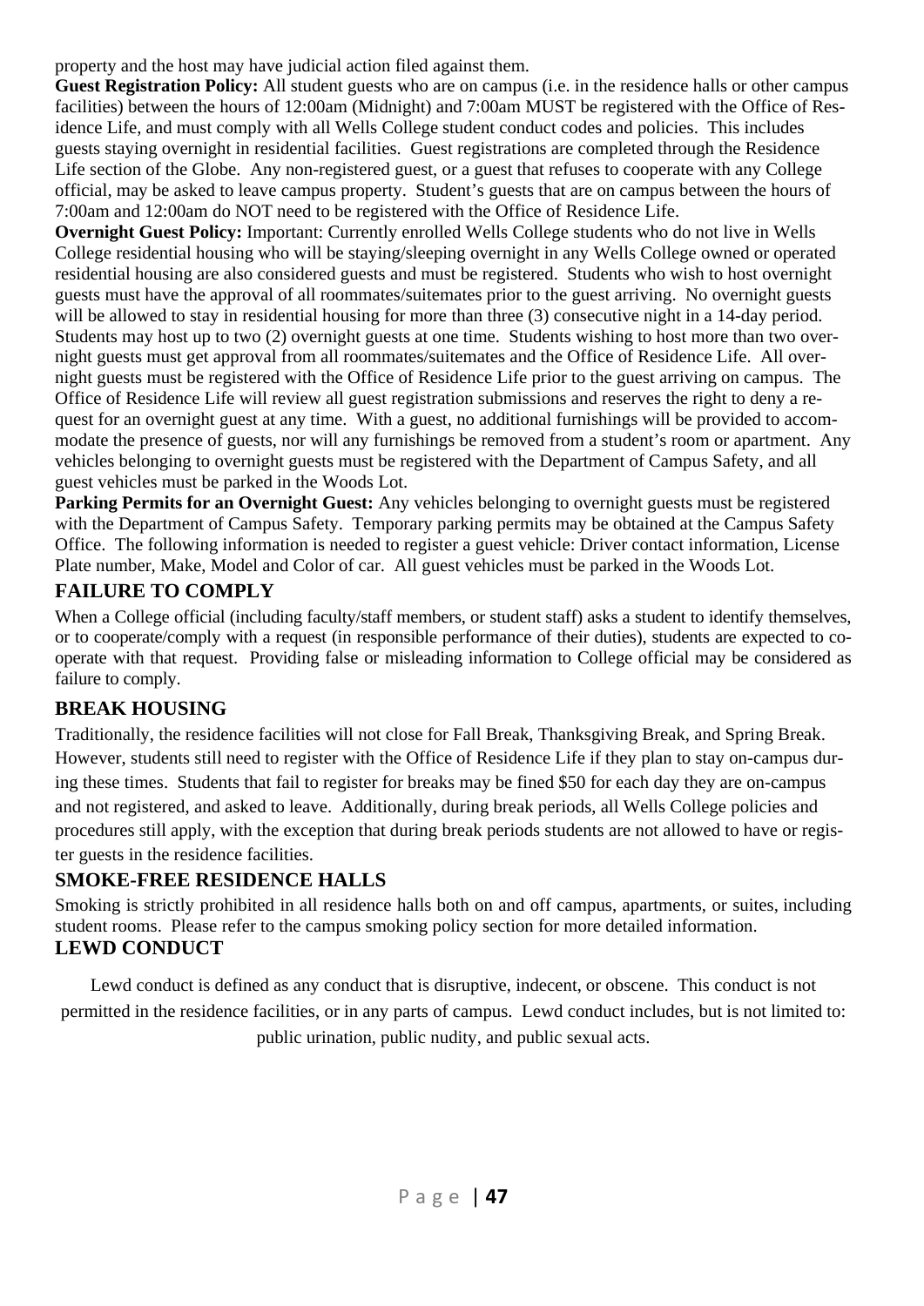property and the host may have judicial action filed against them.

**Guest Registration Policy:** All student guests who are on campus (i.e. in the residence halls or other campus facilities) between the hours of 12:00am (Midnight) and 7:00am MUST be registered with the Office of Residence Life, and must comply with all Wells College student conduct codes and policies. This includes guests staying overnight in residential facilities. Guest registrations are completed through the Residence Life section of the Globe. Any non-registered guest, or a guest that refuses to cooperate with any College official, may be asked to leave campus property. Student's guests that are on campus between the hours of 7:00am and 12:00am do NOT need to be registered with the Office of Residence Life.

**Overnight Guest Policy:** Important: Currently enrolled Wells College students who do not live in Wells College residential housing who will be staying/sleeping overnight in any Wells College owned or operated residential housing are also considered guests and must be registered. Students who wish to host overnight guests must have the approval of all roommates/suitemates prior to the guest arriving. No overnight guests will be allowed to stay in residential housing for more than three (3) consecutive night in a 14-day period. Students may host up to two (2) overnight guests at one time. Students wishing to host more than two overnight guests must get approval from all roommates/suitemates and the Office of Residence Life. All overnight guests must be registered with the Office of Residence Life prior to the guest arriving on campus. The Office of Residence Life will review all guest registration submissions and reserves the right to deny a request for an overnight guest at any time. With a guest, no additional furnishings will be provided to accommodate the presence of guests, nor will any furnishings be removed from a student's room or apartment. Any vehicles belonging to overnight guests must be registered with the Department of Campus Safety, and all guest vehicles must be parked in the Woods Lot.

**Parking Permits for an Overnight Guest:** Any vehicles belonging to overnight guests must be registered with the Department of Campus Safety. Temporary parking permits may be obtained at the Campus Safety Office. The following information is needed to register a guest vehicle: Driver contact information, License Plate number, Make, Model and Color of car. All guest vehicles must be parked in the Woods Lot.

## FAILURE TO COMPLY

When a College official (including faculty/staff members, or student staff) asks a student to identify themselves, or to cooperate/comply with a request (in responsible performance of their duties), students are expected to cooperate with that request. Providing false or misleading information to College official may be considered as failure to comply.

## BREAK HOUSING

Traditionally, the residence facilities will not close for Fall Break, Thanksgiving Break, and Spring Break. However, students still need to register with the Office of Residence Life if they plan to stay on-campus during these times. Students that fail to register for breaks may be fined $50 for each day they are on-campus and not registered, and asked to leave. Additionally, during break periods, all Wells College policies and procedures still apply, with the exception that during break periods students are not allowed to have or register guests in the residence facilities.

## SMOKE-FREE RESIDENCE HALLS

Smoking is strictly prohibited in all residence halls both on and off campus, apartments, or suites, including student rooms. Please refer to the campus smoking policy section for more detailed information.

## LEWD CONDUCT

Lewd conduct is defined as any conduct that is disruptive, indecent, or obscene. This conduct is not permitted in the residence facilities, or in any parts of campus. Lewd conduct includes, but is not limited to: public urination, public nudity, and public sexual acts.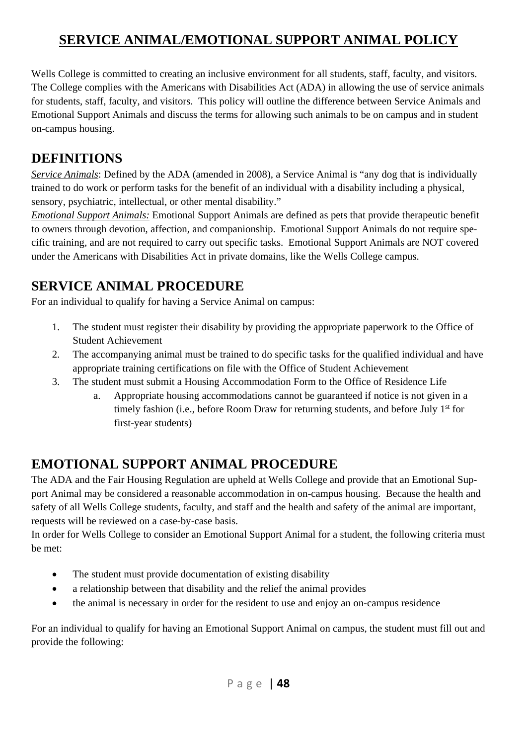# SERVICE ANIMAL/EMOTIONAL SUPPORT ANIMAL POLICY

Wells College is committed to creating an inclusive environment for all students, staff, faculty, and visitors. The College complies with the Americans with Disabilities Act (ADA) in allowing the use of service animals for students, staff, faculty, and visitors. This policy will outline the difference between Service Animals and Emotional Support Animals and discuss the terms for allowing such animals to be on campus and in student on-campus housing.

## DEFINITIONS

*Service Animals*: Defined by the ADA (amended in 2008), a Service Animal is "any dog that is individually trained to do work or perform tasks for the benefit of an individual with a disability including a physical, sensory, psychiatric, intellectual, or other mental disability."

*Emotional Support Animals:* Emotional Support Animals are defined as pets that provide therapeutic benefit to owners through devotion, affection, and companionship. Emotional Support Animals do not require specific training, and are not required to carry out specific tasks. Emotional Support Animals are NOT covered under the Americans with Disabilities Act in private domains, like the Wells College campus.

## SERVICE ANIMAL PROCEDURE

For an individual to qualify for having a Service Animal on campus:

1. The student must register their disability by providing the appropriate paperwork to the Office of Student Achievement
2. The accompanying animal must be trained to do specific tasks for the qualified individual and have appropriate training certifications on file with the Office of Student Achievement
3. The student must submit a Housing Accommodation Form to the Office of Residence Life
    a. Appropriate housing accommodations cannot be guaranteed if notice is not given in a timely fashion (i.e., before Room Draw for returning students, and before July 1st for first-year students)

## EMOTIONAL SUPPORT ANIMAL PROCEDURE

The ADA and the Fair Housing Regulation are upheld at Wells College and provide that an Emotional Support Animal may be considered a reasonable accommodation in on-campus housing. Because the health and safety of all Wells College students, faculty, and staff and the health and safety of the animal are important, requests will be reviewed on a case-by-case basis.

In order for Wells College to consider an Emotional Support Animal for a student, the following criteria must be met:

- The student must provide documentation of existing disability
- a relationship between that disability and the relief the animal provides
- the animal is necessary in order for the resident to use and enjoy an on-campus residence

For an individual to qualify for having an Emotional Support Animal on campus, the student must fill out and provide the following: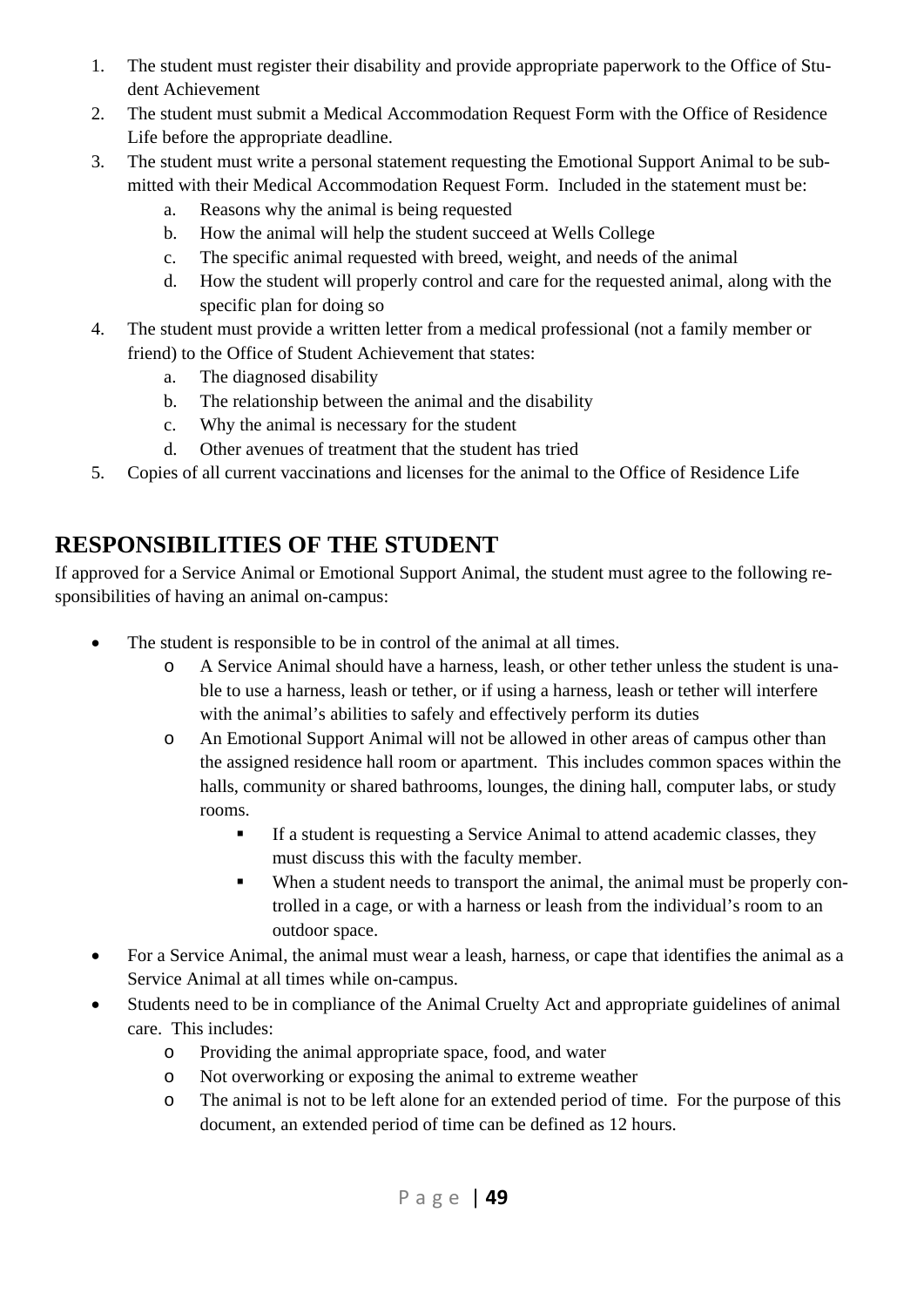1. The student must register their disability and provide appropriate paperwork to the Office of Student Achievement
2. The student must submit a Medical Accommodation Request Form with the Office of Residence Life before the appropriate deadline.
3. The student must write a personal statement requesting the Emotional Support Animal to be submitted with their Medical Accommodation Request Form. Included in the statement must be:
   a. Reasons why the animal is being requested
   b. How the animal will help the student succeed at Wells College
   c. The specific animal requested with breed, weight, and needs of the animal
   d. How the student will properly control and care for the requested animal, along with the specific plan for doing so
4. The student must provide a written letter from a medical professional (not a family member or friend) to the Office of Student Achievement that states:
   a. The diagnosed disability
   b. The relationship between the animal and the disability
   c. Why the animal is necessary for the student
   d. Other avenues of treatment that the student has tried
5. Copies of all current vaccinations and licenses for the animal to the Office of Residence Life

## RESPONSIBILITIES OF THE STUDENT

If approved for a Service Animal or Emotional Support Animal, the student must agree to the following responsibilities of having an animal on-campus:

- The student is responsible to be in control of the animal at all times.
  - A Service Animal should have a harness, leash, or other tether unless the student is unable to use a harness, leash or tether, or if using a harness, leash or tether will interfere with the animal's abilities to safely and effectively perform its duties
  - An Emotional Support Animal will not be allowed in other areas of campus other than the assigned residence hall room or apartment. This includes common spaces within the halls, community or shared bathrooms, lounges, the dining hall, computer labs, or study rooms.
    - If a student is requesting a Service Animal to attend academic classes, they must discuss this with the faculty member.
    - When a student needs to transport the animal, the animal must be properly controlled in a cage, or with a harness or leash from the individual's room to an outdoor space.
- For a Service Animal, the animal must wear a leash, harness, or cape that identifies the animal as a Service Animal at all times while on-campus.
- Students need to be in compliance of the Animal Cruelty Act and appropriate guidelines of animal care. This includes:
  - Providing the animal appropriate space, food, and water
  - Not overworking or exposing the animal to extreme weather
  - The animal is not to be left alone for an extended period of time. For the purpose of this document, an extended period of time can be defined as 12 hours.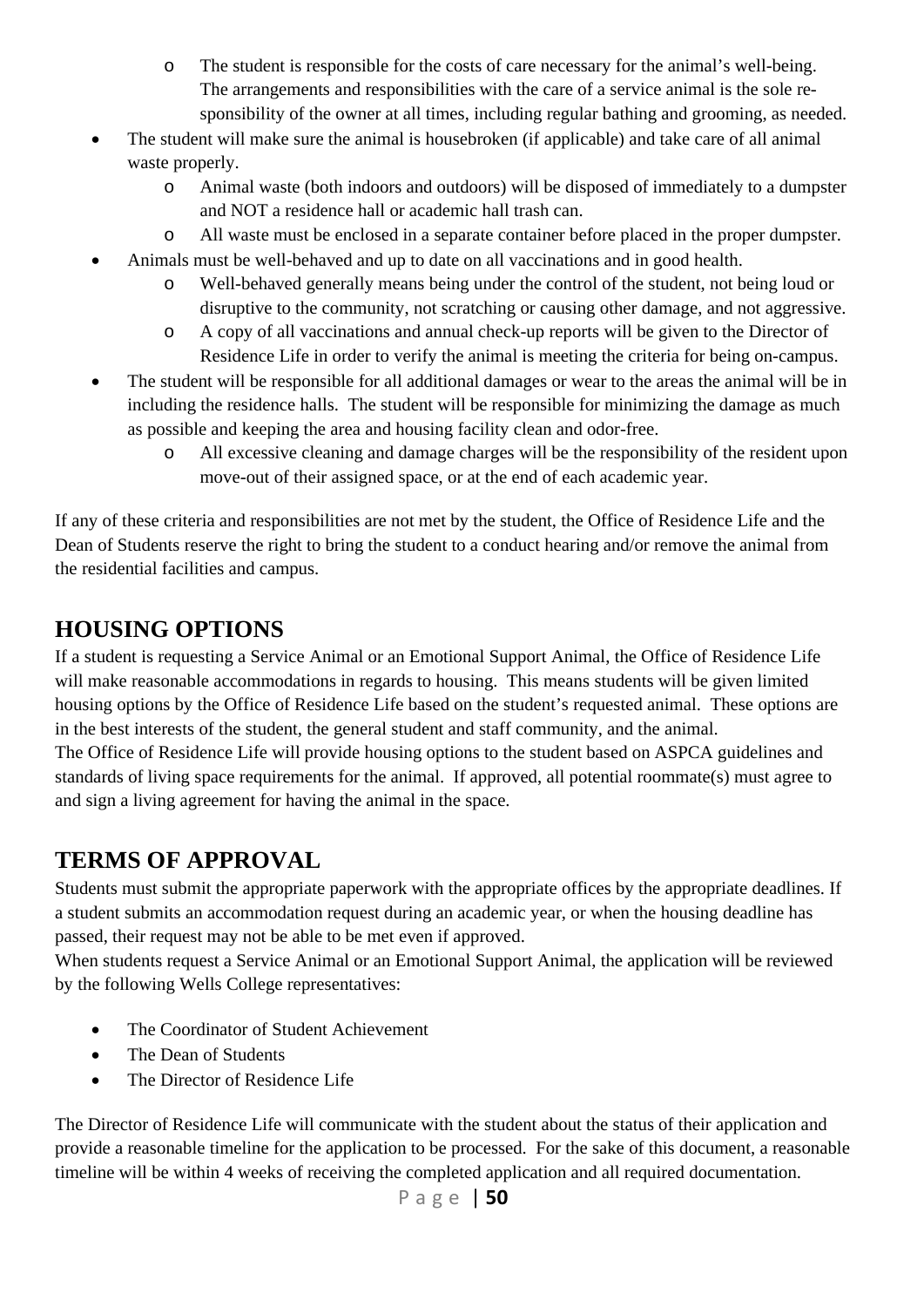- The student is responsible for the costs of care necessary for the animal's well-being. The arrangements and responsibilities with the care of a service animal is the sole responsibility of the owner at all times, including regular bathing and grooming, as needed.
- The student will make sure the animal is housebroken (if applicable) and take care of all animal waste properly.
    - Animal waste (both indoors and outdoors) will be disposed of immediately to a dumpster and NOT a residence hall or academic hall trash can.
    - All waste must be enclosed in a separate container before placed in the proper dumpster.
- Animals must be well-behaved and up to date on all vaccinations and in good health.
    - Well-behaved generally means being under the control of the student, not being loud or disruptive to the community, not scratching or causing other damage, and not aggressive.
    - A copy of all vaccinations and annual check-up reports will be given to the Director of Residence Life in order to verify the animal is meeting the criteria for being on-campus.
- The student will be responsible for all additional damages or wear to the areas the animal will be in including the residence halls. The student will be responsible for minimizing the damage as much as possible and keeping the area and housing facility clean and odor-free.
    - All excessive cleaning and damage charges will be the responsibility of the resident upon move-out of their assigned space, or at the end of each academic year.

If any of these criteria and responsibilities are not met by the student, the Office of Residence Life and the Dean of Students reserve the right to bring the student to a conduct hearing and/or remove the animal from the residential facilities and campus.

## HOUSING OPTIONS

If a student is requesting a Service Animal or an Emotional Support Animal, the Office of Residence Life will make reasonable accommodations in regards to housing. This means students will be given limited housing options by the Office of Residence Life based on the student's requested animal. These options are in the best interests of the student, the general student and staff community, and the animal.
The Office of Residence Life will provide housing options to the student based on ASPCA guidelines and standards of living space requirements for the animal. If approved, all potential roommate(s) must agree to and sign a living agreement for having the animal in the space.

## TERMS OF APPROVAL

Students must submit the appropriate paperwork with the appropriate offices by the appropriate deadlines. If a student submits an accommodation request during an academic year, or when the housing deadline has passed, their request may not be able to be met even if approved.
When students request a Service Animal or an Emotional Support Animal, the application will be reviewed by the following Wells College representatives:

- The Coordinator of Student Achievement
- The Dean of Students
- The Director of Residence Life

The Director of Residence Life will communicate with the student about the status of their application and provide a reasonable timeline for the application to be processed. For the sake of this document, a reasonable timeline will be within 4 weeks of receiving the completed application and all required documentation.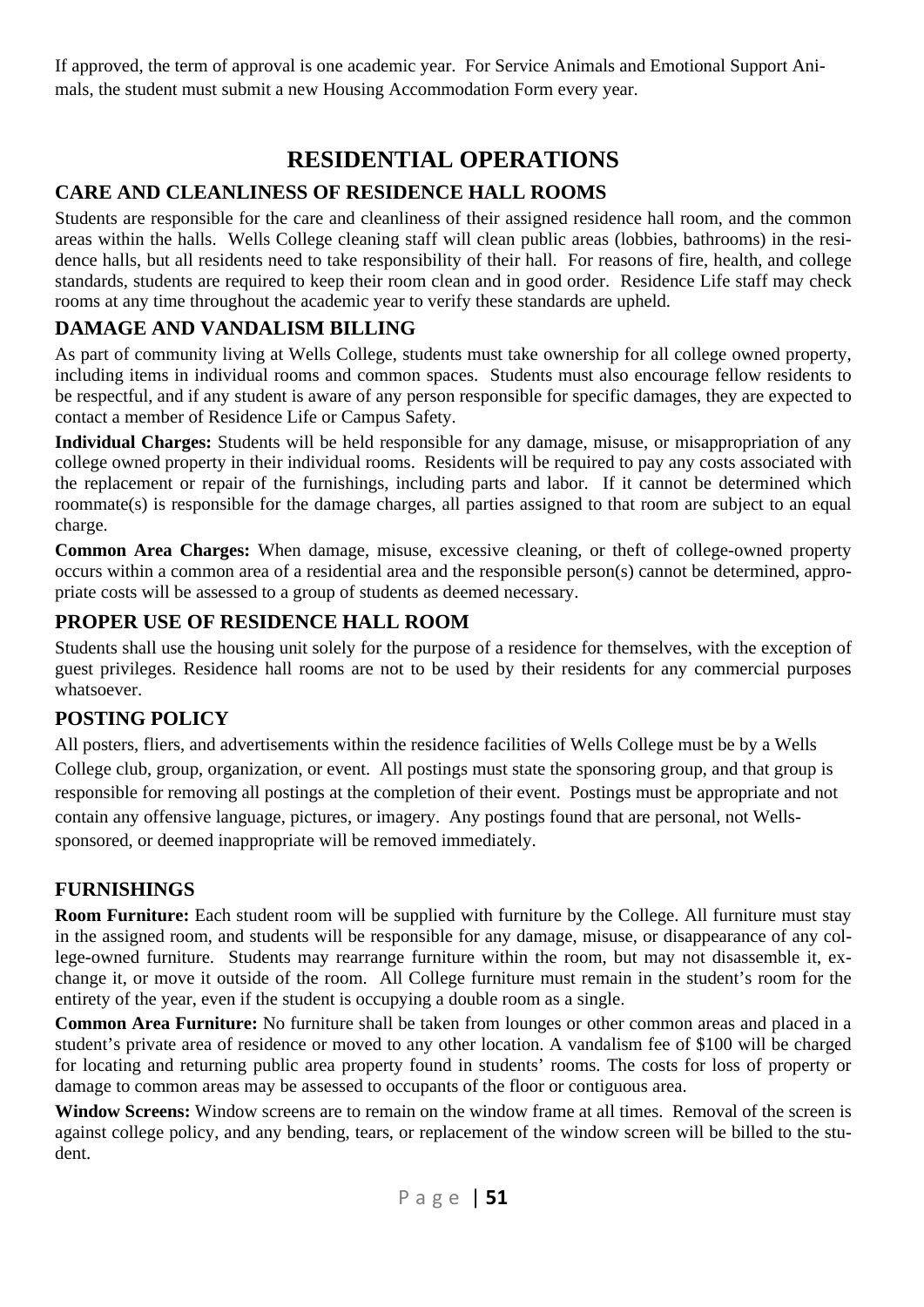If approved, the term of approval is one academic year. For Service Animals and Emotional Support Animals, the student must submit a new Housing Accommodation Form every year.

# RESIDENTIAL OPERATIONS

## CARE AND CLEANLINESS OF RESIDENCE HALL ROOMS

Students are responsible for the care and cleanliness of their assigned residence hall room, and the common areas within the halls. Wells College cleaning staff will clean public areas (lobbies, bathrooms) in the residence halls, but all residents need to take responsibility of their hall. For reasons of fire, health, and college standards, students are required to keep their room clean and in good order. Residence Life staff may check rooms at any time throughout the academic year to verify these standards are upheld.

## DAMAGE AND VANDALISM BILLING

As part of community living at Wells College, students must take ownership for all college owned property, including items in individual rooms and common spaces. Students must also encourage fellow residents to be respectful, and if any student is aware of any person responsible for specific damages, they are expected to contact a member of Residence Life or Campus Safety.

**Individual Charges:** Students will be held responsible for any damage, misuse, or misappropriation of any college owned property in their individual rooms. Residents will be required to pay any costs associated with the replacement or repair of the furnishings, including parts and labor. If it cannot be determined which roommate(s) is responsible for the damage charges, all parties assigned to that room are subject to an equal charge.

**Common Area Charges:** When damage, misuse, excessive cleaning, or theft of college-owned property occurs within a common area of a residential area and the responsible person(s) cannot be determined, appropriate costs will be assessed to a group of students as deemed necessary.

## PROPER USE OF RESIDENCE HALL ROOM

Students shall use the housing unit solely for the purpose of a residence for themselves, with the exception of guest privileges. Residence hall rooms are not to be used by their residents for any commercial purposes whatsoever.

## POSTING POLICY

All posters, fliers, and advertisements within the residence facilities of Wells College must be by a Wells College club, group, organization, or event. All postings must state the sponsoring group, and that group is responsible for removing all postings at the completion of their event. Postings must be appropriate and not contain any offensive language, pictures, or imagery. Any postings found that are personal, not Wells-sponsored, or deemed inappropriate will be removed immediately.

## FURNISHINGS

**Room Furniture:** Each student room will be supplied with furniture by the College. All furniture must stay in the assigned room, and students will be responsible for any damage, misuse, or disappearance of any college-owned furniture. Students may rearrange furniture within the room, but may not disassemble it, exchange it, or move it outside of the room. All College furniture must remain in the student's room for the entirety of the year, even if the student is occupying a double room as a single.

**Common Area Furniture:** No furniture shall be taken from lounges or other common areas and placed in a student's private area of residence or moved to any other location. A vandalism fee of $100 will be charged for locating and returning public area property found in students' rooms. The costs for loss of property or damage to common areas may be assessed to occupants of the floor or contiguous area.

**Window Screens:** Window screens are to remain on the window frame at all times. Removal of the screen is against college policy, and any bending, tears, or replacement of the window screen will be billed to the student.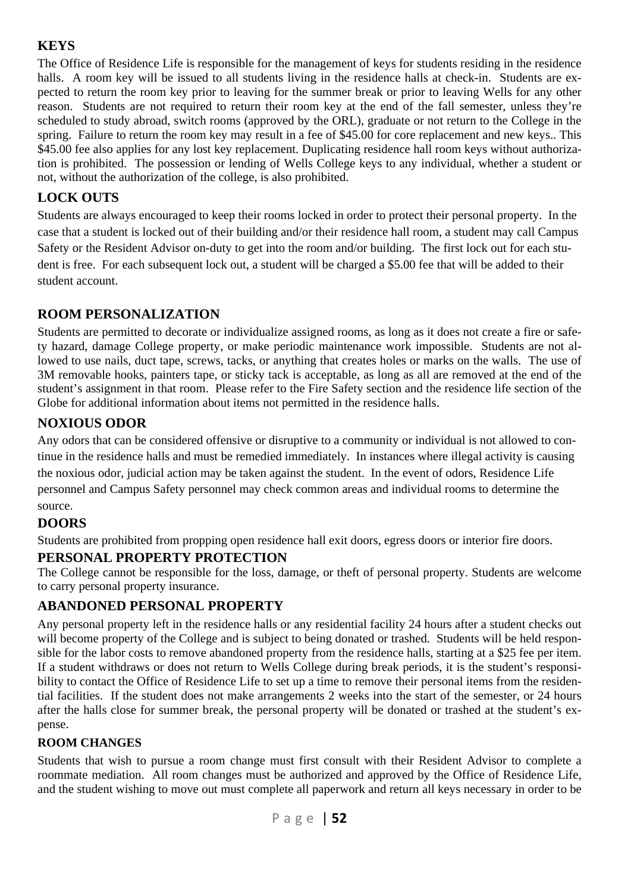## KEYS

The Office of Residence Life is responsible for the management of keys for students residing in the residence halls. A room key will be issued to all students living in the residence halls at check-in. Students are expected to return the room key prior to leaving for the summer break or prior to leaving Wells for any other reason. Students are not required to return their room key at the end of the fall semester, unless they're scheduled to study abroad, switch rooms (approved by the ORL), graduate or not return to the College in the spring. Failure to return the room key may result in a fee of $45.00 for core replacement and new keys.. This $45.00 fee also applies for any lost key replacement. Duplicating residence hall room keys without authorization is prohibited. The possession or lending of Wells College keys to any individual, whether a student or not, without the authorization of the college, is also prohibited.

## LOCK OUTS

Students are always encouraged to keep their rooms locked in order to protect their personal property. In the case that a student is locked out of their building and/or their residence hall room, a student may call Campus Safety or the Resident Advisor on-duty to get into the room and/or building. The first lock out for each student is free. For each subsequent lock out, a student will be charged a $5.00 fee that will be added to their student account.

## ROOM PERSONALIZATION

Students are permitted to decorate or individualize assigned rooms, as long as it does not create a fire or safety hazard, damage College property, or make periodic maintenance work impossible. Students are not allowed to use nails, duct tape, screws, tacks, or anything that creates holes or marks on the walls. The use of 3M removable hooks, painters tape, or sticky tack is acceptable, as long as all are removed at the end of the student's assignment in that room. Please refer to the Fire Safety section and the residence life section of the Globe for additional information about items not permitted in the residence halls.

## NOXIOUS ODOR

Any odors that can be considered offensive or disruptive to a community or individual is not allowed to continue in the residence halls and must be remedied immediately. In instances where illegal activity is causing the noxious odor, judicial action may be taken against the student. In the event of odors, Residence Life personnel and Campus Safety personnel may check common areas and individual rooms to determine the source.

## DOORS

Students are prohibited from propping open residence hall exit doors, egress doors or interior fire doors.

## PERSONAL PROPERTY PROTECTION

The College cannot be responsible for the loss, damage, or theft of personal property. Students are welcome to carry personal property insurance.

## ABANDONED PERSONAL PROPERTY

Any personal property left in the residence halls or any residential facility 24 hours after a student checks out will become property of the College and is subject to being donated or trashed. Students will be held responsible for the labor costs to remove abandoned property from the residence halls, starting at a $25 fee per item. If a student withdraws or does not return to Wells College during break periods, it is the student's responsibility to contact the Office of Residence Life to set up a time to remove their personal items from the residential facilities. If the student does not make arrangements 2 weeks into the start of the semester, or 24 hours after the halls close for summer break, the personal property will be donated or trashed at the student's expense.

### ROOM CHANGES

Students that wish to pursue a room change must first consult with their Resident Advisor to complete a roommate mediation. All room changes must be authorized and approved by the Office of Residence Life, and the student wishing to move out must complete all paperwork and return all keys necessary in order to be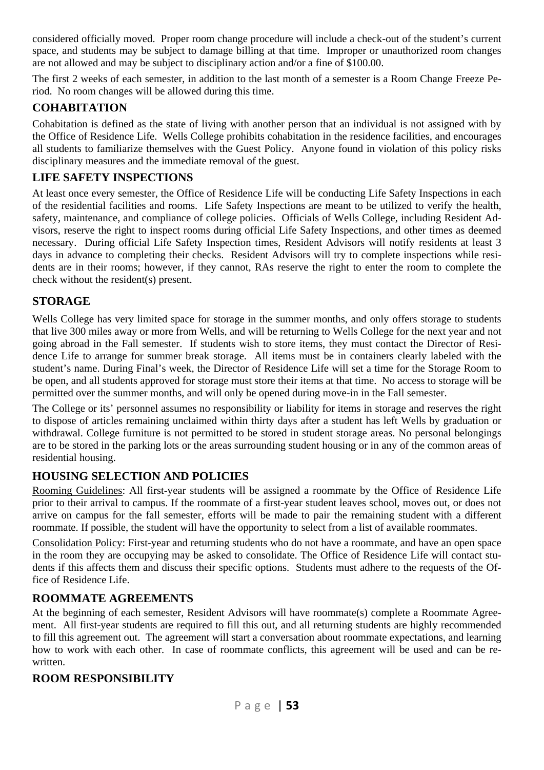considered officially moved. Proper room change procedure will include a check-out of the student's current space, and students may be subject to damage billing at that time. Improper or unauthorized room changes are not allowed and may be subject to disciplinary action and/or a fine of $100.00.

The first 2 weeks of each semester, in addition to the last month of a semester is a Room Change Freeze Period. No room changes will be allowed during this time.

## COHABITATION

Cohabitation is defined as the state of living with another person that an individual is not assigned with by the Office of Residence Life. Wells College prohibits cohabitation in the residence facilities, and encourages all students to familiarize themselves with the Guest Policy. Anyone found in violation of this policy risks disciplinary measures and the immediate removal of the guest.

## LIFE SAFETY INSPECTIONS

At least once every semester, the Office of Residence Life will be conducting Life Safety Inspections in each of the residential facilities and rooms. Life Safety Inspections are meant to be utilized to verify the health, safety, maintenance, and compliance of college policies. Officials of Wells College, including Resident Advisors, reserve the right to inspect rooms during official Life Safety Inspections, and other times as deemed necessary. During official Life Safety Inspection times, Resident Advisors will notify residents at least 3 days in advance to completing their checks. Resident Advisors will try to complete inspections while residents are in their rooms; however, if they cannot, RAs reserve the right to enter the room to complete the check without the resident(s) present.

## STORAGE

Wells College has very limited space for storage in the summer months, and only offers storage to students that live 300 miles away or more from Wells, and will be returning to Wells College for the next year and not going abroad in the Fall semester. If students wish to store items, they must contact the Director of Residence Life to arrange for summer break storage. All items must be in containers clearly labeled with the student's name. During Final's week, the Director of Residence Life will set a time for the Storage Room to be open, and all students approved for storage must store their items at that time. No access to storage will be permitted over the summer months, and will only be opened during move-in in the Fall semester.

The College or its' personnel assumes no responsibility or liability for items in storage and reserves the right to dispose of articles remaining unclaimed within thirty days after a student has left Wells by graduation or withdrawal. College furniture is not permitted to be stored in student storage areas. No personal belongings are to be stored in the parking lots or the areas surrounding student housing or in any of the common areas of residential housing.

## HOUSING SELECTION AND POLICIES

Rooming Guidelines: All first-year students will be assigned a roommate by the Office of Residence Life prior to their arrival to campus. If the roommate of a first-year student leaves school, moves out, or does not arrive on campus for the fall semester, efforts will be made to pair the remaining student with a different roommate. If possible, the student will have the opportunity to select from a list of available roommates.

Consolidation Policy: First-year and returning students who do not have a roommate, and have an open space in the room they are occupying may be asked to consolidate. The Office of Residence Life will contact students if this affects them and discuss their specific options. Students must adhere to the requests of the Office of Residence Life.

## ROOMMATE AGREEMENTS

At the beginning of each semester, Resident Advisors will have roommate(s) complete a Roommate Agreement. All first-year students are required to fill this out, and all returning students are highly recommended to fill this agreement out. The agreement will start a conversation about roommate expectations, and learning how to work with each other. In case of roommate conflicts, this agreement will be used and can be rewritten.

## ROOM RESPONSIBILITY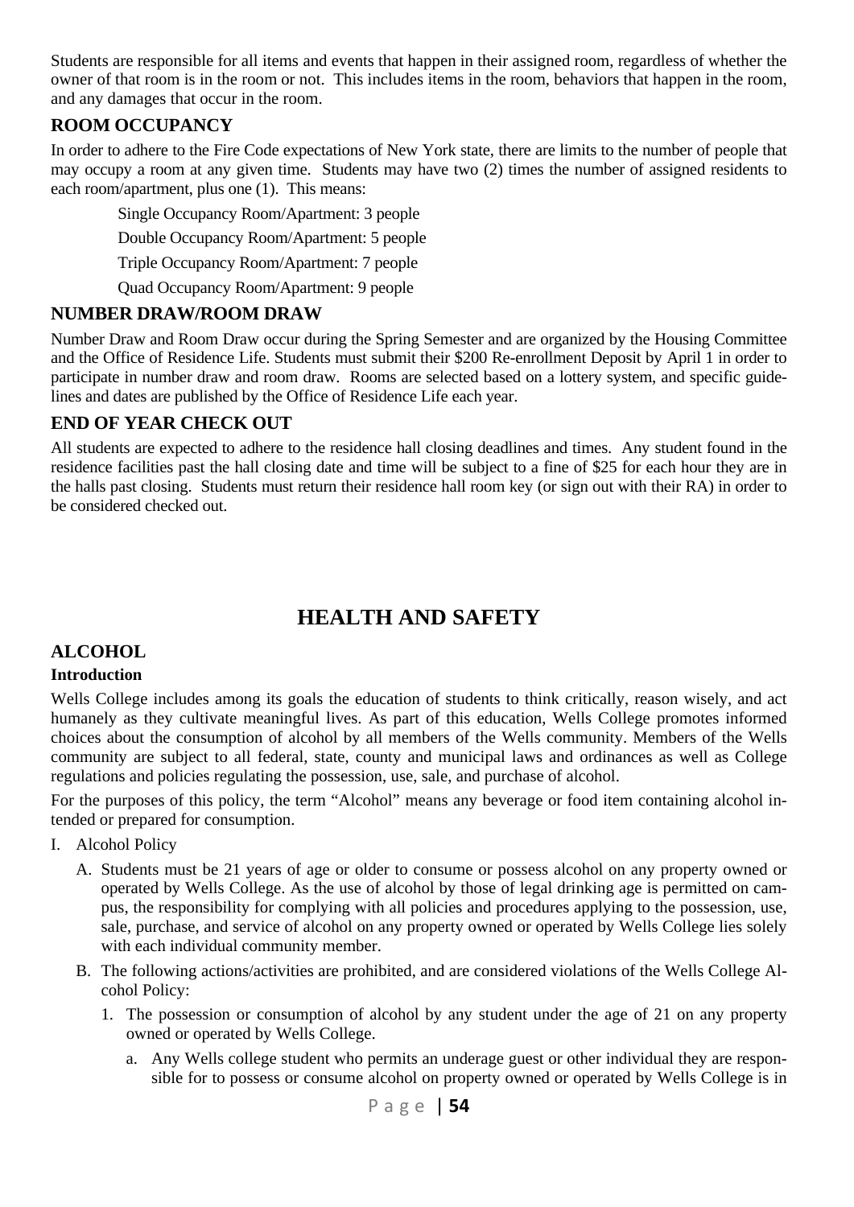Students are responsible for all items and events that happen in their assigned room, regardless of whether the owner of that room is in the room or not. This includes items in the room, behaviors that happen in the room, and any damages that occur in the room.

### ROOM OCCUPANCY

In order to adhere to the Fire Code expectations of New York state, there are limits to the number of people that may occupy a room at any given time. Students may have two (2) times the number of assigned residents to each room/apartment, plus one (1). This means:

Single Occupancy Room/Apartment: 3 people

Double Occupancy Room/Apartment: 5 people

Triple Occupancy Room/Apartment: 7 people

Quad Occupancy Room/Apartment: 9 people

### NUMBER DRAW/ROOM DRAW

Number Draw and Room Draw occur during the Spring Semester and are organized by the Housing Committee and the Office of Residence Life. Students must submit their $200 Re-enrollment Deposit by April 1 in order to participate in number draw and room draw. Rooms are selected based on a lottery system, and specific guidelines and dates are published by the Office of Residence Life each year.

### END OF YEAR CHECK OUT

All students are expected to adhere to the residence hall closing deadlines and times. Any student found in the residence facilities past the hall closing date and time will be subject to a fine of $25 for each hour they are in the halls past closing. Students must return their residence hall room key (or sign out with their RA) in order to be considered checked out.

## HEALTH AND SAFETY

### ALCOHOL

#### Introduction

Wells College includes among its goals the education of students to think critically, reason wisely, and act humanely as they cultivate meaningful lives. As part of this education, Wells College promotes informed choices about the consumption of alcohol by all members of the Wells community. Members of the Wells community are subject to all federal, state, county and municipal laws and ordinances as well as College regulations and policies regulating the possession, use, sale, and purchase of alcohol.

For the purposes of this policy, the term "Alcohol" means any beverage or food item containing alcohol intended or prepared for consumption.

I. Alcohol Policy
   - A. Students must be 21 years of age or older to consume or possess alcohol on any property owned or operated by Wells College. As the use of alcohol by those of legal drinking age is permitted on campus, the responsibility for complying with all policies and procedures applying to the possession, use, sale, purchase, and service of alcohol on any property owned or operated by Wells College lies solely with each individual community member.
   - B. The following actions/activities are prohibited, and are considered violations of the Wells College Alcohol Policy:
     1. The possession or consumption of alcohol by any student under the age of 21 on any property owned or operated by Wells College.
        - a. Any Wells college student who permits an underage guest or other individual they are responsible for to possess or consume alcohol on property owned or operated by Wells College is in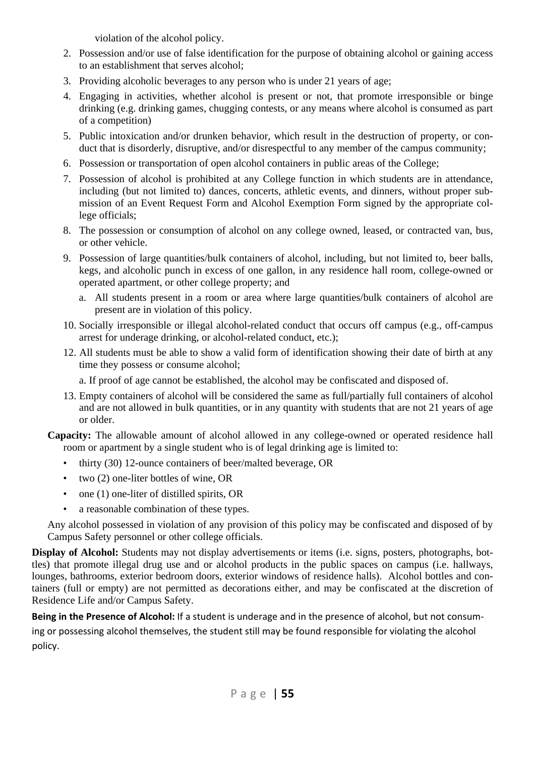violation of the alcohol policy.

2. Possession and/or use of false identification for the purpose of obtaining alcohol or gaining access to an establishment that serves alcohol;
3. Providing alcoholic beverages to any person who is under 21 years of age;
4. Engaging in activities, whether alcohol is present or not, that promote irresponsible or binge drinking (e.g. drinking games, chugging contests, or any means where alcohol is consumed as part of a competition)
5. Public intoxication and/or drunken behavior, which result in the destruction of property, or conduct that is disorderly, disruptive, and/or disrespectful to any member of the campus community;
6. Possession or transportation of open alcohol containers in public areas of the College;
7. Possession of alcohol is prohibited at any College function in which students are in attendance, including (but not limited to) dances, concerts, athletic events, and dinners, without proper submission of an Event Request Form and Alcohol Exemption Form signed by the appropriate college officials;
8. The possession or consumption of alcohol on any college owned, leased, or contracted van, bus, or other vehicle.
9. Possession of large quantities/bulk containers of alcohol, including, but not limited to, beer balls, kegs, and alcoholic punch in excess of one gallon, in any residence hall room, college-owned or operated apartment, or other college property; and
   a. All students present in a room or area where large quantities/bulk containers of alcohol are present are in violation of this policy.
10. Socially irresponsible or illegal alcohol-related conduct that occurs off campus (e.g., off-campus arrest for underage drinking, or alcohol-related conduct, etc.);
12. All students must be able to show a valid form of identification showing their date of birth at any time they possess or consume alcohol;

    a. If proof of age cannot be established, the alcohol may be confiscated and disposed of.
13. Empty containers of alcohol will be considered the same as full/partially full containers of alcohol and are not allowed in bulk quantities, or in any quantity with students that are not 21 years of age or older.

**Capacity:** The allowable amount of alcohol allowed in any college-owned or operated residence hall room or apartment by a single student who is of legal drinking age is limited to:

- thirty (30) 12-ounce containers of beer/malted beverage, OR
- two (2) one-liter bottles of wine, OR
- one (1) one-liter of distilled spirits, OR
- a reasonable combination of these types.

Any alcohol possessed in violation of any provision of this policy may be confiscated and disposed of by Campus Safety personnel or other college officials.

**Display of Alcohol:** Students may not display advertisements or items (i.e. signs, posters, photographs, bottles) that promote illegal drug use and or alcohol products in the public spaces on campus (i.e. hallways, lounges, bathrooms, exterior bedroom doors, exterior windows of residence halls). Alcohol bottles and containers (full or empty) are not permitted as decorations either, and may be confiscated at the discretion of Residence Life and/or Campus Safety.

**Being in the Presence of Alcohol:** If a student is underage and in the presence of alcohol, but not consuming or possessing alcohol themselves, the student still may be found responsible for violating the alcohol policy.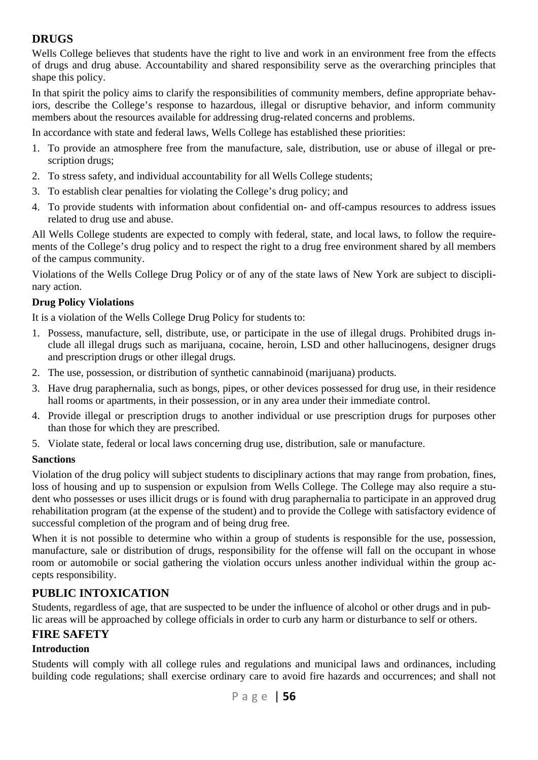## DRUGS

Wells College believes that students have the right to live and work in an environment free from the effects of drugs and drug abuse. Accountability and shared responsibility serve as the overarching principles that shape this policy.

In that spirit the policy aims to clarify the responsibilities of community members, define appropriate behaviors, describe the College's response to hazardous, illegal or disruptive behavior, and inform community members about the resources available for addressing drug-related concerns and problems.

In accordance with state and federal laws, Wells College has established these priorities:

1. To provide an atmosphere free from the manufacture, sale, distribution, use or abuse of illegal or prescription drugs;
2. To stress safety, and individual accountability for all Wells College students;
3. To establish clear penalties for violating the College's drug policy; and
4. To provide students with information about confidential on- and off-campus resources to address issues related to drug use and abuse.

All Wells College students are expected to comply with federal, state, and local laws, to follow the requirements of the College's drug policy and to respect the right to a drug free environment shared by all members of the campus community.

Violations of the Wells College Drug Policy or of any of the state laws of New York are subject to disciplinary action.

### Drug Policy Violations

It is a violation of the Wells College Drug Policy for students to:

1. Possess, manufacture, sell, distribute, use, or participate in the use of illegal drugs. Prohibited drugs include all illegal drugs such as marijuana, cocaine, heroin, LSD and other hallucinogens, designer drugs and prescription drugs or other illegal drugs.
2. The use, possession, or distribution of synthetic cannabinoid (marijuana) products.
3. Have drug paraphernalia, such as bongs, pipes, or other devices possessed for drug use, in their residence hall rooms or apartments, in their possession, or in any area under their immediate control.
4. Provide illegal or prescription drugs to another individual or use prescription drugs for purposes other than those for which they are prescribed.
5. Violate state, federal or local laws concerning drug use, distribution, sale or manufacture.

### Sanctions

Violation of the drug policy will subject students to disciplinary actions that may range from probation, fines, loss of housing and up to suspension or expulsion from Wells College. The College may also require a student who possesses or uses illicit drugs or is found with drug paraphernalia to participate in an approved drug rehabilitation program (at the expense of the student) and to provide the College with satisfactory evidence of successful completion of the program and of being drug free.

When it is not possible to determine who within a group of students is responsible for the use, possession, manufacture, sale or distribution of drugs, responsibility for the offense will fall on the occupant in whose room or automobile or social gathering the violation occurs unless another individual within the group accepts responsibility.

## PUBLIC INTOXICATION

Students, regardless of age, that are suspected to be under the influence of alcohol or other drugs and in public areas will be approached by college officials in order to curb any harm or disturbance to self or others.

## FIRE SAFETY

### Introduction

Students will comply with all college rules and regulations and municipal laws and ordinances, including building code regulations; shall exercise ordinary care to avoid fire hazards and occurrences; and shall not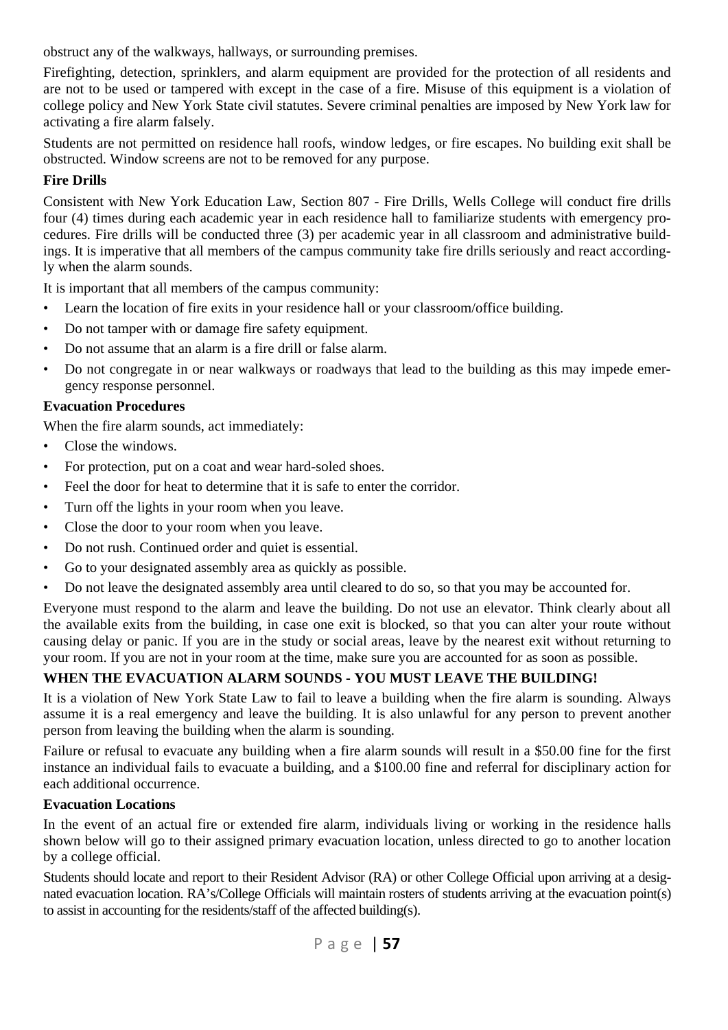obstruct any of the walkways, hallways, or surrounding premises.

Firefighting, detection, sprinklers, and alarm equipment are provided for the protection of all residents and are not to be used or tampered with except in the case of a fire. Misuse of this equipment is a violation of college policy and New York State civil statutes. Severe criminal penalties are imposed by New York law for activating a fire alarm falsely.

Students are not permitted on residence hall roofs, window ledges, or fire escapes. No building exit shall be obstructed. Window screens are not to be removed for any purpose.

**Fire Drills**

Consistent with New York Education Law, Section 807 - Fire Drills, Wells College will conduct fire drills four (4) times during each academic year in each residence hall to familiarize students with emergency procedures. Fire drills will be conducted three (3) per academic year in all classroom and administrative buildings. It is imperative that all members of the campus community take fire drills seriously and react accordingly when the alarm sounds.

It is important that all members of the campus community:

- Learn the location of fire exits in your residence hall or your classroom/office building.
- Do not tamper with or damage fire safety equipment.
- Do not assume that an alarm is a fire drill or false alarm.
- Do not congregate in or near walkways or roadways that lead to the building as this may impede emergency response personnel.

**Evacuation Procedures**

When the fire alarm sounds, act immediately:

- Close the windows.
- For protection, put on a coat and wear hard-soled shoes.
- Feel the door for heat to determine that it is safe to enter the corridor.
- Turn off the lights in your room when you leave.
- Close the door to your room when you leave.
- Do not rush. Continued order and quiet is essential.
- Go to your designated assembly area as quickly as possible.
- Do not leave the designated assembly area until cleared to do so, so that you may be accounted for.

Everyone must respond to the alarm and leave the building. Do not use an elevator. Think clearly about all the available exits from the building, in case one exit is blocked, so that you can alter your route without causing delay or panic. If you are in the study or social areas, leave by the nearest exit without returning to your room. If you are not in your room at the time, make sure you are accounted for as soon as possible.

**WHEN THE EVACUATION ALARM SOUNDS - YOU MUST LEAVE THE BUILDING!**

It is a violation of New York State Law to fail to leave a building when the fire alarm is sounding. Always assume it is a real emergency and leave the building. It is also unlawful for any person to prevent another person from leaving the building when the alarm is sounding.

Failure or refusal to evacuate any building when a fire alarm sounds will result in a $50.00 fine for the first instance an individual fails to evacuate a building, and a $100.00 fine and referral for disciplinary action for each additional occurrence.

**Evacuation Locations**

In the event of an actual fire or extended fire alarm, individuals living or working in the residence halls shown below will go to their assigned primary evacuation location, unless directed to go to another location by a college official.

Students should locate and report to their Resident Advisor (RA) or other College Official upon arriving at a designated evacuation location. RA's/College Officials will maintain rosters of students arriving at the evacuation point(s) to assist in accounting for the residents/staff of the affected building(s).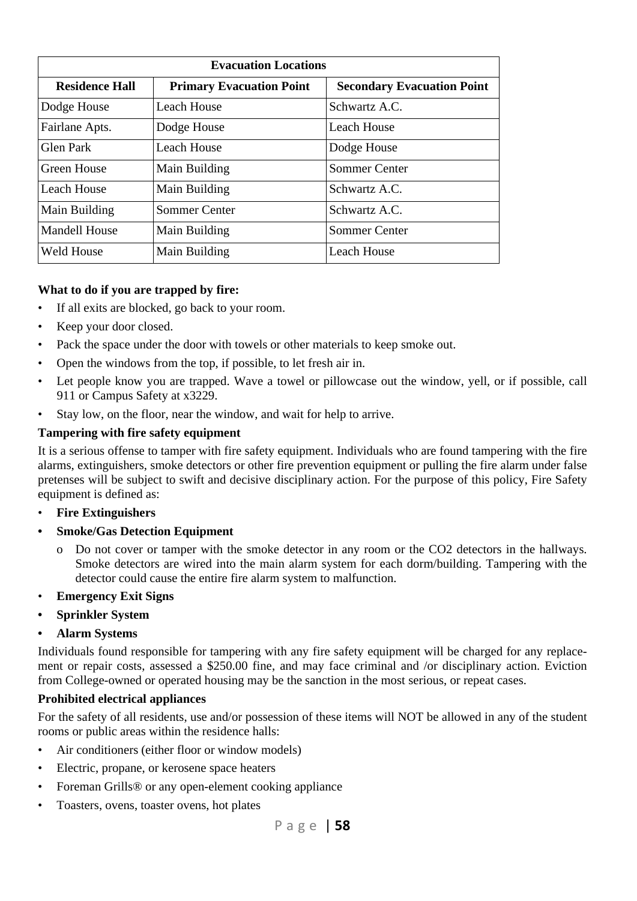| Evacuation Locations | | |
|---|---|---|
| **Residence Hall** | **Primary Evacuation Point** | **Secondary Evacuation Point** |
| Dodge House | Leach House | Schwartz A.C. |
| Fairlane Apts. | Dodge House | Leach House |
| Glen Park | Leach House | Dodge House |
| Green House | Main Building | Sommer Center |
| Leach House | Main Building | Schwartz A.C. |
| Main Building | Sommer Center | Schwartz A.C. |
| Mandell House | Main Building | Sommer Center |
| Weld House | Main Building | Leach House |

**What to do if you are trapped by fire:**

- If all exits are blocked, go back to your room.
- Keep your door closed.
- Pack the space under the door with towels or other materials to keep smoke out.
- Open the windows from the top, if possible, to let fresh air in.
- Let people know you are trapped. Wave a towel or pillowcase out the window, yell, or if possible, call 911 or Campus Safety at x3229.
- Stay low, on the floor, near the window, and wait for help to arrive.

**Tampering with fire safety equipment**

It is a serious offense to tamper with fire safety equipment. Individuals who are found tampering with the fire alarms, extinguishers, smoke detectors or other fire prevention equipment or pulling the fire alarm under false pretenses will be subject to swift and decisive disciplinary action. For the purpose of this policy, Fire Safety equipment is defined as:

- **Fire Extinguishers**
- **Smoke/Gas Detection Equipment**
  - Do not cover or tamper with the smoke detector in any room or the CO2 detectors in the hallways. Smoke detectors are wired into the main alarm system for each dorm/building. Tampering with the detector could cause the entire fire alarm system to malfunction.
- **Emergency Exit Signs**
- **Sprinkler System**
- **Alarm Systems**

Individuals found responsible for tampering with any fire safety equipment will be charged for any replacement or repair costs, assessed a $250.00 fine, and may face criminal and /or disciplinary action. Eviction from College-owned or operated housing may be the sanction in the most serious, or repeat cases.

**Prohibited electrical appliances**

For the safety of all residents, use and/or possession of these items will NOT be allowed in any of the student rooms or public areas within the residence halls:

- Air conditioners (either floor or window models)
- Electric, propane, or kerosene space heaters
- Foreman Grills® or any open-element cooking appliance
- Toasters, ovens, toaster ovens, hot plates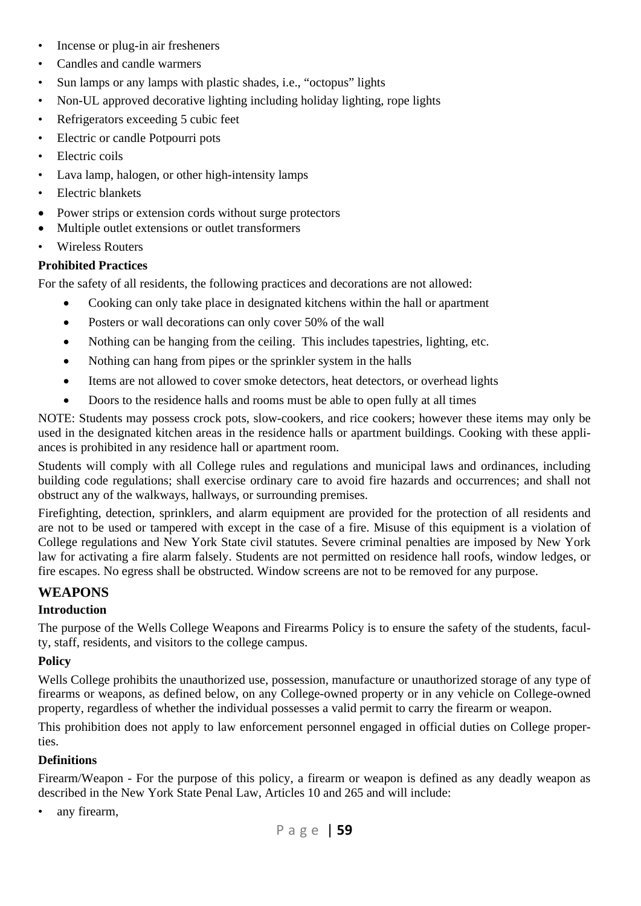- Incense or plug-in air fresheners
- Candles and candle warmers
- Sun lamps or any lamps with plastic shades, i.e., "octopus" lights
- Non-UL approved decorative lighting including holiday lighting, rope lights
- Refrigerators exceeding 5 cubic feet
- Electric or candle Potpourri pots
- Electric coils
- Lava lamp, halogen, or other high-intensity lamps
- Electric blankets
- Power strips or extension cords without surge protectors
- Multiple outlet extensions or outlet transformers
- Wireless Routers

**Prohibited Practices**

For the safety of all residents, the following practices and decorations are not allowed:

- Cooking can only take place in designated kitchens within the hall or apartment
- Posters or wall decorations can only cover 50% of the wall
- Nothing can be hanging from the ceiling. This includes tapestries, lighting, etc.
- Nothing can hang from pipes or the sprinkler system in the halls
- Items are not allowed to cover smoke detectors, heat detectors, or overhead lights
- Doors to the residence halls and rooms must be able to open fully at all times

NOTE: Students may possess crock pots, slow-cookers, and rice cookers; however these items may only be used in the designated kitchen areas in the residence halls or apartment buildings. Cooking with these appliances is prohibited in any residence hall or apartment room.

Students will comply with all College rules and regulations and municipal laws and ordinances, including building code regulations; shall exercise ordinary care to avoid fire hazards and occurrences; and shall not obstruct any of the walkways, hallways, or surrounding premises.

Firefighting, detection, sprinklers, and alarm equipment are provided for the protection of all residents and are not to be used or tampered with except in the case of a fire. Misuse of this equipment is a violation of College regulations and New York State civil statutes. Severe criminal penalties are imposed by New York law for activating a fire alarm falsely. Students are not permitted on residence hall roofs, window ledges, or fire escapes. No egress shall be obstructed. Window screens are not to be removed for any purpose.

## WEAPONS

**Introduction**

The purpose of the Wells College Weapons and Firearms Policy is to ensure the safety of the students, faculty, staff, residents, and visitors to the college campus.

**Policy**

Wells College prohibits the unauthorized use, possession, manufacture or unauthorized storage of any type of firearms or weapons, as defined below, on any College-owned property or in any vehicle on College-owned property, regardless of whether the individual possesses a valid permit to carry the firearm or weapon.

This prohibition does not apply to law enforcement personnel engaged in official duties on College properties.

**Definitions**

Firearm/Weapon - For the purpose of this policy, a firearm or weapon is defined as any deadly weapon as described in the New York State Penal Law, Articles 10 and 265 and will include:

- any firearm,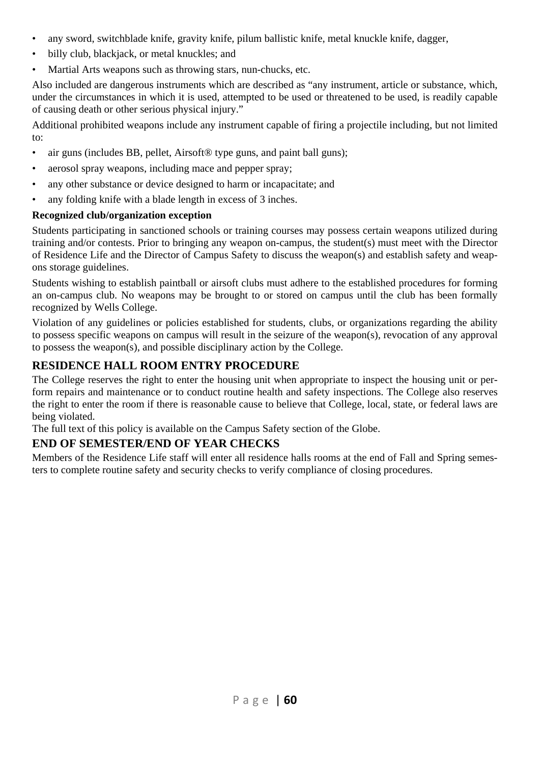- any sword, switchblade knife, gravity knife, pilum ballistic knife, metal knuckle knife, dagger,
- billy club, blackjack, or metal knuckles; and
- Martial Arts weapons such as throwing stars, nun-chucks, etc.

Also included are dangerous instruments which are described as "any instrument, article or substance, which, under the circumstances in which it is used, attempted to be used or threatened to be used, is readily capable of causing death or other serious physical injury."

Additional prohibited weapons include any instrument capable of firing a projectile including, but not limited to:

- air guns (includes BB, pellet, Airsoft® type guns, and paint ball guns);
- aerosol spray weapons, including mace and pepper spray;
- any other substance or device designed to harm or incapacitate; and
- any folding knife with a blade length in excess of 3 inches.

**Recognized club/organization exception**

Students participating in sanctioned schools or training courses may possess certain weapons utilized during training and/or contests. Prior to bringing any weapon on-campus, the student(s) must meet with the Director of Residence Life and the Director of Campus Safety to discuss the weapon(s) and establish safety and weapons storage guidelines.

Students wishing to establish paintball or airsoft clubs must adhere to the established procedures for forming an on-campus club. No weapons may be brought to or stored on campus until the club has been formally recognized by Wells College.

Violation of any guidelines or policies established for students, clubs, or organizations regarding the ability to possess specific weapons on campus will result in the seizure of the weapon(s), revocation of any approval to possess the weapon(s), and possible disciplinary action by the College.

## RESIDENCE HALL ROOM ENTRY PROCEDURE

The College reserves the right to enter the housing unit when appropriate to inspect the housing unit or perform repairs and maintenance or to conduct routine health and safety inspections. The College also reserves the right to enter the room if there is reasonable cause to believe that College, local, state, or federal laws are being violated.

The full text of this policy is available on the Campus Safety section of the Globe.

## END OF SEMESTER/END OF YEAR CHECKS

Members of the Residence Life staff will enter all residence halls rooms at the end of Fall and Spring semesters to complete routine safety and security checks to verify compliance of closing procedures.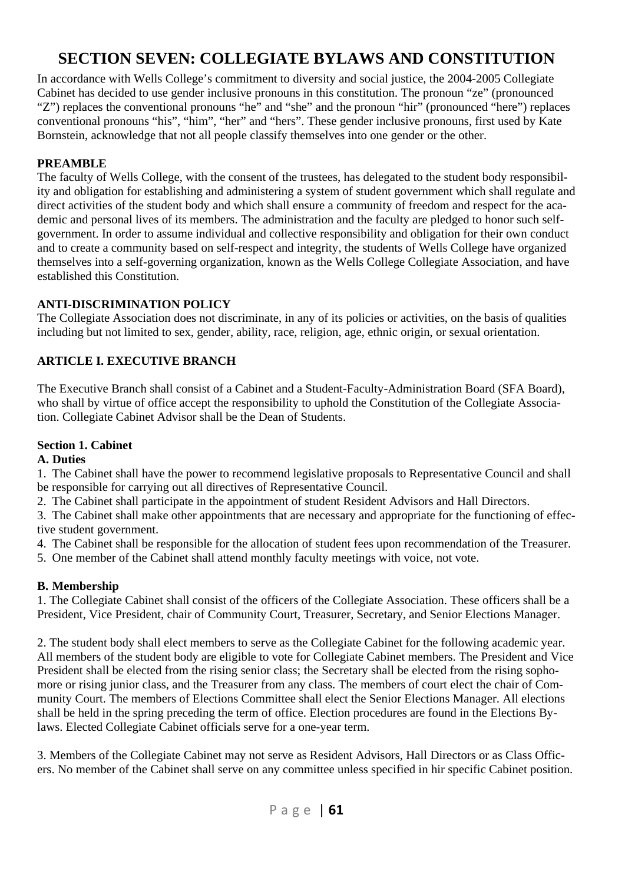# SECTION SEVEN: COLLEGIATE BYLAWS AND CONSTITUTION

In accordance with Wells College's commitment to diversity and social justice, the 2004-2005 Collegiate Cabinet has decided to use gender inclusive pronouns in this constitution. The pronoun "ze" (pronounced "Z") replaces the conventional pronouns "he" and "she" and the pronoun "hir" (pronounced "here") replaces conventional pronouns "his", "him", "her" and "hers". These gender inclusive pronouns, first used by Kate Bornstein, acknowledge that not all people classify themselves into one gender or the other.

**PREAMBLE**

The faculty of Wells College, with the consent of the trustees, has delegated to the student body responsibility and obligation for establishing and administering a system of student government which shall regulate and direct activities of the student body and which shall ensure a community of freedom and respect for the academic and personal lives of its members. The administration and the faculty are pledged to honor such self-government. In order to assume individual and collective responsibility and obligation for their own conduct and to create a community based on self-respect and integrity, the students of Wells College have organized themselves into a self-governing organization, known as the Wells College Collegiate Association, and have established this Constitution.

**ANTI-DISCRIMINATION POLICY**

The Collegiate Association does not discriminate, in any of its policies or activities, on the basis of qualities including but not limited to sex, gender, ability, race, religion, age, ethnic origin, or sexual orientation.

**ARTICLE I. EXECUTIVE BRANCH**

The Executive Branch shall consist of a Cabinet and a Student-Faculty-Administration Board (SFA Board), who shall by virtue of office accept the responsibility to uphold the Constitution of the Collegiate Association. Collegiate Cabinet Advisor shall be the Dean of Students.

**Section 1. Cabinet**

**A. Duties**

1. The Cabinet shall have the power to recommend legislative proposals to Representative Council and shall be responsible for carrying out all directives of Representative Council.
2. The Cabinet shall participate in the appointment of student Resident Advisors and Hall Directors.
3. The Cabinet shall make other appointments that are necessary and appropriate for the functioning of effective student government.
4. The Cabinet shall be responsible for the allocation of student fees upon recommendation of the Treasurer.
5. One member of the Cabinet shall attend monthly faculty meetings with voice, not vote.

**B. Membership**

1. The Collegiate Cabinet shall consist of the officers of the Collegiate Association. These officers shall be a President, Vice President, chair of Community Court, Treasurer, Secretary, and Senior Elections Manager.

2. The student body shall elect members to serve as the Collegiate Cabinet for the following academic year. All members of the student body are eligible to vote for Collegiate Cabinet members. The President and Vice President shall be elected from the rising senior class; the Secretary shall be elected from the rising sophomore or rising junior class, and the Treasurer from any class. The members of court elect the chair of Community Court. The members of Elections Committee shall elect the Senior Elections Manager. All elections shall be held in the spring preceding the term of office. Election procedures are found in the Elections Bylaws. Elected Collegiate Cabinet officials serve for a one-year term.

3. Members of the Collegiate Cabinet may not serve as Resident Advisors, Hall Directors or as Class Officers. No member of the Cabinet shall serve on any committee unless specified in hir specific Cabinet position.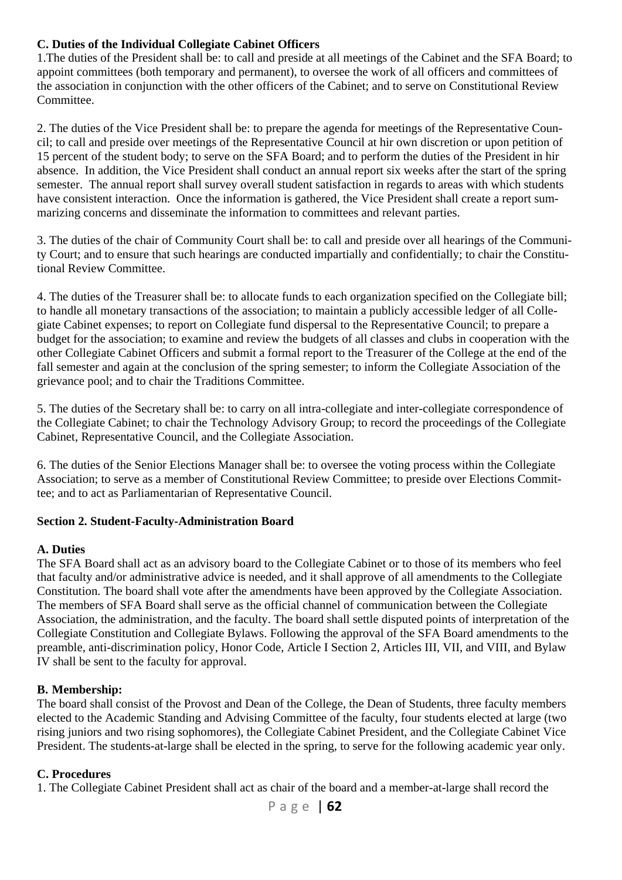**C. Duties of the Individual Collegiate Cabinet Officers**

1.The duties of the President shall be: to call and preside at all meetings of the Cabinet and the SFA Board; to appoint committees (both temporary and permanent), to oversee the work of all officers and committees of the association in conjunction with the other officers of the Cabinet; and to serve on Constitutional Review Committee.

2. The duties of the Vice President shall be: to prepare the agenda for meetings of the Representative Council; to call and preside over meetings of the Representative Council at hir own discretion or upon petition of 15 percent of the student body; to serve on the SFA Board; and to perform the duties of the President in hir absence. In addition, the Vice President shall conduct an annual report six weeks after the start of the spring semester. The annual report shall survey overall student satisfaction in regards to areas with which students have consistent interaction. Once the information is gathered, the Vice President shall create a report summarizing concerns and disseminate the information to committees and relevant parties.

3. The duties of the chair of Community Court shall be: to call and preside over all hearings of the Community Court; and to ensure that such hearings are conducted impartially and confidentially; to chair the Constitutional Review Committee.

4. The duties of the Treasurer shall be: to allocate funds to each organization specified on the Collegiate bill; to handle all monetary transactions of the association; to maintain a publicly accessible ledger of all Collegiate Cabinet expenses; to report on Collegiate fund dispersal to the Representative Council; to prepare a budget for the association; to examine and review the budgets of all classes and clubs in cooperation with the other Collegiate Cabinet Officers and submit a formal report to the Treasurer of the College at the end of the fall semester and again at the conclusion of the spring semester; to inform the Collegiate Association of the grievance pool; and to chair the Traditions Committee.

5. The duties of the Secretary shall be: to carry on all intra-collegiate and inter-collegiate correspondence of the Collegiate Cabinet; to chair the Technology Advisory Group; to record the proceedings of the Collegiate Cabinet, Representative Council, and the Collegiate Association.

6. The duties of the Senior Elections Manager shall be: to oversee the voting process within the Collegiate Association; to serve as a member of Constitutional Review Committee; to preside over Elections Committee; and to act as Parliamentarian of Representative Council.

**Section 2. Student-Faculty-Administration Board**

**A. Duties**

The SFA Board shall act as an advisory board to the Collegiate Cabinet or to those of its members who feel that faculty and/or administrative advice is needed, and it shall approve of all amendments to the Collegiate Constitution. The board shall vote after the amendments have been approved by the Collegiate Association. The members of SFA Board shall serve as the official channel of communication between the Collegiate Association, the administration, and the faculty. The board shall settle disputed points of interpretation of the Collegiate Constitution and Collegiate Bylaws. Following the approval of the SFA Board amendments to the preamble, anti-discrimination policy, Honor Code, Article I Section 2, Articles III, VII, and VIII, and Bylaw IV shall be sent to the faculty for approval.

**B. Membership:**

The board shall consist of the Provost and Dean of the College, the Dean of Students, three faculty members elected to the Academic Standing and Advising Committee of the faculty, four students elected at large (two rising juniors and two rising sophomores), the Collegiate Cabinet President, and the Collegiate Cabinet Vice President. The students-at-large shall be elected in the spring, to serve for the following academic year only.

**C. Procedures**

1. The Collegiate Cabinet President shall act as chair of the board and a member-at-large shall record the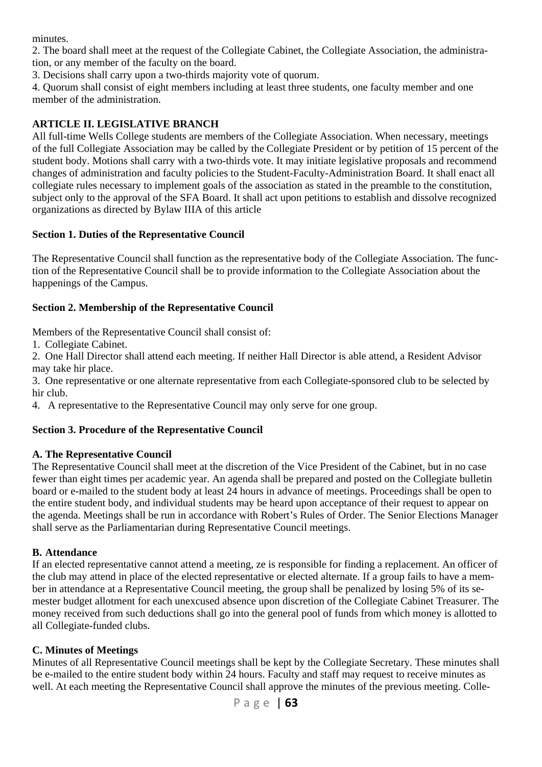minutes.

2. The board shall meet at the request of the Collegiate Cabinet, the Collegiate Association, the administration, or any member of the faculty on the board.

3. Decisions shall carry upon a two-thirds majority vote of quorum.

4. Quorum shall consist of eight members including at least three students, one faculty member and one member of the administration.

## ARTICLE II. LEGISLATIVE BRANCH

All full-time Wells College students are members of the Collegiate Association. When necessary, meetings of the full Collegiate Association may be called by the Collegiate President or by petition of 15 percent of the student body. Motions shall carry with a two-thirds vote. It may initiate legislative proposals and recommend changes of administration and faculty policies to the Student-Faculty-Administration Board. It shall enact all collegiate rules necessary to implement goals of the association as stated in the preamble to the constitution, subject only to the approval of the SFA Board. It shall act upon petitions to establish and dissolve recognized organizations as directed by Bylaw IIIA of this article

### Section 1. Duties of the Representative Council

The Representative Council shall function as the representative body of the Collegiate Association. The function of the Representative Council shall be to provide information to the Collegiate Association about the happenings of the Campus.

### Section 2. Membership of the Representative Council

Members of the Representative Council shall consist of:

1. Collegiate Cabinet.
2. One Hall Director shall attend each meeting. If neither Hall Director is able attend, a Resident Advisor may take hir place.
3. One representative or one alternate representative from each Collegiate-sponsored club to be selected by hir club.
4. A representative to the Representative Council may only serve for one group.

### Section 3. Procedure of the Representative Council

#### A. The Representative Council

The Representative Council shall meet at the discretion of the Vice President of the Cabinet, but in no case fewer than eight times per academic year. An agenda shall be prepared and posted on the Collegiate bulletin board or e-mailed to the student body at least 24 hours in advance of meetings. Proceedings shall be open to the entire student body, and individual students may be heard upon acceptance of their request to appear on the agenda. Meetings shall be run in accordance with Robert's Rules of Order. The Senior Elections Manager shall serve as the Parliamentarian during Representative Council meetings.

#### B. Attendance

If an elected representative cannot attend a meeting, ze is responsible for finding a replacement. An officer of the club may attend in place of the elected representative or elected alternate. If a group fails to have a member in attendance at a Representative Council meeting, the group shall be penalized by losing 5% of its semester budget allotment for each unexcused absence upon discretion of the Collegiate Cabinet Treasurer. The money received from such deductions shall go into the general pool of funds from which money is allotted to all Collegiate-funded clubs.

#### C. Minutes of Meetings

Minutes of all Representative Council meetings shall be kept by the Collegiate Secretary. These minutes shall be e-mailed to the entire student body within 24 hours. Faculty and staff may request to receive minutes as well. At each meeting the Representative Council shall approve the minutes of the previous meeting. Colle-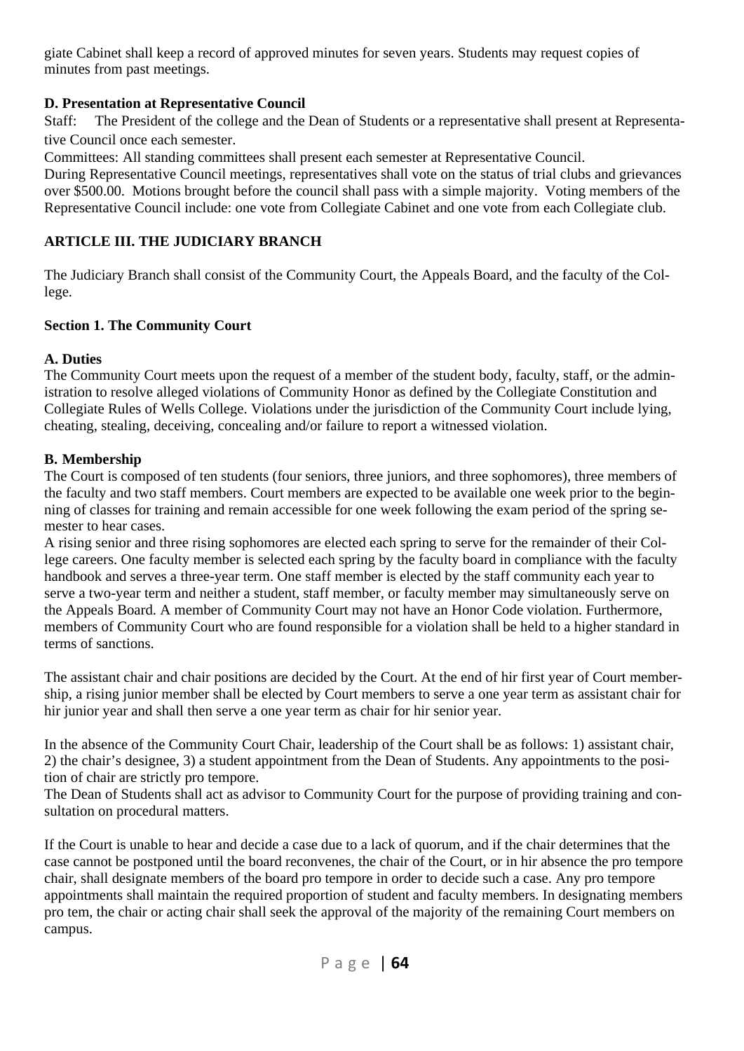giate Cabinet shall keep a record of approved minutes for seven years. Students may request copies of minutes from past meetings.

**D. Presentation at Representative Council**

Staff: The President of the college and the Dean of Students or a representative shall present at Representative Council once each semester.

Committees: All standing committees shall present each semester at Representative Council.

During Representative Council meetings, representatives shall vote on the status of trial clubs and grievances over $500.00. Motions brought before the council shall pass with a simple majority. Voting members of the Representative Council include: one vote from Collegiate Cabinet and one vote from each Collegiate club.

## ARTICLE III. THE JUDICIARY BRANCH

The Judiciary Branch shall consist of the Community Court, the Appeals Board, and the faculty of the College.

### Section 1. The Community Court

**A. Duties**

The Community Court meets upon the request of a member of the student body, faculty, staff, or the administration to resolve alleged violations of Community Honor as defined by the Collegiate Constitution and Collegiate Rules of Wells College. Violations under the jurisdiction of the Community Court include lying, cheating, stealing, deceiving, concealing and/or failure to report a witnessed violation.

**B. Membership**

The Court is composed of ten students (four seniors, three juniors, and three sophomores), three members of the faculty and two staff members. Court members are expected to be available one week prior to the beginning of classes for training and remain accessible for one week following the exam period of the spring semester to hear cases.

A rising senior and three rising sophomores are elected each spring to serve for the remainder of their College careers. One faculty member is selected each spring by the faculty board in compliance with the faculty handbook and serves a three-year term. One staff member is elected by the staff community each year to serve a two-year term and neither a student, staff member, or faculty member may simultaneously serve on the Appeals Board. A member of Community Court may not have an Honor Code violation. Furthermore, members of Community Court who are found responsible for a violation shall be held to a higher standard in terms of sanctions.

The assistant chair and chair positions are decided by the Court. At the end of hir first year of Court membership, a rising junior member shall be elected by Court members to serve a one year term as assistant chair for hir junior year and shall then serve a one year term as chair for hir senior year.

In the absence of the Community Court Chair, leadership of the Court shall be as follows: 1) assistant chair, 2) the chair's designee, 3) a student appointment from the Dean of Students. Any appointments to the position of chair are strictly pro tempore.

The Dean of Students shall act as advisor to Community Court for the purpose of providing training and consultation on procedural matters.

If the Court is unable to hear and decide a case due to a lack of quorum, and if the chair determines that the case cannot be postponed until the board reconvenes, the chair of the Court, or in hir absence the pro tempore chair, shall designate members of the board pro tempore in order to decide such a case. Any pro tempore appointments shall maintain the required proportion of student and faculty members. In designating members pro tem, the chair or acting chair shall seek the approval of the majority of the remaining Court members on campus.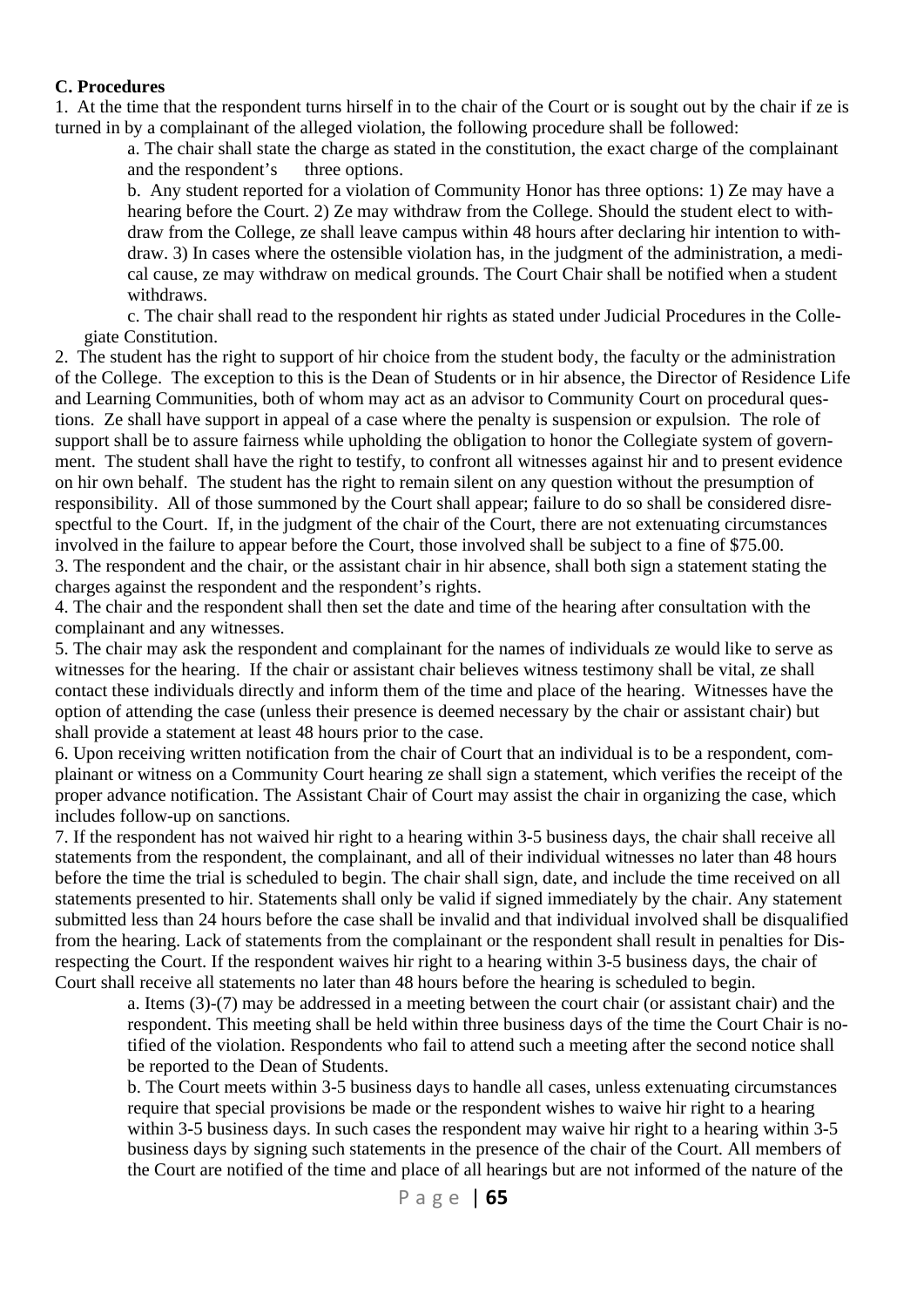**C. Procedures**

1. At the time that the respondent turns hirself in to the chair of the Court or is sought out by the chair if ze is turned in by a complainant of the alleged violation, the following procedure shall be followed:

   a. The chair shall state the charge as stated in the constitution, the exact charge of the complainant and the respondent's three options.

   b. Any student reported for a violation of Community Honor has three options: 1) Ze may have a hearing before the Court. 2) Ze may withdraw from the College. Should the student elect to withdraw from the College, ze shall leave campus within 48 hours after declaring hir intention to withdraw. 3) In cases where the ostensible violation has, in the judgment of the administration, a medical cause, ze may withdraw on medical grounds. The Court Chair shall be notified when a student withdraws.

   c. The chair shall read to the respondent hir rights as stated under Judicial Procedures in the Collegiate Constitution.

2. The student has the right to support of hir choice from the student body, the faculty or the administration of the College. The exception to this is the Dean of Students or in hir absence, the Director of Residence Life and Learning Communities, both of whom may act as an advisor to Community Court on procedural questions. Ze shall have support in appeal of a case where the penalty is suspension or expulsion. The role of support shall be to assure fairness while upholding the obligation to honor the Collegiate system of government. The student shall have the right to testify, to confront all witnesses against hir and to present evidence on hir own behalf. The student has the right to remain silent on any question without the presumption of responsibility. All of those summoned by the Court shall appear; failure to do so shall be considered disrespectful to the Court. If, in the judgment of the chair of the Court, there are not extenuating circumstances involved in the failure to appear before the Court, those involved shall be subject to a fine of $75.00.

3. The respondent and the chair, or the assistant chair in hir absence, shall both sign a statement stating the charges against the respondent and the respondent's rights.

4. The chair and the respondent shall then set the date and time of the hearing after consultation with the complainant and any witnesses.

5. The chair may ask the respondent and complainant for the names of individuals ze would like to serve as witnesses for the hearing. If the chair or assistant chair believes witness testimony shall be vital, ze shall contact these individuals directly and inform them of the time and place of the hearing. Witnesses have the option of attending the case (unless their presence is deemed necessary by the chair or assistant chair) but shall provide a statement at least 48 hours prior to the case.

6. Upon receiving written notification from the chair of Court that an individual is to be a respondent, complainant or witness on a Community Court hearing ze shall sign a statement, which verifies the receipt of the proper advance notification. The Assistant Chair of Court may assist the chair in organizing the case, which includes follow-up on sanctions.

7. If the respondent has not waived hir right to a hearing within 3-5 business days, the chair shall receive all statements from the respondent, the complainant, and all of their individual witnesses no later than 48 hours before the time the trial is scheduled to begin. The chair shall sign, date, and include the time received on all statements presented to hir. Statements shall only be valid if signed immediately by the chair. Any statement submitted less than 24 hours before the case shall be invalid and that individual involved shall be disqualified from the hearing. Lack of statements from the complainant or the respondent shall result in penalties for Disrespecting the Court. If the respondent waives hir right to a hearing within 3-5 business days, the chair of Court shall receive all statements no later than 48 hours before the hearing is scheduled to begin.

   a. Items (3)-(7) may be addressed in a meeting between the court chair (or assistant chair) and the respondent. This meeting shall be held within three business days of the time the Court Chair is notified of the violation. Respondents who fail to attend such a meeting after the second notice shall be reported to the Dean of Students.

   b. The Court meets within 3-5 business days to handle all cases, unless extenuating circumstances require that special provisions be made or the respondent wishes to waive hir right to a hearing within 3-5 business days. In such cases the respondent may waive hir right to a hearing within 3-5 business days by signing such statements in the presence of the chair of the Court. All members of the Court are notified of the time and place of all hearings but are not informed of the nature of the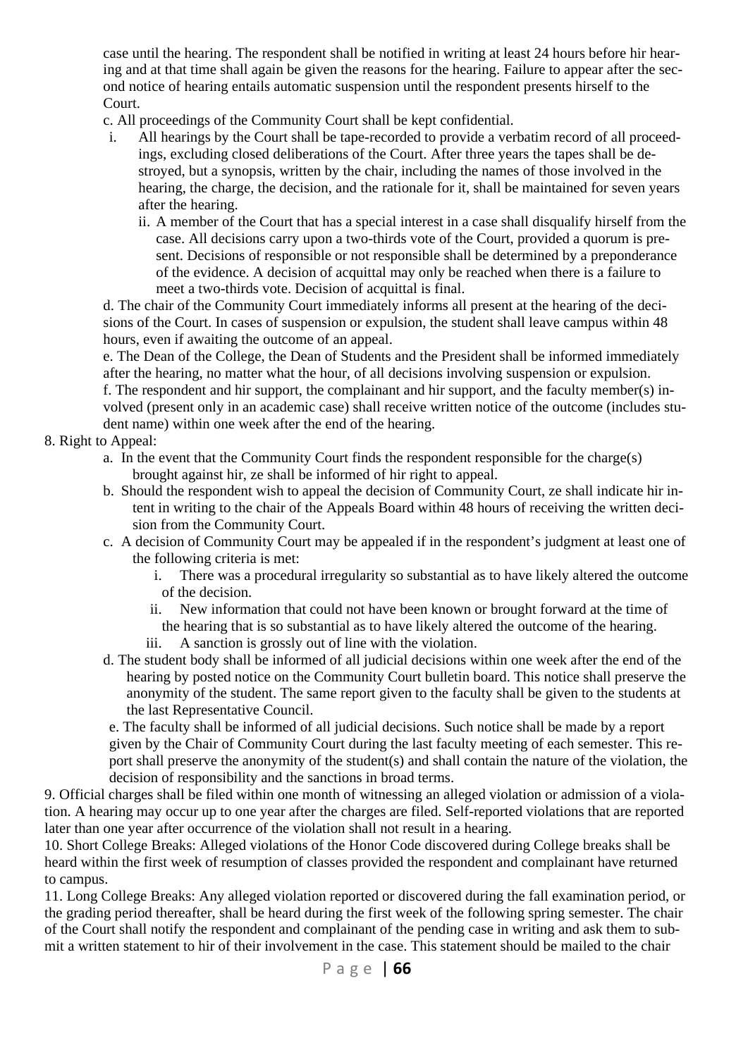case until the hearing. The respondent shall be notified in writing at least 24 hours before hir hearing and at that time shall again be given the reasons for the hearing. Failure to appear after the second notice of hearing entails automatic suspension until the respondent presents hirself to the Court.

c. All proceedings of the Community Court shall be kept confidential.

  i. All hearings by the Court shall be tape-recorded to provide a verbatim record of all proceedings, excluding closed deliberations of the Court. After three years the tapes shall be destroyed, but a synopsis, written by the chair, including the names of those involved in the hearing, the charge, the decision, and the rationale for it, shall be maintained for seven years after the hearing.

  ii. A member of the Court that has a special interest in a case shall disqualify hirself from the case. All decisions carry upon a two-thirds vote of the Court, provided a quorum is present. Decisions of responsible or not responsible shall be determined by a preponderance of the evidence. A decision of acquittal may only be reached when there is a failure to meet a two-thirds vote. Decision of acquittal is final.

d. The chair of the Community Court immediately informs all present at the hearing of the decisions of the Court. In cases of suspension or expulsion, the student shall leave campus within 48 hours, even if awaiting the outcome of an appeal.

e. The Dean of the College, the Dean of Students and the President shall be informed immediately after the hearing, no matter what the hour, of all decisions involving suspension or expulsion.

f. The respondent and hir support, the complainant and hir support, and the faculty member(s) involved (present only in an academic case) shall receive written notice of the outcome (includes student name) within one week after the end of the hearing.

8. Right to Appeal:

  a. In the event that the Community Court finds the respondent responsible for the charge(s) brought against hir, ze shall be informed of hir right to appeal.

  b. Should the respondent wish to appeal the decision of Community Court, ze shall indicate hir intent in writing to the chair of the Appeals Board within 48 hours of receiving the written decision from the Community Court.

  c. A decision of Community Court may be appealed if in the respondent's judgment at least one of the following criteria is met:

    i. There was a procedural irregularity so substantial as to have likely altered the outcome of the decision.

    ii. New information that could not have been known or brought forward at the time of the hearing that is so substantial as to have likely altered the outcome of the hearing.

    iii. A sanction is grossly out of line with the violation.

  d. The student body shall be informed of all judicial decisions within one week after the end of the hearing by posted notice on the Community Court bulletin board. This notice shall preserve the anonymity of the student. The same report given to the faculty shall be given to the students at the last Representative Council.

  e. The faculty shall be informed of all judicial decisions. Such notice shall be made by a report given by the Chair of Community Court during the last faculty meeting of each semester. This report shall preserve the anonymity of the student(s) and shall contain the nature of the violation, the decision of responsibility and the sanctions in broad terms.

9. Official charges shall be filed within one month of witnessing an alleged violation or admission of a violation. A hearing may occur up to one year after the charges are filed. Self-reported violations that are reported later than one year after occurrence of the violation shall not result in a hearing.

10. Short College Breaks: Alleged violations of the Honor Code discovered during College breaks shall be heard within the first week of resumption of classes provided the respondent and complainant have returned to campus.

11. Long College Breaks: Any alleged violation reported or discovered during the fall examination period, or the grading period thereafter, shall be heard during the first week of the following spring semester. The chair of the Court shall notify the respondent and complainant of the pending case in writing and ask them to submit a written statement to hir of their involvement in the case. This statement should be mailed to the chair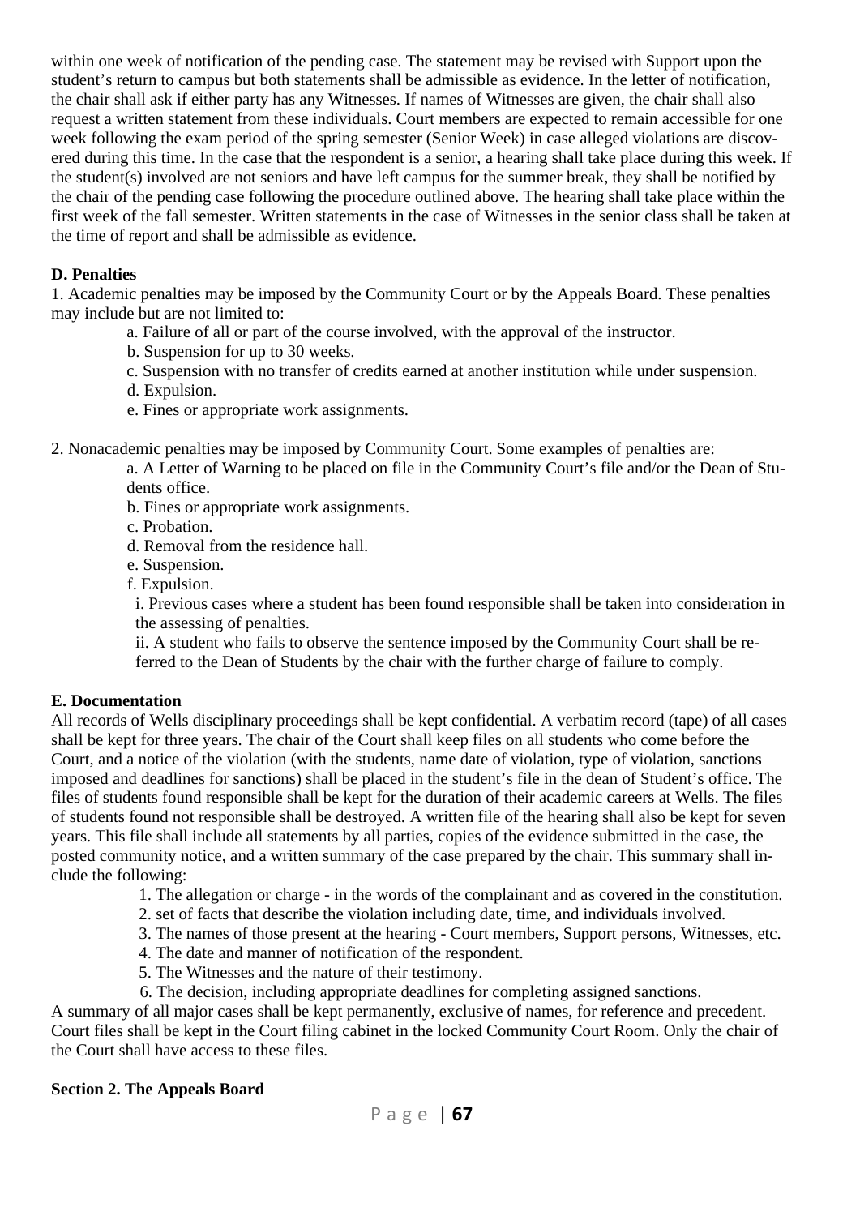within one week of notification of the pending case. The statement may be revised with Support upon the student's return to campus but both statements shall be admissible as evidence. In the letter of notification, the chair shall ask if either party has any Witnesses. If names of Witnesses are given, the chair shall also request a written statement from these individuals. Court members are expected to remain accessible for one week following the exam period of the spring semester (Senior Week) in case alleged violations are discovered during this time. In the case that the respondent is a senior, a hearing shall take place during this week. If the student(s) involved are not seniors and have left campus for the summer break, they shall be notified by the chair of the pending case following the procedure outlined above. The hearing shall take place within the first week of the fall semester. Written statements in the case of Witnesses in the senior class shall be taken at the time of report and shall be admissible as evidence.

**D. Penalties**

1. Academic penalties may be imposed by the Community Court or by the Appeals Board. These penalties may include but are not limited to:
    - a. Failure of all or part of the course involved, with the approval of the instructor.
    - b. Suspension for up to 30 weeks.
    - c. Suspension with no transfer of credits earned at another institution while under suspension.
    - d. Expulsion.
    - e. Fines or appropriate work assignments.

2. Nonacademic penalties may be imposed by Community Court. Some examples of penalties are:
    - a. A Letter of Warning to be placed on file in the Community Court's file and/or the Dean of Students office.
    - b. Fines or appropriate work assignments.
    - c. Probation.
    - d. Removal from the residence hall.
    - e. Suspension.
    - f. Expulsion.
        - i. Previous cases where a student has been found responsible shall be taken into consideration in the assessing of penalties.
        - ii. A student who fails to observe the sentence imposed by the Community Court shall be referred to the Dean of Students by the chair with the further charge of failure to comply.

**E. Documentation**

All records of Wells disciplinary proceedings shall be kept confidential. A verbatim record (tape) of all cases shall be kept for three years. The chair of the Court shall keep files on all students who come before the Court, and a notice of the violation (with the students, name date of violation, type of violation, sanctions imposed and deadlines for sanctions) shall be placed in the student's file in the dean of Student's office. The files of students found responsible shall be kept for the duration of their academic careers at Wells. The files of students found not responsible shall be destroyed. A written file of the hearing shall also be kept for seven years. This file shall include all statements by all parties, copies of the evidence submitted in the case, the posted community notice, and a written summary of the case prepared by the chair. This summary shall include the following:

1. The allegation or charge - in the words of the complainant and as covered in the constitution.
2. set of facts that describe the violation including date, time, and individuals involved.
3. The names of those present at the hearing - Court members, Support persons, Witnesses, etc.
4. The date and manner of notification of the respondent.
5. The Witnesses and the nature of their testimony.
6. The decision, including appropriate deadlines for completing assigned sanctions.

A summary of all major cases shall be kept permanently, exclusive of names, for reference and precedent. Court files shall be kept in the Court filing cabinet in the locked Community Court Room. Only the chair of the Court shall have access to these files.

**Section 2. The Appeals Board**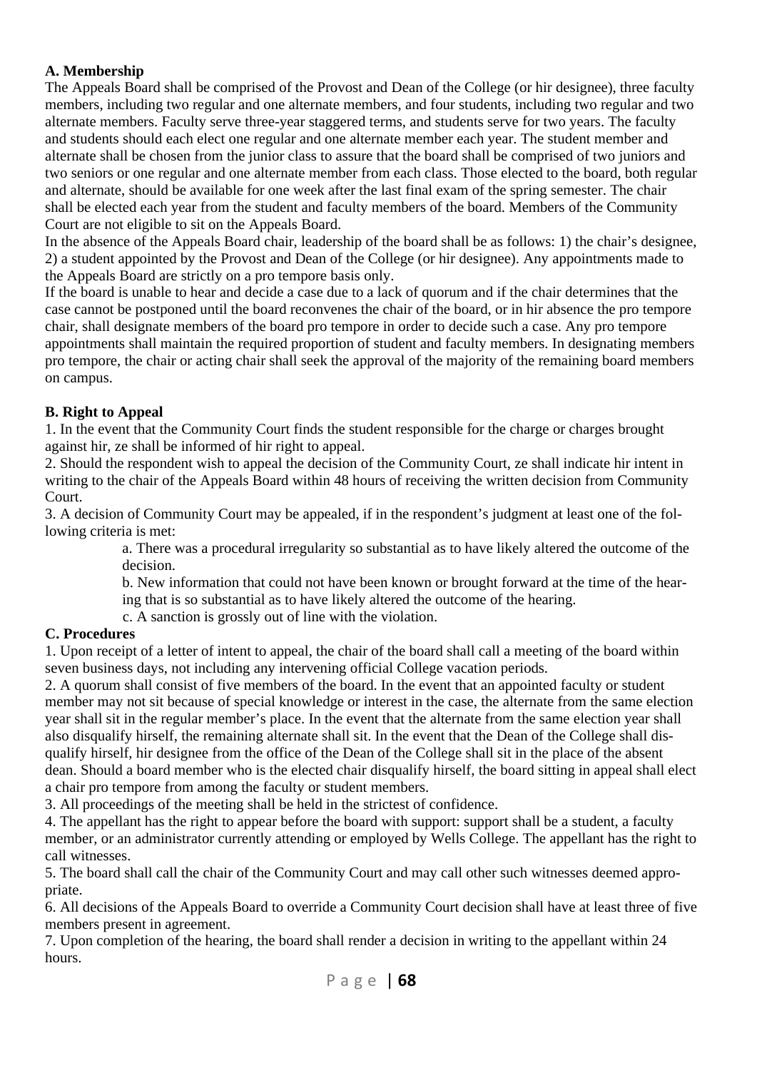**A. Membership**

The Appeals Board shall be comprised of the Provost and Dean of the College (or hir designee), three faculty members, including two regular and one alternate members, and four students, including two regular and two alternate members. Faculty serve three-year staggered terms, and students serve for two years. The faculty and students should each elect one regular and one alternate member each year. The student member and alternate shall be chosen from the junior class to assure that the board shall be comprised of two juniors and two seniors or one regular and one alternate member from each class. Those elected to the board, both regular and alternate, should be available for one week after the last final exam of the spring semester. The chair shall be elected each year from the student and faculty members of the board. Members of the Community Court are not eligible to sit on the Appeals Board.

In the absence of the Appeals Board chair, leadership of the board shall be as follows: 1) the chair's designee, 2) a student appointed by the Provost and Dean of the College (or hir designee). Any appointments made to the Appeals Board are strictly on a pro tempore basis only.

If the board is unable to hear and decide a case due to a lack of quorum and if the chair determines that the case cannot be postponed until the board reconvenes the chair of the board, or in hir absence the pro tempore chair, shall designate members of the board pro tempore in order to decide such a case. Any pro tempore appointments shall maintain the required proportion of student and faculty members. In designating members pro tempore, the chair or acting chair shall seek the approval of the majority of the remaining board members on campus.

**B. Right to Appeal**

1. In the event that the Community Court finds the student responsible for the charge or charges brought against hir, ze shall be informed of hir right to appeal.
2. Should the respondent wish to appeal the decision of the Community Court, ze shall indicate hir intent in writing to the chair of the Appeals Board within 48 hours of receiving the written decision from Community Court.
3. A decision of Community Court may be appealed, if in the respondent's judgment at least one of the following criteria is met:
   a. There was a procedural irregularity so substantial as to have likely altered the outcome of the decision.
   b. New information that could not have been known or brought forward at the time of the hearing that is so substantial as to have likely altered the outcome of the hearing.
   c. A sanction is grossly out of line with the violation.

**C. Procedures**

1. Upon receipt of a letter of intent to appeal, the chair of the board shall call a meeting of the board within seven business days, not including any intervening official College vacation periods.
2. A quorum shall consist of five members of the board. In the event that an appointed faculty or student member may not sit because of special knowledge or interest in the case, the alternate from the same election year shall sit in the regular member's place. In the event that the alternate from the same election year shall also disqualify hirself, the remaining alternate shall sit. In the event that the Dean of the College shall disqualify hirself, hir designee from the office of the Dean of the College shall sit in the place of the absent dean. Should a board member who is the elected chair disqualify hirself, the board sitting in appeal shall elect a chair pro tempore from among the faculty or student members.
3. All proceedings of the meeting shall be held in the strictest of confidence.
4. The appellant has the right to appear before the board with support: support shall be a student, a faculty member, or an administrator currently attending or employed by Wells College. The appellant has the right to call witnesses.
5. The board shall call the chair of the Community Court and may call other such witnesses deemed appropriate.
6. All decisions of the Appeals Board to override a Community Court decision shall have at least three of five members present in agreement.
7. Upon completion of the hearing, the board shall render a decision in writing to the appellant within 24 hours.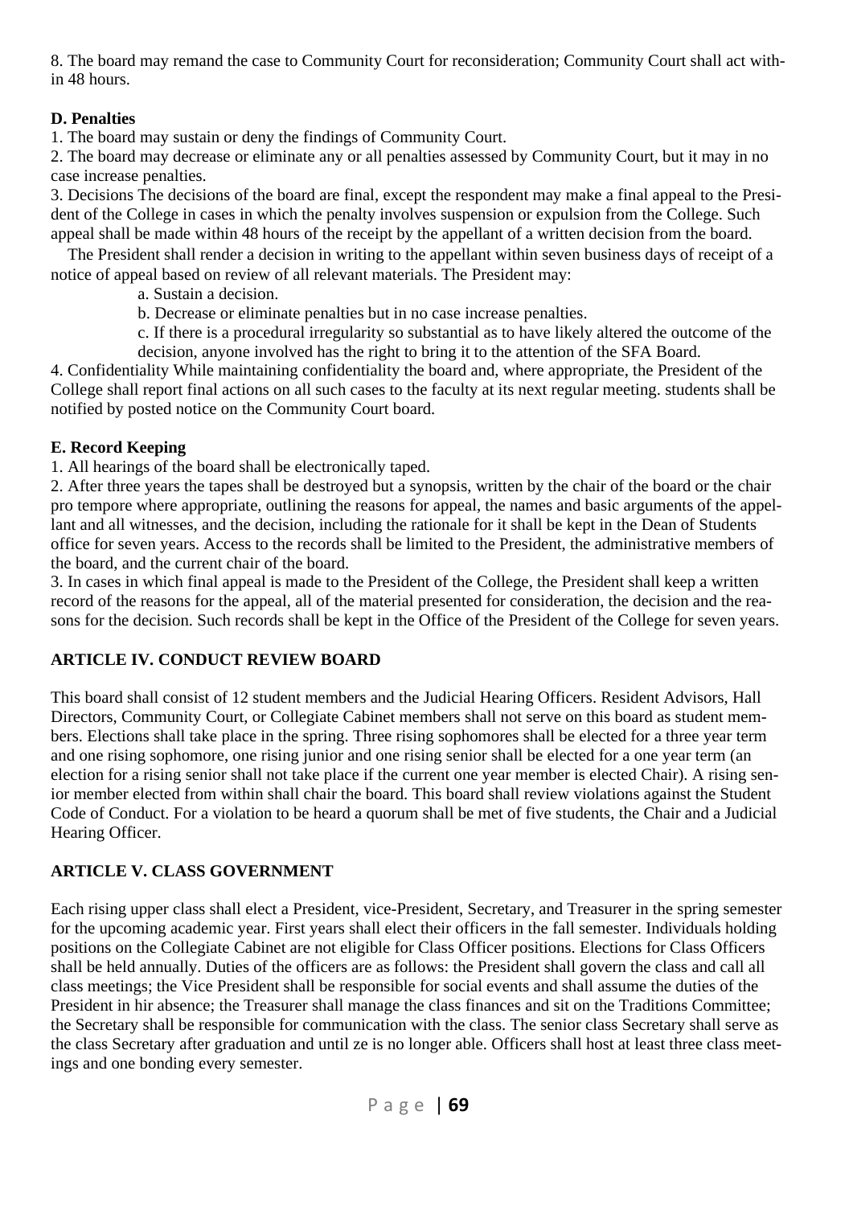8. The board may remand the case to Community Court for reconsideration; Community Court shall act within 48 hours.

**D. Penalties**

1. The board may sustain or deny the findings of Community Court.
2. The board may decrease or eliminate any or all penalties assessed by Community Court, but it may in no case increase penalties.
3. Decisions The decisions of the board are final, except the respondent may make a final appeal to the President of the College in cases in which the penalty involves suspension or expulsion from the College. Such appeal shall be made within 48 hours of the receipt by the appellant of a written decision from the board.

The President shall render a decision in writing to the appellant within seven business days of receipt of a notice of appeal based on review of all relevant materials. The President may:

a. Sustain a decision.

b. Decrease or eliminate penalties but in no case increase penalties.

c. If there is a procedural irregularity so substantial as to have likely altered the outcome of the decision, anyone involved has the right to bring it to the attention of the SFA Board.

4. Confidentiality While maintaining confidentiality the board and, where appropriate, the President of the College shall report final actions on all such cases to the faculty at its next regular meeting. students shall be notified by posted notice on the Community Court board.

**E. Record Keeping**

1. All hearings of the board shall be electronically taped.
2. After three years the tapes shall be destroyed but a synopsis, written by the chair of the board or the chair pro tempore where appropriate, outlining the reasons for appeal, the names and basic arguments of the appellant and all witnesses, and the decision, including the rationale for it shall be kept in the Dean of Students office for seven years. Access to the records shall be limited to the President, the administrative members of the board, and the current chair of the board.
3. In cases in which final appeal is made to the President of the College, the President shall keep a written record of the reasons for the appeal, all of the material presented for consideration, the decision and the reasons for the decision. Such records shall be kept in the Office of the President of the College for seven years.

## ARTICLE IV. CONDUCT REVIEW BOARD

This board shall consist of 12 student members and the Judicial Hearing Officers. Resident Advisors, Hall Directors, Community Court, or Collegiate Cabinet members shall not serve on this board as student members. Elections shall take place in the spring. Three rising sophomores shall be elected for a three year term and one rising sophomore, one rising junior and one rising senior shall be elected for a one year term (an election for a rising senior shall not take place if the current one year member is elected Chair). A rising senior member elected from within shall chair the board. This board shall review violations against the Student Code of Conduct. For a violation to be heard a quorum shall be met of five students, the Chair and a Judicial Hearing Officer.

## ARTICLE V. CLASS GOVERNMENT

Each rising upper class shall elect a President, vice-President, Secretary, and Treasurer in the spring semester for the upcoming academic year. First years shall elect their officers in the fall semester. Individuals holding positions on the Collegiate Cabinet are not eligible for Class Officer positions. Elections for Class Officers shall be held annually. Duties of the officers are as follows: the President shall govern the class and call all class meetings; the Vice President shall be responsible for social events and shall assume the duties of the President in hir absence; the Treasurer shall manage the class finances and sit on the Traditions Committee; the Secretary shall be responsible for communication with the class. The senior class Secretary shall serve as the class Secretary after graduation and until ze is no longer able. Officers shall host at least three class meetings and one bonding every semester.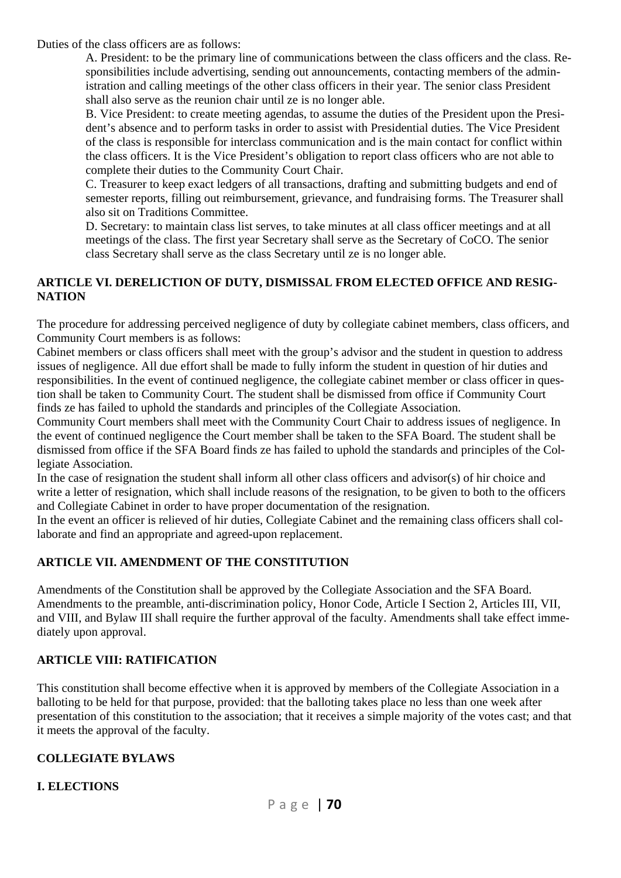Duties of the class officers are as follows:

A. President: to be the primary line of communications between the class officers and the class. Responsibilities include advertising, sending out announcements, contacting members of the administration and calling meetings of the other class officers in their year. The senior class President shall also serve as the reunion chair until ze is no longer able.

B. Vice President: to create meeting agendas, to assume the duties of the President upon the President's absence and to perform tasks in order to assist with Presidential duties. The Vice President of the class is responsible for interclass communication and is the main contact for conflict within the class officers. It is the Vice President's obligation to report class officers who are not able to complete their duties to the Community Court Chair.

C. Treasurer to keep exact ledgers of all transactions, drafting and submitting budgets and end of semester reports, filling out reimbursement, grievance, and fundraising forms. The Treasurer shall also sit on Traditions Committee.

D. Secretary: to maintain class list serves, to take minutes at all class officer meetings and at all meetings of the class. The first year Secretary shall serve as the Secretary of CoCO. The senior class Secretary shall serve as the class Secretary until ze is no longer able.

**ARTICLE VI. DERELICTION OF DUTY, DISMISSAL FROM ELECTED OFFICE AND RESIGNATION**

The procedure for addressing perceived negligence of duty by collegiate cabinet members, class officers, and Community Court members is as follows:

Cabinet members or class officers shall meet with the group's advisor and the student in question to address issues of negligence. All due effort shall be made to fully inform the student in question of hir duties and responsibilities. In the event of continued negligence, the collegiate cabinet member or class officer in question shall be taken to Community Court. The student shall be dismissed from office if Community Court finds ze has failed to uphold the standards and principles of the Collegiate Association.

Community Court members shall meet with the Community Court Chair to address issues of negligence. In the event of continued negligence the Court member shall be taken to the SFA Board. The student shall be dismissed from office if the SFA Board finds ze has failed to uphold the standards and principles of the Collegiate Association.

In the case of resignation the student shall inform all other class officers and advisor(s) of hir choice and write a letter of resignation, which shall include reasons of the resignation, to be given to both to the officers and Collegiate Cabinet in order to have proper documentation of the resignation.

In the event an officer is relieved of hir duties, Collegiate Cabinet and the remaining class officers shall collaborate and find an appropriate and agreed-upon replacement.

**ARTICLE VII. AMENDMENT OF THE CONSTITUTION**

Amendments of the Constitution shall be approved by the Collegiate Association and the SFA Board. Amendments to the preamble, anti-discrimination policy, Honor Code, Article I Section 2, Articles III, VII, and VIII, and Bylaw III shall require the further approval of the faculty. Amendments shall take effect immediately upon approval.

**ARTICLE VIII: RATIFICATION**

This constitution shall become effective when it is approved by members of the Collegiate Association in a balloting to be held for that purpose, provided: that the balloting takes place no less than one week after presentation of this constitution to the association; that it receives a simple majority of the votes cast; and that it meets the approval of the faculty.

**COLLEGIATE BYLAWS**

**I. ELECTIONS**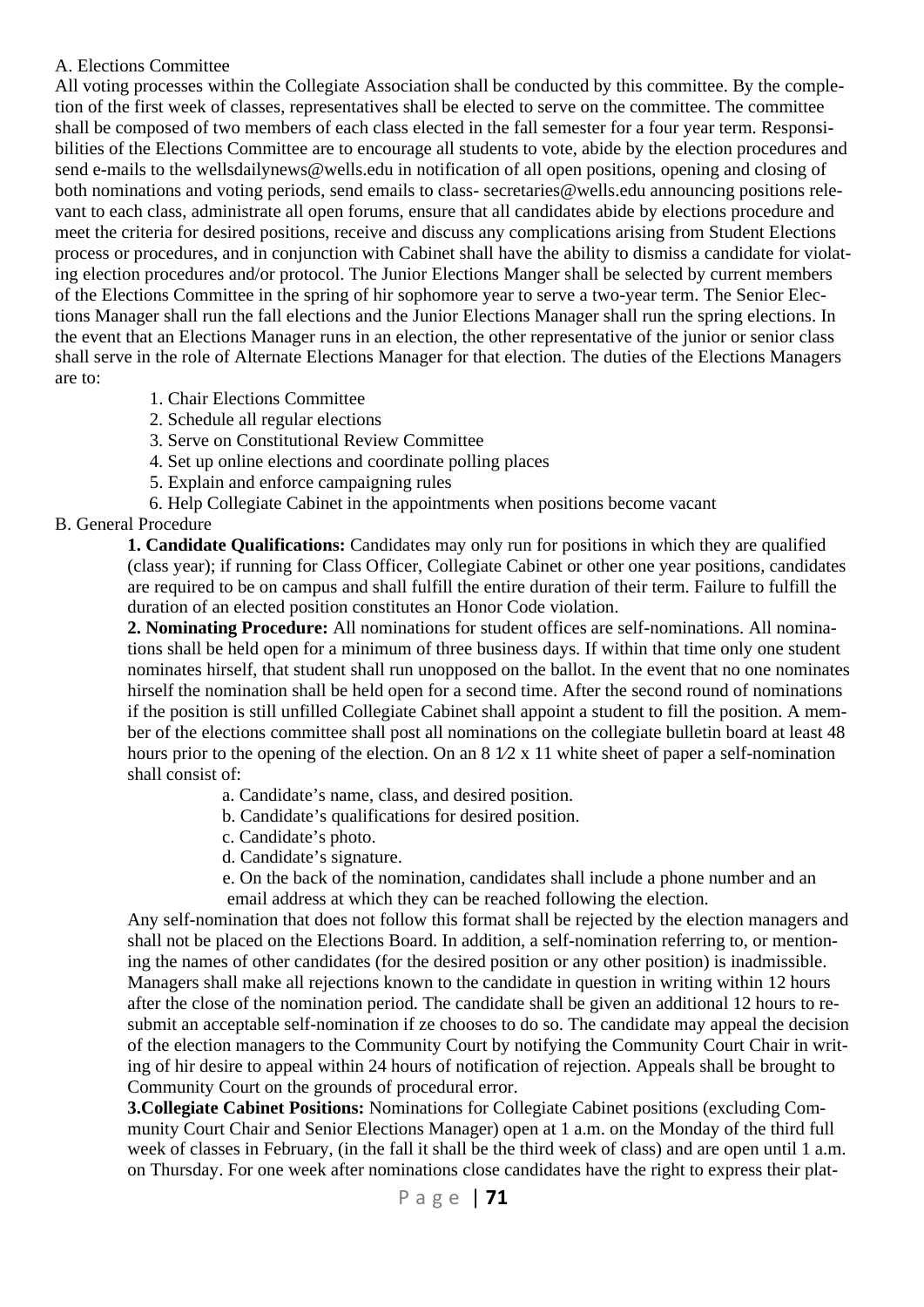A. Elections Committee

All voting processes within the Collegiate Association shall be conducted by this committee. By the completion of the first week of classes, representatives shall be elected to serve on the committee. The committee shall be composed of two members of each class elected in the fall semester for a four year term. Responsibilities of the Elections Committee are to encourage all students to vote, abide by the election procedures and send e-mails to the wellsdailynews@wells.edu in notification of all open positions, opening and closing of both nominations and voting periods, send emails to class- secretaries@wells.edu announcing positions relevant to each class, administrate all open forums, ensure that all candidates abide by elections procedure and meet the criteria for desired positions, receive and discuss any complications arising from Student Elections process or procedures, and in conjunction with Cabinet shall have the ability to dismiss a candidate for violating election procedures and/or protocol. The Junior Elections Manger shall be selected by current members of the Elections Committee in the spring of hir sophomore year to serve a two-year term. The Senior Elections Manager shall run the fall elections and the Junior Elections Manager shall run the spring elections. In the event that an Elections Manager runs in an election, the other representative of the junior or senior class shall serve in the role of Alternate Elections Manager for that election. The duties of the Elections Managers are to:

1. Chair Elections Committee
2. Schedule all regular elections
3. Serve on Constitutional Review Committee
4. Set up online elections and coordinate polling places
5. Explain and enforce campaigning rules
6. Help Collegiate Cabinet in the appointments when positions become vacant

B. General Procedure

**1. Candidate Qualifications:** Candidates may only run for positions in which they are qualified (class year); if running for Class Officer, Collegiate Cabinet or other one year positions, candidates are required to be on campus and shall fulfill the entire duration of their term. Failure to fulfill the duration of an elected position constitutes an Honor Code violation.

**2. Nominating Procedure:** All nominations for student offices are self-nominations. All nominations shall be held open for a minimum of three business days. If within that time only one student nominates hirself, that student shall run unopposed on the ballot. In the event that no one nominates hirself the nomination shall be held open for a second time. After the second round of nominations if the position is still unfilled Collegiate Cabinet shall appoint a student to fill the position. A member of the elections committee shall post all nominations on the collegiate bulletin board at least 48 hours prior to the opening of the election. On an 8 1⁄2 x 11 white sheet of paper a self-nomination shall consist of:

a. Candidate's name, class, and desired position.

b. Candidate's qualifications for desired position.

c. Candidate's photo.

d. Candidate's signature.

e. On the back of the nomination, candidates shall include a phone number and an email address at which they can be reached following the election.

Any self-nomination that does not follow this format shall be rejected by the election managers and shall not be placed on the Elections Board. In addition, a self-nomination referring to, or mentioning the names of other candidates (for the desired position or any other position) is inadmissible. Managers shall make all rejections known to the candidate in question in writing within 12 hours after the close of the nomination period. The candidate shall be given an additional 12 hours to resubmit an acceptable self-nomination if ze chooses to do so. The candidate may appeal the decision of the election managers to the Community Court by notifying the Community Court Chair in writing of hir desire to appeal within 24 hours of notification of rejection. Appeals shall be brought to Community Court on the grounds of procedural error.

**3.Collegiate Cabinet Positions:** Nominations for Collegiate Cabinet positions (excluding Community Court Chair and Senior Elections Manager) open at 1 a.m. on the Monday of the third full week of classes in February, (in the fall it shall be the third week of class) and are open until 1 a.m. on Thursday. For one week after nominations close candidates have the right to express their plat-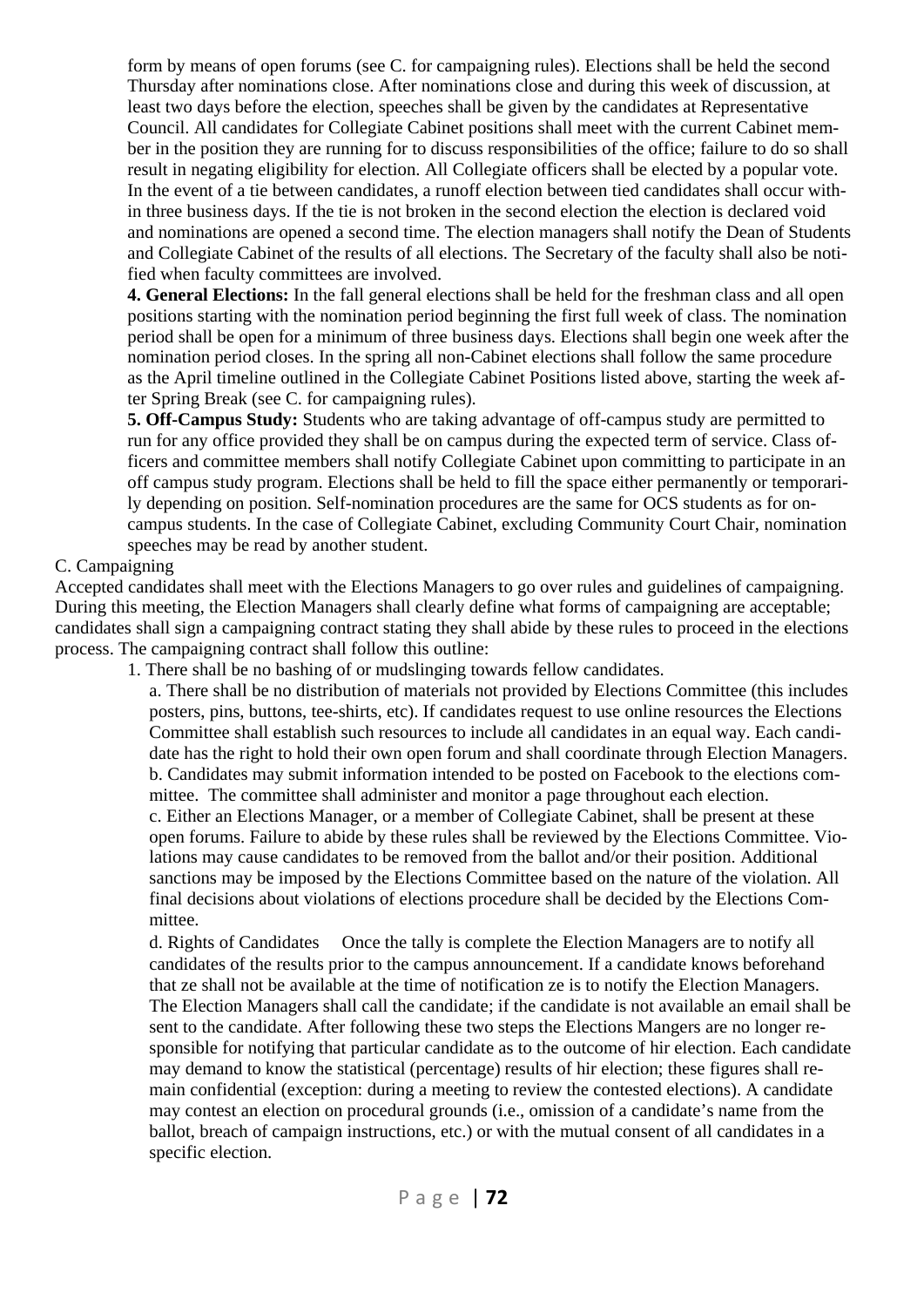form by means of open forums (see C. for campaigning rules). Elections shall be held the second Thursday after nominations close. After nominations close and during this week of discussion, at least two days before the election, speeches shall be given by the candidates at Representative Council. All candidates for Collegiate Cabinet positions shall meet with the current Cabinet member in the position they are running for to discuss responsibilities of the office; failure to do so shall result in negating eligibility for election. All Collegiate officers shall be elected by a popular vote. In the event of a tie between candidates, a runoff election between tied candidates shall occur within three business days. If the tie is not broken in the second election the election is declared void and nominations are opened a second time. The election managers shall notify the Dean of Students and Collegiate Cabinet of the results of all elections. The Secretary of the faculty shall also be notified when faculty committees are involved.

**4. General Elections:** In the fall general elections shall be held for the freshman class and all open positions starting with the nomination period beginning the first full week of class. The nomination period shall be open for a minimum of three business days. Elections shall begin one week after the nomination period closes. In the spring all non-Cabinet elections shall follow the same procedure as the April timeline outlined in the Collegiate Cabinet Positions listed above, starting the week after Spring Break (see C. for campaigning rules).

**5. Off-Campus Study:** Students who are taking advantage of off-campus study are permitted to run for any office provided they shall be on campus during the expected term of service. Class officers and committee members shall notify Collegiate Cabinet upon committing to participate in an off campus study program. Elections shall be held to fill the space either permanently or temporarily depending on position. Self-nomination procedures are the same for OCS students as for on-campus students. In the case of Collegiate Cabinet, excluding Community Court Chair, nomination speeches may be read by another student.

C. Campaigning

Accepted candidates shall meet with the Elections Managers to go over rules and guidelines of campaigning. During this meeting, the Election Managers shall clearly define what forms of campaigning are acceptable; candidates shall sign a campaigning contract stating they shall abide by these rules to proceed in the elections process. The campaigning contract shall follow this outline:

1. There shall be no bashing of or mudslinging towards fellow candidates.

   a. There shall be no distribution of materials not provided by Elections Committee (this includes posters, pins, buttons, tee-shirts, etc). If candidates request to use online resources the Elections Committee shall establish such resources to include all candidates in an equal way. Each candidate has the right to hold their own open forum and shall coordinate through Election Managers.

   b. Candidates may submit information intended to be posted on Facebook to the elections committee. The committee shall administer and monitor a page throughout each election.

   c. Either an Elections Manager, or a member of Collegiate Cabinet, shall be present at these open forums. Failure to abide by these rules shall be reviewed by the Elections Committee. Violations may cause candidates to be removed from the ballot and/or their position. Additional sanctions may be imposed by the Elections Committee based on the nature of the violation. All final decisions about violations of elections procedure shall be decided by the Elections Committee.

   d. Rights of Candidates Once the tally is complete the Election Managers are to notify all candidates of the results prior to the campus announcement. If a candidate knows beforehand that ze shall not be available at the time of notification ze is to notify the Election Managers. The Election Managers shall call the candidate; if the candidate is not available an email shall be sent to the candidate. After following these two steps the Elections Mangers are no longer responsible for notifying that particular candidate as to the outcome of hir election. Each candidate may demand to know the statistical (percentage) results of hir election; these figures shall remain confidential (exception: during a meeting to review the contested elections). A candidate may contest an election on procedural grounds (i.e., omission of a candidate's name from the ballot, breach of campaign instructions, etc.) or with the mutual consent of all candidates in a specific election.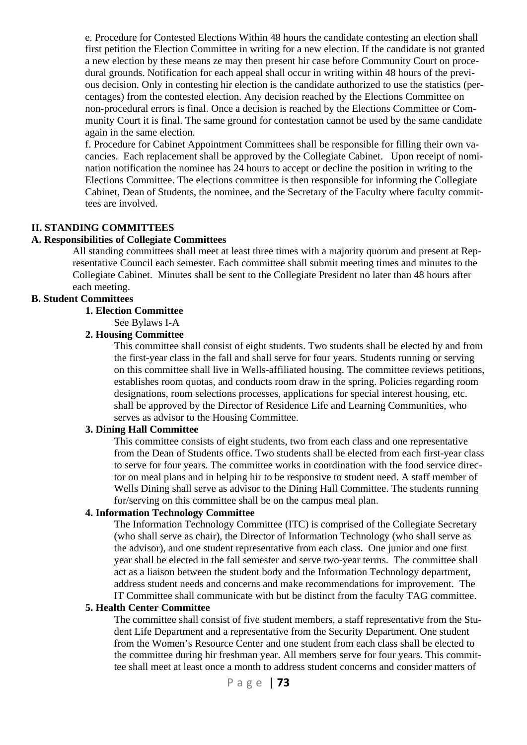e. Procedure for Contested Elections Within 48 hours the candidate contesting an election shall first petition the Election Committee in writing for a new election. If the candidate is not granted a new election by these means ze may then present hir case before Community Court on procedural grounds. Notification for each appeal shall occur in writing within 48 hours of the previous decision. Only in contesting hir election is the candidate authorized to use the statistics (percentages) from the contested election. Any decision reached by the Elections Committee on non-procedural errors is final. Once a decision is reached by the Elections Committee or Community Court it is final. The same ground for contestation cannot be used by the same candidate again in the same election.

f. Procedure for Cabinet Appointment Committees shall be responsible for filling their own vacancies. Each replacement shall be approved by the Collegiate Cabinet. Upon receipt of nomination notification the nominee has 24 hours to accept or decline the position in writing to the Elections Committee. The elections committee is then responsible for informing the Collegiate Cabinet, Dean of Students, the nominee, and the Secretary of the Faculty where faculty committees are involved.

## II. STANDING COMMITTEES

### A. Responsibilities of Collegiate Committees

All standing committees shall meet at least three times with a majority quorum and present at Representative Council each semester. Each committee shall submit meeting times and minutes to the Collegiate Cabinet. Minutes shall be sent to the Collegiate President no later than 48 hours after each meeting.

### B. Student Committees

#### 1. Election Committee

See Bylaws I-A

#### 2. Housing Committee

This committee shall consist of eight students. Two students shall be elected by and from the first-year class in the fall and shall serve for four years. Students running or serving on this committee shall live in Wells-affiliated housing. The committee reviews petitions, establishes room quotas, and conducts room draw in the spring. Policies regarding room designations, room selections processes, applications for special interest housing, etc. shall be approved by the Director of Residence Life and Learning Communities, who serves as advisor to the Housing Committee.

#### 3. Dining Hall Committee

This committee consists of eight students, two from each class and one representative from the Dean of Students office. Two students shall be elected from each first-year class to serve for four years. The committee works in coordination with the food service director on meal plans and in helping hir to be responsive to student need. A staff member of Wells Dining shall serve as advisor to the Dining Hall Committee. The students running for/serving on this committee shall be on the campus meal plan.

#### 4. Information Technology Committee

The Information Technology Committee (ITC) is comprised of the Collegiate Secretary (who shall serve as chair), the Director of Information Technology (who shall serve as the advisor), and one student representative from each class. One junior and one first year shall be elected in the fall semester and serve two-year terms. The committee shall act as a liaison between the student body and the Information Technology department, address student needs and concerns and make recommendations for improvement. The IT Committee shall communicate with but be distinct from the faculty TAG committee.

#### 5. Health Center Committee

The committee shall consist of five student members, a staff representative from the Student Life Department and a representative from the Security Department. One student from the Women's Resource Center and one student from each class shall be elected to the committee during hir freshman year. All members serve for four years. This committee shall meet at least once a month to address student concerns and consider matters of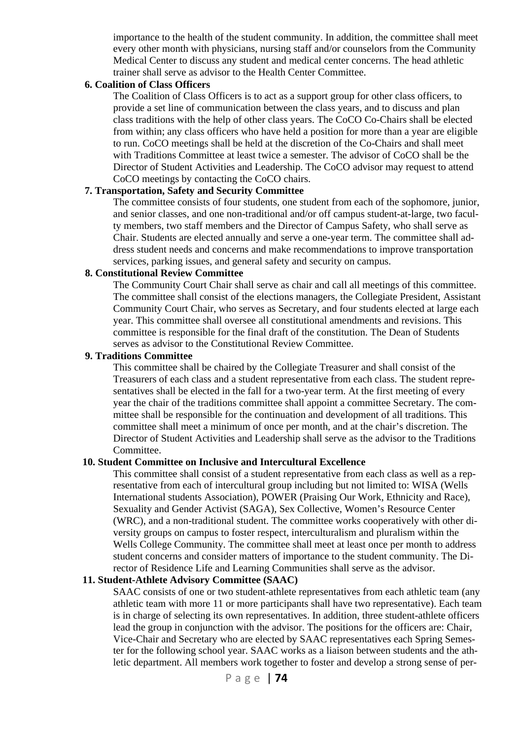importance to the health of the student community. In addition, the committee shall meet every other month with physicians, nursing staff and/or counselors from the Community Medical Center to discuss any student and medical center concerns. The head athletic trainer shall serve as advisor to the Health Center Committee.

**6. Coalition of Class Officers**

The Coalition of Class Officers is to act as a support group for other class officers, to provide a set line of communication between the class years, and to discuss and plan class traditions with the help of other class years. The CoCO Co-Chairs shall be elected from within; any class officers who have held a position for more than a year are eligible to run. CoCO meetings shall be held at the discretion of the Co-Chairs and shall meet with Traditions Committee at least twice a semester. The advisor of CoCO shall be the Director of Student Activities and Leadership. The CoCO advisor may request to attend CoCO meetings by contacting the CoCO chairs.

**7. Transportation, Safety and Security Committee**

The committee consists of four students, one student from each of the sophomore, junior, and senior classes, and one non-traditional and/or off campus student-at-large, two faculty members, two staff members and the Director of Campus Safety, who shall serve as Chair. Students are elected annually and serve a one-year term. The committee shall address student needs and concerns and make recommendations to improve transportation services, parking issues, and general safety and security on campus.

**8. Constitutional Review Committee**

The Community Court Chair shall serve as chair and call all meetings of this committee. The committee shall consist of the elections managers, the Collegiate President, Assistant Community Court Chair, who serves as Secretary, and four students elected at large each year. This committee shall oversee all constitutional amendments and revisions. This committee is responsible for the final draft of the constitution. The Dean of Students serves as advisor to the Constitutional Review Committee.

**9. Traditions Committee**

This committee shall be chaired by the Collegiate Treasurer and shall consist of the Treasurers of each class and a student representative from each class. The student representatives shall be elected in the fall for a two-year term. At the first meeting of every year the chair of the traditions committee shall appoint a committee Secretary. The committee shall be responsible for the continuation and development of all traditions. This committee shall meet a minimum of once per month, and at the chair's discretion. The Director of Student Activities and Leadership shall serve as the advisor to the Traditions Committee.

**10. Student Committee on Inclusive and Intercultural Excellence**

This committee shall consist of a student representative from each class as well as a representative from each of intercultural group including but not limited to: WISA (Wells International students Association), POWER (Praising Our Work, Ethnicity and Race), Sexuality and Gender Activist (SAGA), Sex Collective, Women's Resource Center (WRC), and a non-traditional student. The committee works cooperatively with other diversity groups on campus to foster respect, interculturalism and pluralism within the Wells College Community. The committee shall meet at least once per month to address student concerns and consider matters of importance to the student community. The Director of Residence Life and Learning Communities shall serve as the advisor.

**11. Student-Athlete Advisory Committee (SAAC)**

SAAC consists of one or two student-athlete representatives from each athletic team (any athletic team with more 11 or more participants shall have two representative). Each team is in charge of selecting its own representatives. In addition, three student-athlete officers lead the group in conjunction with the advisor. The positions for the officers are: Chair, Vice-Chair and Secretary who are elected by SAAC representatives each Spring Semester for the following school year. SAAC works as a liaison between students and the athletic department. All members work together to foster and develop a strong sense of per-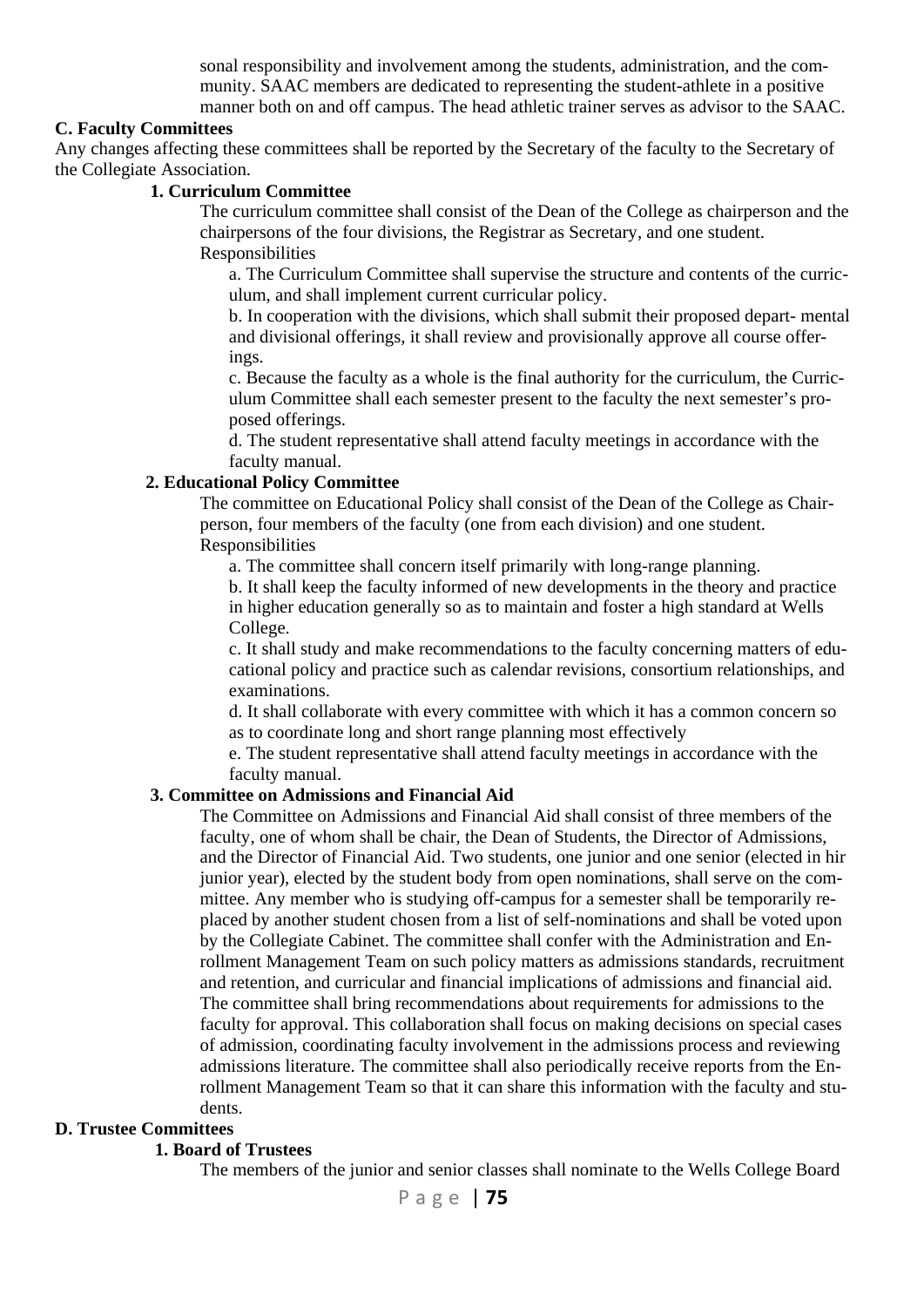sonal responsibility and involvement among the students, administration, and the community. SAAC members are dedicated to representing the student-athlete in a positive manner both on and off campus. The head athletic trainer serves as advisor to the SAAC.

### C. Faculty Committees

Any changes affecting these committees shall be reported by the Secretary of the faculty to the Secretary of the Collegiate Association.

#### 1. Curriculum Committee

The curriculum committee shall consist of the Dean of the College as chairperson and the chairpersons of the four divisions, the Registrar as Secretary, and one student.

Responsibilities

a. The Curriculum Committee shall supervise the structure and contents of the curriculum, and shall implement current curricular policy.

b. In cooperation with the divisions, which shall submit their proposed depart- mental and divisional offerings, it shall review and provisionally approve all course offerings.

c. Because the faculty as a whole is the final authority for the curriculum, the Curriculum Committee shall each semester present to the faculty the next semester's proposed offerings.

d. The student representative shall attend faculty meetings in accordance with the faculty manual.

#### 2. Educational Policy Committee

The committee on Educational Policy shall consist of the Dean of the College as Chairperson, four members of the faculty (one from each division) and one student.

Responsibilities

a. The committee shall concern itself primarily with long-range planning.

b. It shall keep the faculty informed of new developments in the theory and practice in higher education generally so as to maintain and foster a high standard at Wells College.

c. It shall study and make recommendations to the faculty concerning matters of educational policy and practice such as calendar revisions, consortium relationships, and examinations.

d. It shall collaborate with every committee with which it has a common concern so as to coordinate long and short range planning most effectively

e. The student representative shall attend faculty meetings in accordance with the faculty manual.

#### 3. Committee on Admissions and Financial Aid

The Committee on Admissions and Financial Aid shall consist of three members of the faculty, one of whom shall be chair, the Dean of Students, the Director of Admissions, and the Director of Financial Aid. Two students, one junior and one senior (elected in hir junior year), elected by the student body from open nominations, shall serve on the committee. Any member who is studying off-campus for a semester shall be temporarily replaced by another student chosen from a list of self-nominations and shall be voted upon by the Collegiate Cabinet. The committee shall confer with the Administration and Enrollment Management Team on such policy matters as admissions standards, recruitment and retention, and curricular and financial implications of admissions and financial aid. The committee shall bring recommendations about requirements for admissions to the faculty for approval. This collaboration shall focus on making decisions on special cases of admission, coordinating faculty involvement in the admissions process and reviewing admissions literature. The committee shall also periodically receive reports from the Enrollment Management Team so that it can share this information with the faculty and students.

### D. Trustee Committees

#### 1. Board of Trustees

The members of the junior and senior classes shall nominate to the Wells College Board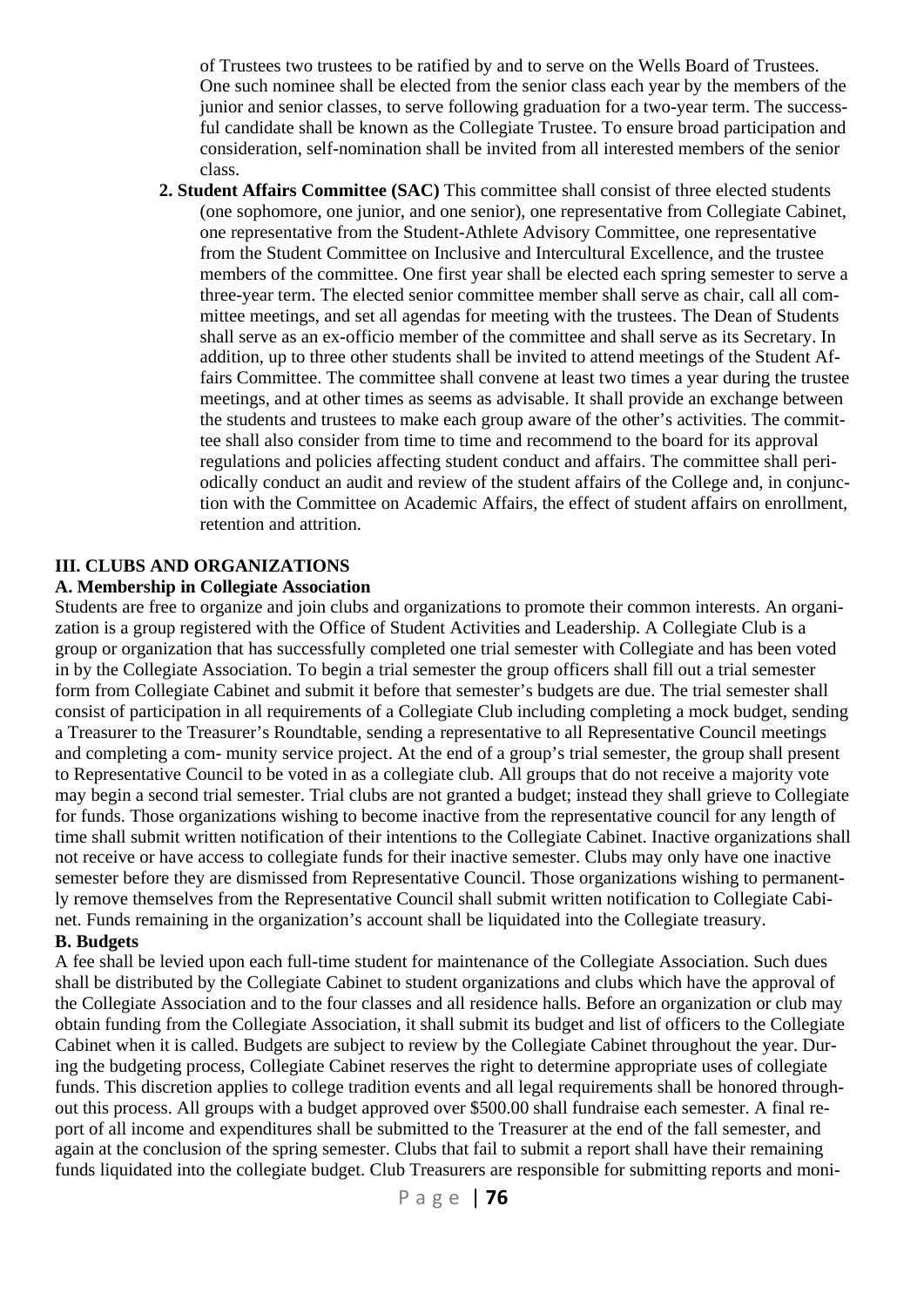of Trustees two trustees to be ratified by and to serve on the Wells Board of Trustees. One such nominee shall be elected from the senior class each year by the members of the junior and senior classes, to serve following graduation for a two-year term. The successful candidate shall be known as the Collegiate Trustee. To ensure broad participation and consideration, self-nomination shall be invited from all interested members of the senior class.

**2. Student Affairs Committee (SAC)** This committee shall consist of three elected students (one sophomore, one junior, and one senior), one representative from Collegiate Cabinet, one representative from the Student-Athlete Advisory Committee, one representative from the Student Committee on Inclusive and Intercultural Excellence, and the trustee members of the committee. One first year shall be elected each spring semester to serve a three-year term. The elected senior committee member shall serve as chair, call all committee meetings, and set all agendas for meeting with the trustees. The Dean of Students shall serve as an ex-officio member of the committee and shall serve as its Secretary. In addition, up to three other students shall be invited to attend meetings of the Student Affairs Committee. The committee shall convene at least two times a year during the trustee meetings, and at other times as seems as advisable. It shall provide an exchange between the students and trustees to make each group aware of the other's activities. The committee shall also consider from time to time and recommend to the board for its approval regulations and policies affecting student conduct and affairs. The committee shall periodically conduct an audit and review of the student affairs of the College and, in conjunction with the Committee on Academic Affairs, the effect of student affairs on enrollment, retention and attrition.

### III. CLUBS AND ORGANIZATIONS

#### A. Membership in Collegiate Association

Students are free to organize and join clubs and organizations to promote their common interests. An organization is a group registered with the Office of Student Activities and Leadership. A Collegiate Club is a group or organization that has successfully completed one trial semester with Collegiate and has been voted in by the Collegiate Association. To begin a trial semester the group officers shall fill out a trial semester form from Collegiate Cabinet and submit it before that semester's budgets are due. The trial semester shall consist of participation in all requirements of a Collegiate Club including completing a mock budget, sending a Treasurer to the Treasurer's Roundtable, sending a representative to all Representative Council meetings and completing a com- munity service project. At the end of a group's trial semester, the group shall present to Representative Council to be voted in as a collegiate club. All groups that do not receive a majority vote may begin a second trial semester. Trial clubs are not granted a budget; instead they shall grieve to Collegiate for funds. Those organizations wishing to become inactive from the representative council for any length of time shall submit written notification of their intentions to the Collegiate Cabinet. Inactive organizations shall not receive or have access to collegiate funds for their inactive semester. Clubs may only have one inactive semester before they are dismissed from Representative Council. Those organizations wishing to permanently remove themselves from the Representative Council shall submit written notification to Collegiate Cabinet. Funds remaining in the organization's account shall be liquidated into the Collegiate treasury.

#### B. Budgets

A fee shall be levied upon each full-time student for maintenance of the Collegiate Association. Such dues shall be distributed by the Collegiate Cabinet to student organizations and clubs which have the approval of the Collegiate Association and to the four classes and all residence halls. Before an organization or club may obtain funding from the Collegiate Association, it shall submit its budget and list of officers to the Collegiate Cabinet when it is called. Budgets are subject to review by the Collegiate Cabinet throughout the year. During the budgeting process, Collegiate Cabinet reserves the right to determine appropriate uses of collegiate funds. This discretion applies to college tradition events and all legal requirements shall be honored throughout this process. All groups with a budget approved over $500.00 shall fundraise each semester. A final report of all income and expenditures shall be submitted to the Treasurer at the end of the fall semester, and again at the conclusion of the spring semester. Clubs that fail to submit a report shall have their remaining funds liquidated into the collegiate budget. Club Treasurers are responsible for submitting reports and moni-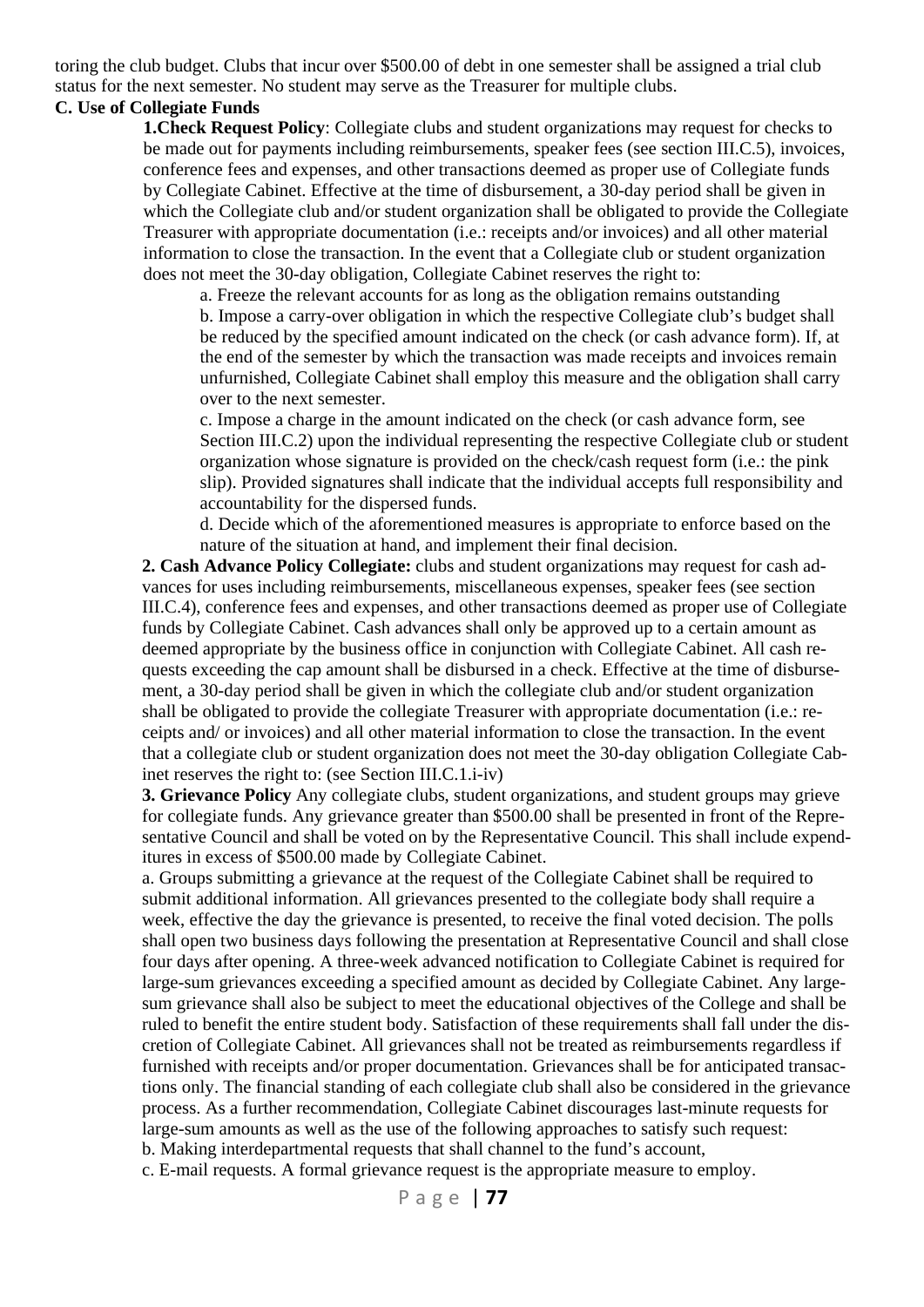toring the club budget. Clubs that incur over $500.00 of debt in one semester shall be assigned a trial club status for the next semester. No student may serve as the Treasurer for multiple clubs.

**C. Use of Collegiate Funds**

**1.Check Request Policy**: Collegiate clubs and student organizations may request for checks to be made out for payments including reimbursements, speaker fees (see section III.C.5), invoices, conference fees and expenses, and other transactions deemed as proper use of Collegiate funds by Collegiate Cabinet. Effective at the time of disbursement, a 30-day period shall be given in which the Collegiate club and/or student organization shall be obligated to provide the Collegiate Treasurer with appropriate documentation (i.e.: receipts and/or invoices) and all other material information to close the transaction. In the event that a Collegiate club or student organization does not meet the 30-day obligation, Collegiate Cabinet reserves the right to:

a. Freeze the relevant accounts for as long as the obligation remains outstanding

b. Impose a carry-over obligation in which the respective Collegiate club's budget shall be reduced by the specified amount indicated on the check (or cash advance form). If, at the end of the semester by which the transaction was made receipts and invoices remain unfurnished, Collegiate Cabinet shall employ this measure and the obligation shall carry over to the next semester.

c. Impose a charge in the amount indicated on the check (or cash advance form, see Section III.C.2) upon the individual representing the respective Collegiate club or student organization whose signature is provided on the check/cash request form (i.e.: the pink slip). Provided signatures shall indicate that the individual accepts full responsibility and accountability for the dispersed funds.

d. Decide which of the aforementioned measures is appropriate to enforce based on the nature of the situation at hand, and implement their final decision.

**2. Cash Advance Policy Collegiate:** clubs and student organizations may request for cash advances for uses including reimbursements, miscellaneous expenses, speaker fees (see section III.C.4), conference fees and expenses, and other transactions deemed as proper use of Collegiate funds by Collegiate Cabinet. Cash advances shall only be approved up to a certain amount as deemed appropriate by the business office in conjunction with Collegiate Cabinet. All cash requests exceeding the cap amount shall be disbursed in a check. Effective at the time of disbursement, a 30-day period shall be given in which the collegiate club and/or student organization shall be obligated to provide the collegiate Treasurer with appropriate documentation (i.e.: receipts and/ or invoices) and all other material information to close the transaction. In the event that a collegiate club or student organization does not meet the 30-day obligation Collegiate Cabinet reserves the right to: (see Section III.C.1.i-iv)

**3. Grievance Policy** Any collegiate clubs, student organizations, and student groups may grieve for collegiate funds. Any grievance greater than $500.00 shall be presented in front of the Representative Council and shall be voted on by the Representative Council. This shall include expenditures in excess of $500.00 made by Collegiate Cabinet.

a. Groups submitting a grievance at the request of the Collegiate Cabinet shall be required to submit additional information. All grievances presented to the collegiate body shall require a week, effective the day the grievance is presented, to receive the final voted decision. The polls shall open two business days following the presentation at Representative Council and shall close four days after opening. A three-week advanced notification to Collegiate Cabinet is required for large-sum grievances exceeding a specified amount as decided by Collegiate Cabinet. Any large-sum grievance shall also be subject to meet the educational objectives of the College and shall be ruled to benefit the entire student body. Satisfaction of these requirements shall fall under the discretion of Collegiate Cabinet. All grievances shall not be treated as reimbursements regardless if furnished with receipts and/or proper documentation. Grievances shall be for anticipated transactions only. The financial standing of each collegiate club shall also be considered in the grievance process. As a further recommendation, Collegiate Cabinet discourages last-minute requests for large-sum amounts as well as the use of the following approaches to satisfy such request:

b. Making interdepartmental requests that shall channel to the fund's account,

c. E-mail requests. A formal grievance request is the appropriate measure to employ.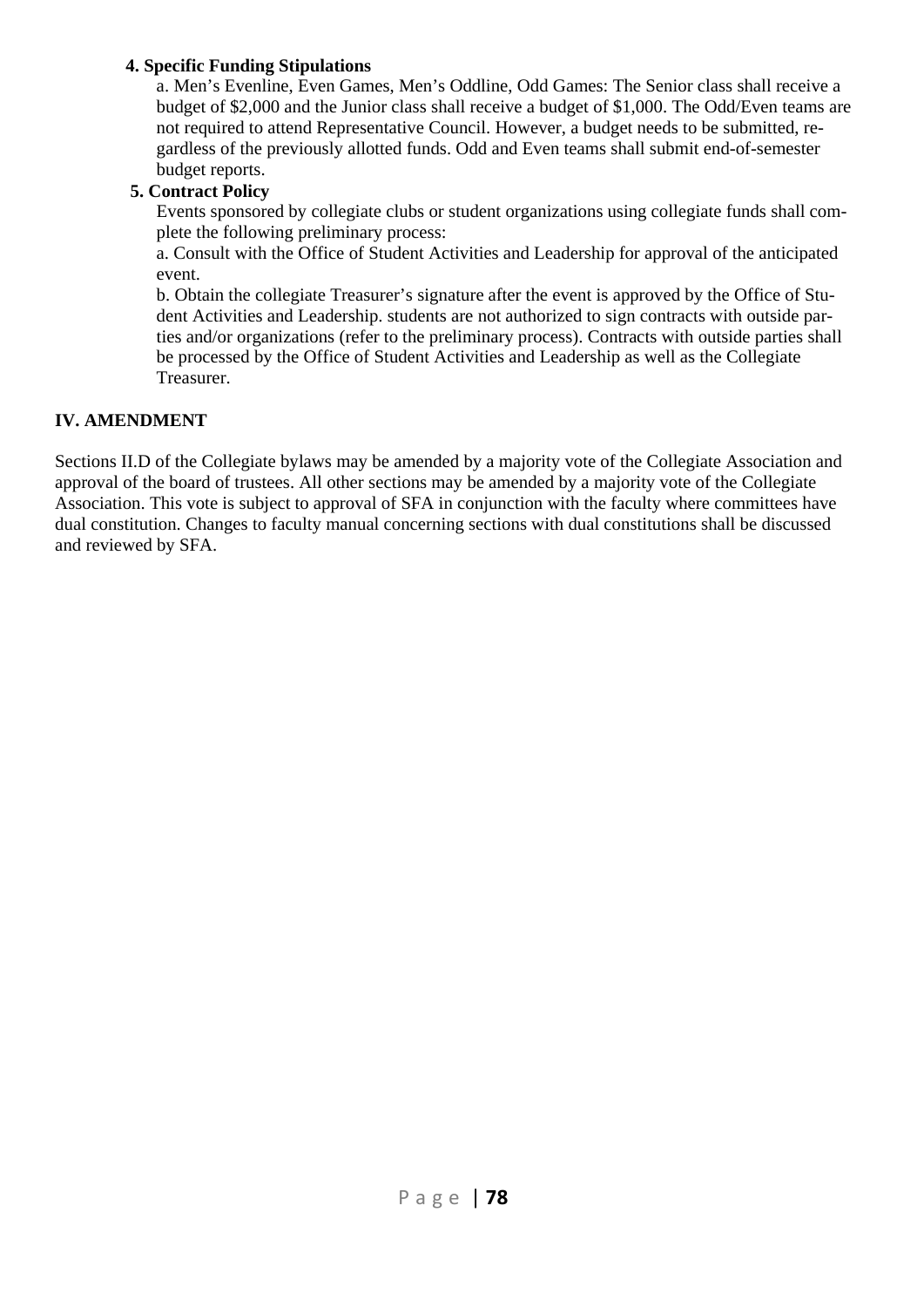**4. Specific Funding Stipulations**

a. Men's Evenline, Even Games, Men's Oddline, Odd Games: The Senior class shall receive a budget of $2,000 and the Junior class shall receive a budget of $1,000. The Odd/Even teams are not required to attend Representative Council. However, a budget needs to be submitted, regardless of the previously allotted funds. Odd and Even teams shall submit end-of-semester budget reports.

**5. Contract Policy**

Events sponsored by collegiate clubs or student organizations using collegiate funds shall complete the following preliminary process:

a. Consult with the Office of Student Activities and Leadership for approval of the anticipated event.

b. Obtain the collegiate Treasurer's signature after the event is approved by the Office of Student Activities and Leadership. students are not authorized to sign contracts with outside parties and/or organizations (refer to the preliminary process). Contracts with outside parties shall be processed by the Office of Student Activities and Leadership as well as the Collegiate Treasurer.

## IV. AMENDMENT

Sections II.D of the Collegiate bylaws may be amended by a majority vote of the Collegiate Association and approval of the board of trustees. All other sections may be amended by a majority vote of the Collegiate Association. This vote is subject to approval of SFA in conjunction with the faculty where committees have dual constitution. Changes to faculty manual concerning sections with dual constitutions shall be discussed and reviewed by SFA.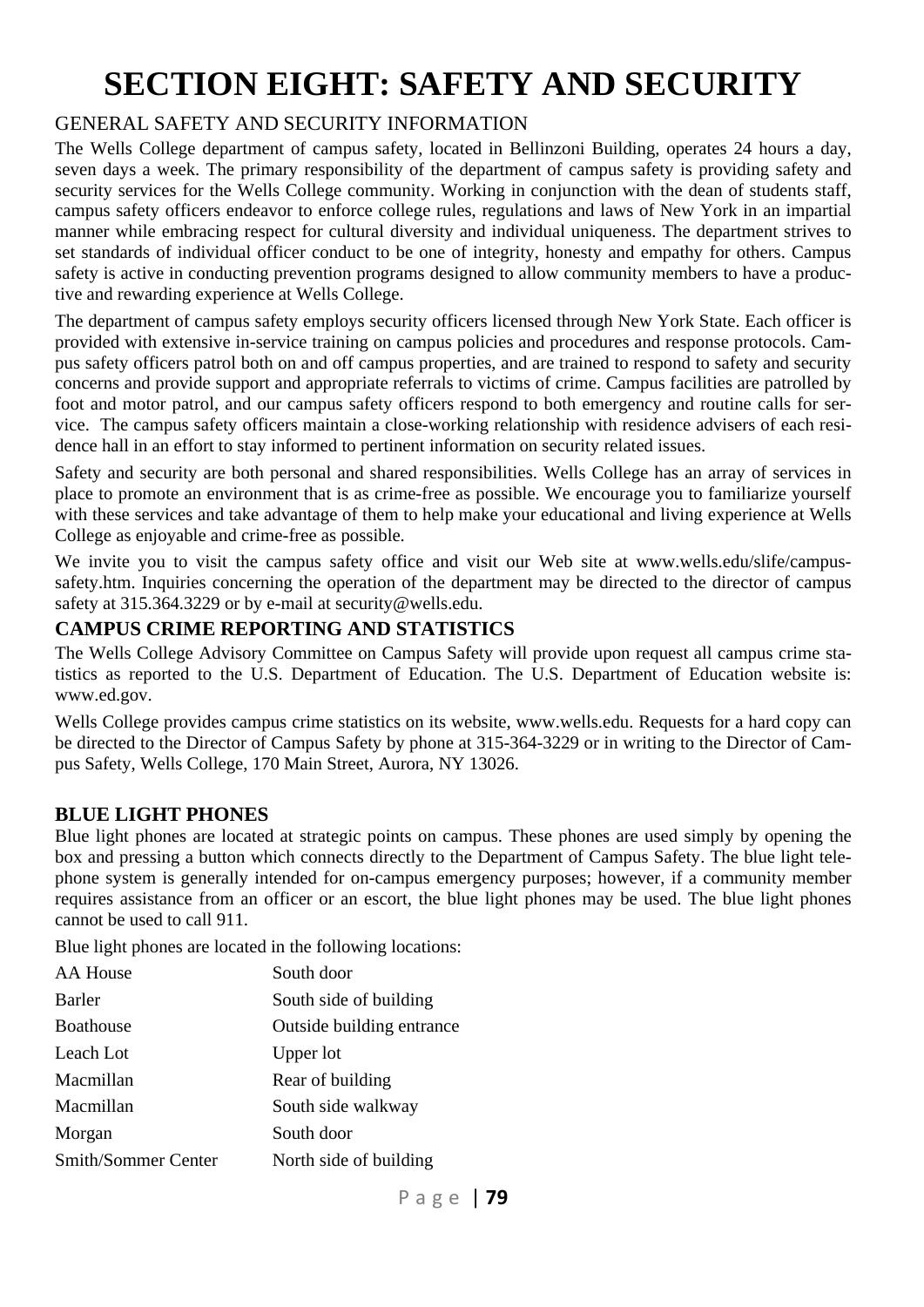# SECTION EIGHT: SAFETY AND SECURITY

## GENERAL SAFETY AND SECURITY INFORMATION

The Wells College department of campus safety, located in Bellinzoni Building, operates 24 hours a day, seven days a week. The primary responsibility of the department of campus safety is providing safety and security services for the Wells College community. Working in conjunction with the dean of students staff, campus safety officers endeavor to enforce college rules, regulations and laws of New York in an impartial manner while embracing respect for cultural diversity and individual uniqueness. The department strives to set standards of individual officer conduct to be one of integrity, honesty and empathy for others. Campus safety is active in conducting prevention programs designed to allow community members to have a productive and rewarding experience at Wells College.

The department of campus safety employs security officers licensed through New York State. Each officer is provided with extensive in-service training on campus policies and procedures and response protocols. Campus safety officers patrol both on and off campus properties, and are trained to respond to safety and security concerns and provide support and appropriate referrals to victims of crime. Campus facilities are patrolled by foot and motor patrol, and our campus safety officers respond to both emergency and routine calls for service. The campus safety officers maintain a close-working relationship with residence advisers of each residence hall in an effort to stay informed to pertinent information on security related issues.

Safety and security are both personal and shared responsibilities. Wells College has an array of services in place to promote an environment that is as crime-free as possible. We encourage you to familiarize yourself with these services and take advantage of them to help make your educational and living experience at Wells College as enjoyable and crime-free as possible.

We invite you to visit the campus safety office and visit our Web site at www.wells.edu/slife/campus-safety.htm. Inquiries concerning the operation of the department may be directed to the director of campus safety at 315.364.3229 or by e-mail at security@wells.edu.

## CAMPUS CRIME REPORTING AND STATISTICS

The Wells College Advisory Committee on Campus Safety will provide upon request all campus crime statistics as reported to the U.S. Department of Education. The U.S. Department of Education website is: www.ed.gov.

Wells College provides campus crime statistics on its website, www.wells.edu. Requests for a hard copy can be directed to the Director of Campus Safety by phone at 315-364-3229 or in writing to the Director of Campus Safety, Wells College, 170 Main Street, Aurora, NY 13026.

## BLUE LIGHT PHONES

Blue light phones are located at strategic points on campus. These phones are used simply by opening the box and pressing a button which connects directly to the Department of Campus Safety. The blue light telephone system is generally intended for on-campus emergency purposes; however, if a community member requires assistance from an officer or an escort, the blue light phones may be used. The blue light phones cannot be used to call 911.

Blue light phones are located in the following locations:

| Building | Location |
|---|---|
| AA House | South door |
| Barler | South side of building |
| Boathouse | Outside building entrance |
| Leach Lot | Upper lot |
| Macmillan | Rear of building |
| Macmillan | South side walkway |
| Morgan | South door |
| Smith/Sommer Center | North side of building |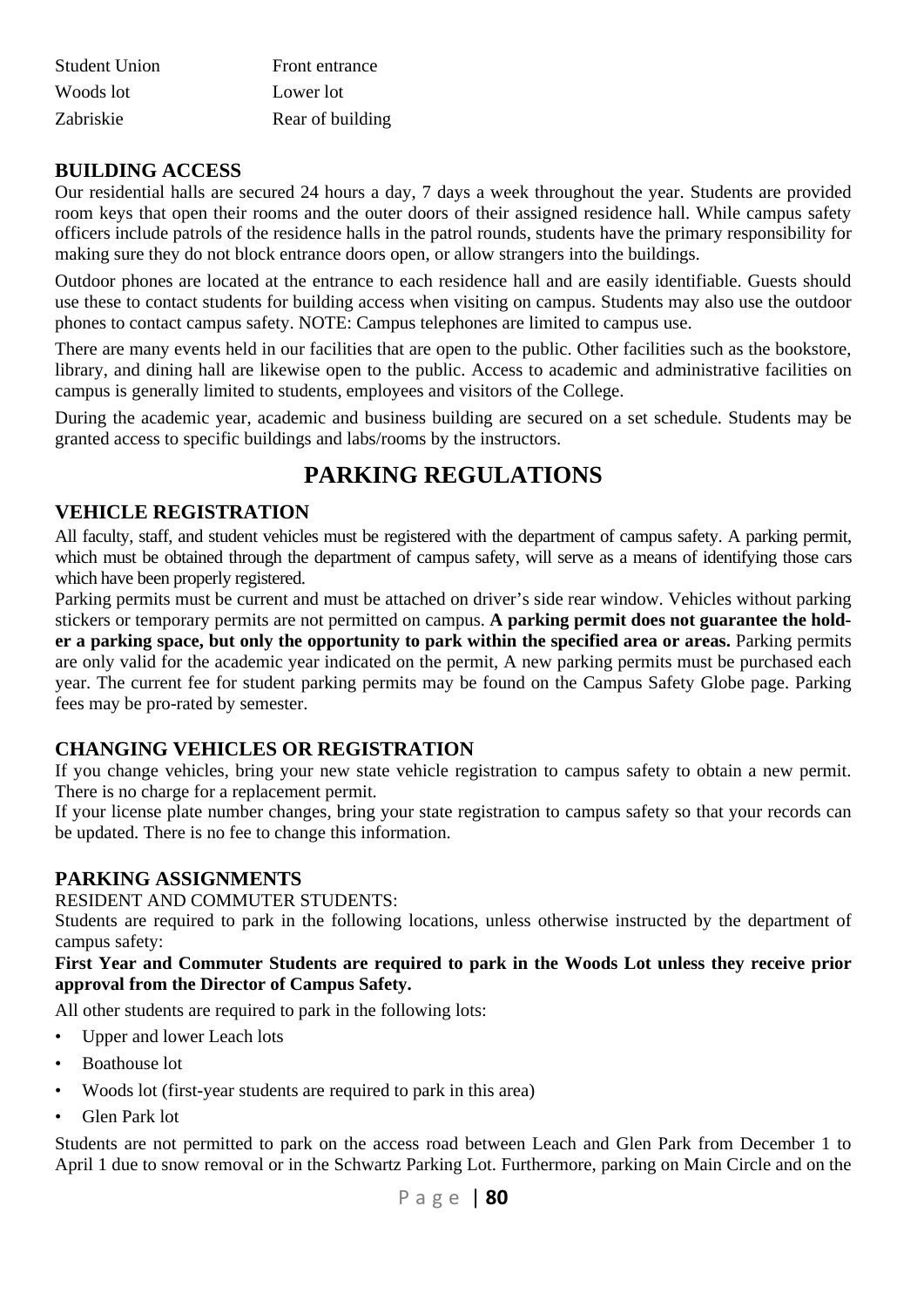| | |
|---|---|
| Student Union | Front entrance |
| Woods lot | Lower lot |
| Zabriskie | Rear of building |

### BUILDING ACCESS

Our residential halls are secured 24 hours a day, 7 days a week throughout the year. Students are provided room keys that open their rooms and the outer doors of their assigned residence hall. While campus safety officers include patrols of the residence halls in the patrol rounds, students have the primary responsibility for making sure they do not block entrance doors open, or allow strangers into the buildings.

Outdoor phones are located at the entrance to each residence hall and are easily identifiable. Guests should use these to contact students for building access when visiting on campus. Students may also use the outdoor phones to contact campus safety. NOTE: Campus telephones are limited to campus use.

There are many events held in our facilities that are open to the public. Other facilities such as the bookstore, library, and dining hall are likewise open to the public. Access to academic and administrative facilities on campus is generally limited to students, employees and visitors of the College.

During the academic year, academic and business building are secured on a set schedule. Students may be granted access to specific buildings and labs/rooms by the instructors.

## PARKING REGULATIONS

### VEHICLE REGISTRATION

All faculty, staff, and student vehicles must be registered with the department of campus safety. A parking permit, which must be obtained through the department of campus safety, will serve as a means of identifying those cars which have been properly registered.

Parking permits must be current and must be attached on driver's side rear window. Vehicles without parking stickers or temporary permits are not permitted on campus. **A parking permit does not guarantee the holder a parking space, but only the opportunity to park within the specified area or areas.** Parking permits are only valid for the academic year indicated on the permit, A new parking permits must be purchased each year. The current fee for student parking permits may be found on the Campus Safety Globe page. Parking fees may be pro-rated by semester.

### CHANGING VEHICLES OR REGISTRATION

If you change vehicles, bring your new state vehicle registration to campus safety to obtain a new permit. There is no charge for a replacement permit.

If your license plate number changes, bring your state registration to campus safety so that your records can be updated. There is no fee to change this information.

### PARKING ASSIGNMENTS

RESIDENT AND COMMUTER STUDENTS:

Students are required to park in the following locations, unless otherwise instructed by the department of campus safety:

**First Year and Commuter Students are required to park in the Woods Lot unless they receive prior approval from the Director of Campus Safety.**

All other students are required to park in the following lots:

- Upper and lower Leach lots
- Boathouse lot
- Woods lot (first-year students are required to park in this area)
- Glen Park lot

Students are not permitted to park on the access road between Leach and Glen Park from December 1 to April 1 due to snow removal or in the Schwartz Parking Lot. Furthermore, parking on Main Circle and on the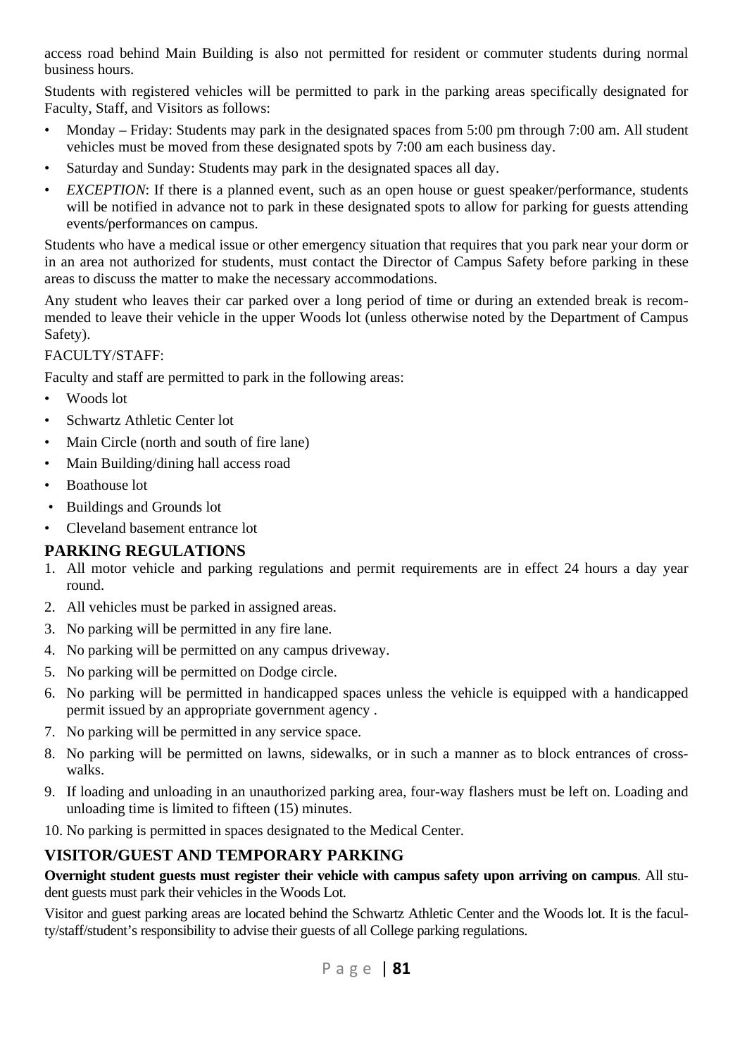access road behind Main Building is also not permitted for resident or commuter students during normal business hours.

Students with registered vehicles will be permitted to park in the parking areas specifically designated for Faculty, Staff, and Visitors as follows:

- Monday – Friday: Students may park in the designated spaces from 5:00 pm through 7:00 am. All student vehicles must be moved from these designated spots by 7:00 am each business day.
- Saturday and Sunday: Students may park in the designated spaces all day.
- *EXCEPTION*: If there is a planned event, such as an open house or guest speaker/performance, students will be notified in advance not to park in these designated spots to allow for parking for guests attending events/performances on campus.

Students who have a medical issue or other emergency situation that requires that you park near your dorm or in an area not authorized for students, must contact the Director of Campus Safety before parking in these areas to discuss the matter to make the necessary accommodations.

Any student who leaves their car parked over a long period of time or during an extended break is recommended to leave their vehicle in the upper Woods lot (unless otherwise noted by the Department of Campus Safety).

FACULTY/STAFF:

Faculty and staff are permitted to park in the following areas:

- Woods lot
- Schwartz Athletic Center lot
- Main Circle (north and south of fire lane)
- Main Building/dining hall access road
- Boathouse lot
- Buildings and Grounds lot
- Cleveland basement entrance lot

## PARKING REGULATIONS

1. All motor vehicle and parking regulations and permit requirements are in effect 24 hours a day year round.
2. All vehicles must be parked in assigned areas.
3. No parking will be permitted in any fire lane.
4. No parking will be permitted on any campus driveway.
5. No parking will be permitted on Dodge circle.
6. No parking will be permitted in handicapped spaces unless the vehicle is equipped with a handicapped permit issued by an appropriate government agency .
7. No parking will be permitted in any service space.
8. No parking will be permitted on lawns, sidewalks, or in such a manner as to block entrances of crosswalks.
9. If loading and unloading in an unauthorized parking area, four-way flashers must be left on. Loading and unloading time is limited to fifteen (15) minutes.
10. No parking is permitted in spaces designated to the Medical Center.

## VISITOR/GUEST AND TEMPORARY PARKING

**Overnight student guests must register their vehicle with campus safety upon arriving on campus**. All student guests must park their vehicles in the Woods Lot.

Visitor and guest parking areas are located behind the Schwartz Athletic Center and the Woods lot. It is the faculty/staff/student's responsibility to advise their guests of all College parking regulations.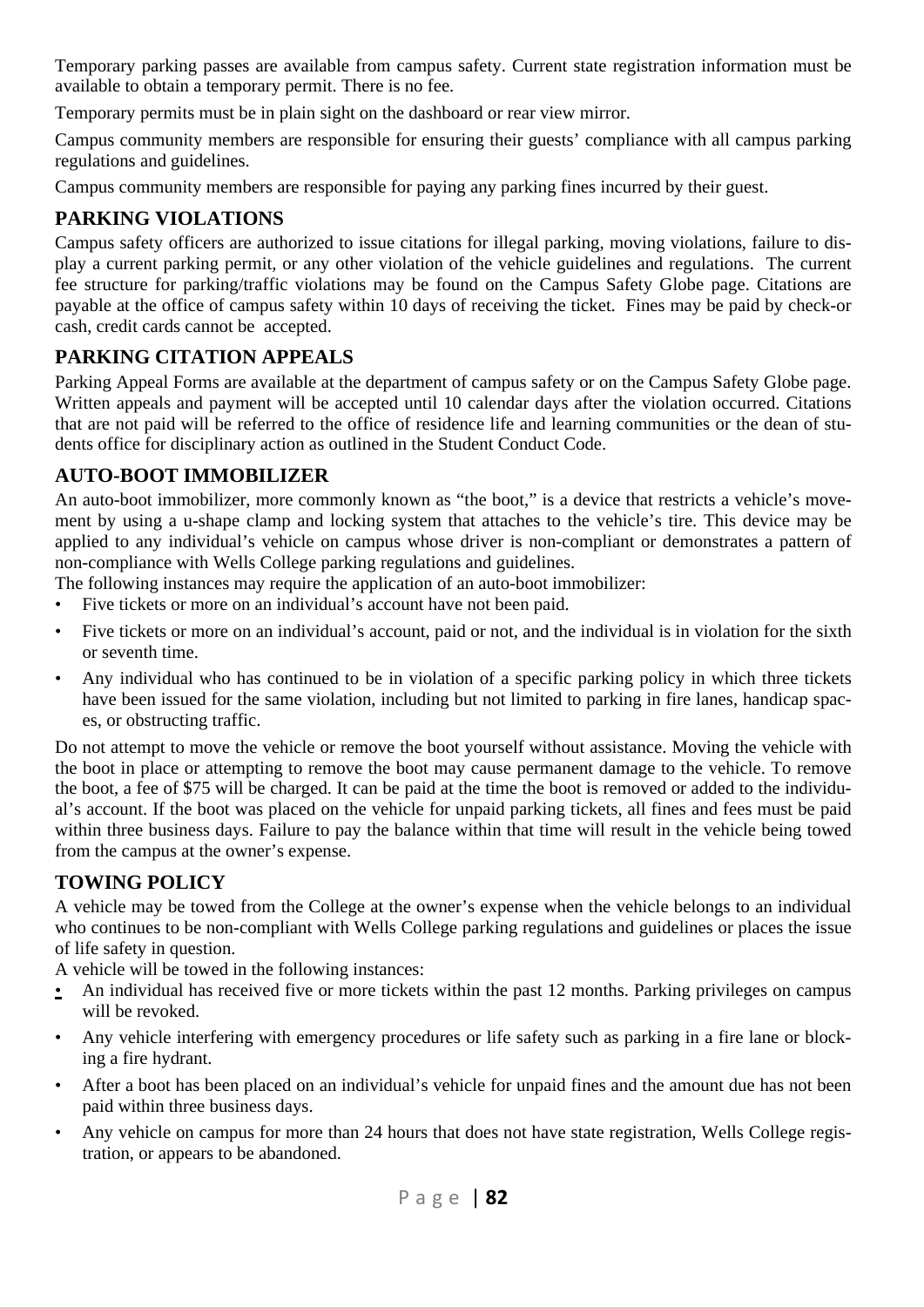Temporary parking passes are available from campus safety. Current state registration information must be available to obtain a temporary permit. There is no fee.

Temporary permits must be in plain sight on the dashboard or rear view mirror.

Campus community members are responsible for ensuring their guests' compliance with all campus parking regulations and guidelines.

Campus community members are responsible for paying any parking fines incurred by their guest.

## PARKING VIOLATIONS

Campus safety officers are authorized to issue citations for illegal parking, moving violations, failure to display a current parking permit, or any other violation of the vehicle guidelines and regulations. The current fee structure for parking/traffic violations may be found on the Campus Safety Globe page. Citations are payable at the office of campus safety within 10 days of receiving the ticket. Fines may be paid by check-or cash, credit cards cannot be accepted.

## PARKING CITATION APPEALS

Parking Appeal Forms are available at the department of campus safety or on the Campus Safety Globe page. Written appeals and payment will be accepted until 10 calendar days after the violation occurred. Citations that are not paid will be referred to the office of residence life and learning communities or the dean of students office for disciplinary action as outlined in the Student Conduct Code.

## AUTO-BOOT IMMOBILIZER

An auto-boot immobilizer, more commonly known as "the boot," is a device that restricts a vehicle's movement by using a u-shape clamp and locking system that attaches to the vehicle's tire. This device may be applied to any individual's vehicle on campus whose driver is non-compliant or demonstrates a pattern of non-compliance with Wells College parking regulations and guidelines.

The following instances may require the application of an auto-boot immobilizer:

- Five tickets or more on an individual's account have not been paid.
- Five tickets or more on an individual's account, paid or not, and the individual is in violation for the sixth or seventh time.
- Any individual who has continued to be in violation of a specific parking policy in which three tickets have been issued for the same violation, including but not limited to parking in fire lanes, handicap spaces, or obstructing traffic.

Do not attempt to move the vehicle or remove the boot yourself without assistance. Moving the vehicle with the boot in place or attempting to remove the boot may cause permanent damage to the vehicle. To remove the boot, a fee of $75 will be charged. It can be paid at the time the boot is removed or added to the individual's account. If the boot was placed on the vehicle for unpaid parking tickets, all fines and fees must be paid within three business days. Failure to pay the balance within that time will result in the vehicle being towed from the campus at the owner's expense.

## TOWING POLICY

A vehicle may be towed from the College at the owner's expense when the vehicle belongs to an individual who continues to be non-compliant with Wells College parking regulations and guidelines or places the issue of life safety in question.

A vehicle will be towed in the following instances:

- An individual has received five or more tickets within the past 12 months. Parking privileges on campus will be revoked.
- Any vehicle interfering with emergency procedures or life safety such as parking in a fire lane or blocking a fire hydrant.
- After a boot has been placed on an individual's vehicle for unpaid fines and the amount due has not been paid within three business days.
- Any vehicle on campus for more than 24 hours that does not have state registration, Wells College registration, or appears to be abandoned.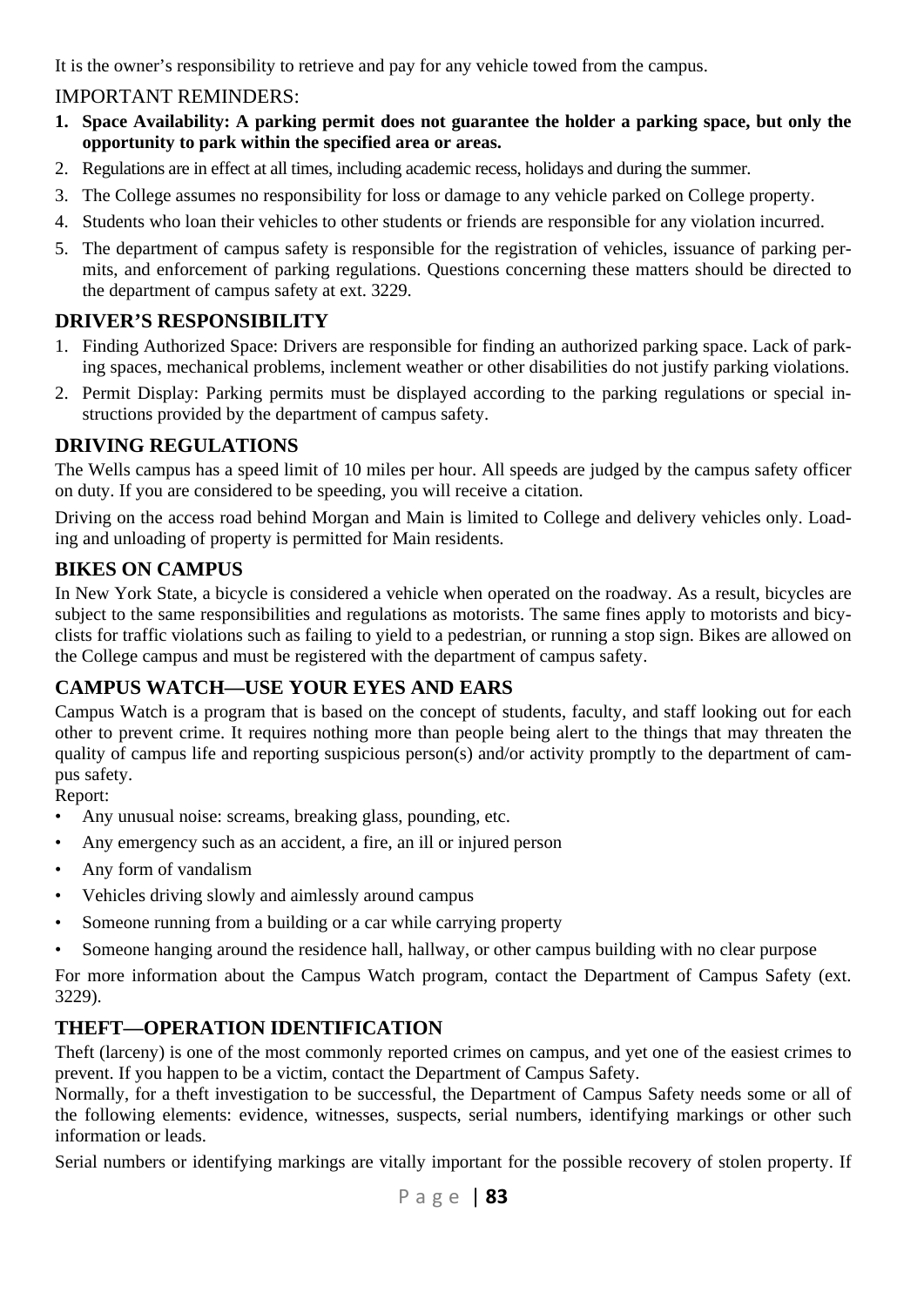It is the owner's responsibility to retrieve and pay for any vehicle towed from the campus.

IMPORTANT REMINDERS:

1. **Space Availability: A parking permit does not guarantee the holder a parking space, but only the opportunity to park within the specified area or areas.**
2. Regulations are in effect at all times, including academic recess, holidays and during the summer.
3. The College assumes no responsibility for loss or damage to any vehicle parked on College property.
4. Students who loan their vehicles to other students or friends are responsible for any violation incurred.
5. The department of campus safety is responsible for the registration of vehicles, issuance of parking permits, and enforcement of parking regulations. Questions concerning these matters should be directed to the department of campus safety at ext. 3229.

## DRIVER'S RESPONSIBILITY

1. Finding Authorized Space: Drivers are responsible for finding an authorized parking space. Lack of parking spaces, mechanical problems, inclement weather or other disabilities do not justify parking violations.
2. Permit Display: Parking permits must be displayed according to the parking regulations or special instructions provided by the department of campus safety.

## DRIVING REGULATIONS

The Wells campus has a speed limit of 10 miles per hour. All speeds are judged by the campus safety officer on duty. If you are considered to be speeding, you will receive a citation.

Driving on the access road behind Morgan and Main is limited to College and delivery vehicles only. Loading and unloading of property is permitted for Main residents.

## BIKES ON CAMPUS

In New York State, a bicycle is considered a vehicle when operated on the roadway. As a result, bicycles are subject to the same responsibilities and regulations as motorists. The same fines apply to motorists and bicyclists for traffic violations such as failing to yield to a pedestrian, or running a stop sign. Bikes are allowed on the College campus and must be registered with the department of campus safety.

## CAMPUS WATCH—USE YOUR EYES AND EARS

Campus Watch is a program that is based on the concept of students, faculty, and staff looking out for each other to prevent crime. It requires nothing more than people being alert to the things that may threaten the quality of campus life and reporting suspicious person(s) and/or activity promptly to the department of campus safety.

Report:

- Any unusual noise: screams, breaking glass, pounding, etc.
- Any emergency such as an accident, a fire, an ill or injured person
- Any form of vandalism
- Vehicles driving slowly and aimlessly around campus
- Someone running from a building or a car while carrying property
- Someone hanging around the residence hall, hallway, or other campus building with no clear purpose

For more information about the Campus Watch program, contact the Department of Campus Safety (ext. 3229).

## THEFT—OPERATION IDENTIFICATION

Theft (larceny) is one of the most commonly reported crimes on campus, and yet one of the easiest crimes to prevent. If you happen to be a victim, contact the Department of Campus Safety.

Normally, for a theft investigation to be successful, the Department of Campus Safety needs some or all of the following elements: evidence, witnesses, suspects, serial numbers, identifying markings or other such information or leads.

Serial numbers or identifying markings are vitally important for the possible recovery of stolen property. If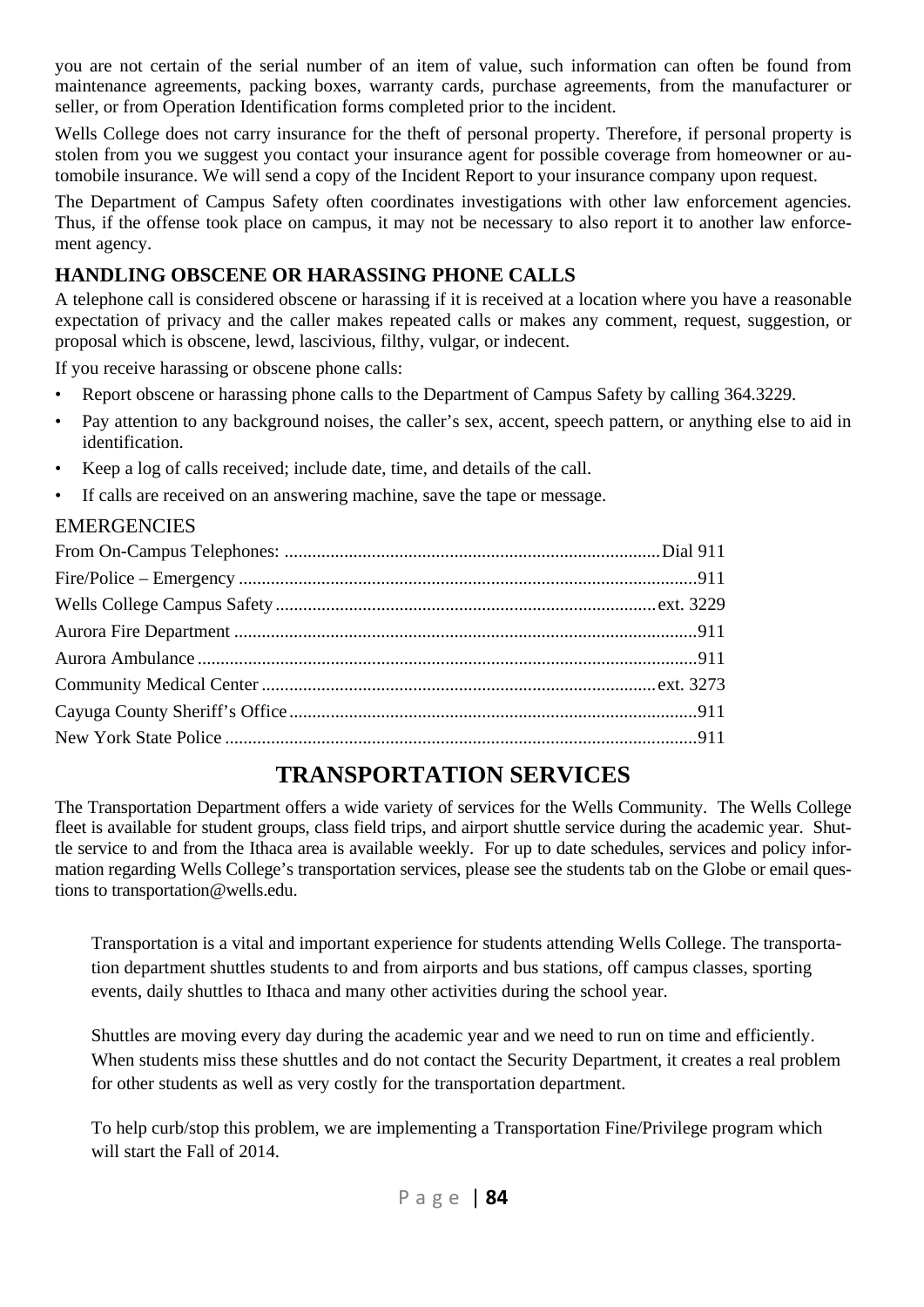you are not certain of the serial number of an item of value, such information can often be found from maintenance agreements, packing boxes, warranty cards, purchase agreements, from the manufacturer or seller, or from Operation Identification forms completed prior to the incident.

Wells College does not carry insurance for the theft of personal property. Therefore, if personal property is stolen from you we suggest you contact your insurance agent for possible coverage from homeowner or automobile insurance. We will send a copy of the Incident Report to your insurance company upon request.

The Department of Campus Safety often coordinates investigations with other law enforcement agencies. Thus, if the offense took place on campus, it may not be necessary to also report it to another law enforcement agency.

### HANDLING OBSCENE OR HARASSING PHONE CALLS

A telephone call is considered obscene or harassing if it is received at a location where you have a reasonable expectation of privacy and the caller makes repeated calls or makes any comment, request, suggestion, or proposal which is obscene, lewd, lascivious, filthy, vulgar, or indecent.

If you receive harassing or obscene phone calls:

- Report obscene or harassing phone calls to the Department of Campus Safety by calling 364.3229.
- Pay attention to any background noises, the caller's sex, accent, speech pattern, or anything else to aid in identification.
- Keep a log of calls received; include date, time, and details of the call.
- If calls are received on an answering machine, save the tape or message.

### EMERGENCIES

| | |
|---|---|
| From On-Campus Telephones: | Dial 911 |
| Fire/Police – Emergency | 911 |
| Wells College Campus Safety | ext. 3229 |
| Aurora Fire Department | 911 |
| Aurora Ambulance | 911 |
| Community Medical Center | ext. 3273 |
| Cayuga County Sheriff's Office | 911 |
| New York State Police | 911 |

## TRANSPORTATION SERVICES

The Transportation Department offers a wide variety of services for the Wells Community. The Wells College fleet is available for student groups, class field trips, and airport shuttle service during the academic year. Shuttle service to and from the Ithaca area is available weekly. For up to date schedules, services and policy information regarding Wells College's transportation services, please see the students tab on the Globe or email questions to transportation@wells.edu.

Transportation is a vital and important experience for students attending Wells College. The transportation department shuttles students to and from airports and bus stations, off campus classes, sporting events, daily shuttles to Ithaca and many other activities during the school year.

Shuttles are moving every day during the academic year and we need to run on time and efficiently. When students miss these shuttles and do not contact the Security Department, it creates a real problem for other students as well as very costly for the transportation department.

To help curb/stop this problem, we are implementing a Transportation Fine/Privilege program which will start the Fall of 2014.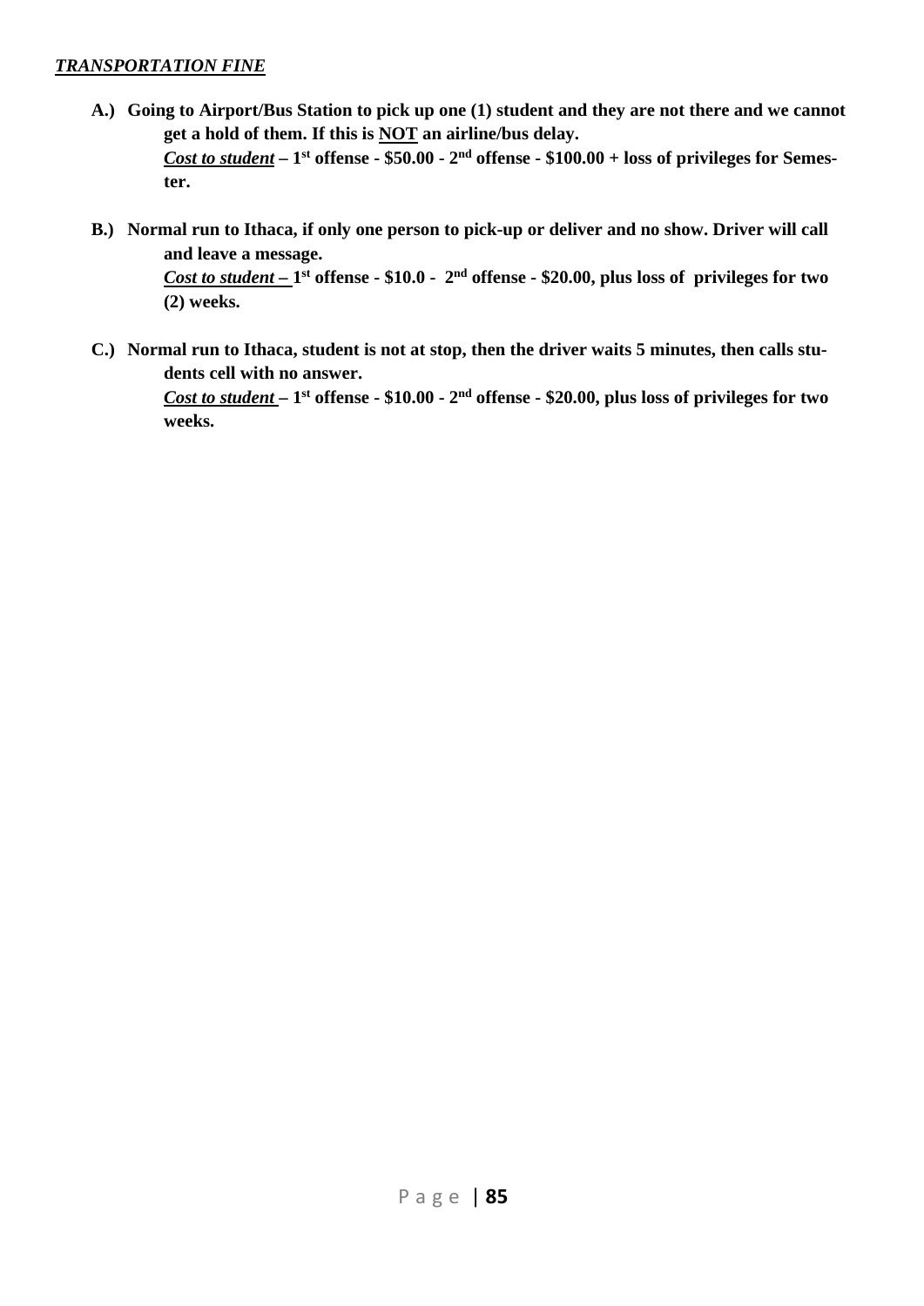***<u>TRANSPORTATION FINE</u>***

**A.) Going to Airport/Bus Station to pick up one (1) student and they are not there and we cannot get a hold of them. If this is <u>NOT</u> an airline/bus delay.**
***<u>Cost to student</u>*** **– 1st offense - $50.00 - 2nd offense - $100.00 + loss of privileges for Semester.**

**B.) Normal run to Ithaca, if only one person to pick-up or deliver and no show. Driver will call and leave a message.**
***<u>Cost to student –</u>*** **1st offense - $10.0 - 2nd offense - $20.00, plus loss of privileges for two (2) weeks.**

**C.) Normal run to Ithaca, student is not at stop, then the driver waits 5 minutes, then calls students cell with no answer.**
***<u>Cost to student</u>*** **– 1st offense - $10.00 - 2nd offense - $20.00, plus loss of privileges for two weeks.**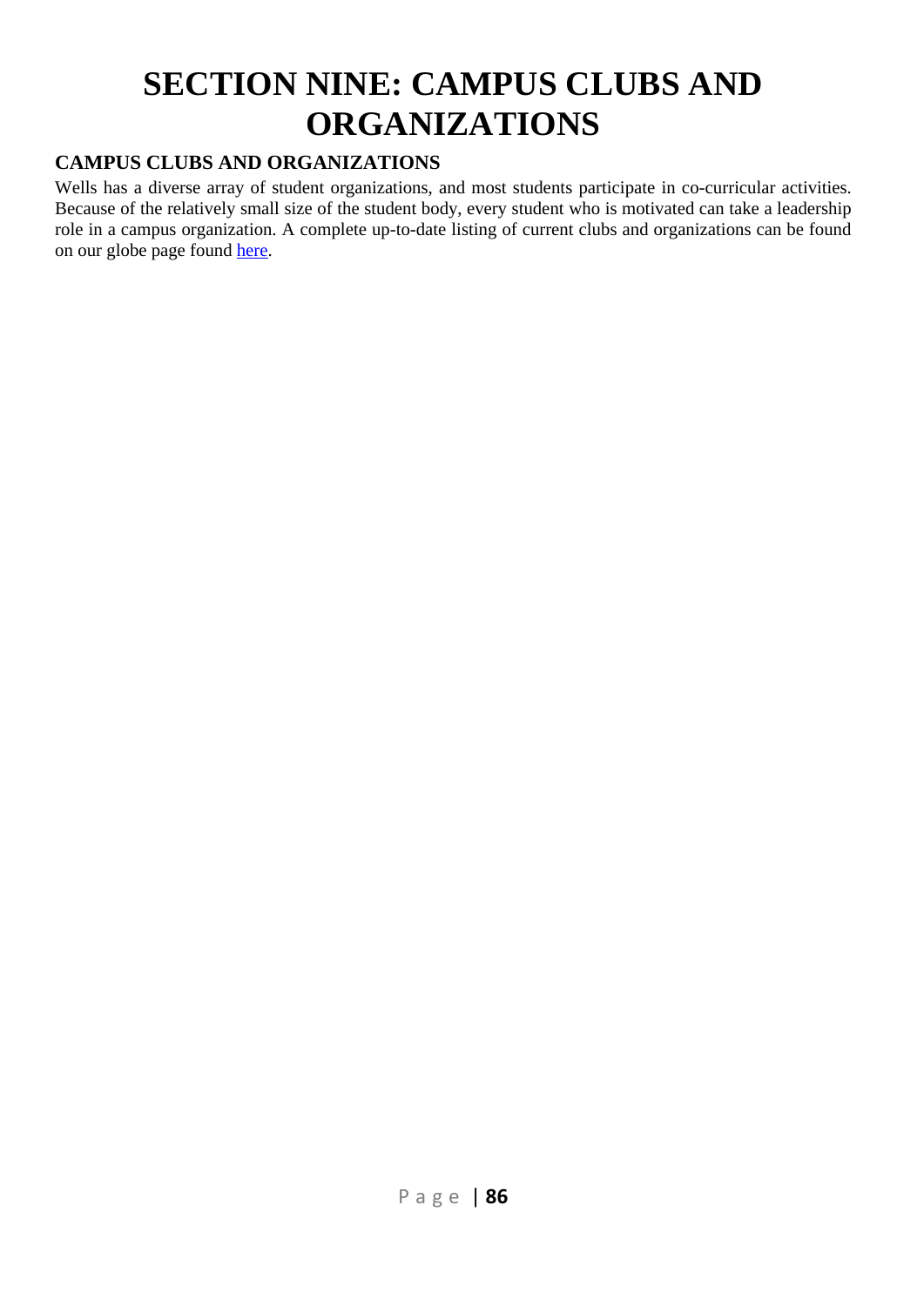# SECTION NINE: CAMPUS CLUBS AND ORGANIZATIONS

## CAMPUS CLUBS AND ORGANIZATIONS

Wells has a diverse array of student organizations, and most students participate in co-curricular activities. Because of the relatively small size of the student body, every student who is motivated can take a leadership role in a campus organization. A complete up-to-date listing of current clubs and organizations can be found on our globe page found here.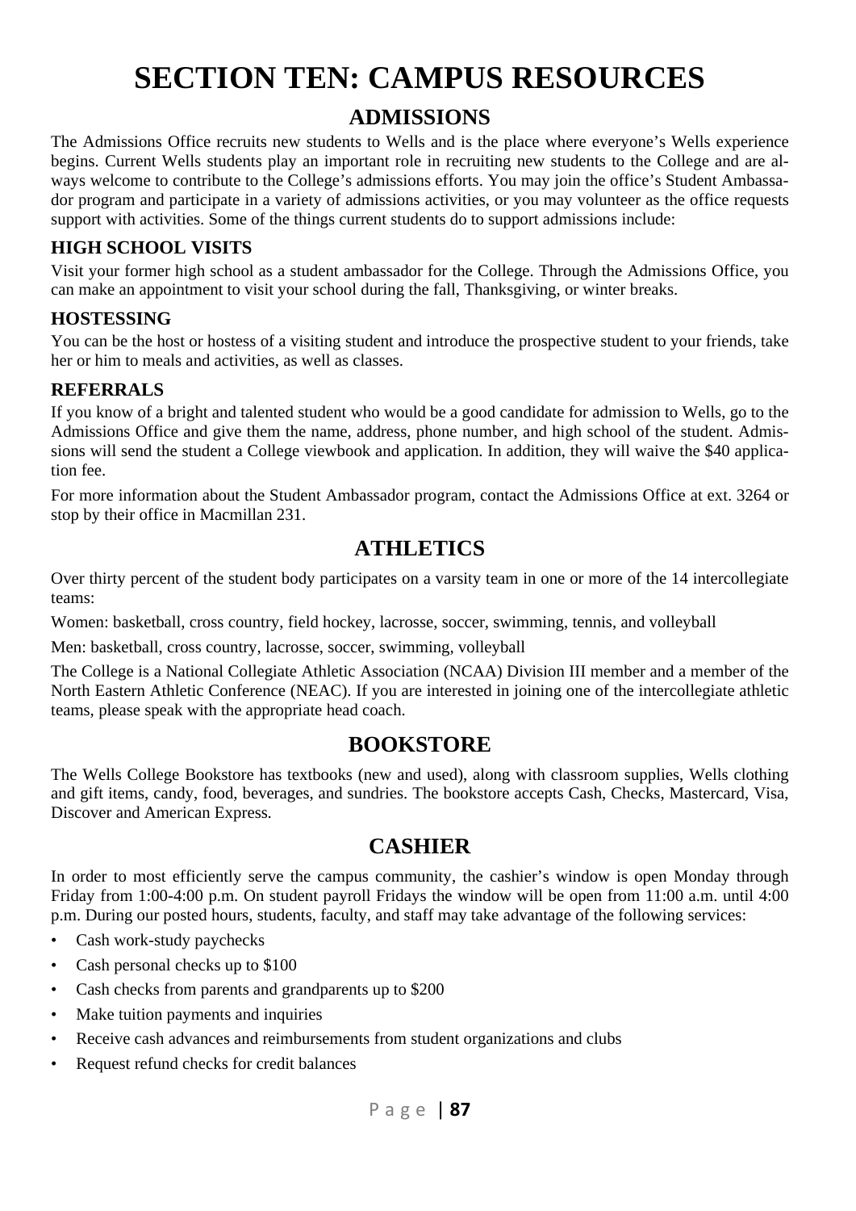# SECTION TEN: CAMPUS RESOURCES

## ADMISSIONS

The Admissions Office recruits new students to Wells and is the place where everyone's Wells experience begins. Current Wells students play an important role in recruiting new students to the College and are always welcome to contribute to the College's admissions efforts. You may join the office's Student Ambassador program and participate in a variety of admissions activities, or you may volunteer as the office requests support with activities. Some of the things current students do to support admissions include:

### HIGH SCHOOL VISITS

Visit your former high school as a student ambassador for the College. Through the Admissions Office, you can make an appointment to visit your school during the fall, Thanksgiving, or winter breaks.

### HOSTESSING

You can be the host or hostess of a visiting student and introduce the prospective student to your friends, take her or him to meals and activities, as well as classes.

### REFERRALS

If you know of a bright and talented student who would be a good candidate for admission to Wells, go to the Admissions Office and give them the name, address, phone number, and high school of the student. Admissions will send the student a College viewbook and application. In addition, they will waive the $40 application fee.

For more information about the Student Ambassador program, contact the Admissions Office at ext. 3264 or stop by their office in Macmillan 231.

## ATHLETICS

Over thirty percent of the student body participates on a varsity team in one or more of the 14 intercollegiate teams:

Women: basketball, cross country, field hockey, lacrosse, soccer, swimming, tennis, and volleyball

Men: basketball, cross country, lacrosse, soccer, swimming, volleyball

The College is a National Collegiate Athletic Association (NCAA) Division III member and a member of the North Eastern Athletic Conference (NEAC). If you are interested in joining one of the intercollegiate athletic teams, please speak with the appropriate head coach.

## BOOKSTORE

The Wells College Bookstore has textbooks (new and used), along with classroom supplies, Wells clothing and gift items, candy, food, beverages, and sundries. The bookstore accepts Cash, Checks, Mastercard, Visa, Discover and American Express.

## CASHIER

In order to most efficiently serve the campus community, the cashier's window is open Monday through Friday from 1:00-4:00 p.m. On student payroll Fridays the window will be open from 11:00 a.m. until 4:00 p.m. During our posted hours, students, faculty, and staff may take advantage of the following services:

- Cash work-study paychecks
- Cash personal checks up to $100
- Cash checks from parents and grandparents up to $200
- Make tuition payments and inquiries
- Receive cash advances and reimbursements from student organizations and clubs
- Request refund checks for credit balances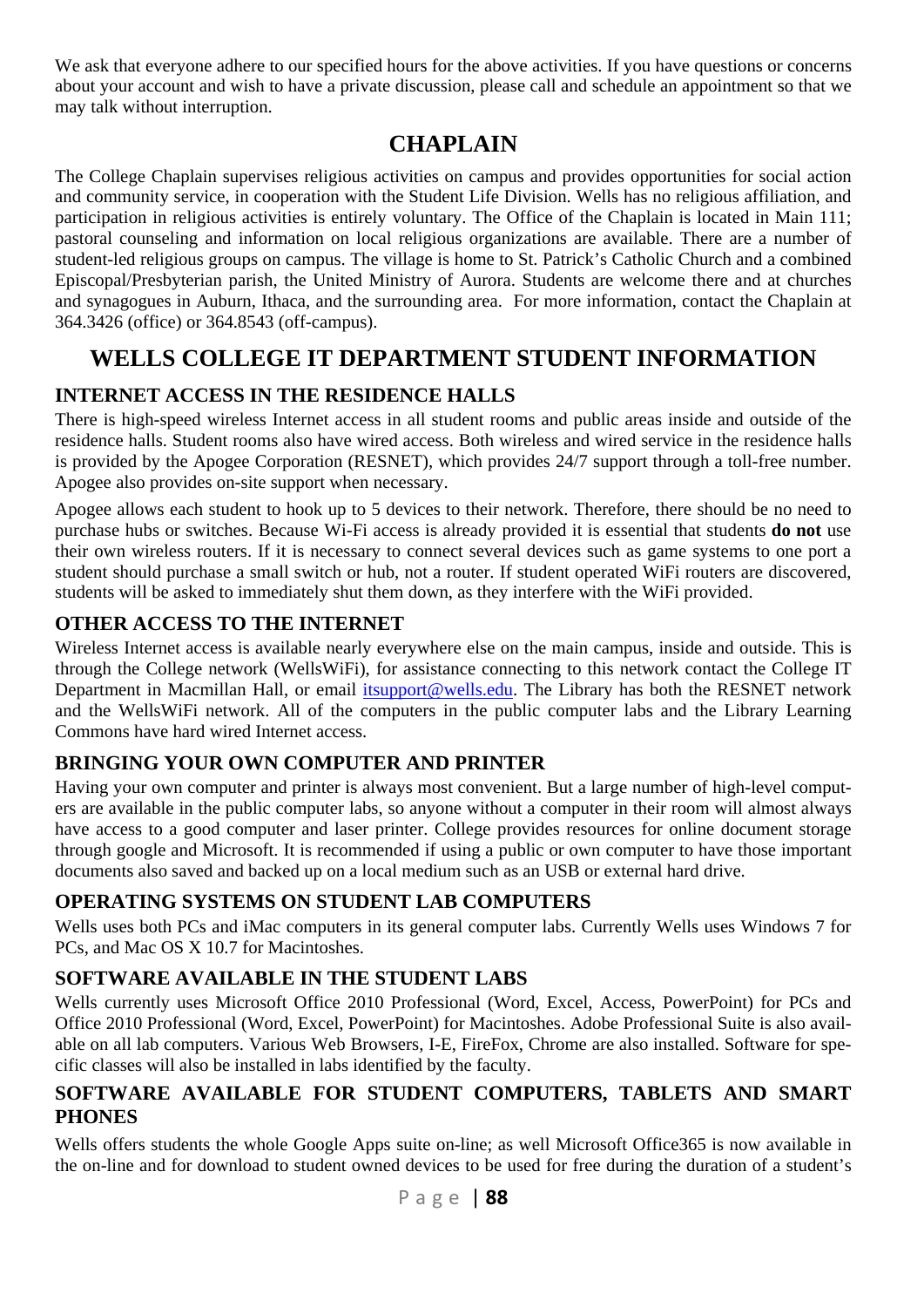We ask that everyone adhere to our specified hours for the above activities. If you have questions or concerns about your account and wish to have a private discussion, please call and schedule an appointment so that we may talk without interruption.

## CHAPLAIN

The College Chaplain supervises religious activities on campus and provides opportunities for social action and community service, in cooperation with the Student Life Division. Wells has no religious affiliation, and participation in religious activities is entirely voluntary. The Office of the Chaplain is located in Main 111; pastoral counseling and information on local religious organizations are available. There are a number of student-led religious groups on campus. The village is home to St. Patrick's Catholic Church and a combined Episcopal/Presbyterian parish, the United Ministry of Aurora. Students are welcome there and at churches and synagogues in Auburn, Ithaca, and the surrounding area. For more information, contact the Chaplain at 364.3426 (office) or 364.8543 (off-campus).

## WELLS COLLEGE IT DEPARTMENT STUDENT INFORMATION

### INTERNET ACCESS IN THE RESIDENCE HALLS

There is high-speed wireless Internet access in all student rooms and public areas inside and outside of the residence halls. Student rooms also have wired access. Both wireless and wired service in the residence halls is provided by the Apogee Corporation (RESNET), which provides 24/7 support through a toll-free number. Apogee also provides on-site support when necessary.

Apogee allows each student to hook up to 5 devices to their network. Therefore, there should be no need to purchase hubs or switches. Because Wi-Fi access is already provided it is essential that students **do not** use their own wireless routers. If it is necessary to connect several devices such as game systems to one port a student should purchase a small switch or hub, not a router. If student operated WiFi routers are discovered, students will be asked to immediately shut them down, as they interfere with the WiFi provided.

### OTHER ACCESS TO THE INTERNET

Wireless Internet access is available nearly everywhere else on the main campus, inside and outside. This is through the College network (WellsWiFi), for assistance connecting to this network contact the College IT Department in Macmillan Hall, or email itsupport@wells.edu. The Library has both the RESNET network and the WellsWiFi network. All of the computers in the public computer labs and the Library Learning Commons have hard wired Internet access.

### BRINGING YOUR OWN COMPUTER AND PRINTER

Having your own computer and printer is always most convenient. But a large number of high-level computers are available in the public computer labs, so anyone without a computer in their room will almost always have access to a good computer and laser printer. College provides resources for online document storage through google and Microsoft. It is recommended if using a public or own computer to have those important documents also saved and backed up on a local medium such as an USB or external hard drive.

### OPERATING SYSTEMS ON STUDENT LAB COMPUTERS

Wells uses both PCs and iMac computers in its general computer labs. Currently Wells uses Windows 7 for PCs, and Mac OS X 10.7 for Macintoshes.

### SOFTWARE AVAILABLE IN THE STUDENT LABS

Wells currently uses Microsoft Office 2010 Professional (Word, Excel, Access, PowerPoint) for PCs and Office 2010 Professional (Word, Excel, PowerPoint) for Macintoshes. Adobe Professional Suite is also available on all lab computers. Various Web Browsers, I-E, FireFox, Chrome are also installed. Software for specific classes will also be installed in labs identified by the faculty.

### SOFTWARE AVAILABLE FOR STUDENT COMPUTERS, TABLETS AND SMART PHONES

Wells offers students the whole Google Apps suite on-line; as well Microsoft Office365 is now available in the on-line and for download to student owned devices to be used for free during the duration of a student's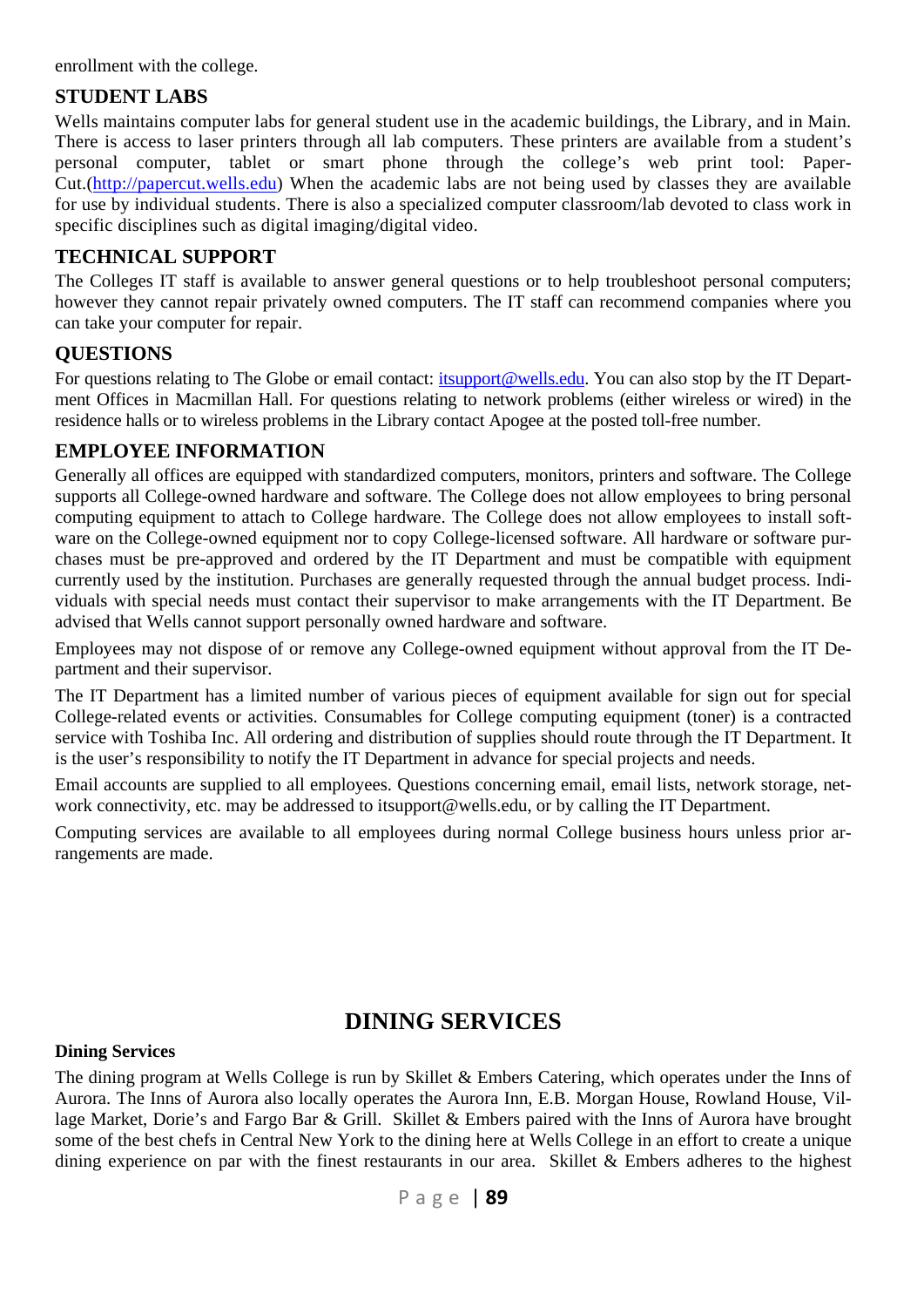enrollment with the college.

### STUDENT LABS

Wells maintains computer labs for general student use in the academic buildings, the Library, and in Main. There is access to laser printers through all lab computers. These printers are available from a student's personal computer, tablet or smart phone through the college's web print tool: PaperCut.(http://papercut.wells.edu) When the academic labs are not being used by classes they are available for use by individual students. There is also a specialized computer classroom/lab devoted to class work in specific disciplines such as digital imaging/digital video.

### TECHNICAL SUPPORT

The Colleges IT staff is available to answer general questions or to help troubleshoot personal computers; however they cannot repair privately owned computers. The IT staff can recommend companies where you can take your computer for repair.

### QUESTIONS

For questions relating to The Globe or email contact: itsupport@wells.edu. You can also stop by the IT Department Offices in Macmillan Hall. For questions relating to network problems (either wireless or wired) in the residence halls or to wireless problems in the Library contact Apogee at the posted toll-free number.

### EMPLOYEE INFORMATION

Generally all offices are equipped with standardized computers, monitors, printers and software. The College supports all College-owned hardware and software. The College does not allow employees to bring personal computing equipment to attach to College hardware. The College does not allow employees to install software on the College-owned equipment nor to copy College-licensed software. All hardware or software purchases must be pre-approved and ordered by the IT Department and must be compatible with equipment currently used by the institution. Purchases are generally requested through the annual budget process. Individuals with special needs must contact their supervisor to make arrangements with the IT Department. Be advised that Wells cannot support personally owned hardware and software.

Employees may not dispose of or remove any College-owned equipment without approval from the IT Department and their supervisor.

The IT Department has a limited number of various pieces of equipment available for sign out for special College-related events or activities. Consumables for College computing equipment (toner) is a contracted service with Toshiba Inc. All ordering and distribution of supplies should route through the IT Department. It is the user's responsibility to notify the IT Department in advance for special projects and needs.

Email accounts are supplied to all employees. Questions concerning email, email lists, network storage, network connectivity, etc. may be addressed to itsupport@wells.edu, or by calling the IT Department.

Computing services are available to all employees during normal College business hours unless prior arrangements are made.

## DINING SERVICES

**Dining Services**

The dining program at Wells College is run by Skillet & Embers Catering, which operates under the Inns of Aurora. The Inns of Aurora also locally operates the Aurora Inn, E.B. Morgan House, Rowland House, Village Market, Dorie's and Fargo Bar & Grill. Skillet & Embers paired with the Inns of Aurora have brought some of the best chefs in Central New York to the dining here at Wells College in an effort to create a unique dining experience on par with the finest restaurants in our area. Skillet & Embers adheres to the highest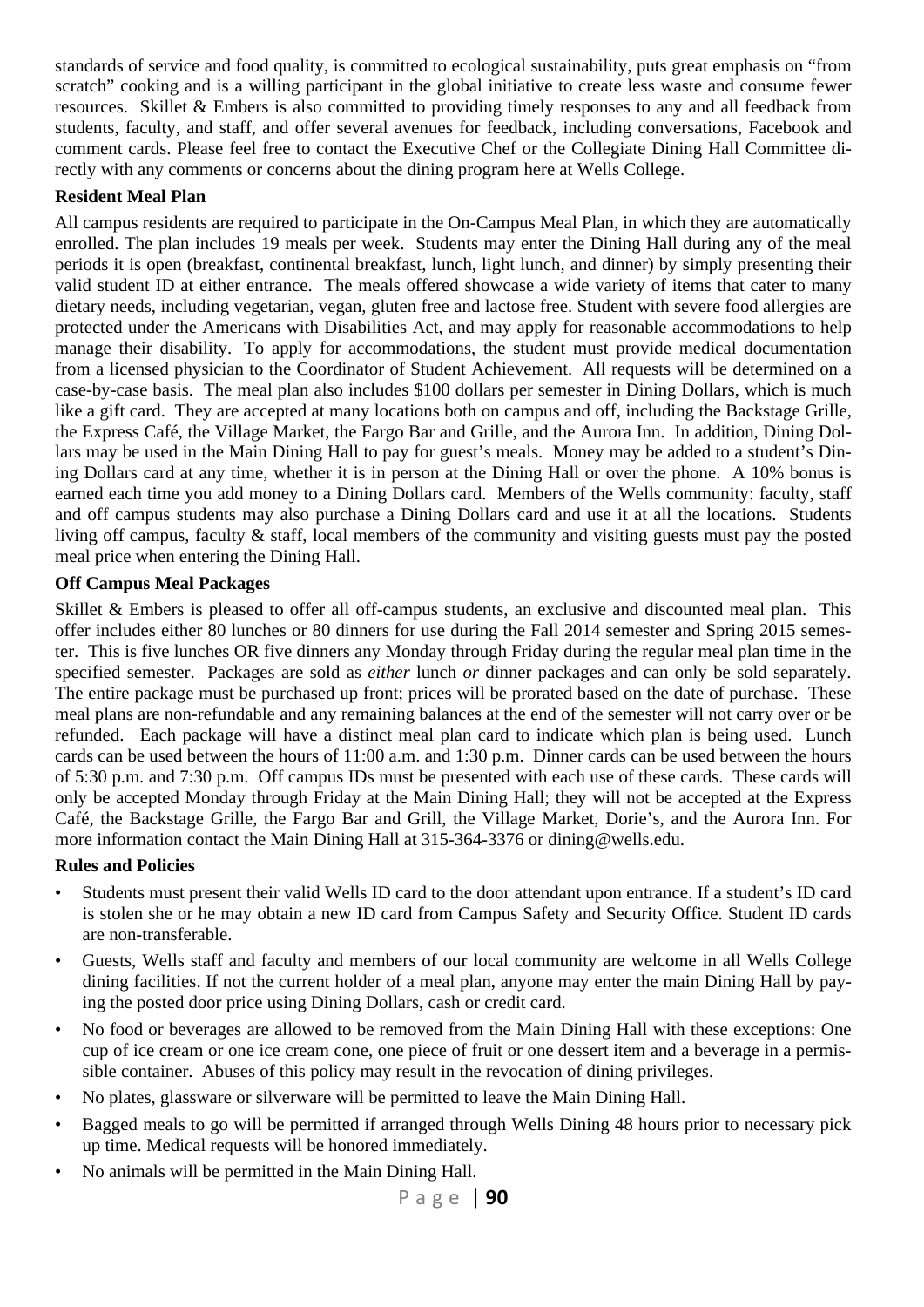standards of service and food quality, is committed to ecological sustainability, puts great emphasis on "from scratch" cooking and is a willing participant in the global initiative to create less waste and consume fewer resources. Skillet & Embers is also committed to providing timely responses to any and all feedback from students, faculty, and staff, and offer several avenues for feedback, including conversations, Facebook and comment cards. Please feel free to contact the Executive Chef or the Collegiate Dining Hall Committee directly with any comments or concerns about the dining program here at Wells College.

**Resident Meal Plan**

All campus residents are required to participate in the On-Campus Meal Plan, in which they are automatically enrolled. The plan includes 19 meals per week. Students may enter the Dining Hall during any of the meal periods it is open (breakfast, continental breakfast, lunch, light lunch, and dinner) by simply presenting their valid student ID at either entrance. The meals offered showcase a wide variety of items that cater to many dietary needs, including vegetarian, vegan, gluten free and lactose free. Student with severe food allergies are protected under the Americans with Disabilities Act, and may apply for reasonable accommodations to help manage their disability. To apply for accommodations, the student must provide medical documentation from a licensed physician to the Coordinator of Student Achievement. All requests will be determined on a case-by-case basis. The meal plan also includes $100 dollars per semester in Dining Dollars, which is much like a gift card. They are accepted at many locations both on campus and off, including the Backstage Grille, the Express Café, the Village Market, the Fargo Bar and Grille, and the Aurora Inn. In addition, Dining Dollars may be used in the Main Dining Hall to pay for guest's meals. Money may be added to a student's Dining Dollars card at any time, whether it is in person at the Dining Hall or over the phone. A 10% bonus is earned each time you add money to a Dining Dollars card. Members of the Wells community: faculty, staff and off campus students may also purchase a Dining Dollars card and use it at all the locations. Students living off campus, faculty & staff, local members of the community and visiting guests must pay the posted meal price when entering the Dining Hall.

**Off Campus Meal Packages**

Skillet & Embers is pleased to offer all off-campus students, an exclusive and discounted meal plan. This offer includes either 80 lunches or 80 dinners for use during the Fall 2014 semester and Spring 2015 semester. This is five lunches OR five dinners any Monday through Friday during the regular meal plan time in the specified semester. Packages are sold as *either* lunch *or* dinner packages and can only be sold separately. The entire package must be purchased up front; prices will be prorated based on the date of purchase. These meal plans are non-refundable and any remaining balances at the end of the semester will not carry over or be refunded. Each package will have a distinct meal plan card to indicate which plan is being used. Lunch cards can be used between the hours of 11:00 a.m. and 1:30 p.m. Dinner cards can be used between the hours of 5:30 p.m. and 7:30 p.m. Off campus IDs must be presented with each use of these cards. These cards will only be accepted Monday through Friday at the Main Dining Hall; they will not be accepted at the Express Café, the Backstage Grille, the Fargo Bar and Grill, the Village Market, Dorie's, and the Aurora Inn. For more information contact the Main Dining Hall at 315-364-3376 or dining@wells.edu.

**Rules and Policies**

- Students must present their valid Wells ID card to the door attendant upon entrance. If a student's ID card is stolen she or he may obtain a new ID card from Campus Safety and Security Office. Student ID cards are non-transferable.
- Guests, Wells staff and faculty and members of our local community are welcome in all Wells College dining facilities. If not the current holder of a meal plan, anyone may enter the main Dining Hall by paying the posted door price using Dining Dollars, cash or credit card.
- No food or beverages are allowed to be removed from the Main Dining Hall with these exceptions: One cup of ice cream or one ice cream cone, one piece of fruit or one dessert item and a beverage in a permissible container. Abuses of this policy may result in the revocation of dining privileges.
- No plates, glassware or silverware will be permitted to leave the Main Dining Hall.
- Bagged meals to go will be permitted if arranged through Wells Dining 48 hours prior to necessary pick up time. Medical requests will be honored immediately.
- No animals will be permitted in the Main Dining Hall.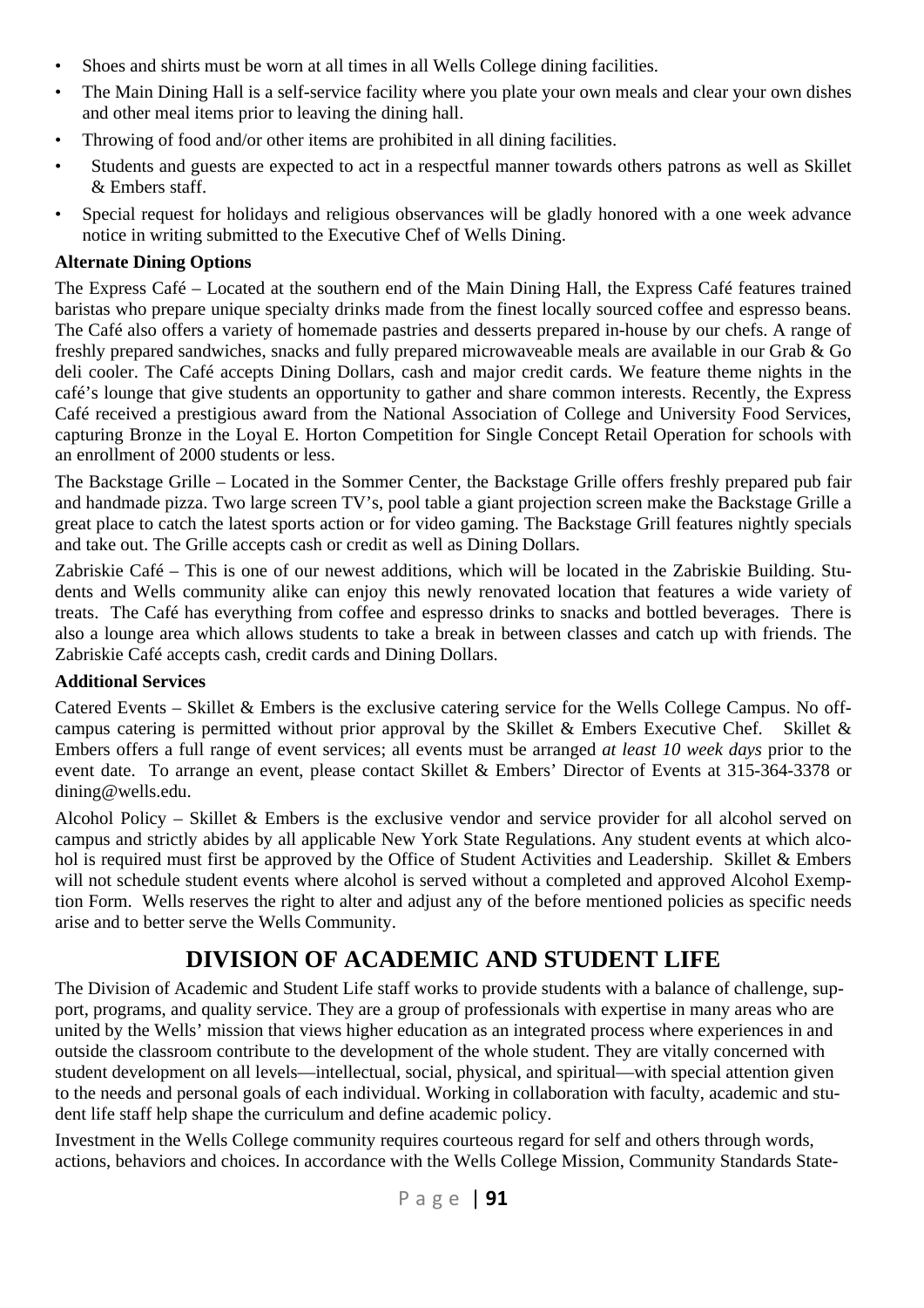- Shoes and shirts must be worn at all times in all Wells College dining facilities.
- The Main Dining Hall is a self-service facility where you plate your own meals and clear your own dishes and other meal items prior to leaving the dining hall.
- Throwing of food and/or other items are prohibited in all dining facilities.
- Students and guests are expected to act in a respectful manner towards others patrons as well as Skillet & Embers staff.
- Special request for holidays and religious observances will be gladly honored with a one week advance notice in writing submitted to the Executive Chef of Wells Dining.

**Alternate Dining Options**

The Express Café – Located at the southern end of the Main Dining Hall, the Express Café features trained baristas who prepare unique specialty drinks made from the finest locally sourced coffee and espresso beans. The Café also offers a variety of homemade pastries and desserts prepared in-house by our chefs. A range of freshly prepared sandwiches, snacks and fully prepared microwaveable meals are available in our Grab & Go deli cooler. The Café accepts Dining Dollars, cash and major credit cards. We feature theme nights in the café's lounge that give students an opportunity to gather and share common interests. Recently, the Express Café received a prestigious award from the National Association of College and University Food Services, capturing Bronze in the Loyal E. Horton Competition for Single Concept Retail Operation for schools with an enrollment of 2000 students or less.

The Backstage Grille – Located in the Sommer Center, the Backstage Grille offers freshly prepared pub fair and handmade pizza. Two large screen TV's, pool table a giant projection screen make the Backstage Grille a great place to catch the latest sports action or for video gaming. The Backstage Grill features nightly specials and take out. The Grille accepts cash or credit as well as Dining Dollars.

Zabriskie Café – This is one of our newest additions, which will be located in the Zabriskie Building. Students and Wells community alike can enjoy this newly renovated location that features a wide variety of treats. The Café has everything from coffee and espresso drinks to snacks and bottled beverages. There is also a lounge area which allows students to take a break in between classes and catch up with friends. The Zabriskie Café accepts cash, credit cards and Dining Dollars.

**Additional Services**

Catered Events – Skillet & Embers is the exclusive catering service for the Wells College Campus. No off-campus catering is permitted without prior approval by the Skillet & Embers Executive Chef. Skillet & Embers offers a full range of event services; all events must be arranged *at least 10 week days* prior to the event date. To arrange an event, please contact Skillet & Embers' Director of Events at 315-364-3378 or dining@wells.edu.

Alcohol Policy – Skillet & Embers is the exclusive vendor and service provider for all alcohol served on campus and strictly abides by all applicable New York State Regulations. Any student events at which alcohol is required must first be approved by the Office of Student Activities and Leadership. Skillet & Embers will not schedule student events where alcohol is served without a completed and approved Alcohol Exemption Form. Wells reserves the right to alter and adjust any of the before mentioned policies as specific needs arise and to better serve the Wells Community.

## DIVISION OF ACADEMIC AND STUDENT LIFE

The Division of Academic and Student Life staff works to provide students with a balance of challenge, support, programs, and quality service. They are a group of professionals with expertise in many areas who are united by the Wells' mission that views higher education as an integrated process where experiences in and outside the classroom contribute to the development of the whole student. They are vitally concerned with student development on all levels—intellectual, social, physical, and spiritual—with special attention given to the needs and personal goals of each individual. Working in collaboration with faculty, academic and student life staff help shape the curriculum and define academic policy.

Investment in the Wells College community requires courteous regard for self and others through words, actions, behaviors and choices. In accordance with the Wells College Mission, Community Standards State-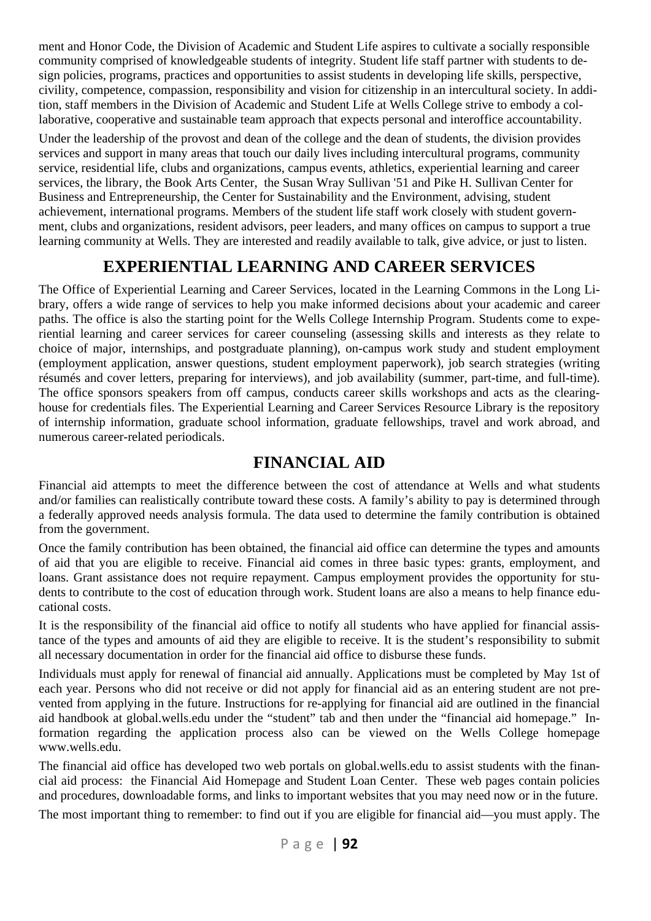ment and Honor Code, the Division of Academic and Student Life aspires to cultivate a socially responsible community comprised of knowledgeable students of integrity. Student life staff partner with students to design policies, programs, practices and opportunities to assist students in developing life skills, perspective, civility, competence, compassion, responsibility and vision for citizenship in an intercultural society. In addition, staff members in the Division of Academic and Student Life at Wells College strive to embody a collaborative, cooperative and sustainable team approach that expects personal and interoffice accountability.

Under the leadership of the provost and dean of the college and the dean of students, the division provides services and support in many areas that touch our daily lives including intercultural programs, community service, residential life, clubs and organizations, campus events, athletics, experiential learning and career services, the library, the Book Arts Center, the Susan Wray Sullivan '51 and Pike H. Sullivan Center for Business and Entrepreneurship, the Center for Sustainability and the Environment, advising, student achievement, international programs. Members of the student life staff work closely with student government, clubs and organizations, resident advisors, peer leaders, and many offices on campus to support a true learning community at Wells. They are interested and readily available to talk, give advice, or just to listen.

## EXPERIENTIAL LEARNING AND CAREER SERVICES

The Office of Experiential Learning and Career Services, located in the Learning Commons in the Long Library, offers a wide range of services to help you make informed decisions about your academic and career paths. The office is also the starting point for the Wells College Internship Program. Students come to experiential learning and career services for career counseling (assessing skills and interests as they relate to choice of major, internships, and postgraduate planning), on-campus work study and student employment (employment application, answer questions, student employment paperwork), job search strategies (writing résumés and cover letters, preparing for interviews), and job availability (summer, part-time, and full-time). The office sponsors speakers from off campus, conducts career skills workshops and acts as the clearinghouse for credentials files. The Experiential Learning and Career Services Resource Library is the repository of internship information, graduate school information, graduate fellowships, travel and work abroad, and numerous career-related periodicals.

## FINANCIAL AID

Financial aid attempts to meet the difference between the cost of attendance at Wells and what students and/or families can realistically contribute toward these costs. A family's ability to pay is determined through a federally approved needs analysis formula. The data used to determine the family contribution is obtained from the government.

Once the family contribution has been obtained, the financial aid office can determine the types and amounts of aid that you are eligible to receive. Financial aid comes in three basic types: grants, employment, and loans. Grant assistance does not require repayment. Campus employment provides the opportunity for students to contribute to the cost of education through work. Student loans are also a means to help finance educational costs.

It is the responsibility of the financial aid office to notify all students who have applied for financial assistance of the types and amounts of aid they are eligible to receive. It is the student's responsibility to submit all necessary documentation in order for the financial aid office to disburse these funds.

Individuals must apply for renewal of financial aid annually. Applications must be completed by May 1st of each year. Persons who did not receive or did not apply for financial aid as an entering student are not prevented from applying in the future. Instructions for re-applying for financial aid are outlined in the financial aid handbook at global.wells.edu under the "student" tab and then under the "financial aid homepage." Information regarding the application process also can be viewed on the Wells College homepage www.wells.edu.

The financial aid office has developed two web portals on global.wells.edu to assist students with the financial aid process: the Financial Aid Homepage and Student Loan Center. These web pages contain policies and procedures, downloadable forms, and links to important websites that you may need now or in the future.

The most important thing to remember: to find out if you are eligible for financial aid—you must apply. The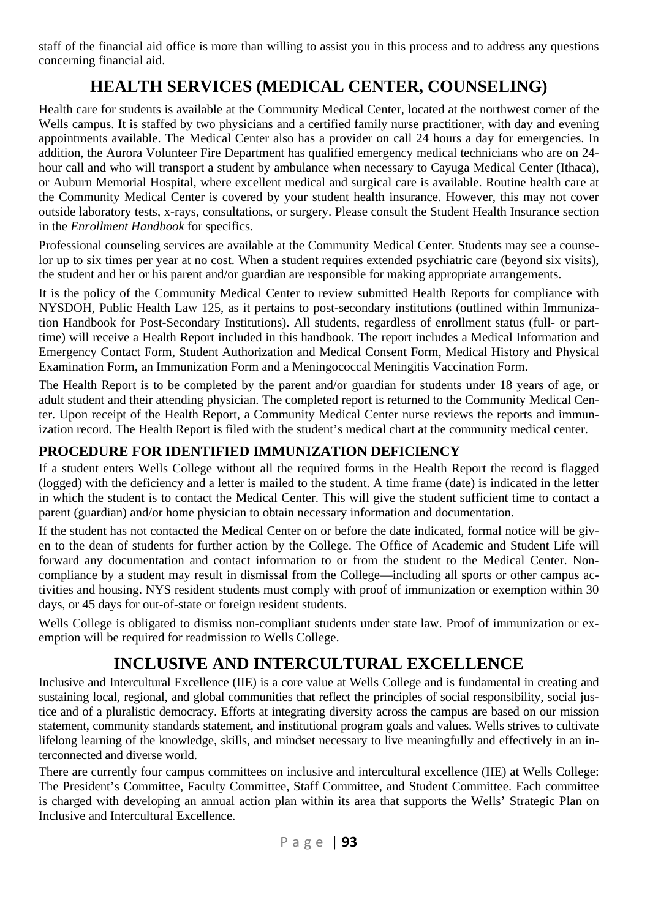staff of the financial aid office is more than willing to assist you in this process and to address any questions concerning financial aid.

## HEALTH SERVICES (MEDICAL CENTER, COUNSELING)

Health care for students is available at the Community Medical Center, located at the northwest corner of the Wells campus. It is staffed by two physicians and a certified family nurse practitioner, with day and evening appointments available. The Medical Center also has a provider on call 24 hours a day for emergencies. In addition, the Aurora Volunteer Fire Department has qualified emergency medical technicians who are on 24-hour call and who will transport a student by ambulance when necessary to Cayuga Medical Center (Ithaca), or Auburn Memorial Hospital, where excellent medical and surgical care is available. Routine health care at the Community Medical Center is covered by your student health insurance. However, this may not cover outside laboratory tests, x-rays, consultations, or surgery. Please consult the Student Health Insurance section in the *Enrollment Handbook* for specifics.

Professional counseling services are available at the Community Medical Center. Students may see a counselor up to six times per year at no cost. When a student requires extended psychiatric care (beyond six visits), the student and her or his parent and/or guardian are responsible for making appropriate arrangements.

It is the policy of the Community Medical Center to review submitted Health Reports for compliance with NYSDOH, Public Health Law 125, as it pertains to post-secondary institutions (outlined within Immunization Handbook for Post-Secondary Institutions). All students, regardless of enrollment status (full- or part-time) will receive a Health Report included in this handbook. The report includes a Medical Information and Emergency Contact Form, Student Authorization and Medical Consent Form, Medical History and Physical Examination Form, an Immunization Form and a Meningococcal Meningitis Vaccination Form.

The Health Report is to be completed by the parent and/or guardian for students under 18 years of age, or adult student and their attending physician. The completed report is returned to the Community Medical Center. Upon receipt of the Health Report, a Community Medical Center nurse reviews the reports and immunization record. The Health Report is filed with the student's medical chart at the community medical center.

### PROCEDURE FOR IDENTIFIED IMMUNIZATION DEFICIENCY

If a student enters Wells College without all the required forms in the Health Report the record is flagged (logged) with the deficiency and a letter is mailed to the student. A time frame (date) is indicated in the letter in which the student is to contact the Medical Center. This will give the student sufficient time to contact a parent (guardian) and/or home physician to obtain necessary information and documentation.

If the student has not contacted the Medical Center on or before the date indicated, formal notice will be given to the dean of students for further action by the College. The Office of Academic and Student Life will forward any documentation and contact information to or from the student to the Medical Center. Non-compliance by a student may result in dismissal from the College—including all sports or other campus activities and housing. NYS resident students must comply with proof of immunization or exemption within 30 days, or 45 days for out-of-state or foreign resident students.

Wells College is obligated to dismiss non-compliant students under state law. Proof of immunization or exemption will be required for readmission to Wells College.

## INCLUSIVE AND INTERCULTURAL EXCELLENCE

Inclusive and Intercultural Excellence (IIE) is a core value at Wells College and is fundamental in creating and sustaining local, regional, and global communities that reflect the principles of social responsibility, social justice and of a pluralistic democracy. Efforts at integrating diversity across the campus are based on our mission statement, community standards statement, and institutional program goals and values. Wells strives to cultivate lifelong learning of the knowledge, skills, and mindset necessary to live meaningfully and effectively in an interconnected and diverse world.

There are currently four campus committees on inclusive and intercultural excellence (IIE) at Wells College: The President's Committee, Faculty Committee, Staff Committee, and Student Committee. Each committee is charged with developing an annual action plan within its area that supports the Wells' Strategic Plan on Inclusive and Intercultural Excellence.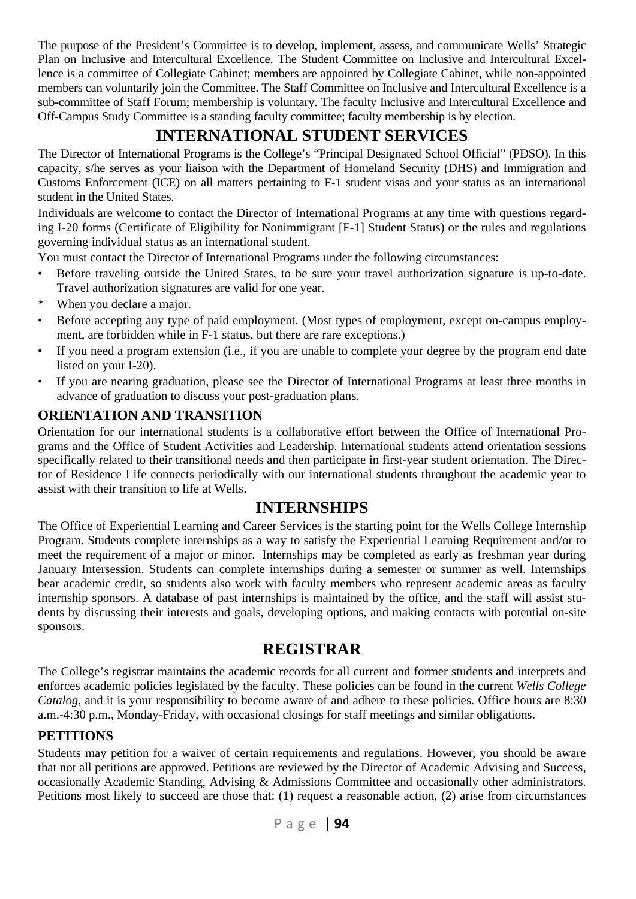The purpose of the President's Committee is to develop, implement, assess, and communicate Wells' Strategic Plan on Inclusive and Intercultural Excellence. The Student Committee on Inclusive and Intercultural Excellence is a committee of Collegiate Cabinet; members are appointed by Collegiate Cabinet, while non-appointed members can voluntarily join the Committee. The Staff Committee on Inclusive and Intercultural Excellence is a sub-committee of Staff Forum; membership is voluntary. The faculty Inclusive and Intercultural Excellence and Off-Campus Study Committee is a standing faculty committee; faculty membership is by election.

# INTERNATIONAL STUDENT SERVICES

The Director of International Programs is the College's "Principal Designated School Official" (PDSO). In this capacity, s/he serves as your liaison with the Department of Homeland Security (DHS) and Immigration and Customs Enforcement (ICE) on all matters pertaining to F-1 student visas and your status as an international student in the United States.

Individuals are welcome to contact the Director of International Programs at any time with questions regarding I-20 forms (Certificate of Eligibility for Nonimmigrant [F-1] Student Status) or the rules and regulations governing individual status as an international student.

You must contact the Director of International Programs under the following circumstances:

- Before traveling outside the United States, to be sure your travel authorization signature is up-to-date. Travel authorization signatures are valid for one year.
- When you declare a major.
- Before accepting any type of paid employment. (Most types of employment, except on-campus employment, are forbidden while in F-1 status, but there are rare exceptions.)
- If you need a program extension (i.e., if you are unable to complete your degree by the program end date listed on your I-20).
- If you are nearing graduation, please see the Director of International Programs at least three months in advance of graduation to discuss your post-graduation plans.

### ORIENTATION AND TRANSITION

Orientation for our international students is a collaborative effort between the Office of International Programs and the Office of Student Activities and Leadership. International students attend orientation sessions specifically related to their transitional needs and then participate in first-year student orientation. The Director of Residence Life connects periodically with our international students throughout the academic year to assist with their transition to life at Wells.

# INTERNSHIPS

The Office of Experiential Learning and Career Services is the starting point for the Wells College Internship Program. Students complete internships as a way to satisfy the Experiential Learning Requirement and/or to meet the requirement of a major or minor. Internships may be completed as early as freshman year during January Intersession. Students can complete internships during a semester or summer as well. Internships bear academic credit, so students also work with faculty members who represent academic areas as faculty internship sponsors. A database of past internships is maintained by the office, and the staff will assist students by discussing their interests and goals, developing options, and making contacts with potential on-site sponsors.

# REGISTRAR

The College's registrar maintains the academic records for all current and former students and interprets and enforces academic policies legislated by the faculty. These policies can be found in the current *Wells College Catalog*, and it is your responsibility to become aware of and adhere to these policies. Office hours are 8:30 a.m.-4:30 p.m., Monday-Friday, with occasional closings for staff meetings and similar obligations.

### PETITIONS

Students may petition for a waiver of certain requirements and regulations. However, you should be aware that not all petitions are approved. Petitions are reviewed by the Director of Academic Advising and Success, occasionally Academic Standing, Advising & Admissions Committee and occasionally other administrators. Petitions most likely to succeed are those that: (1) request a reasonable action, (2) arise from circumstances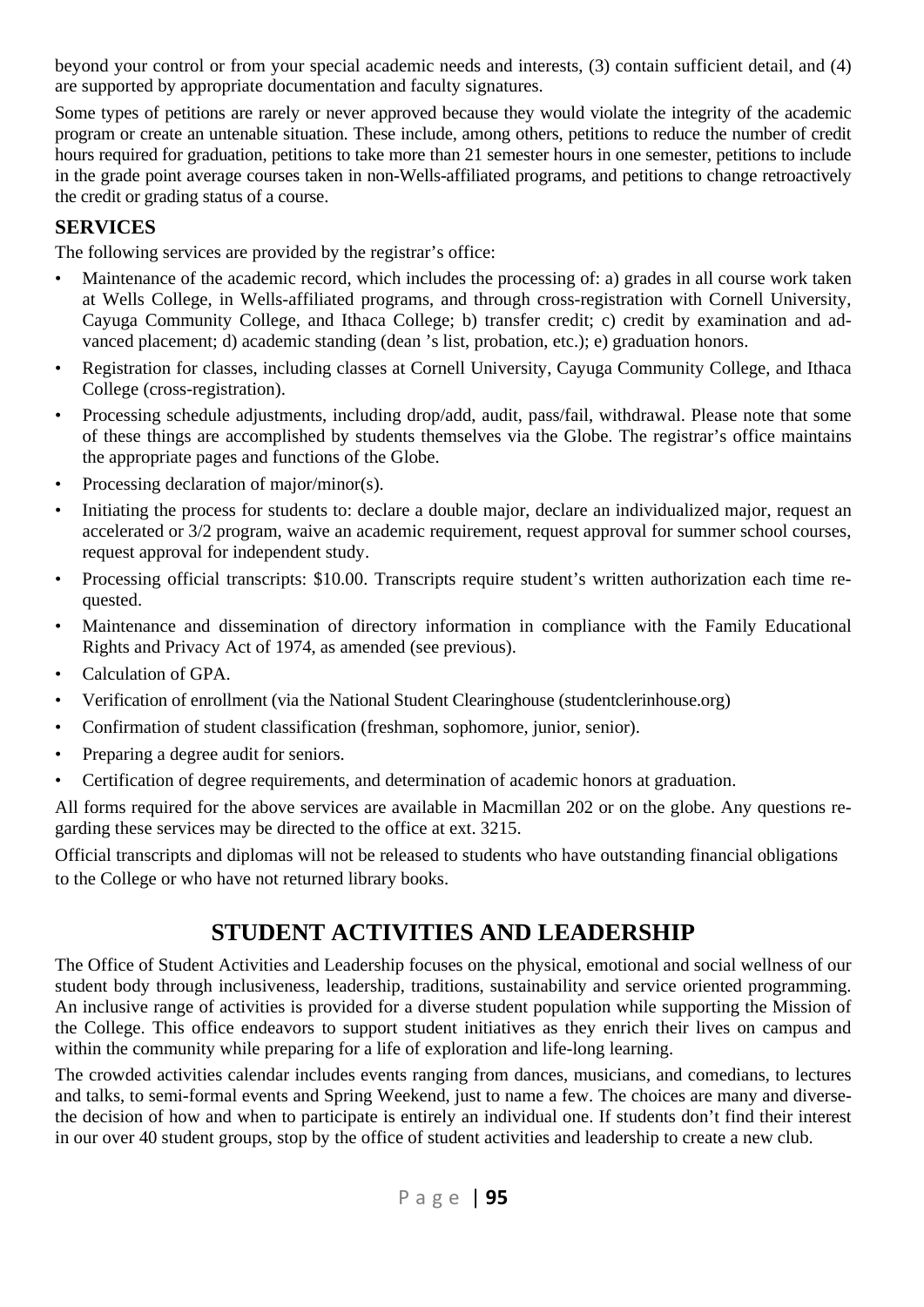beyond your control or from your special academic needs and interests, (3) contain sufficient detail, and (4) are supported by appropriate documentation and faculty signatures.

Some types of petitions are rarely or never approved because they would violate the integrity of the academic program or create an untenable situation. These include, among others, petitions to reduce the number of credit hours required for graduation, petitions to take more than 21 semester hours in one semester, petitions to include in the grade point average courses taken in non-Wells-affiliated programs, and petitions to change retroactively the credit or grading status of a course.

## SERVICES

The following services are provided by the registrar's office:

- Maintenance of the academic record, which includes the processing of: a) grades in all course work taken at Wells College, in Wells-affiliated programs, and through cross-registration with Cornell University, Cayuga Community College, and Ithaca College; b) transfer credit; c) credit by examination and advanced placement; d) academic standing (dean 's list, probation, etc.); e) graduation honors.
- Registration for classes, including classes at Cornell University, Cayuga Community College, and Ithaca College (cross-registration).
- Processing schedule adjustments, including drop/add, audit, pass/fail, withdrawal. Please note that some of these things are accomplished by students themselves via the Globe. The registrar's office maintains the appropriate pages and functions of the Globe.
- Processing declaration of major/minor(s).
- Initiating the process for students to: declare a double major, declare an individualized major, request an accelerated or 3/2 program, waive an academic requirement, request approval for summer school courses, request approval for independent study.
- Processing official transcripts: $10.00. Transcripts require student's written authorization each time requested.
- Maintenance and dissemination of directory information in compliance with the Family Educational Rights and Privacy Act of 1974, as amended (see previous).
- Calculation of GPA.
- Verification of enrollment (via the National Student Clearinghouse (studentclerinhouse.org)
- Confirmation of student classification (freshman, sophomore, junior, senior).
- Preparing a degree audit for seniors.
- Certification of degree requirements, and determination of academic honors at graduation.

All forms required for the above services are available in Macmillan 202 or on the globe. Any questions regarding these services may be directed to the office at ext. 3215.

Official transcripts and diplomas will not be released to students who have outstanding financial obligations to the College or who have not returned library books.

# STUDENT ACTIVITIES AND LEADERSHIP

The Office of Student Activities and Leadership focuses on the physical, emotional and social wellness of our student body through inclusiveness, leadership, traditions, sustainability and service oriented programming. An inclusive range of activities is provided for a diverse student population while supporting the Mission of the College. This office endeavors to support student initiatives as they enrich their lives on campus and within the community while preparing for a life of exploration and life-long learning.

The crowded activities calendar includes events ranging from dances, musicians, and comedians, to lectures and talks, to semi-formal events and Spring Weekend, just to name a few. The choices are many and diverse-the decision of how and when to participate is entirely an individual one. If students don't find their interest in our over 40 student groups, stop by the office of student activities and leadership to create a new club.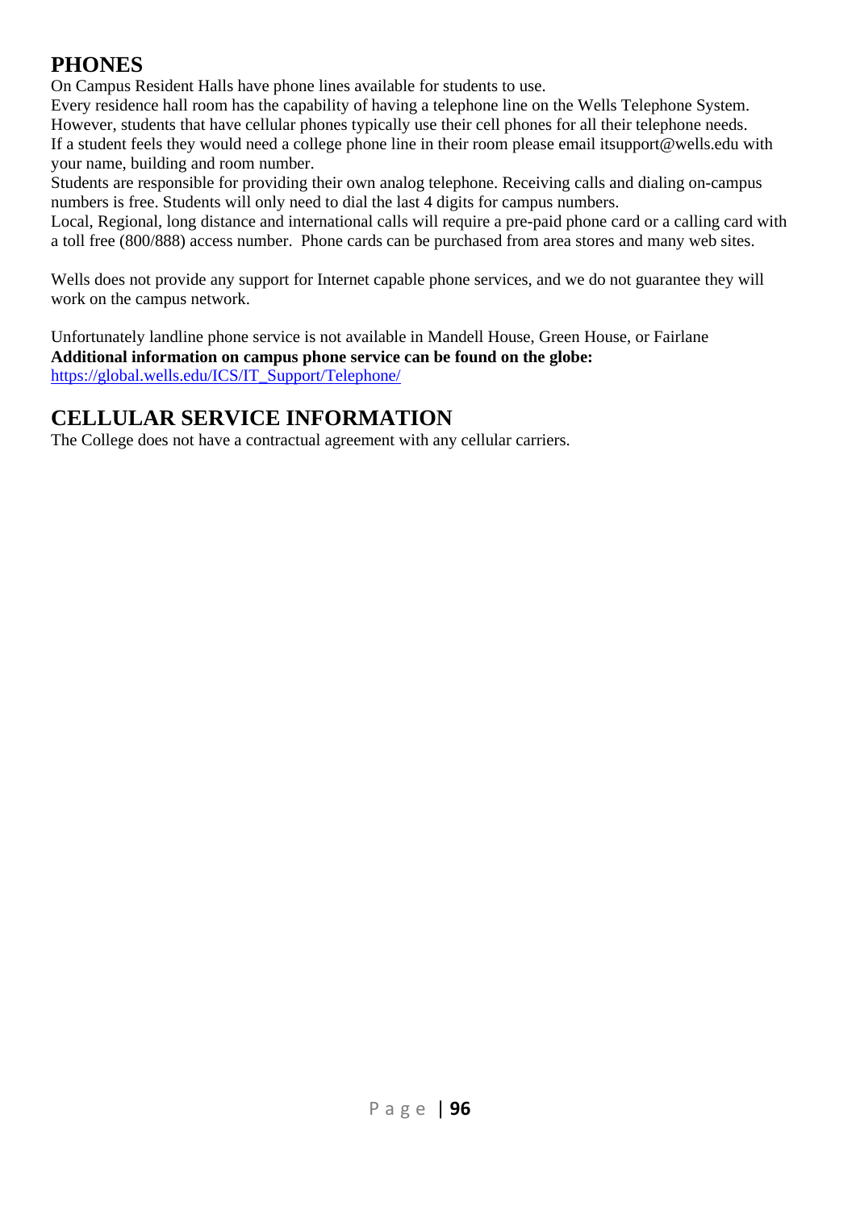## PHONES

On Campus Resident Halls have phone lines available for students to use.
Every residence hall room has the capability of having a telephone line on the Wells Telephone System. However, students that have cellular phones typically use their cell phones for all their telephone needs.
If a student feels they would need a college phone line in their room please email itsupport@wells.edu with your name, building and room number.
Students are responsible for providing their own analog telephone. Receiving calls and dialing on-campus numbers is free. Students will only need to dial the last 4 digits for campus numbers.
Local, Regional, long distance and international calls will require a pre-paid phone card or a calling card with a toll free (800/888) access number. Phone cards can be purchased from area stores and many web sites.

Wells does not provide any support for Internet capable phone services, and we do not guarantee they will work on the campus network.

Unfortunately landline phone service is not available in Mandell House, Green House, or Fairlane
**Additional information on campus phone service can be found on the globe:**
[https://global.wells.edu/ICS/IT_Support/Telephone/](https://global.wells.edu/ICS/IT_Support/Telephone/)

## CELLULAR SERVICE INFORMATION

The College does not have a contractual agreement with any cellular carriers.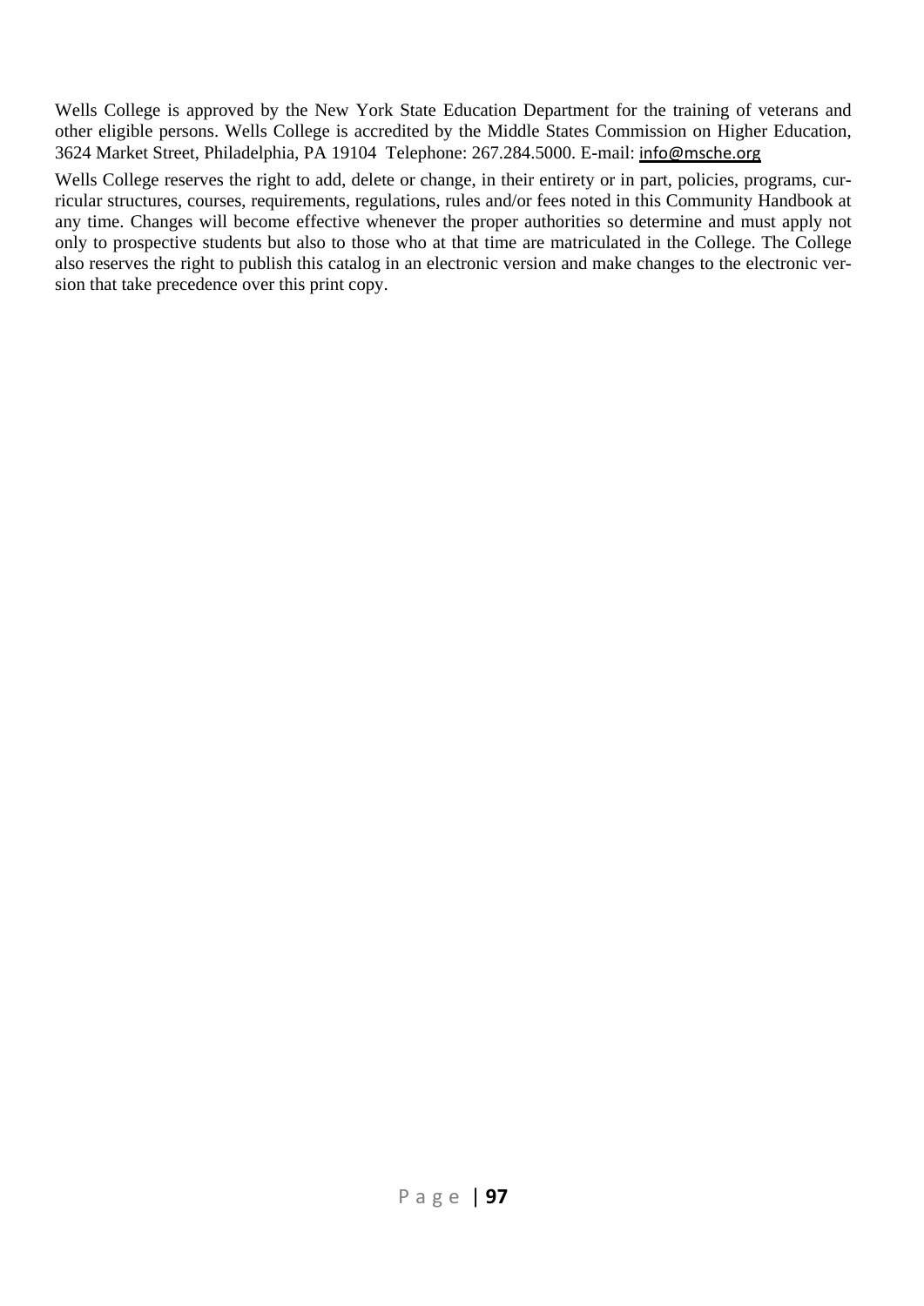Wells College is approved by the New York State Education Department for the training of veterans and other eligible persons. Wells College is accredited by the Middle States Commission on Higher Education, 3624 Market Street, Philadelphia, PA 19104 Telephone: 267.284.5000. E-mail: info@msche.org

Wells College reserves the right to add, delete or change, in their entirety or in part, policies, programs, curricular structures, courses, requirements, regulations, rules and/or fees noted in this Community Handbook at any time. Changes will become effective whenever the proper authorities so determine and must apply not only to prospective students but also to those who at that time are matriculated in the College. The College also reserves the right to publish this catalog in an electronic version and make changes to the electronic version that take precedence over this print copy.